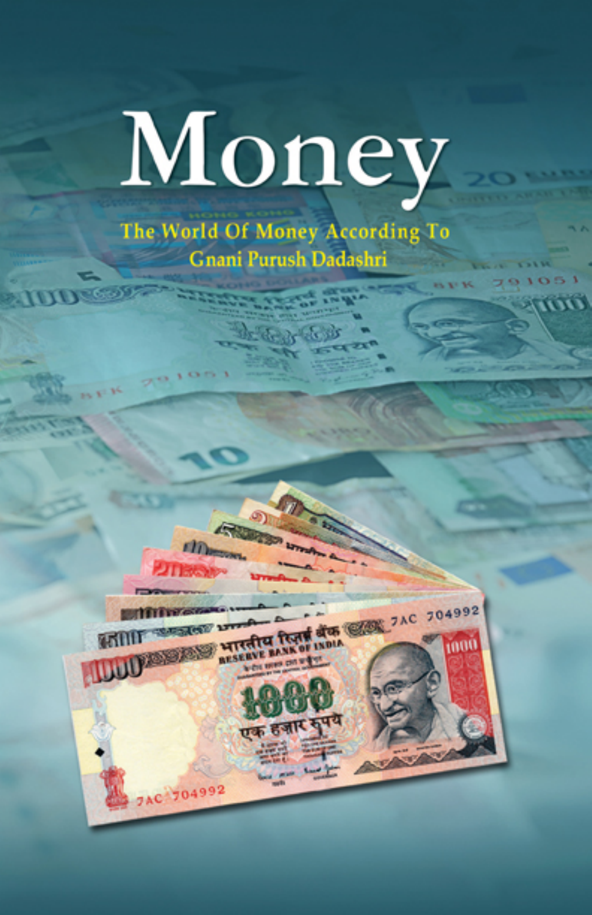# Money

The World Of Money According To
Gnani Purush Dadashri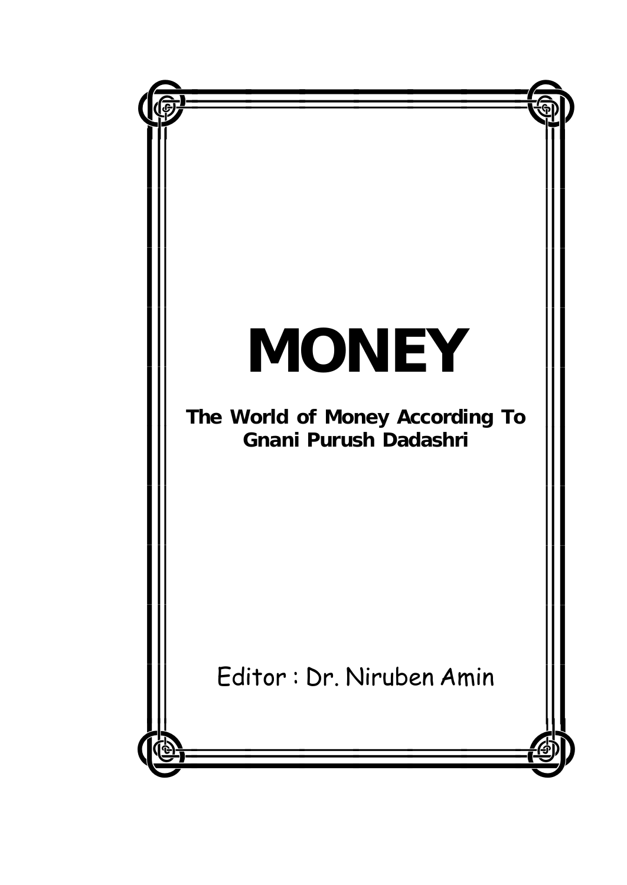# MONEY

**The World of Money According To Gnani Purush Dadashri**

Editor : Dr. Niruben Amin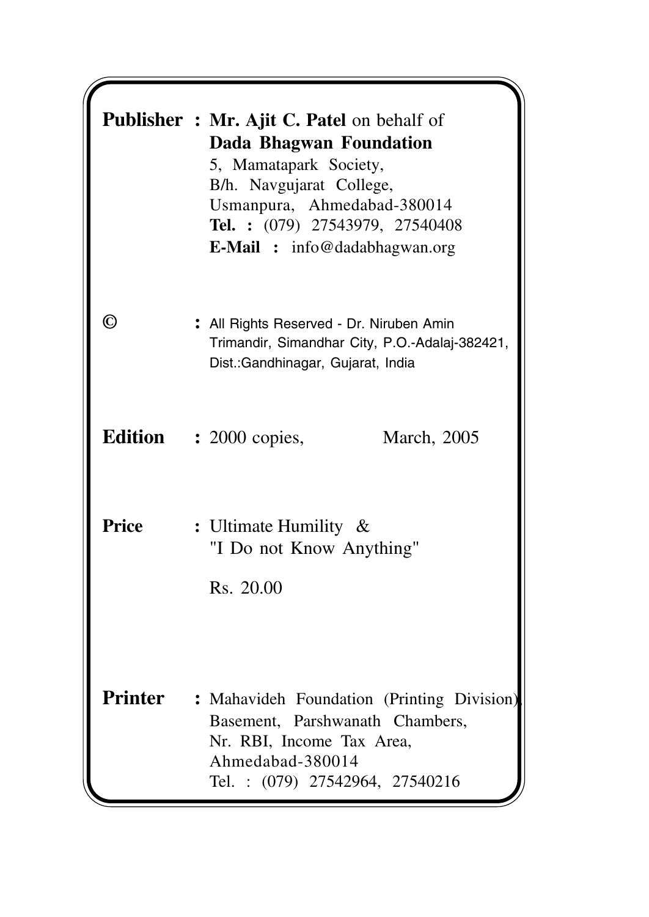**Publisher :** **Mr. Ajit C. Patel** on behalf of
**Dada Bhagwan Foundation**
5, Mamatapark Society,
B/h. Navgujarat College,
Usmanpura, Ahmedabad-380014
**Tel. :** (079) 27543979, 27540408
**E-Mail :** info@dadabhagwan.org

**©** : All Rights Reserved - Dr. Niruben Amin
Trimandir, Simandhar City, P.O.-Adalaj-382421,
Dist.:Gandhinagar, Gujarat, India

**Edition** : 2000 copies, March, 2005

**Price** : Ultimate Humility &
"I Do not Know Anything"

Rs. 20.00

**Printer** : Mahavideh Foundation (Printing Division),
Basement, Parshwanath Chambers,
Nr. RBI, Income Tax Area,
Ahmedabad-380014
Tel. : (079) 27542964, 27540216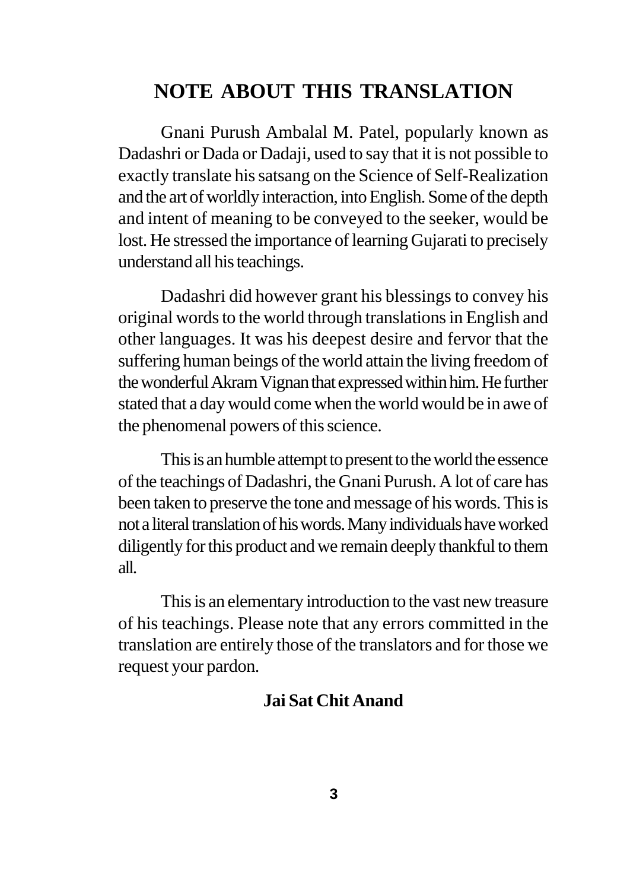# NOTE ABOUT THIS TRANSLATION

Gnani Purush Ambalal M. Patel, popularly known as Dadashri or Dada or Dadaji, used to say that it is not possible to exactly translate his satsang on the Science of Self-Realization and the art of worldly interaction, into English. Some of the depth and intent of meaning to be conveyed to the seeker, would be lost. He stressed the importance of learning Gujarati to precisely understand all his teachings.

Dadashri did however grant his blessings to convey his original words to the world through translations in English and other languages. It was his deepest desire and fervor that the suffering human beings of the world attain the living freedom of the wonderful Akram Vignan that expressed within him. He further stated that a day would come when the world would be in awe of the phenomenal powers of this science.

This is an humble attempt to present to the world the essence of the teachings of Dadashri, the Gnani Purush. A lot of care has been taken to preserve the tone and message of his words. This is not a literal translation of his words. Many individuals have worked diligently for this product and we remain deeply thankful to them all.

This is an elementary introduction to the vast new treasure of his teachings. Please note that any errors committed in the translation are entirely those of the translators and for those we request your pardon.

**Jai Sat Chit Anand**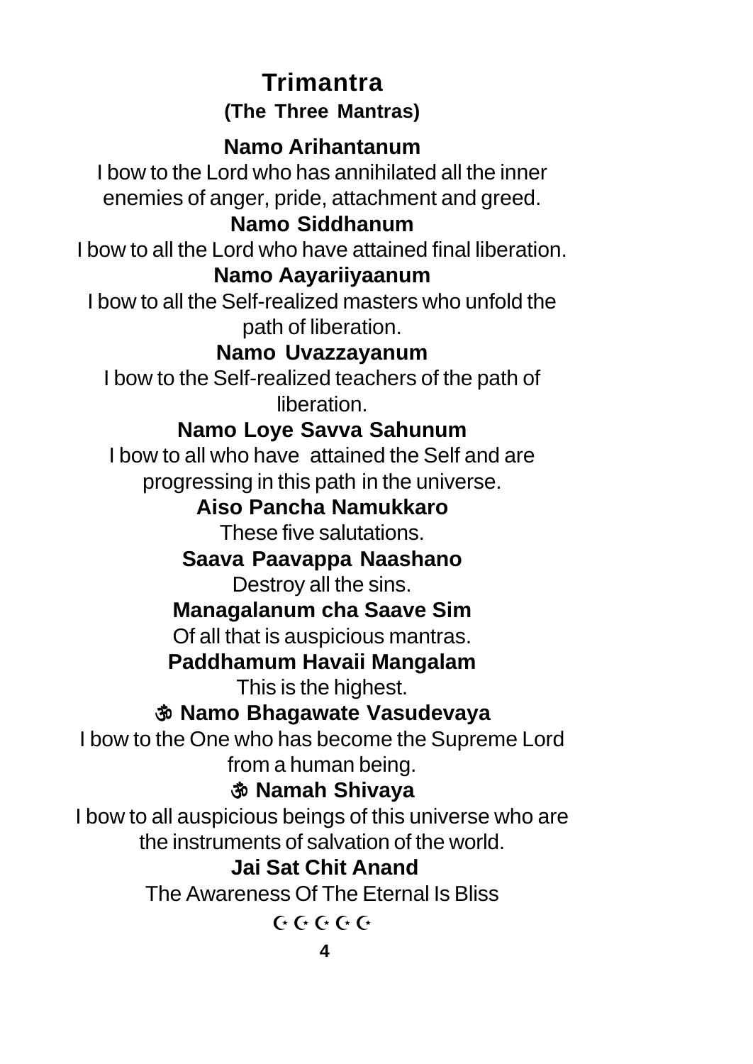# Trimantra

**(The Three Mantras)**

**Namo Arihantanum**

I bow to the Lord who has annihilated all the inner enemies of anger, pride, attachment and greed.

**Namo Siddhanum**

I bow to all the Lord who have attained final liberation.

**Namo Aayariiyaanum**

I bow to all the Self-realized masters who unfold the path of liberation.

**Namo Uvazzayanum**

I bow to the Self-realized teachers of the path of liberation.

**Namo Loye Savva Sahunum**

I bow to all who have attained the Self and are progressing in this path in the universe.

**Aiso Pancha Namukkaro**

These five salutations.

**Saava Paavappa Naashano**

Destroy all the sins.

**Managalanum cha Saave Sim**

Of all that is auspicious mantras.

**Paddhamum Havaii Mangalam**

This is the highest.

**ॐ Namo Bhagawate Vasudevaya**

I bow to the One who has become the Supreme Lord from a human being.

**ॐ Namah Shivaya**

I bow to all auspicious beings of this universe who are the instruments of salvation of the world.

**Jai Sat Chit Anand**

The Awareness Of The Eternal Is Bliss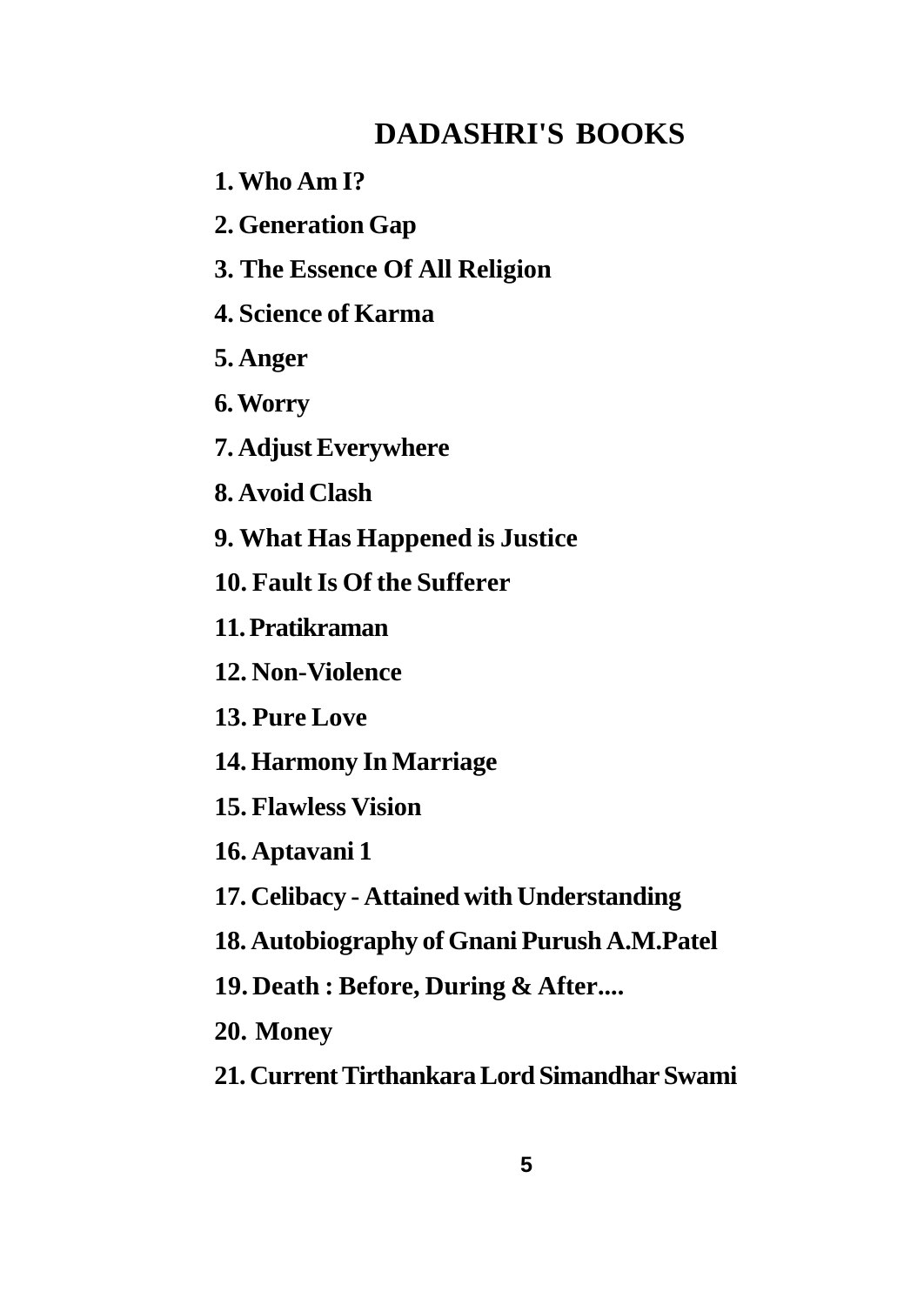# DADASHRI'S BOOKS

1. Who Am I?
2. Generation Gap
3. The Essence Of All Religion
4. Science of Karma
5. Anger
6. Worry
7. Adjust Everywhere
8. Avoid Clash
9. What Has Happened is Justice
10. Fault Is Of the Sufferer
11. Pratikraman
12. Non-Violence
13. Pure Love
14. Harmony In Marriage
15. Flawless Vision
16. Aptavani 1
17. Celibacy - Attained with Understanding
18. Autobiography of Gnani Purush A.M.Patel
19. Death : Before, During & After....
20. Money
21. Current Tirthankara Lord Simandhar Swami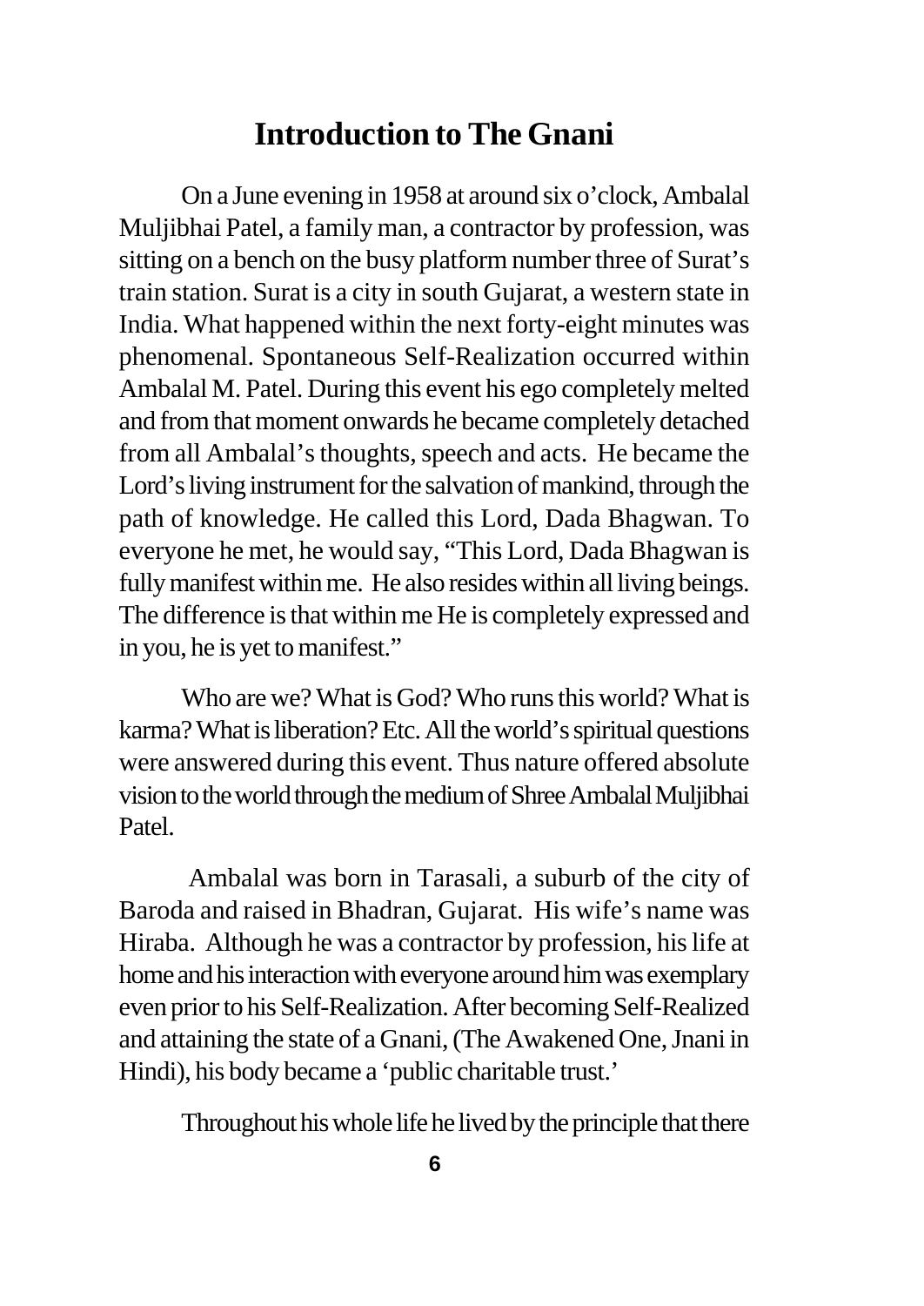## Introduction to The Gnani

On a June evening in 1958 at around six o'clock, Ambalal Muljibhai Patel, a family man, a contractor by profession, was sitting on a bench on the busy platform number three of Surat's train station. Surat is a city in south Gujarat, a western state in India. What happened within the next forty-eight minutes was phenomenal. Spontaneous Self-Realization occurred within Ambalal M. Patel. During this event his ego completely melted and from that moment onwards he became completely detached from all Ambalal's thoughts, speech and acts. He became the Lord's living instrument for the salvation of mankind, through the path of knowledge. He called this Lord, Dada Bhagwan. To everyone he met, he would say, "This Lord, Dada Bhagwan is fully manifest within me. He also resides within all living beings. The difference is that within me He is completely expressed and in you, he is yet to manifest."

Who are we? What is God? Who runs this world? What is karma? What is liberation? Etc. All the world's spiritual questions were answered during this event. Thus nature offered absolute vision to the world through the medium of Shree Ambalal Muljibhai Patel.

Ambalal was born in Tarasali, a suburb of the city of Baroda and raised in Bhadran, Gujarat. His wife's name was Hiraba. Although he was a contractor by profession, his life at home and his interaction with everyone around him was exemplary even prior to his Self-Realization. After becoming Self-Realized and attaining the state of a Gnani, (The Awakened One, Jnani in Hindi), his body became a 'public charitable trust.'

Throughout his whole life he lived by the principle that there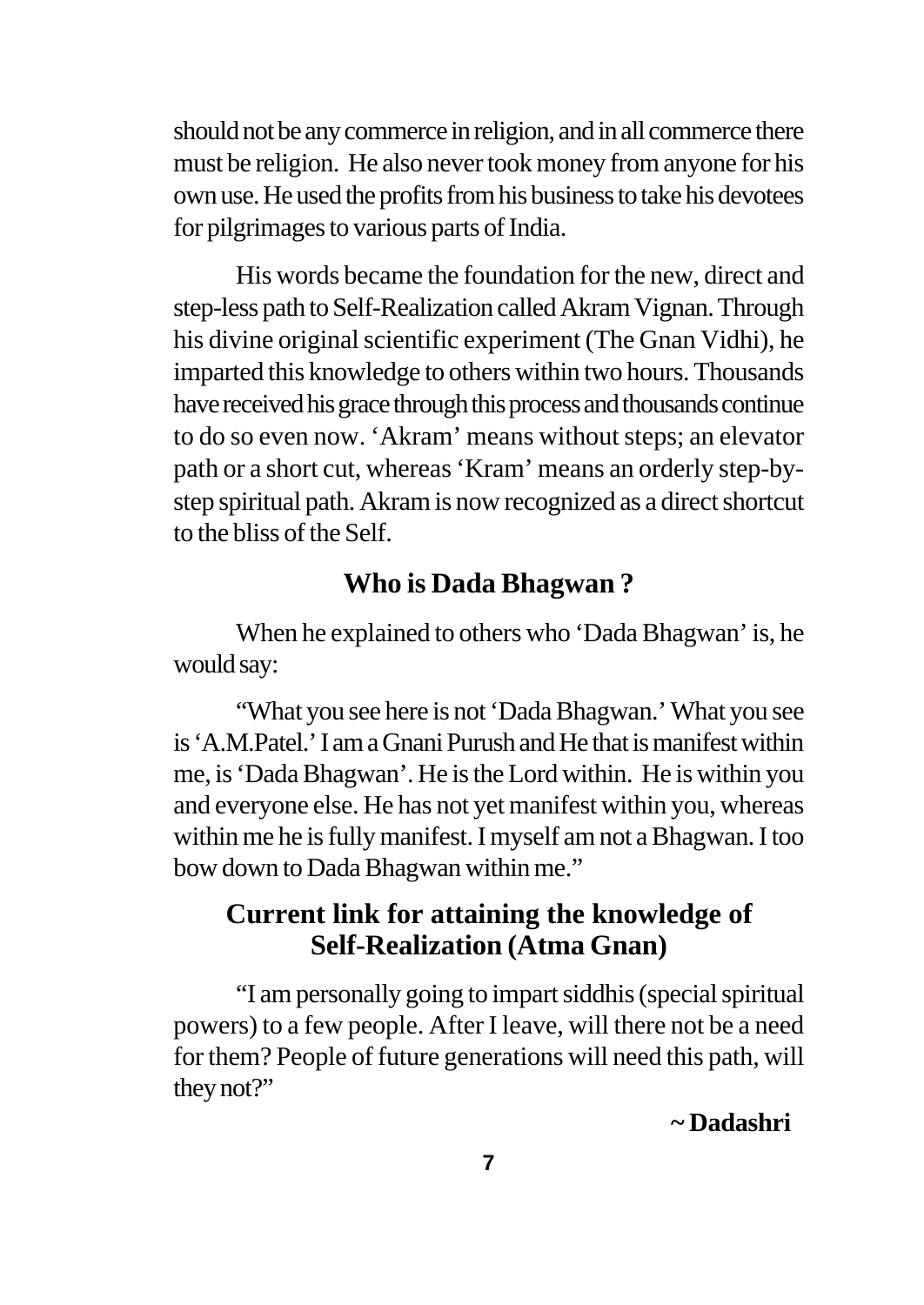should not be any commerce in religion, and in all commerce there must be religion. He also never took money from anyone for his own use. He used the profits from his business to take his devotees for pilgrimages to various parts of India.

His words became the foundation for the new, direct and step-less path to Self-Realization called Akram Vignan. Through his divine original scientific experiment (The Gnan Vidhi), he imparted this knowledge to others within two hours. Thousands have received his grace through this process and thousands continue to do so even now. 'Akram' means without steps; an elevator path or a short cut, whereas 'Kram' means an orderly step-by-step spiritual path. Akram is now recognized as a direct shortcut to the bliss of the Self.

## Who is Dada Bhagwan ?

When he explained to others who 'Dada Bhagwan' is, he would say:

"What you see here is not 'Dada Bhagwan.' What you see is 'A.M.Patel.' I am a Gnani Purush and He that is manifest within me, is 'Dada Bhagwan'. He is the Lord within. He is within you and everyone else. He has not yet manifest within you, whereas within me he is fully manifest. I myself am not a Bhagwan. I too bow down to Dada Bhagwan within me."

## Current link for attaining the knowledge of Self-Realization (Atma Gnan)

"I am personally going to impart siddhis (special spiritual powers) to a few people. After I leave, will there not be a need for them? People of future generations will need this path, will they not?"

**~ Dadashri**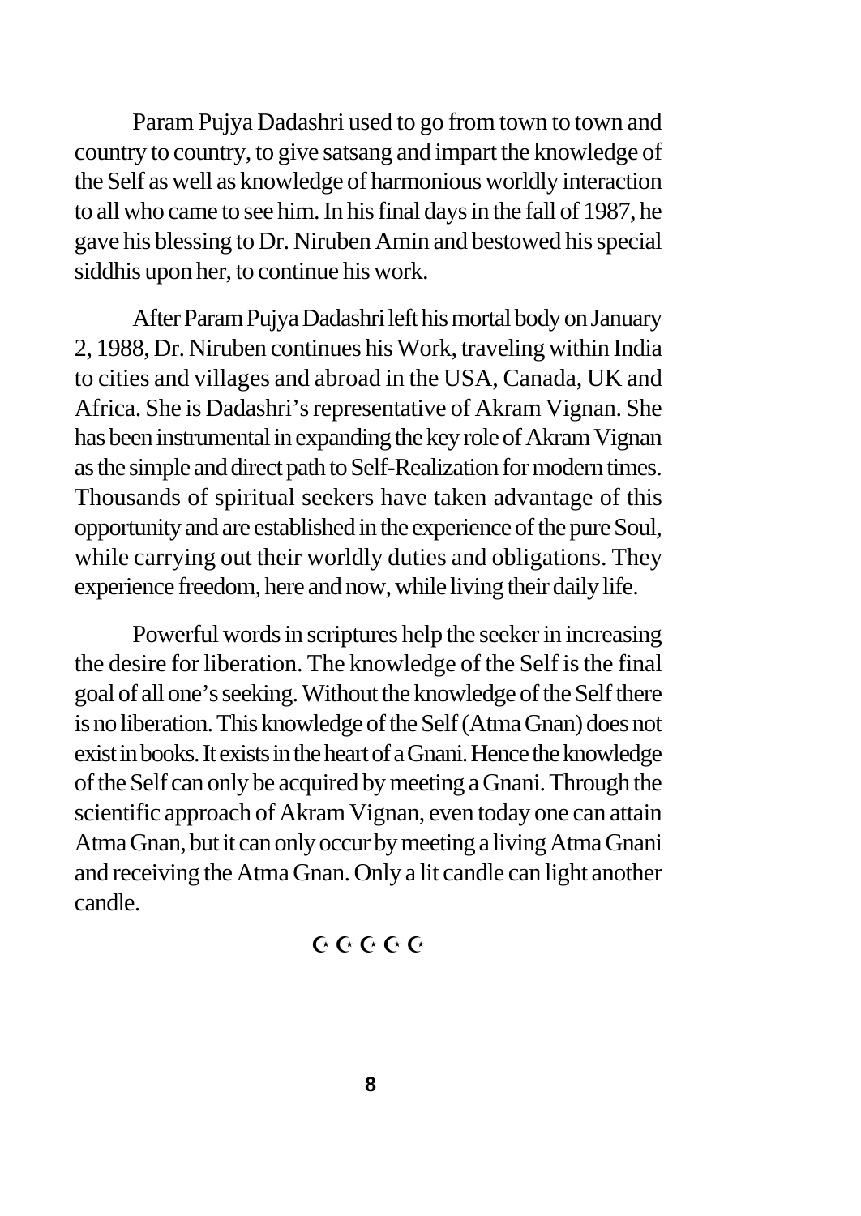Param Pujya Dadashri used to go from town to town and country to country, to give satsang and impart the knowledge of the Self as well as knowledge of harmonious worldly interaction to all who came to see him. In his final days in the fall of 1987, he gave his blessing to Dr. Niruben Amin and bestowed his special siddhis upon her, to continue his work.

After Param Pujya Dadashri left his mortal body on January 2, 1988, Dr. Niruben continues his Work, traveling within India to cities and villages and abroad in the USA, Canada, UK and Africa. She is Dadashri's representative of Akram Vignan. She has been instrumental in expanding the key role of Akram Vignan as the simple and direct path to Self-Realization for modern times. Thousands of spiritual seekers have taken advantage of this opportunity and are established in the experience of the pure Soul, while carrying out their worldly duties and obligations. They experience freedom, here and now, while living their daily life.

Powerful words in scriptures help the seeker in increasing the desire for liberation. The knowledge of the Self is the final goal of all one's seeking. Without the knowledge of the Self there is no liberation. This knowledge of the Self (Atma Gnan) does not exist in books. It exists in the heart of a Gnani. Hence the knowledge of the Self can only be acquired by meeting a Gnani. Through the scientific approach of Akram Vignan, even today one can attain Atma Gnan, but it can only occur by meeting a living Atma Gnani and receiving the Atma Gnan. Only a lit candle can light another candle.

☪ ☪ ☪ ☪ ☪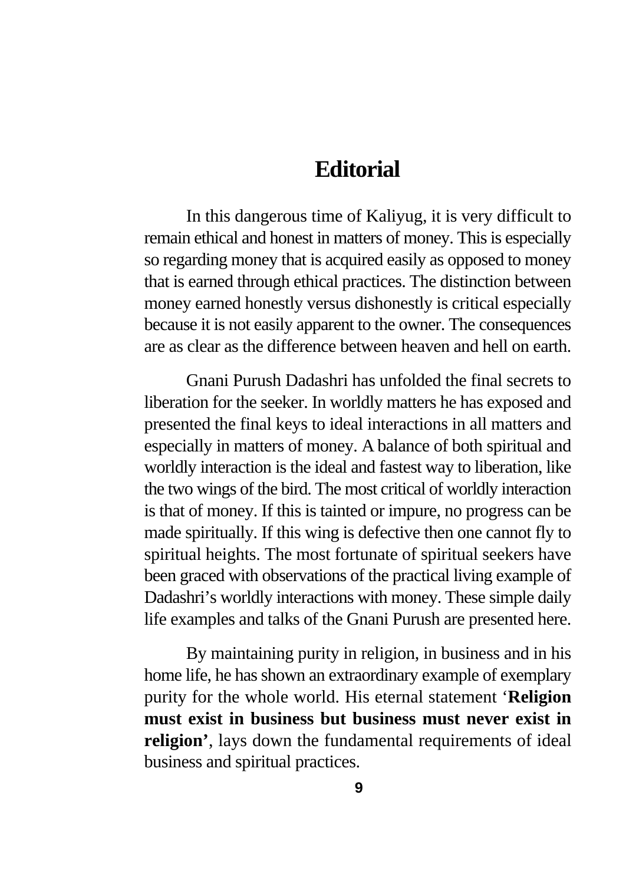# Editorial

In this dangerous time of Kaliyug, it is very difficult to remain ethical and honest in matters of money. This is especially so regarding money that is acquired easily as opposed to money that is earned through ethical practices. The distinction between money earned honestly versus dishonestly is critical especially because it is not easily apparent to the owner. The consequences are as clear as the difference between heaven and hell on earth.

Gnani Purush Dadashri has unfolded the final secrets to liberation for the seeker. In worldly matters he has exposed and presented the final keys to ideal interactions in all matters and especially in matters of money. A balance of both spiritual and worldly interaction is the ideal and fastest way to liberation, like the two wings of the bird. The most critical of worldly interaction is that of money. If this is tainted or impure, no progress can be made spiritually. If this wing is defective then one cannot fly to spiritual heights. The most fortunate of spiritual seekers have been graced with observations of the practical living example of Dadashri's worldly interactions with money. These simple daily life examples and talks of the Gnani Purush are presented here.

By maintaining purity in religion, in business and in his home life, he has shown an extraordinary example of exemplary purity for the whole world. His eternal statement '**Religion must exist in business but business must never exist in religion'**, lays down the fundamental requirements of ideal business and spiritual practices.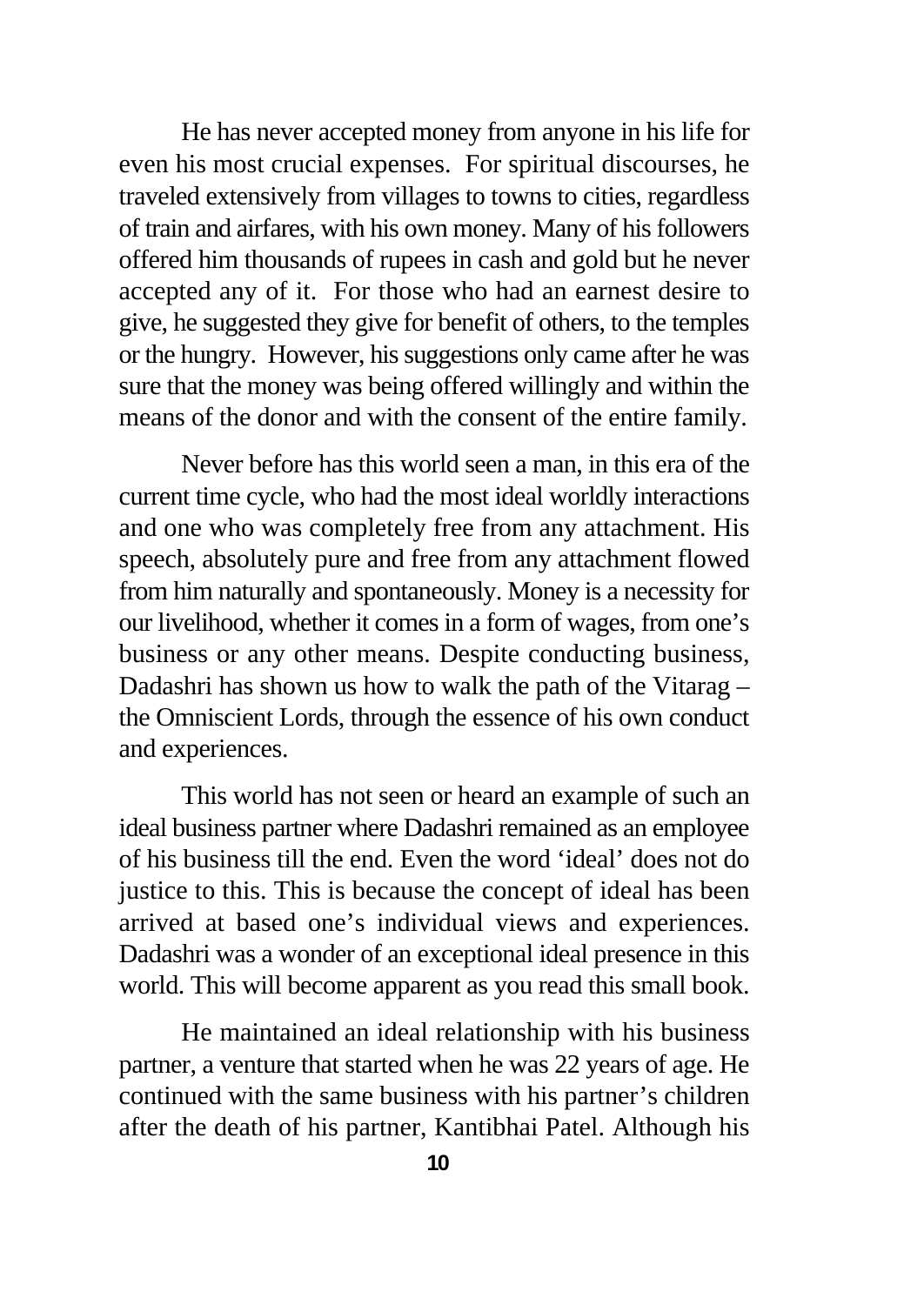He has never accepted money from anyone in his life for even his most crucial expenses. For spiritual discourses, he traveled extensively from villages to towns to cities, regardless of train and airfares, with his own money. Many of his followers offered him thousands of rupees in cash and gold but he never accepted any of it. For those who had an earnest desire to give, he suggested they give for benefit of others, to the temples or the hungry. However, his suggestions only came after he was sure that the money was being offered willingly and within the means of the donor and with the consent of the entire family.

Never before has this world seen a man, in this era of the current time cycle, who had the most ideal worldly interactions and one who was completely free from any attachment. His speech, absolutely pure and free from any attachment flowed from him naturally and spontaneously. Money is a necessity for our livelihood, whether it comes in a form of wages, from one's business or any other means. Despite conducting business, Dadashri has shown us how to walk the path of the Vitarag – the Omniscient Lords, through the essence of his own conduct and experiences.

This world has not seen or heard an example of such an ideal business partner where Dadashri remained as an employee of his business till the end. Even the word 'ideal' does not do justice to this. This is because the concept of ideal has been arrived at based one's individual views and experiences. Dadashri was a wonder of an exceptional ideal presence in this world. This will become apparent as you read this small book.

He maintained an ideal relationship with his business partner, a venture that started when he was 22 years of age. He continued with the same business with his partner's children after the death of his partner, Kantibhai Patel. Although his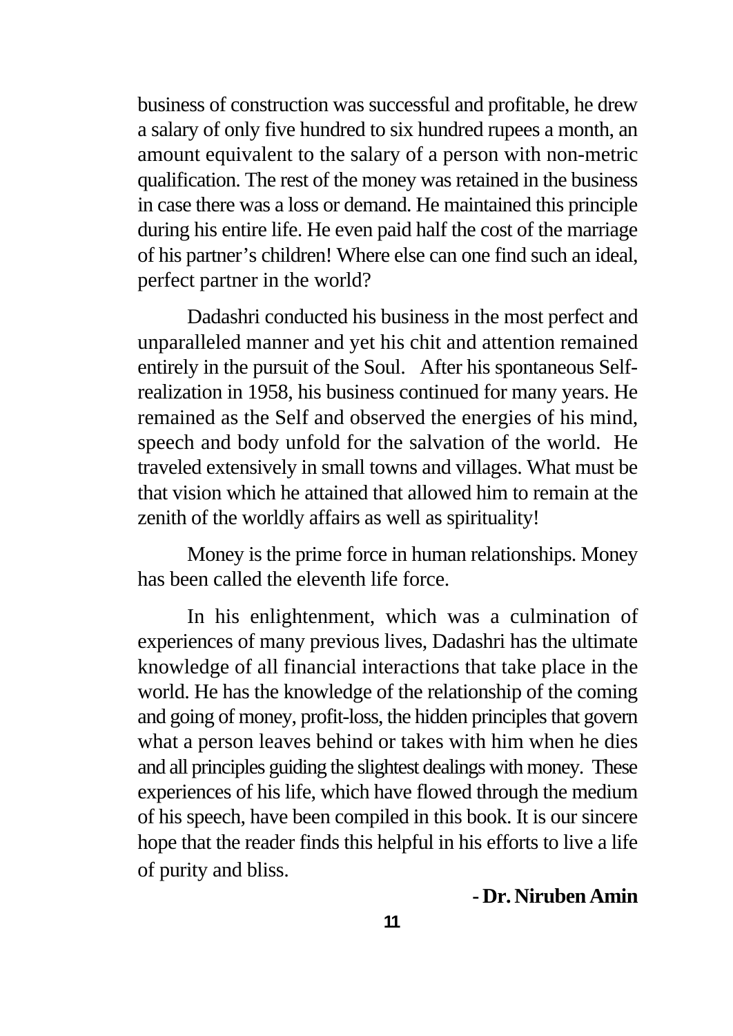business of construction was successful and profitable, he drew a salary of only five hundred to six hundred rupees a month, an amount equivalent to the salary of a person with non-metric qualification. The rest of the money was retained in the business in case there was a loss or demand. He maintained this principle during his entire life. He even paid half the cost of the marriage of his partner's children! Where else can one find such an ideal, perfect partner in the world?

Dadashri conducted his business in the most perfect and unparalleled manner and yet his chit and attention remained entirely in the pursuit of the Soul. After his spontaneous Self-realization in 1958, his business continued for many years. He remained as the Self and observed the energies of his mind, speech and body unfold for the salvation of the world. He traveled extensively in small towns and villages. What must be that vision which he attained that allowed him to remain at the zenith of the worldly affairs as well as spirituality!

Money is the prime force in human relationships. Money has been called the eleventh life force.

In his enlightenment, which was a culmination of experiences of many previous lives, Dadashri has the ultimate knowledge of all financial interactions that take place in the world. He has the knowledge of the relationship of the coming and going of money, profit-loss, the hidden principles that govern what a person leaves behind or takes with him when he dies and all principles guiding the slightest dealings with money. These experiences of his life, which have flowed through the medium of his speech, have been compiled in this book. It is our sincere hope that the reader finds this helpful in his efforts to live a life of purity and bliss.

**- Dr. Niruben Amin**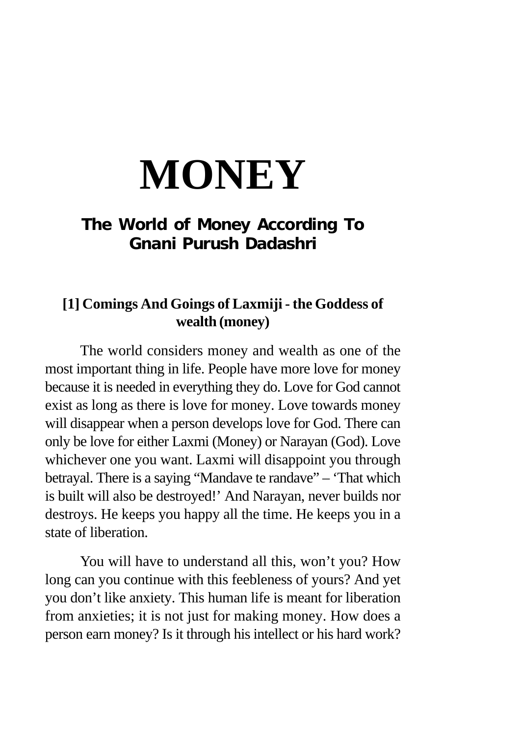# MONEY

## The World of Money According To Gnani Purush Dadashri

### [1] Comings And Goings of Laxmiji - the Goddess of wealth (money)

The world considers money and wealth as one of the most important thing in life. People have more love for money because it is needed in everything they do. Love for God cannot exist as long as there is love for money. Love towards money will disappear when a person develops love for God. There can only be love for either Laxmi (Money) or Narayan (God). Love whichever one you want. Laxmi will disappoint you through betrayal. There is a saying "Mandave te randave" – 'That which is built will also be destroyed!' And Narayan, never builds nor destroys. He keeps you happy all the time. He keeps you in a state of liberation.

You will have to understand all this, won't you? How long can you continue with this feebleness of yours? And yet you don't like anxiety. This human life is meant for liberation from anxieties; it is not just for making money. How does a person earn money? Is it through his intellect or his hard work?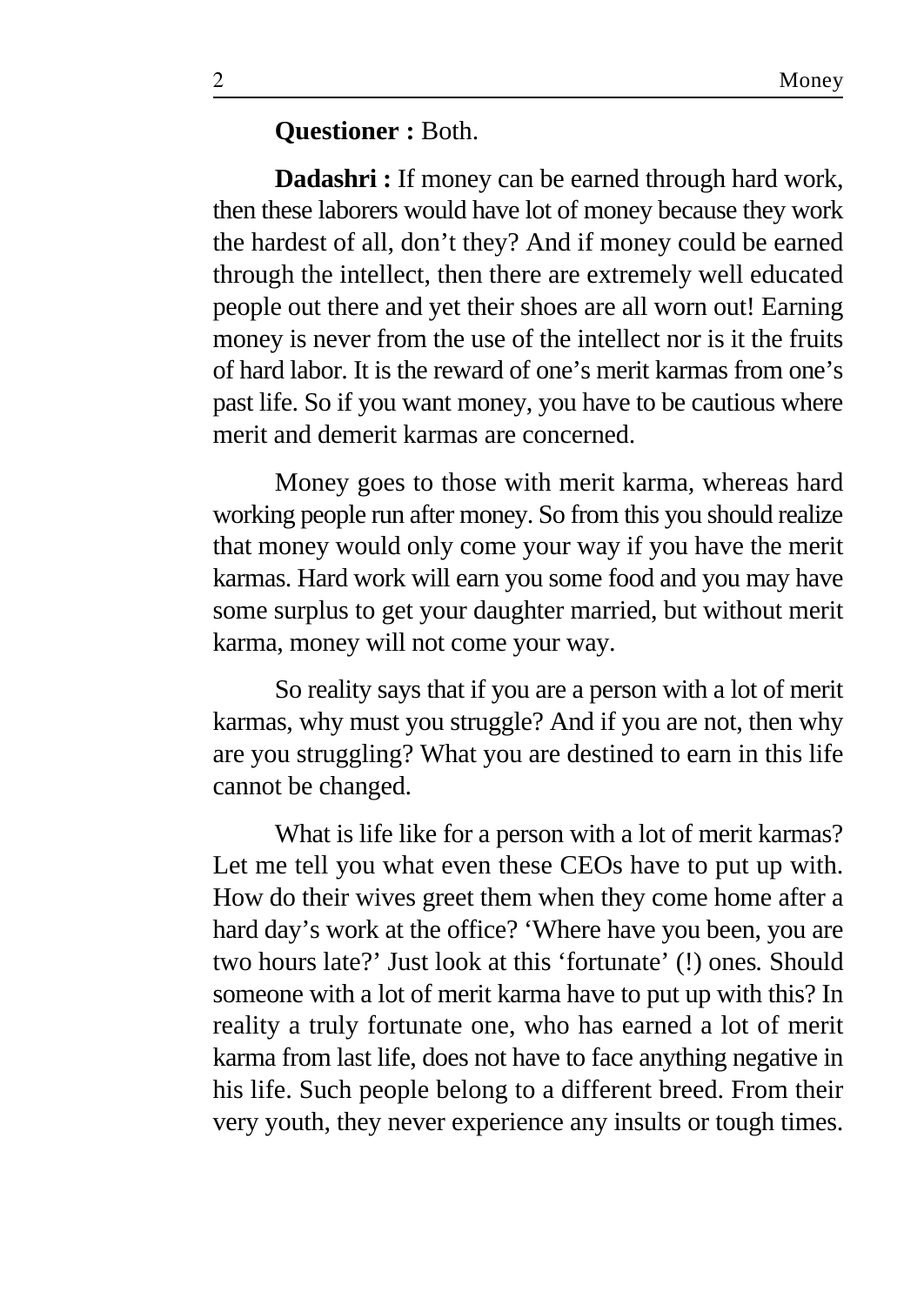**Questioner :** Both.

**Dadashri :** If money can be earned through hard work, then these laborers would have lot of money because they work the hardest of all, don't they? And if money could be earned through the intellect, then there are extremely well educated people out there and yet their shoes are all worn out! Earning money is never from the use of the intellect nor is it the fruits of hard labor. It is the reward of one's merit karmas from one's past life. So if you want money, you have to be cautious where merit and demerit karmas are concerned.

Money goes to those with merit karma, whereas hard working people run after money. So from this you should realize that money would only come your way if you have the merit karmas. Hard work will earn you some food and you may have some surplus to get your daughter married, but without merit karma, money will not come your way.

So reality says that if you are a person with a lot of merit karmas, why must you struggle? And if you are not, then why are you struggling? What you are destined to earn in this life cannot be changed.

What is life like for a person with a lot of merit karmas? Let me tell you what even these CEOs have to put up with. How do their wives greet them when they come home after a hard day's work at the office? 'Where have you been, you are two hours late?' Just look at this 'fortunate' (!) ones. Should someone with a lot of merit karma have to put up with this? In reality a truly fortunate one, who has earned a lot of merit karma from last life, does not have to face anything negative in his life. Such people belong to a different breed. From their very youth, they never experience any insults or tough times.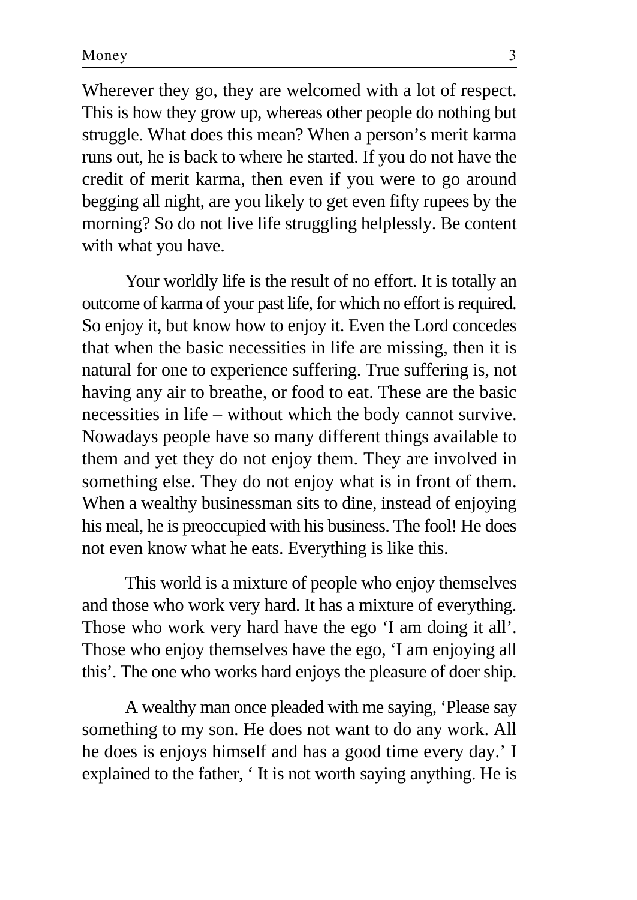Wherever they go, they are welcomed with a lot of respect. This is how they grow up, whereas other people do nothing but struggle. What does this mean? When a person's merit karma runs out, he is back to where he started. If you do not have the credit of merit karma, then even if you were to go around begging all night, are you likely to get even fifty rupees by the morning? So do not live life struggling helplessly. Be content with what you have.

Your worldly life is the result of no effort. It is totally an outcome of karma of your past life, for which no effort is required. So enjoy it, but know how to enjoy it. Even the Lord concedes that when the basic necessities in life are missing, then it is natural for one to experience suffering. True suffering is, not having any air to breathe, or food to eat. These are the basic necessities in life – without which the body cannot survive. Nowadays people have so many different things available to them and yet they do not enjoy them. They are involved in something else. They do not enjoy what is in front of them. When a wealthy businessman sits to dine, instead of enjoying his meal, he is preoccupied with his business. The fool! He does not even know what he eats. Everything is like this.

This world is a mixture of people who enjoy themselves and those who work very hard. It has a mixture of everything. Those who work very hard have the ego 'I am doing it all'. Those who enjoy themselves have the ego, 'I am enjoying all this'. The one who works hard enjoys the pleasure of doer ship.

A wealthy man once pleaded with me saying, 'Please say something to my son. He does not want to do any work. All he does is enjoys himself and has a good time every day.' I explained to the father, ' It is not worth saying anything. He is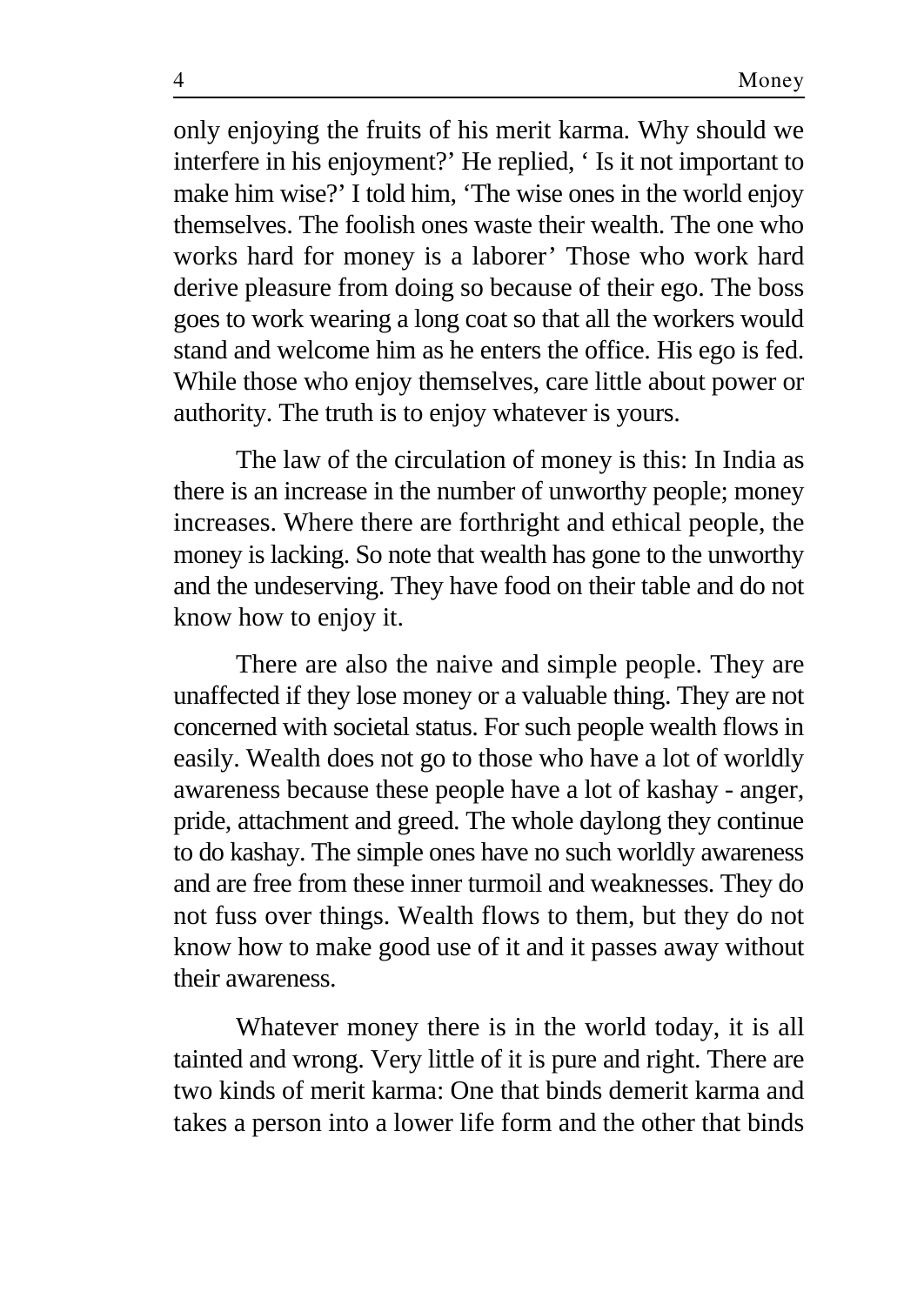only enjoying the fruits of his merit karma. Why should we interfere in his enjoyment?' He replied, ' Is it not important to make him wise?' I told him, 'The wise ones in the world enjoy themselves. The foolish ones waste their wealth. The one who works hard for money is a laborer' Those who work hard derive pleasure from doing so because of their ego. The boss goes to work wearing a long coat so that all the workers would stand and welcome him as he enters the office. His ego is fed. While those who enjoy themselves, care little about power or authority. The truth is to enjoy whatever is yours.

The law of the circulation of money is this: In India as there is an increase in the number of unworthy people; money increases. Where there are forthright and ethical people, the money is lacking. So note that wealth has gone to the unworthy and the undeserving. They have food on their table and do not know how to enjoy it.

There are also the naive and simple people. They are unaffected if they lose money or a valuable thing. They are not concerned with societal status. For such people wealth flows in easily. Wealth does not go to those who have a lot of worldly awareness because these people have a lot of kashay - anger, pride, attachment and greed. The whole daylong they continue to do kashay. The simple ones have no such worldly awareness and are free from these inner turmoil and weaknesses. They do not fuss over things. Wealth flows to them, but they do not know how to make good use of it and it passes away without their awareness.

Whatever money there is in the world today, it is all tainted and wrong. Very little of it is pure and right. There are two kinds of merit karma: One that binds demerit karma and takes a person into a lower life form and the other that binds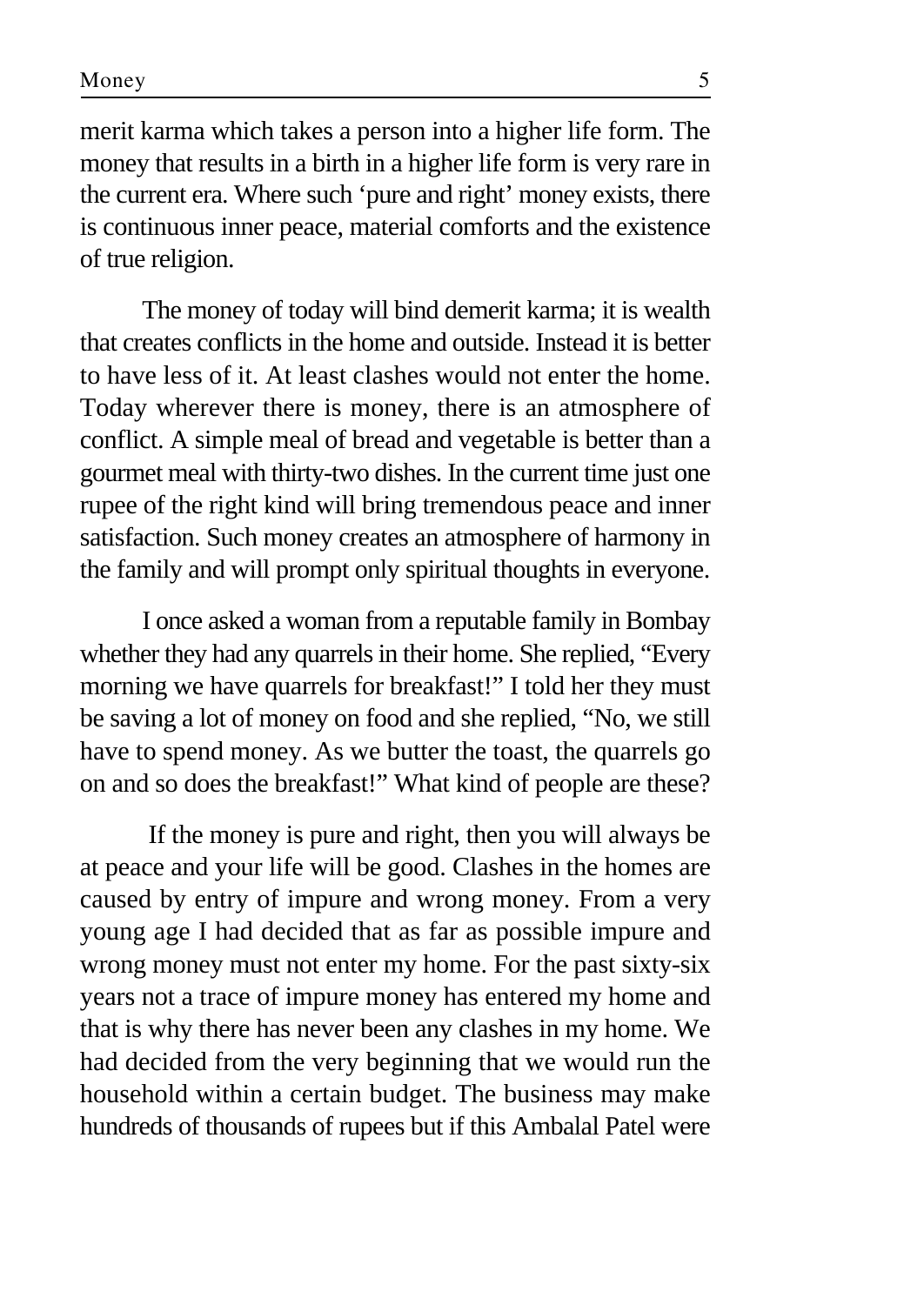merit karma which takes a person into a higher life form. The money that results in a birth in a higher life form is very rare in the current era. Where such 'pure and right' money exists, there is continuous inner peace, material comforts and the existence of true religion.

The money of today will bind demerit karma; it is wealth that creates conflicts in the home and outside. Instead it is better to have less of it. At least clashes would not enter the home. Today wherever there is money, there is an atmosphere of conflict. A simple meal of bread and vegetable is better than a gourmet meal with thirty-two dishes. In the current time just one rupee of the right kind will bring tremendous peace and inner satisfaction. Such money creates an atmosphere of harmony in the family and will prompt only spiritual thoughts in everyone.

I once asked a woman from a reputable family in Bombay whether they had any quarrels in their home. She replied, "Every morning we have quarrels for breakfast!" I told her they must be saving a lot of money on food and she replied, "No, we still have to spend money. As we butter the toast, the quarrels go on and so does the breakfast!" What kind of people are these?

If the money is pure and right, then you will always be at peace and your life will be good. Clashes in the homes are caused by entry of impure and wrong money. From a very young age I had decided that as far as possible impure and wrong money must not enter my home. For the past sixty-six years not a trace of impure money has entered my home and that is why there has never been any clashes in my home. We had decided from the very beginning that we would run the household within a certain budget. The business may make hundreds of thousands of rupees but if this Ambalal Patel were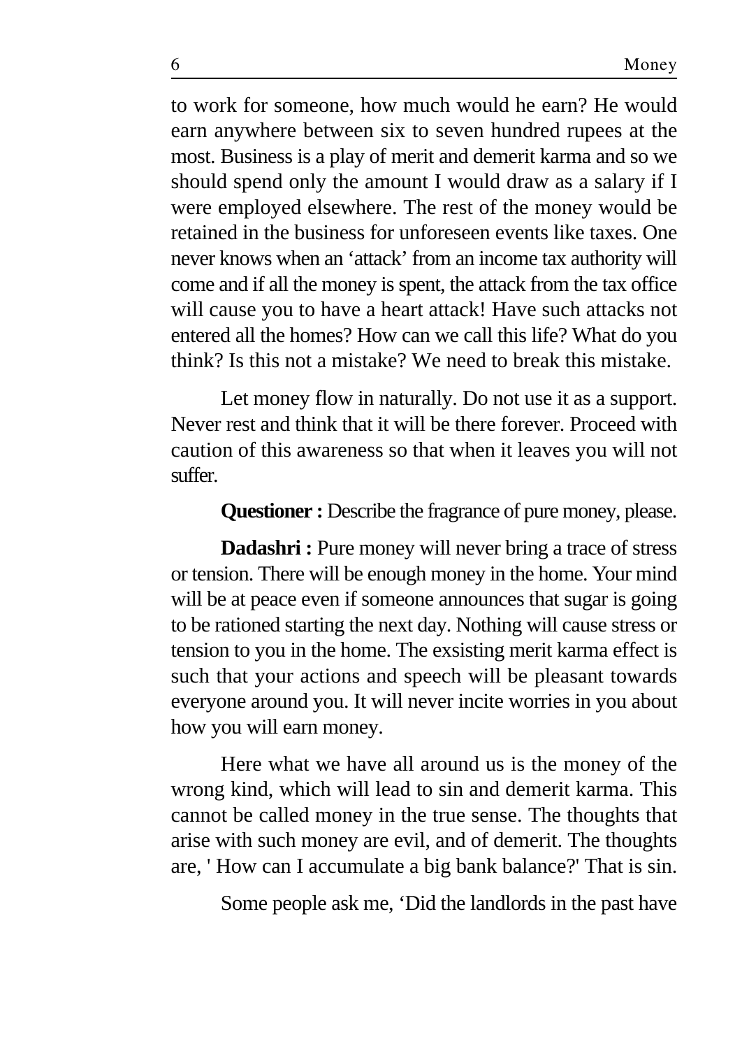to work for someone, how much would he earn? He would earn anywhere between six to seven hundred rupees at the most. Business is a play of merit and demerit karma and so we should spend only the amount I would draw as a salary if I were employed elsewhere. The rest of the money would be retained in the business for unforeseen events like taxes. One never knows when an 'attack' from an income tax authority will come and if all the money is spent, the attack from the tax office will cause you to have a heart attack! Have such attacks not entered all the homes? How can we call this life? What do you think? Is this not a mistake? We need to break this mistake.

Let money flow in naturally. Do not use it as a support. Never rest and think that it will be there forever. Proceed with caution of this awareness so that when it leaves you will not suffer.

**Questioner :** Describe the fragrance of pure money, please.

**Dadashri :** Pure money will never bring a trace of stress or tension. There will be enough money in the home. Your mind will be at peace even if someone announces that sugar is going to be rationed starting the next day. Nothing will cause stress or tension to you in the home. The exsisting merit karma effect is such that your actions and speech will be pleasant towards everyone around you. It will never incite worries in you about how you will earn money.

Here what we have all around us is the money of the wrong kind, which will lead to sin and demerit karma. This cannot be called money in the true sense. The thoughts that arise with such money are evil, and of demerit. The thoughts are, ' How can I accumulate a big bank balance?' That is sin.

Some people ask me, 'Did the landlords in the past have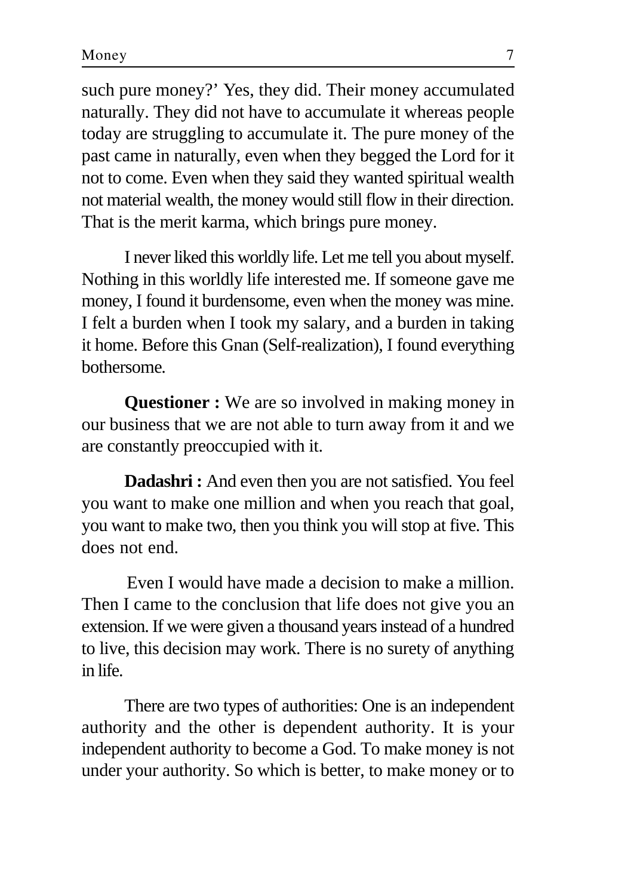such pure money?' Yes, they did. Their money accumulated naturally. They did not have to accumulate it whereas people today are struggling to accumulate it. The pure money of the past came in naturally, even when they begged the Lord for it not to come. Even when they said they wanted spiritual wealth not material wealth, the money would still flow in their direction. That is the merit karma, which brings pure money.

I never liked this worldly life. Let me tell you about myself. Nothing in this worldly life interested me. If someone gave me money, I found it burdensome, even when the money was mine. I felt a burden when I took my salary, and a burden in taking it home. Before this Gnan (Self-realization), I found everything bothersome.

**Questioner :** We are so involved in making money in our business that we are not able to turn away from it and we are constantly preoccupied with it.

**Dadashri :** And even then you are not satisfied. You feel you want to make one million and when you reach that goal, you want to make two, then you think you will stop at five. This does not end.

Even I would have made a decision to make a million. Then I came to the conclusion that life does not give you an extension. If we were given a thousand years instead of a hundred to live, this decision may work. There is no surety of anything in life.

There are two types of authorities: One is an independent authority and the other is dependent authority. It is your independent authority to become a God. To make money is not under your authority. So which is better, to make money or to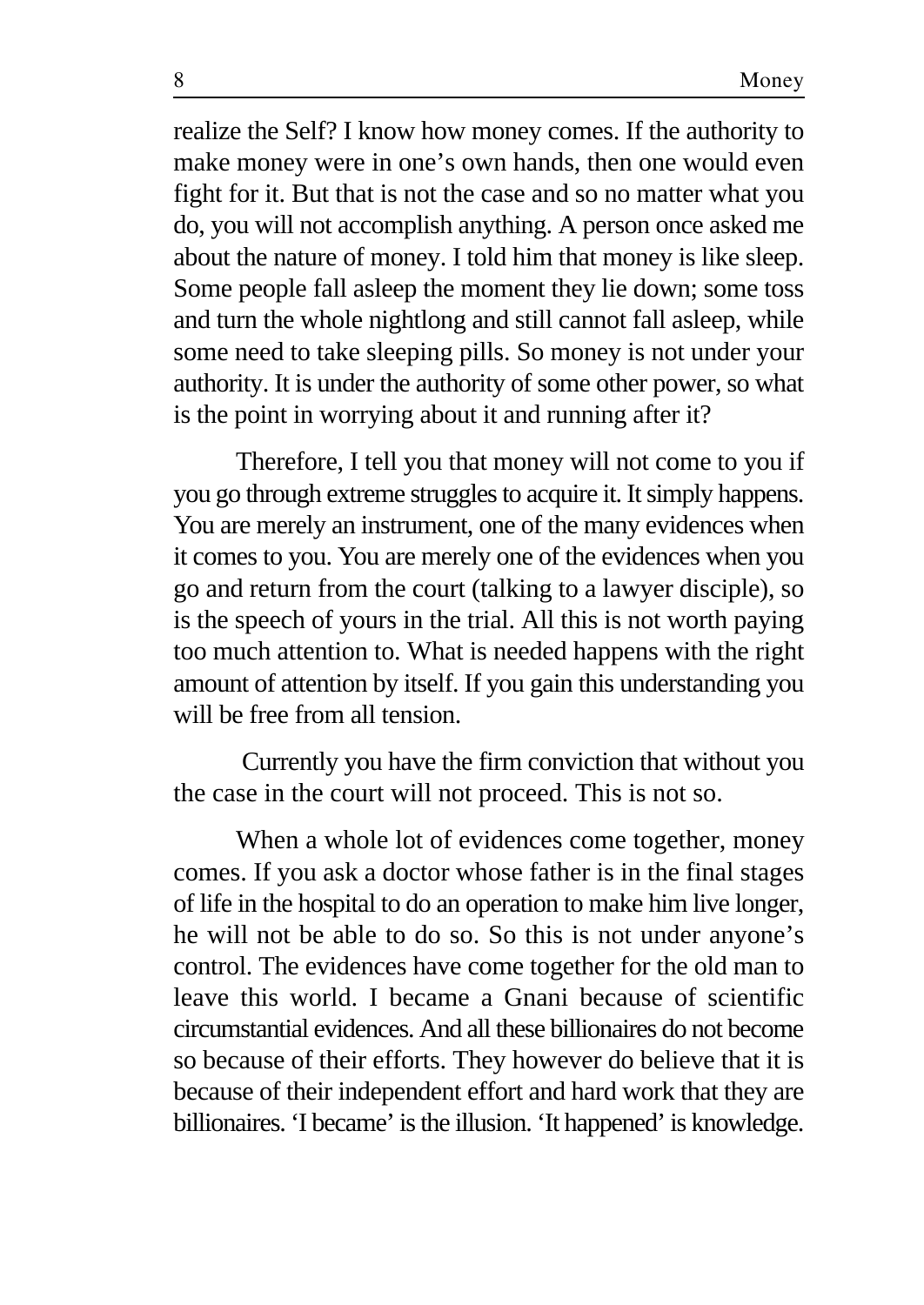realize the Self? I know how money comes. If the authority to make money were in one's own hands, then one would even fight for it. But that is not the case and so no matter what you do, you will not accomplish anything. A person once asked me about the nature of money. I told him that money is like sleep. Some people fall asleep the moment they lie down; some toss and turn the whole nightlong and still cannot fall asleep, while some need to take sleeping pills. So money is not under your authority. It is under the authority of some other power, so what is the point in worrying about it and running after it?

Therefore, I tell you that money will not come to you if you go through extreme struggles to acquire it. It simply happens. You are merely an instrument, one of the many evidences when it comes to you. You are merely one of the evidences when you go and return from the court (talking to a lawyer disciple), so is the speech of yours in the trial. All this is not worth paying too much attention to. What is needed happens with the right amount of attention by itself. If you gain this understanding you will be free from all tension.

Currently you have the firm conviction that without you the case in the court will not proceed. This is not so.

When a whole lot of evidences come together, money comes. If you ask a doctor whose father is in the final stages of life in the hospital to do an operation to make him live longer, he will not be able to do so. So this is not under anyone's control. The evidences have come together for the old man to leave this world. I became a Gnani because of scientific circumstantial evidences. And all these billionaires do not become so because of their efforts. They however do believe that it is because of their independent effort and hard work that they are billionaires. 'I became' is the illusion. 'It happened' is knowledge.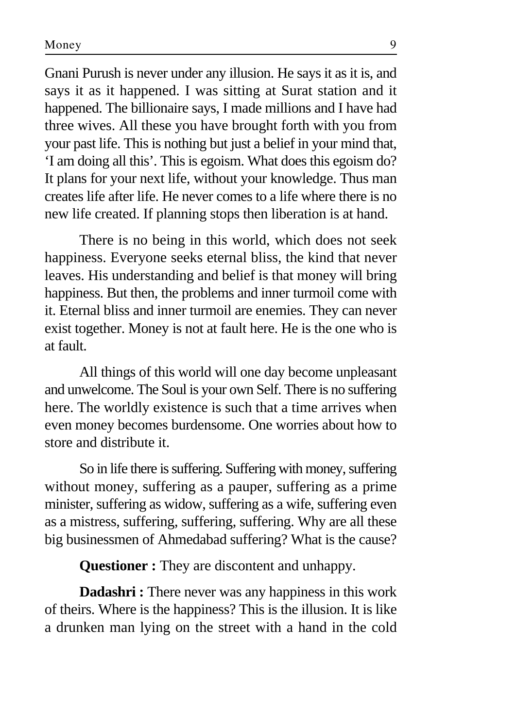Gnani Purush is never under any illusion. He says it as it is, and says it as it happened. I was sitting at Surat station and it happened. The billionaire says, I made millions and I have had three wives. All these you have brought forth with you from your past life. This is nothing but just a belief in your mind that, 'I am doing all this'. This is egoism. What does this egoism do? It plans for your next life, without your knowledge. Thus man creates life after life. He never comes to a life where there is no new life created. If planning stops then liberation is at hand.

There is no being in this world, which does not seek happiness. Everyone seeks eternal bliss, the kind that never leaves. His understanding and belief is that money will bring happiness. But then, the problems and inner turmoil come with it. Eternal bliss and inner turmoil are enemies. They can never exist together. Money is not at fault here. He is the one who is at fault.

All things of this world will one day become unpleasant and unwelcome. The Soul is your own Self. There is no suffering here. The worldly existence is such that a time arrives when even money becomes burdensome. One worries about how to store and distribute it.

So in life there is suffering. Suffering with money, suffering without money, suffering as a pauper, suffering as a prime minister, suffering as widow, suffering as a wife, suffering even as a mistress, suffering, suffering, suffering. Why are all these big businessmen of Ahmedabad suffering? What is the cause?

**Questioner :** They are discontent and unhappy.

**Dadashri :** There never was any happiness in this work of theirs. Where is the happiness? This is the illusion. It is like a drunken man lying on the street with a hand in the cold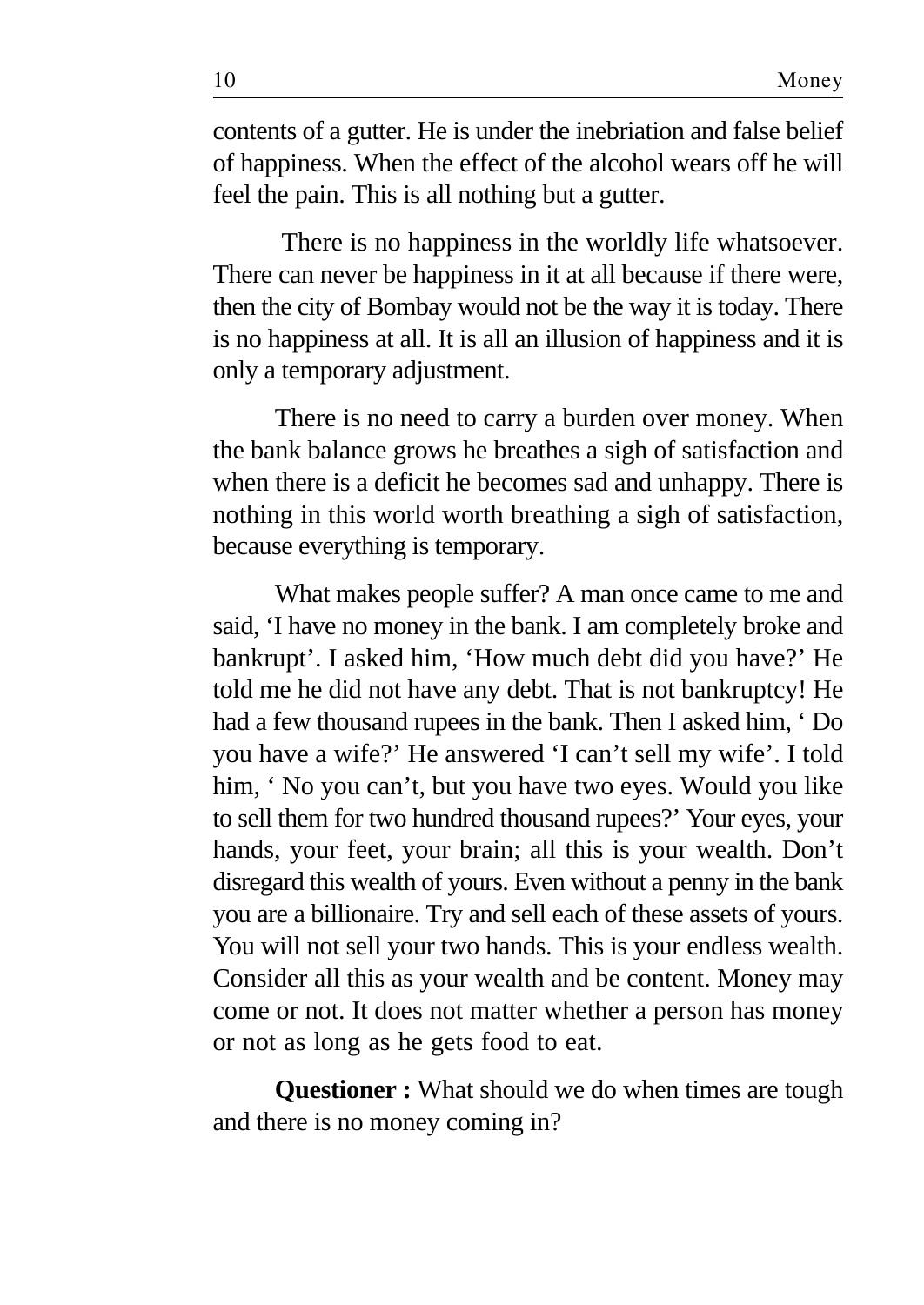contents of a gutter. He is under the inebriation and false belief of happiness. When the effect of the alcohol wears off he will feel the pain. This is all nothing but a gutter.

There is no happiness in the worldly life whatsoever. There can never be happiness in it at all because if there were, then the city of Bombay would not be the way it is today. There is no happiness at all. It is all an illusion of happiness and it is only a temporary adjustment.

There is no need to carry a burden over money. When the bank balance grows he breathes a sigh of satisfaction and when there is a deficit he becomes sad and unhappy. There is nothing in this world worth breathing a sigh of satisfaction, because everything is temporary.

What makes people suffer? A man once came to me and said, 'I have no money in the bank. I am completely broke and bankrupt'. I asked him, 'How much debt did you have?' He told me he did not have any debt. That is not bankruptcy! He had a few thousand rupees in the bank. Then I asked him, ' Do you have a wife?' He answered 'I can't sell my wife'. I told him, ' No you can't, but you have two eyes. Would you like to sell them for two hundred thousand rupees?' Your eyes, your hands, your feet, your brain; all this is your wealth. Don't disregard this wealth of yours. Even without a penny in the bank you are a billionaire. Try and sell each of these assets of yours. You will not sell your two hands. This is your endless wealth. Consider all this as your wealth and be content. Money may come or not. It does not matter whether a person has money or not as long as he gets food to eat.

**Questioner :** What should we do when times are tough and there is no money coming in?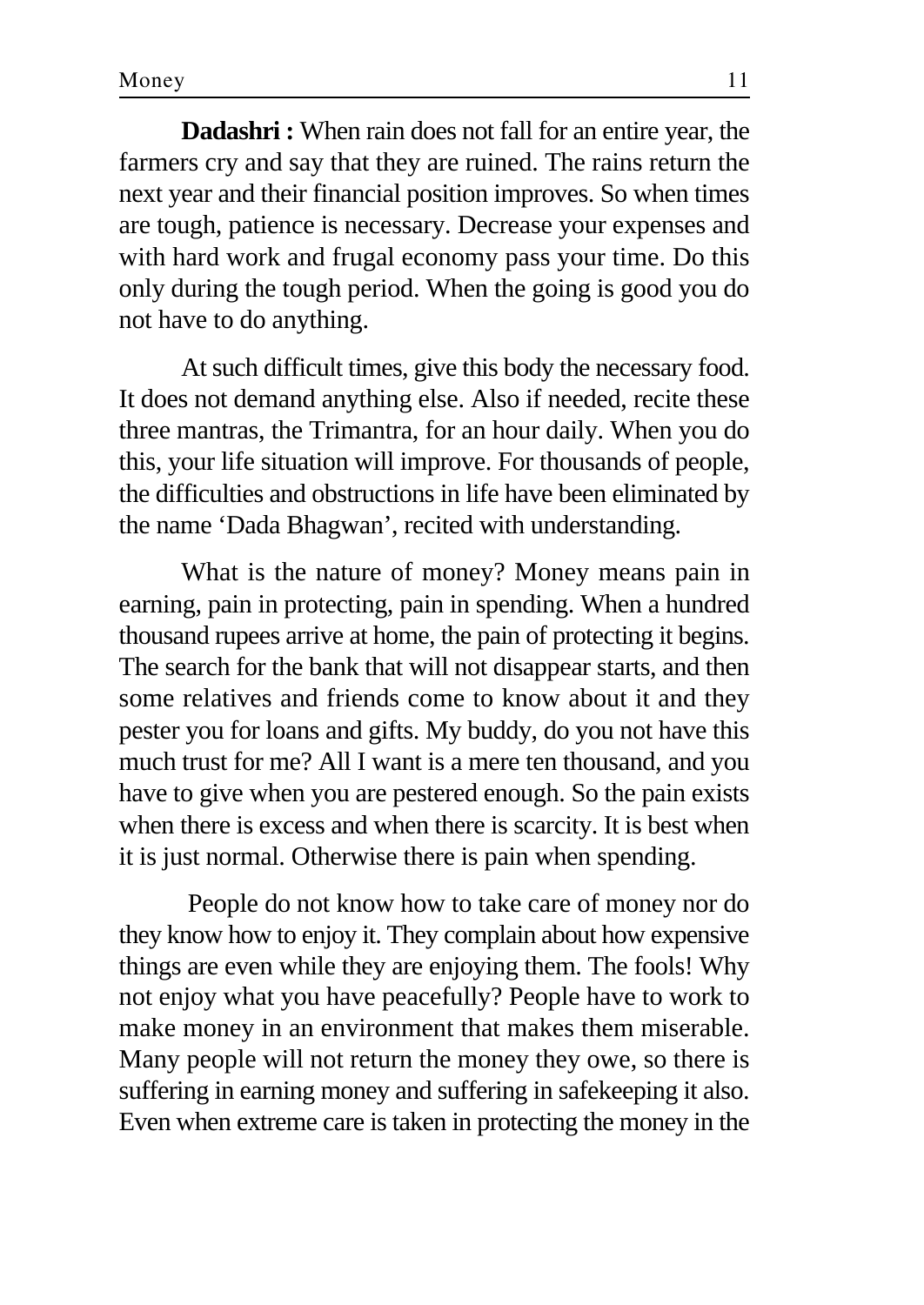**Dadashri :** When rain does not fall for an entire year, the farmers cry and say that they are ruined. The rains return the next year and their financial position improves. So when times are tough, patience is necessary. Decrease your expenses and with hard work and frugal economy pass your time. Do this only during the tough period. When the going is good you do not have to do anything.

At such difficult times, give this body the necessary food. It does not demand anything else. Also if needed, recite these three mantras, the Trimantra, for an hour daily. When you do this, your life situation will improve. For thousands of people, the difficulties and obstructions in life have been eliminated by the name 'Dada Bhagwan', recited with understanding.

What is the nature of money? Money means pain in earning, pain in protecting, pain in spending. When a hundred thousand rupees arrive at home, the pain of protecting it begins. The search for the bank that will not disappear starts, and then some relatives and friends come to know about it and they pester you for loans and gifts. My buddy, do you not have this much trust for me? All I want is a mere ten thousand, and you have to give when you are pestered enough. So the pain exists when there is excess and when there is scarcity. It is best when it is just normal. Otherwise there is pain when spending.

People do not know how to take care of money nor do they know how to enjoy it. They complain about how expensive things are even while they are enjoying them. The fools! Why not enjoy what you have peacefully? People have to work to make money in an environment that makes them miserable. Many people will not return the money they owe, so there is suffering in earning money and suffering in safekeeping it also. Even when extreme care is taken in protecting the money in the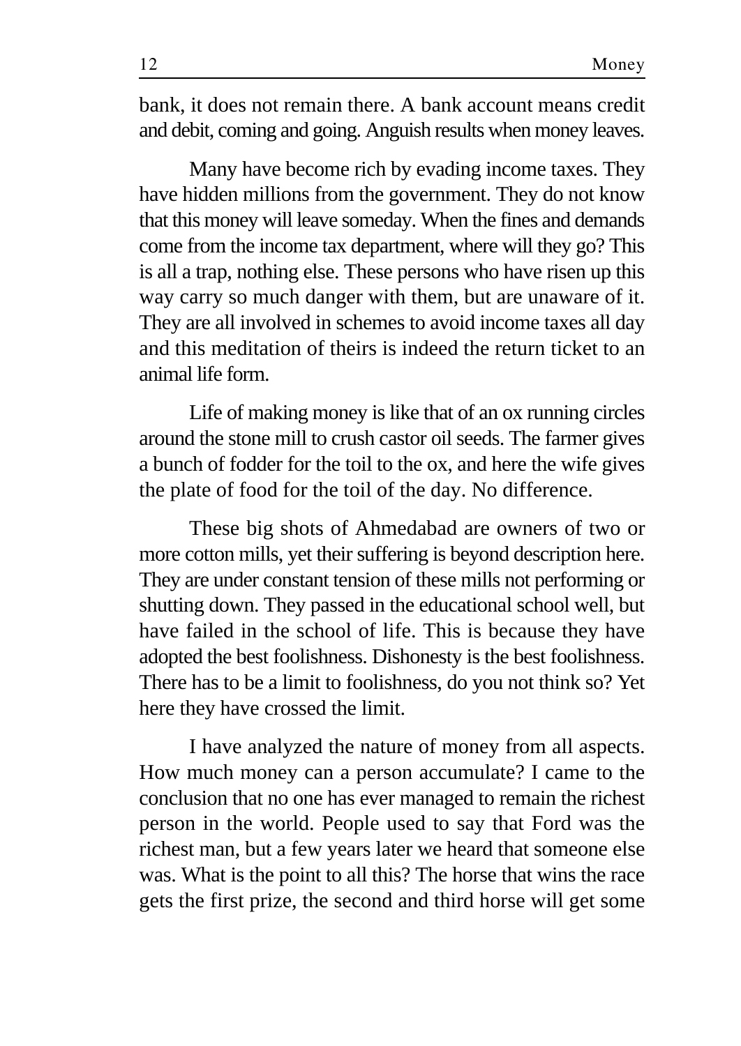bank, it does not remain there. A bank account means credit and debit, coming and going. Anguish results when money leaves.

Many have become rich by evading income taxes. They have hidden millions from the government. They do not know that this money will leave someday. When the fines and demands come from the income tax department, where will they go? This is all a trap, nothing else. These persons who have risen up this way carry so much danger with them, but are unaware of it. They are all involved in schemes to avoid income taxes all day and this meditation of theirs is indeed the return ticket to an animal life form.

Life of making money is like that of an ox running circles around the stone mill to crush castor oil seeds. The farmer gives a bunch of fodder for the toil to the ox, and here the wife gives the plate of food for the toil of the day. No difference.

These big shots of Ahmedabad are owners of two or more cotton mills, yet their suffering is beyond description here. They are under constant tension of these mills not performing or shutting down. They passed in the educational school well, but have failed in the school of life. This is because they have adopted the best foolishness. Dishonesty is the best foolishness. There has to be a limit to foolishness, do you not think so? Yet here they have crossed the limit.

I have analyzed the nature of money from all aspects. How much money can a person accumulate? I came to the conclusion that no one has ever managed to remain the richest person in the world. People used to say that Ford was the richest man, but a few years later we heard that someone else was. What is the point to all this? The horse that wins the race gets the first prize, the second and third horse will get some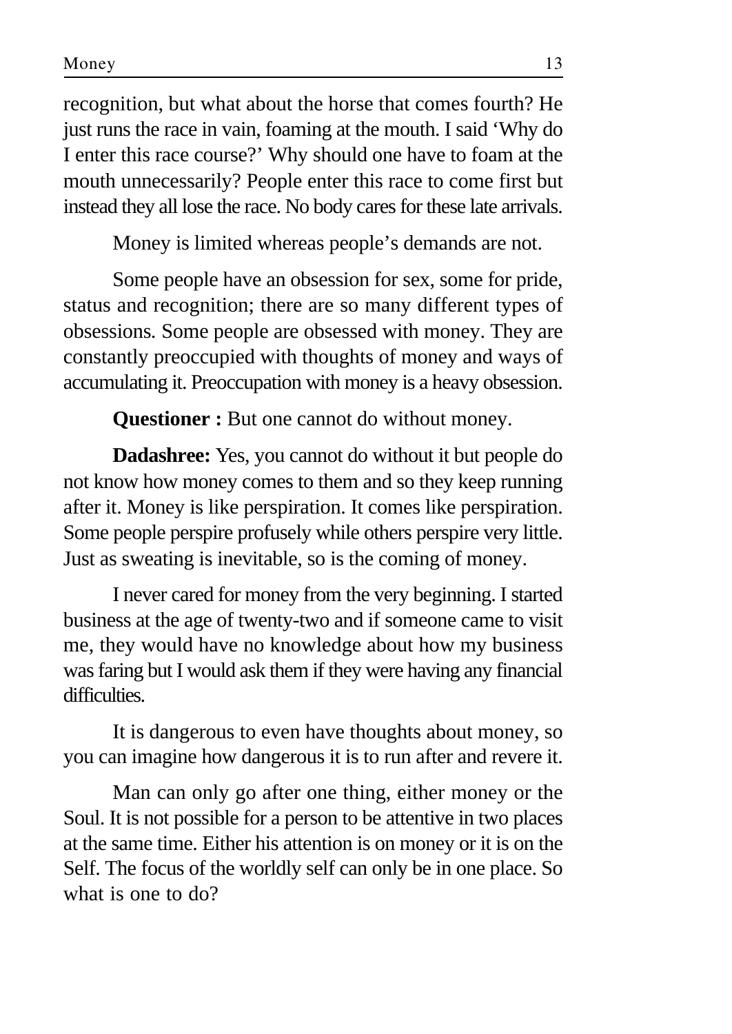recognition, but what about the horse that comes fourth? He just runs the race in vain, foaming at the mouth. I said 'Why do I enter this race course?' Why should one have to foam at the mouth unnecessarily? People enter this race to come first but instead they all lose the race. No body cares for these late arrivals.

Money is limited whereas people's demands are not.

Some people have an obsession for sex, some for pride, status and recognition; there are so many different types of obsessions. Some people are obsessed with money. They are constantly preoccupied with thoughts of money and ways of accumulating it. Preoccupation with money is a heavy obsession.

**Questioner :** But one cannot do without money.

**Dadashree:** Yes, you cannot do without it but people do not know how money comes to them and so they keep running after it. Money is like perspiration. It comes like perspiration. Some people perspire profusely while others perspire very little. Just as sweating is inevitable, so is the coming of money.

I never cared for money from the very beginning. I started business at the age of twenty-two and if someone came to visit me, they would have no knowledge about how my business was faring but I would ask them if they were having any financial difficulties.

It is dangerous to even have thoughts about money, so you can imagine how dangerous it is to run after and revere it.

Man can only go after one thing, either money or the Soul. It is not possible for a person to be attentive in two places at the same time. Either his attention is on money or it is on the Self. The focus of the worldly self can only be in one place. So what is one to do?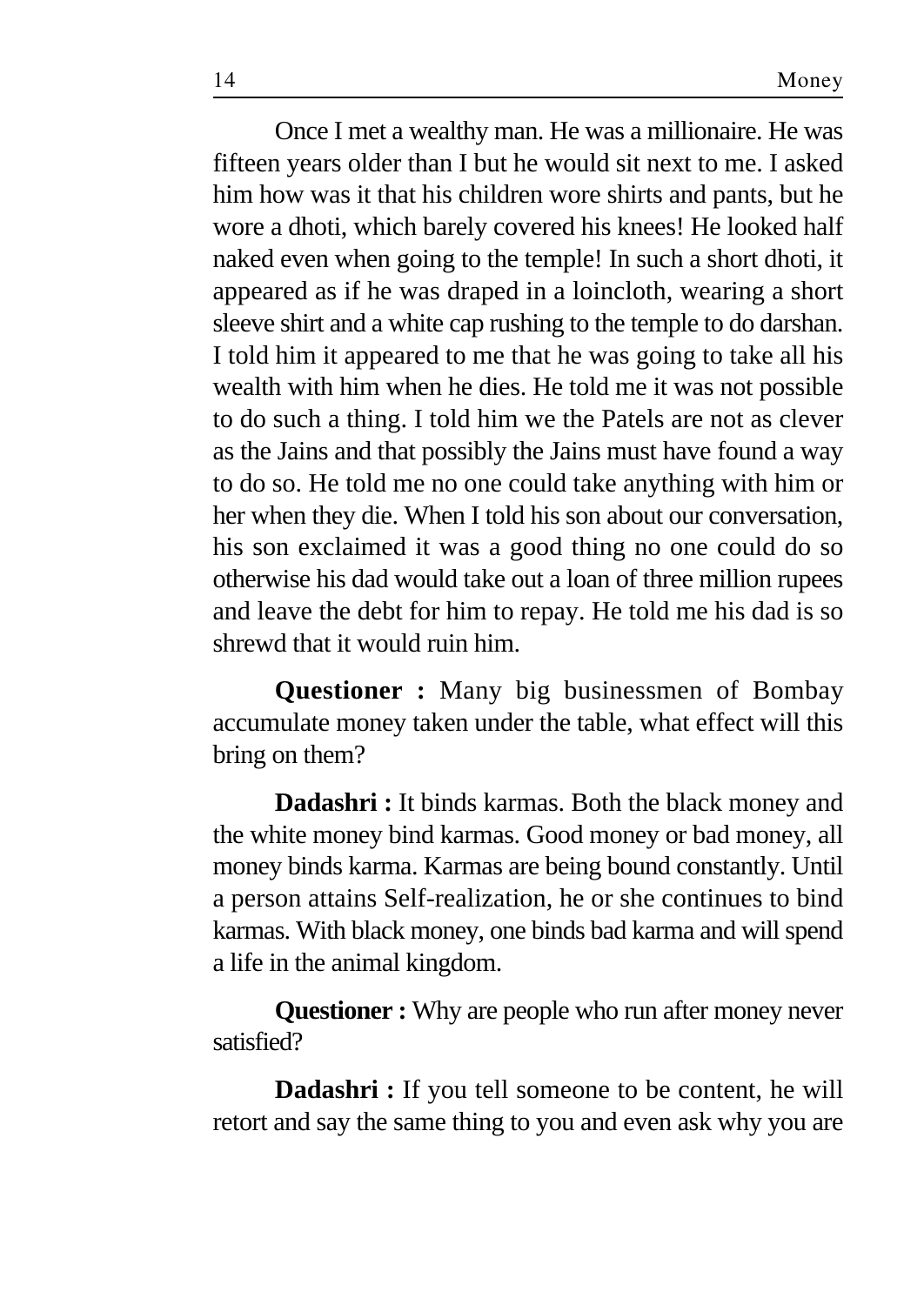Once I met a wealthy man. He was a millionaire. He was fifteen years older than I but he would sit next to me. I asked him how was it that his children wore shirts and pants, but he wore a dhoti, which barely covered his knees! He looked half naked even when going to the temple! In such a short dhoti, it appeared as if he was draped in a loincloth, wearing a short sleeve shirt and a white cap rushing to the temple to do darshan. I told him it appeared to me that he was going to take all his wealth with him when he dies. He told me it was not possible to do such a thing. I told him we the Patels are not as clever as the Jains and that possibly the Jains must have found a way to do so. He told me no one could take anything with him or her when they die. When I told his son about our conversation, his son exclaimed it was a good thing no one could do so otherwise his dad would take out a loan of three million rupees and leave the debt for him to repay. He told me his dad is so shrewd that it would ruin him.

**Questioner :** Many big businessmen of Bombay accumulate money taken under the table, what effect will this bring on them?

**Dadashri :** It binds karmas. Both the black money and the white money bind karmas. Good money or bad money, all money binds karma. Karmas are being bound constantly. Until a person attains Self-realization, he or she continues to bind karmas. With black money, one binds bad karma and will spend a life in the animal kingdom.

**Questioner :** Why are people who run after money never satisfied?

**Dadashri :** If you tell someone to be content, he will retort and say the same thing to you and even ask why you are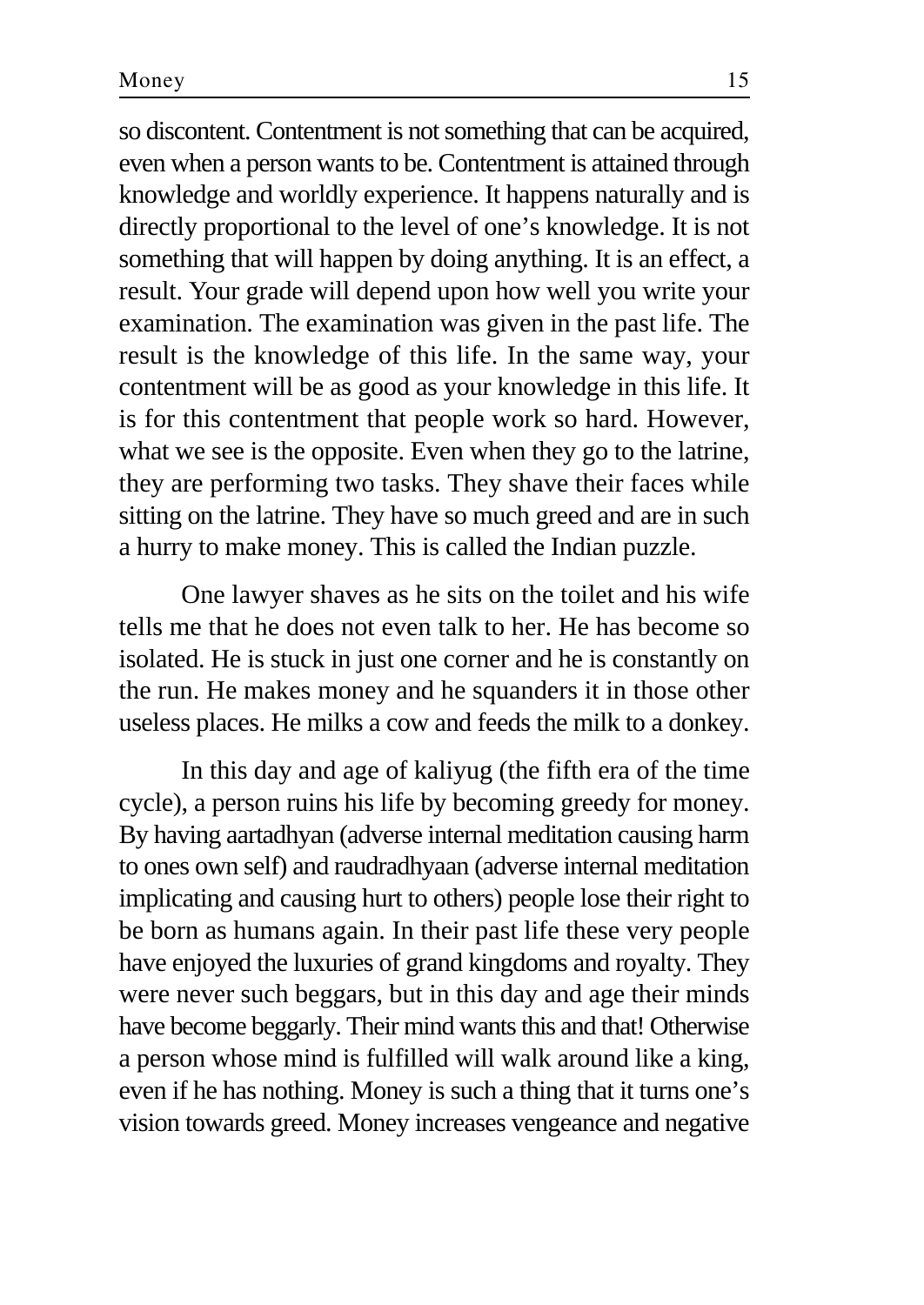so discontent. Contentment is not something that can be acquired, even when a person wants to be. Contentment is attained through knowledge and worldly experience. It happens naturally and is directly proportional to the level of one's knowledge. It is not something that will happen by doing anything. It is an effect, a result. Your grade will depend upon how well you write your examination. The examination was given in the past life. The result is the knowledge of this life. In the same way, your contentment will be as good as your knowledge in this life. It is for this contentment that people work so hard. However, what we see is the opposite. Even when they go to the latrine, they are performing two tasks. They shave their faces while sitting on the latrine. They have so much greed and are in such a hurry to make money. This is called the Indian puzzle.

One lawyer shaves as he sits on the toilet and his wife tells me that he does not even talk to her. He has become so isolated. He is stuck in just one corner and he is constantly on the run. He makes money and he squanders it in those other useless places. He milks a cow and feeds the milk to a donkey.

In this day and age of kaliyug (the fifth era of the time cycle), a person ruins his life by becoming greedy for money. By having aartadhyan (adverse internal meditation causing harm to ones own self) and raudradhyaan (adverse internal meditation implicating and causing hurt to others) people lose their right to be born as humans again. In their past life these very people have enjoyed the luxuries of grand kingdoms and royalty. They were never such beggars, but in this day and age their minds have become beggarly. Their mind wants this and that! Otherwise a person whose mind is fulfilled will walk around like a king, even if he has nothing. Money is such a thing that it turns one's vision towards greed. Money increases vengeance and negative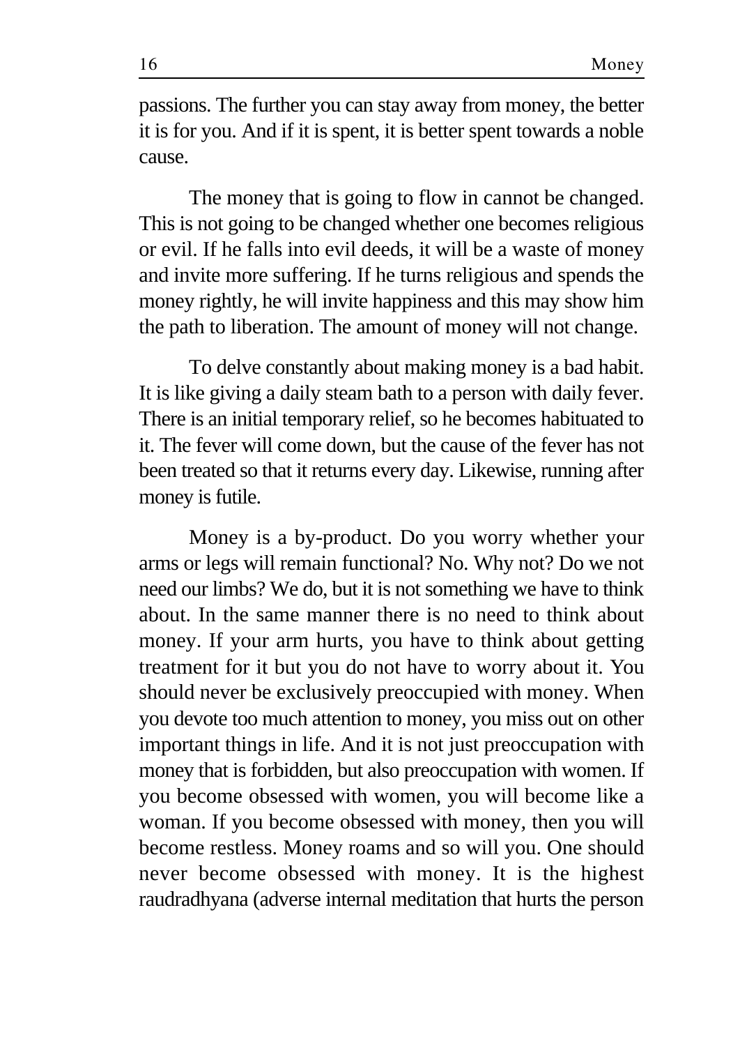passions. The further you can stay away from money, the better it is for you. And if it is spent, it is better spent towards a noble cause.

The money that is going to flow in cannot be changed. This is not going to be changed whether one becomes religious or evil. If he falls into evil deeds, it will be a waste of money and invite more suffering. If he turns religious and spends the money rightly, he will invite happiness and this may show him the path to liberation. The amount of money will not change.

To delve constantly about making money is a bad habit. It is like giving a daily steam bath to a person with daily fever. There is an initial temporary relief, so he becomes habituated to it. The fever will come down, but the cause of the fever has not been treated so that it returns every day. Likewise, running after money is futile.

Money is a by-product. Do you worry whether your arms or legs will remain functional? No. Why not? Do we not need our limbs? We do, but it is not something we have to think about. In the same manner there is no need to think about money. If your arm hurts, you have to think about getting treatment for it but you do not have to worry about it. You should never be exclusively preoccupied with money. When you devote too much attention to money, you miss out on other important things in life. And it is not just preoccupation with money that is forbidden, but also preoccupation with women. If you become obsessed with women, you will become like a woman. If you become obsessed with money, then you will become restless. Money roams and so will you. One should never become obsessed with money. It is the highest raudradhyana (adverse internal meditation that hurts the person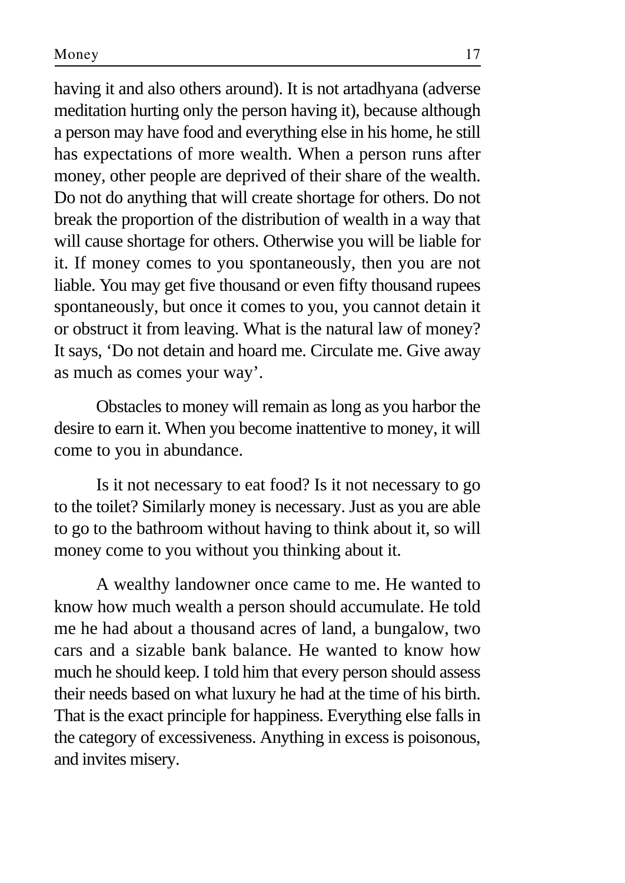having it and also others around). It is not artadhyana (adverse meditation hurting only the person having it), because although a person may have food and everything else in his home, he still has expectations of more wealth. When a person runs after money, other people are deprived of their share of the wealth. Do not do anything that will create shortage for others. Do not break the proportion of the distribution of wealth in a way that will cause shortage for others. Otherwise you will be liable for it. If money comes to you spontaneously, then you are not liable. You may get five thousand or even fifty thousand rupees spontaneously, but once it comes to you, you cannot detain it or obstruct it from leaving. What is the natural law of money? It says, 'Do not detain and hoard me. Circulate me. Give away as much as comes your way'.

Obstacles to money will remain as long as you harbor the desire to earn it. When you become inattentive to money, it will come to you in abundance.

Is it not necessary to eat food? Is it not necessary to go to the toilet? Similarly money is necessary. Just as you are able to go to the bathroom without having to think about it, so will money come to you without you thinking about it.

A wealthy landowner once came to me. He wanted to know how much wealth a person should accumulate. He told me he had about a thousand acres of land, a bungalow, two cars and a sizable bank balance. He wanted to know how much he should keep. I told him that every person should assess their needs based on what luxury he had at the time of his birth. That is the exact principle for happiness. Everything else falls in the category of excessiveness. Anything in excess is poisonous, and invites misery.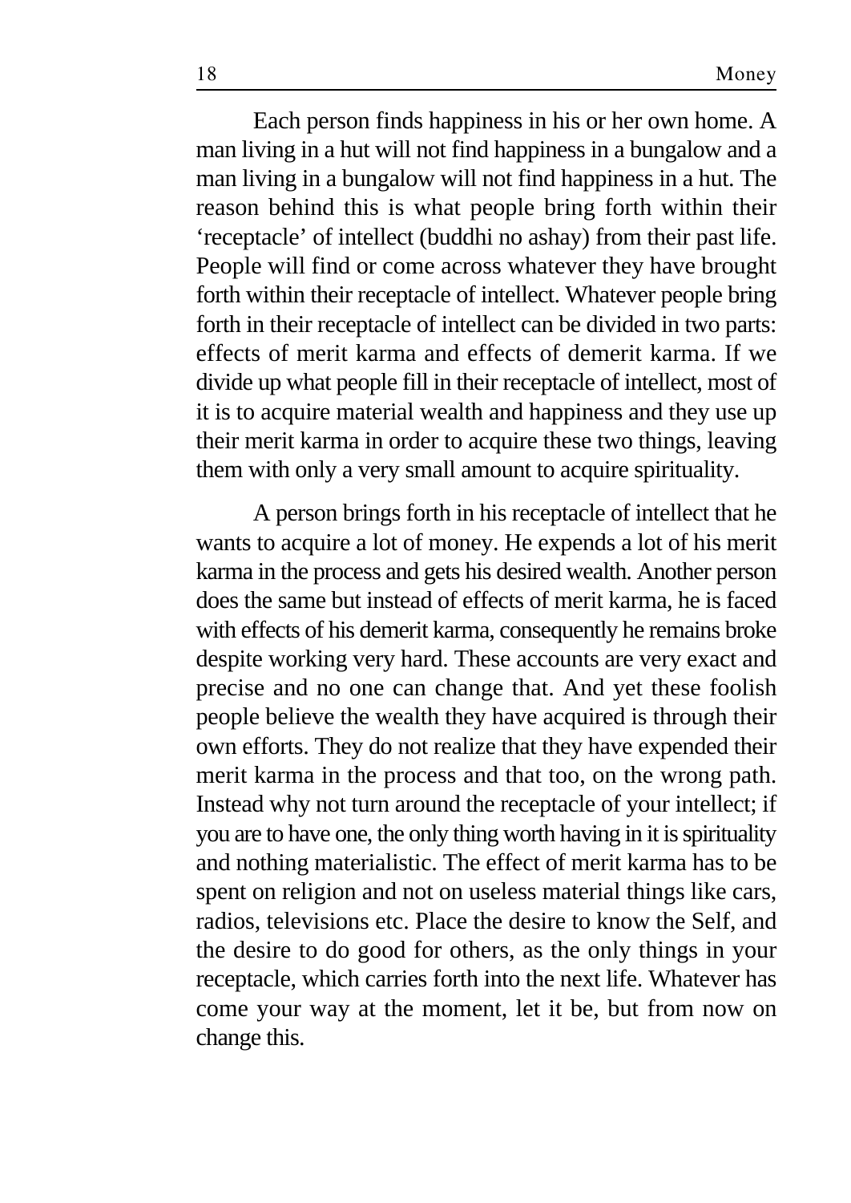Each person finds happiness in his or her own home. A man living in a hut will not find happiness in a bungalow and a man living in a bungalow will not find happiness in a hut. The reason behind this is what people bring forth within their 'receptacle' of intellect (buddhi no ashay) from their past life. People will find or come across whatever they have brought forth within their receptacle of intellect. Whatever people bring forth in their receptacle of intellect can be divided in two parts: effects of merit karma and effects of demerit karma. If we divide up what people fill in their receptacle of intellect, most of it is to acquire material wealth and happiness and they use up their merit karma in order to acquire these two things, leaving them with only a very small amount to acquire spirituality.

A person brings forth in his receptacle of intellect that he wants to acquire a lot of money. He expends a lot of his merit karma in the process and gets his desired wealth. Another person does the same but instead of effects of merit karma, he is faced with effects of his demerit karma, consequently he remains broke despite working very hard. These accounts are very exact and precise and no one can change that. And yet these foolish people believe the wealth they have acquired is through their own efforts. They do not realize that they have expended their merit karma in the process and that too, on the wrong path. Instead why not turn around the receptacle of your intellect; if you are to have one, the only thing worth having in it is spirituality and nothing materialistic. The effect of merit karma has to be spent on religion and not on useless material things like cars, radios, televisions etc. Place the desire to know the Self, and the desire to do good for others, as the only things in your receptacle, which carries forth into the next life. Whatever has come your way at the moment, let it be, but from now on change this.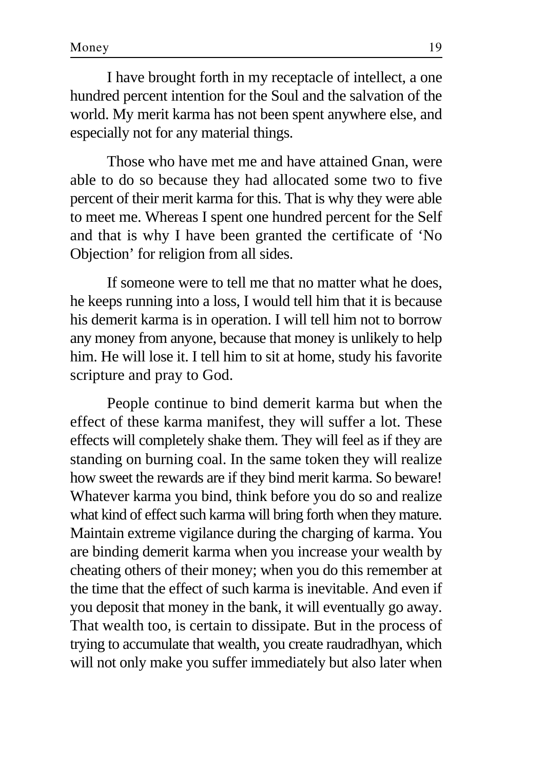I have brought forth in my receptacle of intellect, a one hundred percent intention for the Soul and the salvation of the world. My merit karma has not been spent anywhere else, and especially not for any material things.

Those who have met me and have attained Gnan, were able to do so because they had allocated some two to five percent of their merit karma for this. That is why they were able to meet me. Whereas I spent one hundred percent for the Self and that is why I have been granted the certificate of 'No Objection' for religion from all sides.

If someone were to tell me that no matter what he does, he keeps running into a loss, I would tell him that it is because his demerit karma is in operation. I will tell him not to borrow any money from anyone, because that money is unlikely to help him. He will lose it. I tell him to sit at home, study his favorite scripture and pray to God.

People continue to bind demerit karma but when the effect of these karma manifest, they will suffer a lot. These effects will completely shake them. They will feel as if they are standing on burning coal. In the same token they will realize how sweet the rewards are if they bind merit karma. So beware! Whatever karma you bind, think before you do so and realize what kind of effect such karma will bring forth when they mature. Maintain extreme vigilance during the charging of karma. You are binding demerit karma when you increase your wealth by cheating others of their money; when you do this remember at the time that the effect of such karma is inevitable. And even if you deposit that money in the bank, it will eventually go away. That wealth too, is certain to dissipate. But in the process of trying to accumulate that wealth, you create raudradhyan, which will not only make you suffer immediately but also later when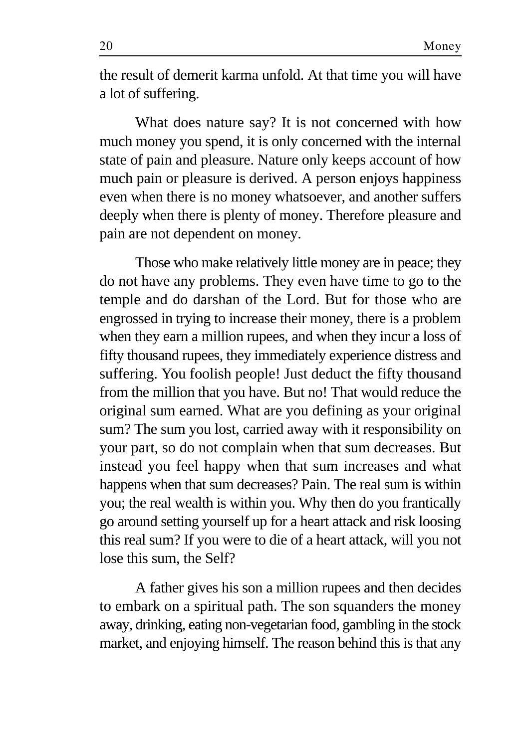the result of demerit karma unfold. At that time you will have a lot of suffering.

What does nature say? It is not concerned with how much money you spend, it is only concerned with the internal state of pain and pleasure. Nature only keeps account of how much pain or pleasure is derived. A person enjoys happiness even when there is no money whatsoever, and another suffers deeply when there is plenty of money. Therefore pleasure and pain are not dependent on money.

Those who make relatively little money are in peace; they do not have any problems. They even have time to go to the temple and do darshan of the Lord. But for those who are engrossed in trying to increase their money, there is a problem when they earn a million rupees, and when they incur a loss of fifty thousand rupees, they immediately experience distress and suffering. You foolish people! Just deduct the fifty thousand from the million that you have. But no! That would reduce the original sum earned. What are you defining as your original sum? The sum you lost, carried away with it responsibility on your part, so do not complain when that sum decreases. But instead you feel happy when that sum increases and what happens when that sum decreases? Pain. The real sum is within you; the real wealth is within you. Why then do you frantically go around setting yourself up for a heart attack and risk loosing this real sum? If you were to die of a heart attack, will you not lose this sum, the Self?

A father gives his son a million rupees and then decides to embark on a spiritual path. The son squanders the money away, drinking, eating non-vegetarian food, gambling in the stock market, and enjoying himself. The reason behind this is that any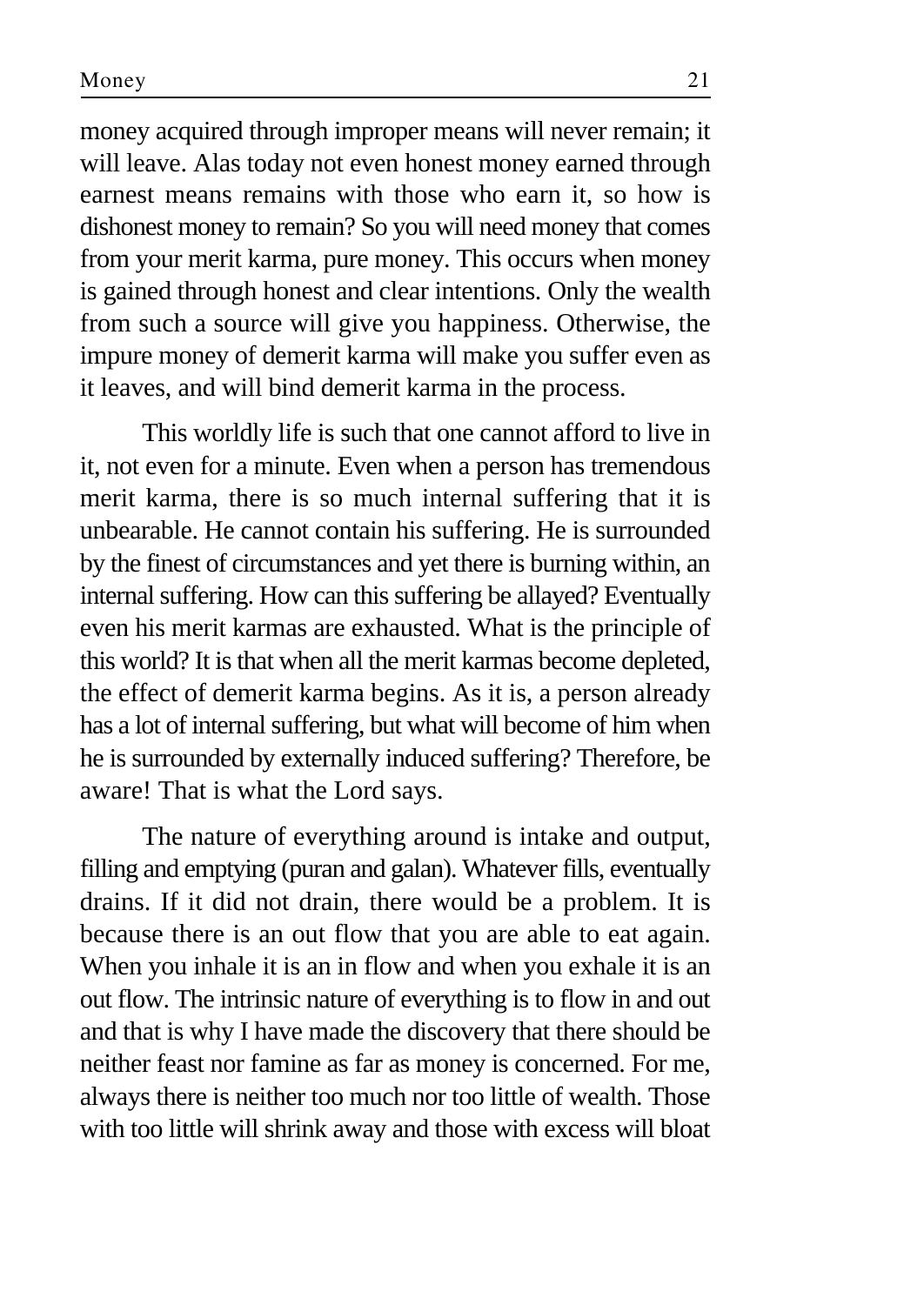money acquired through improper means will never remain; it will leave. Alas today not even honest money earned through earnest means remains with those who earn it, so how is dishonest money to remain? So you will need money that comes from your merit karma, pure money. This occurs when money is gained through honest and clear intentions. Only the wealth from such a source will give you happiness. Otherwise, the impure money of demerit karma will make you suffer even as it leaves, and will bind demerit karma in the process.

This worldly life is such that one cannot afford to live in it, not even for a minute. Even when a person has tremendous merit karma, there is so much internal suffering that it is unbearable. He cannot contain his suffering. He is surrounded by the finest of circumstances and yet there is burning within, an internal suffering. How can this suffering be allayed? Eventually even his merit karmas are exhausted. What is the principle of this world? It is that when all the merit karmas become depleted, the effect of demerit karma begins. As it is, a person already has a lot of internal suffering, but what will become of him when he is surrounded by externally induced suffering? Therefore, be aware! That is what the Lord says.

The nature of everything around is intake and output, filling and emptying (puran and galan). Whatever fills, eventually drains. If it did not drain, there would be a problem. It is because there is an out flow that you are able to eat again. When you inhale it is an in flow and when you exhale it is an out flow. The intrinsic nature of everything is to flow in and out and that is why I have made the discovery that there should be neither feast nor famine as far as money is concerned. For me, always there is neither too much nor too little of wealth. Those with too little will shrink away and those with excess will bloat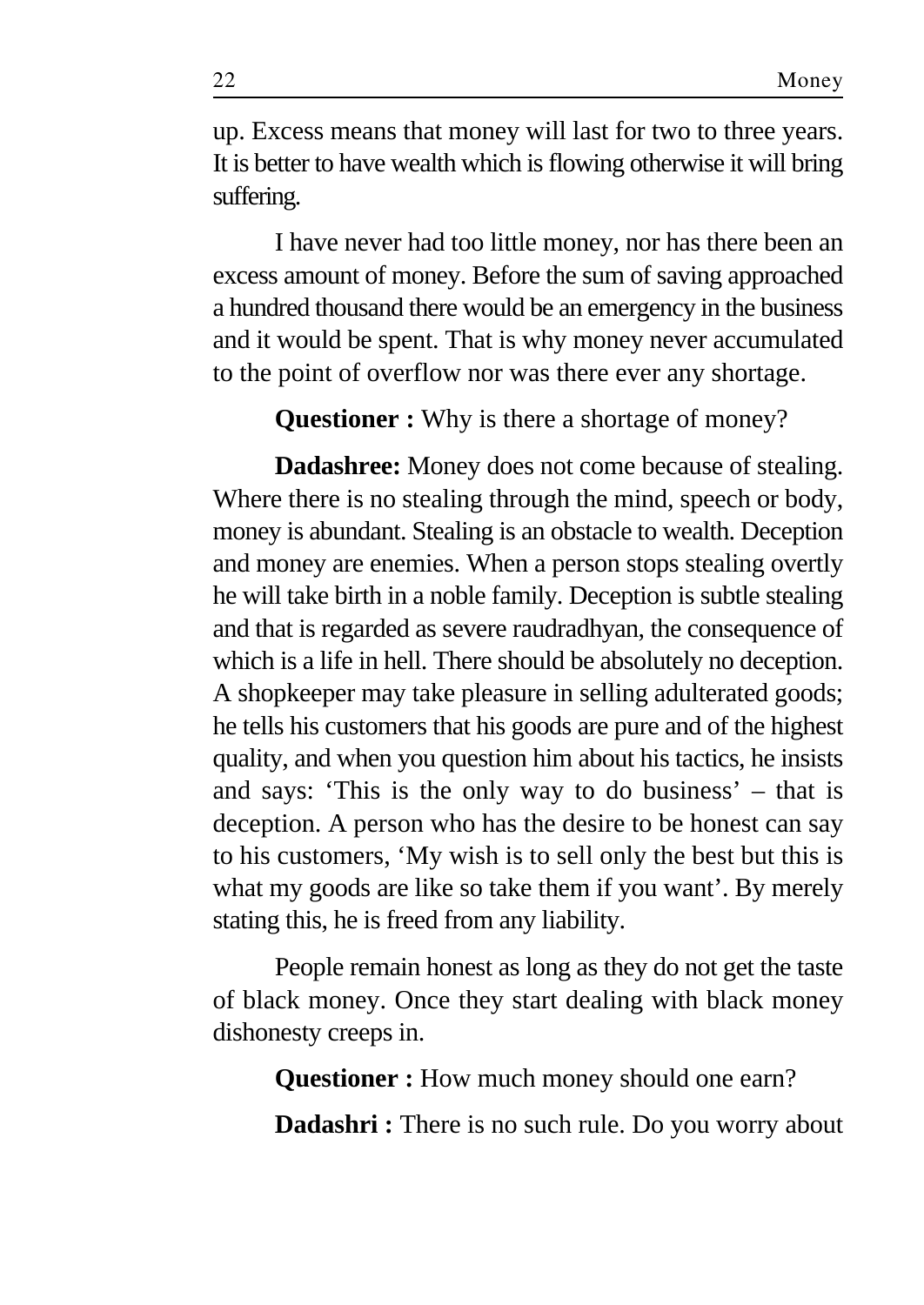up. Excess means that money will last for two to three years. It is better to have wealth which is flowing otherwise it will bring suffering.

I have never had too little money, nor has there been an excess amount of money. Before the sum of saving approached a hundred thousand there would be an emergency in the business and it would be spent. That is why money never accumulated to the point of overflow nor was there ever any shortage.

**Questioner :** Why is there a shortage of money?

**Dadashree:** Money does not come because of stealing. Where there is no stealing through the mind, speech or body, money is abundant. Stealing is an obstacle to wealth. Deception and money are enemies. When a person stops stealing overtly he will take birth in a noble family. Deception is subtle stealing and that is regarded as severe raudradhyan, the consequence of which is a life in hell. There should be absolutely no deception. A shopkeeper may take pleasure in selling adulterated goods; he tells his customers that his goods are pure and of the highest quality, and when you question him about his tactics, he insists and says: 'This is the only way to do business' – that is deception. A person who has the desire to be honest can say to his customers, 'My wish is to sell only the best but this is what my goods are like so take them if you want'. By merely stating this, he is freed from any liability.

People remain honest as long as they do not get the taste of black money. Once they start dealing with black money dishonesty creeps in.

**Questioner :** How much money should one earn?

**Dadashri :** There is no such rule. Do you worry about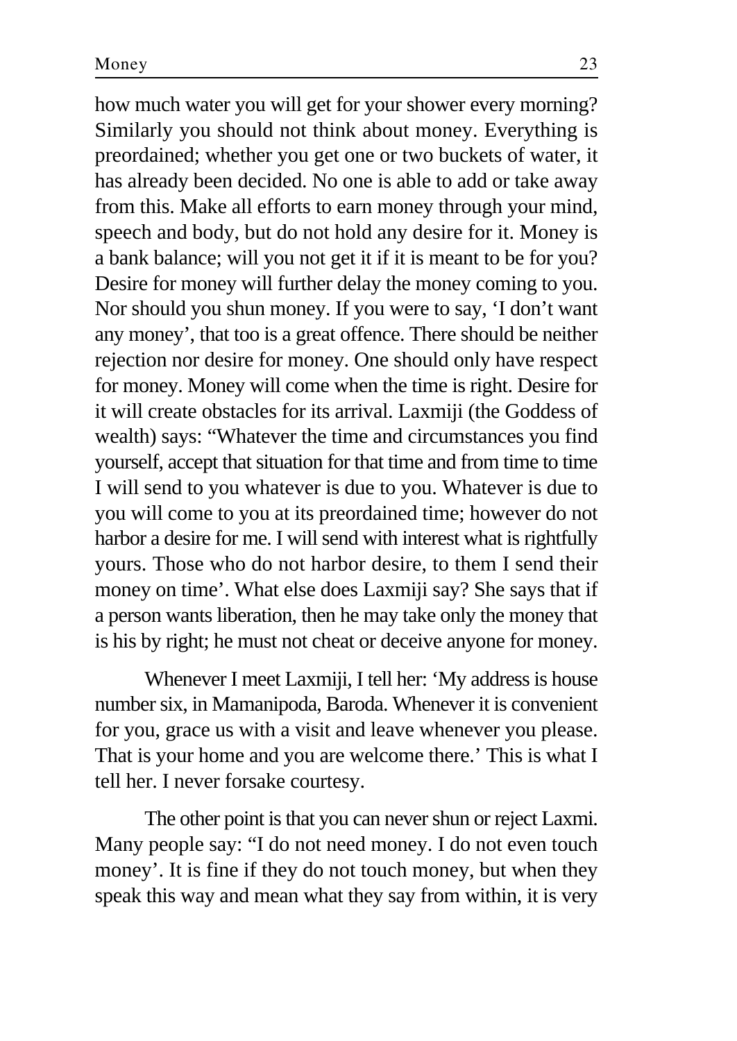how much water you will get for your shower every morning? Similarly you should not think about money. Everything is preordained; whether you get one or two buckets of water, it has already been decided. No one is able to add or take away from this. Make all efforts to earn money through your mind, speech and body, but do not hold any desire for it. Money is a bank balance; will you not get it if it is meant to be for you? Desire for money will further delay the money coming to you. Nor should you shun money. If you were to say, 'I don't want any money', that too is a great offence. There should be neither rejection nor desire for money. One should only have respect for money. Money will come when the time is right. Desire for it will create obstacles for its arrival. Laxmiji (the Goddess of wealth) says: "Whatever the time and circumstances you find yourself, accept that situation for that time and from time to time I will send to you whatever is due to you. Whatever is due to you will come to you at its preordained time; however do not harbor a desire for me. I will send with interest what is rightfully yours. Those who do not harbor desire, to them I send their money on time'. What else does Laxmiji say? She says that if a person wants liberation, then he may take only the money that is his by right; he must not cheat or deceive anyone for money.

Whenever I meet Laxmiji, I tell her: 'My address is house number six, in Mamanipoda, Baroda. Whenever it is convenient for you, grace us with a visit and leave whenever you please. That is your home and you are welcome there.' This is what I tell her. I never forsake courtesy.

The other point is that you can never shun or reject Laxmi. Many people say: "I do not need money. I do not even touch money'. It is fine if they do not touch money, but when they speak this way and mean what they say from within, it is very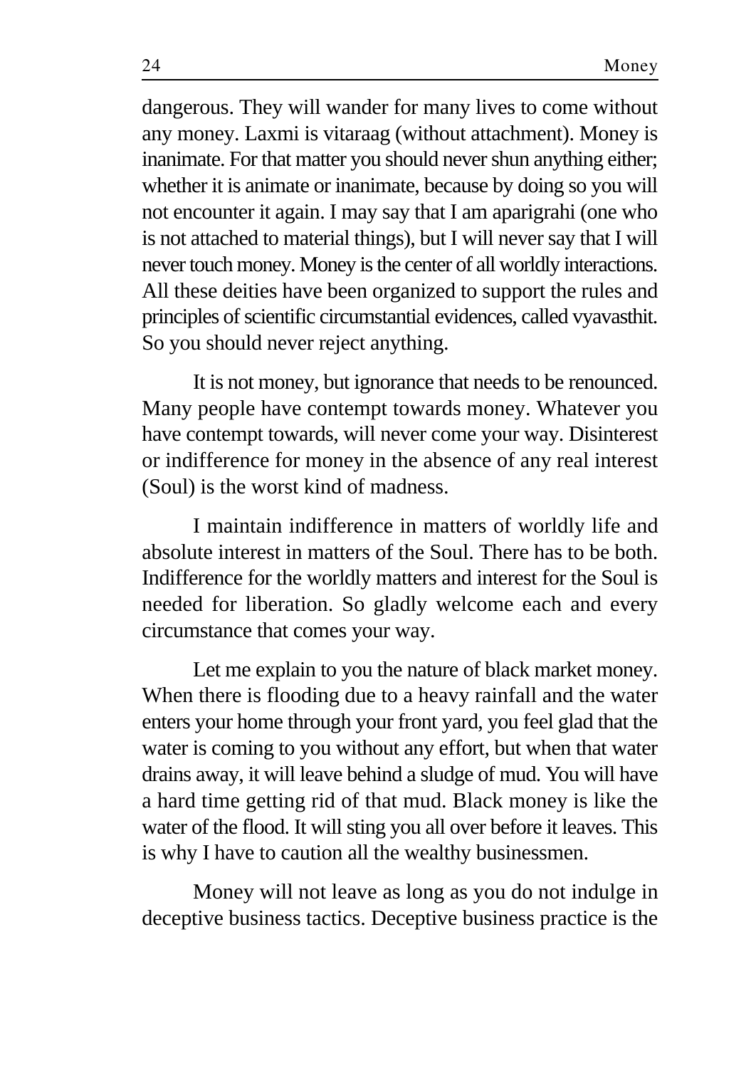dangerous. They will wander for many lives to come without any money. Laxmi is vitaraag (without attachment). Money is inanimate. For that matter you should never shun anything either; whether it is animate or inanimate, because by doing so you will not encounter it again. I may say that I am aparigrahi (one who is not attached to material things), but I will never say that I will never touch money. Money is the center of all worldly interactions. All these deities have been organized to support the rules and principles of scientific circumstantial evidences, called vyavasthit. So you should never reject anything.

It is not money, but ignorance that needs to be renounced. Many people have contempt towards money. Whatever you have contempt towards, will never come your way. Disinterest or indifference for money in the absence of any real interest (Soul) is the worst kind of madness.

I maintain indifference in matters of worldly life and absolute interest in matters of the Soul. There has to be both. Indifference for the worldly matters and interest for the Soul is needed for liberation. So gladly welcome each and every circumstance that comes your way.

Let me explain to you the nature of black market money. When there is flooding due to a heavy rainfall and the water enters your home through your front yard, you feel glad that the water is coming to you without any effort, but when that water drains away, it will leave behind a sludge of mud. You will have a hard time getting rid of that mud. Black money is like the water of the flood. It will sting you all over before it leaves. This is why I have to caution all the wealthy businessmen.

Money will not leave as long as you do not indulge in deceptive business tactics. Deceptive business practice is the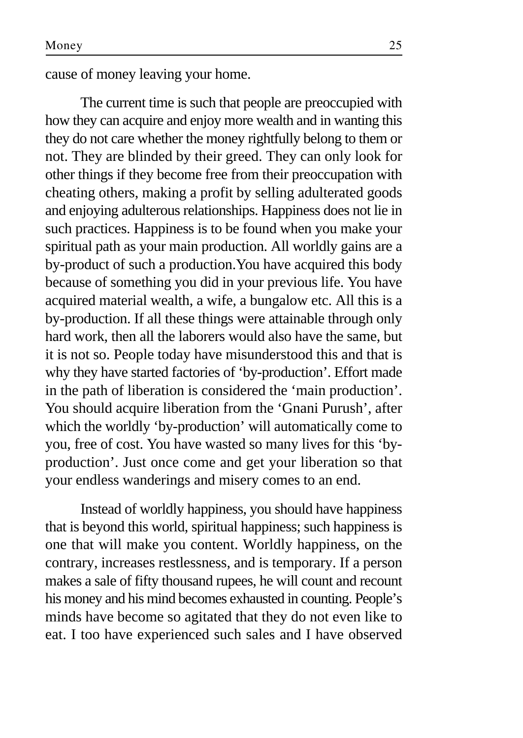cause of money leaving your home.

The current time is such that people are preoccupied with how they can acquire and enjoy more wealth and in wanting this they do not care whether the money rightfully belong to them or not. They are blinded by their greed. They can only look for other things if they become free from their preoccupation with cheating others, making a profit by selling adulterated goods and enjoying adulterous relationships. Happiness does not lie in such practices. Happiness is to be found when you make your spiritual path as your main production. All worldly gains are a by-product of such a production.You have acquired this body because of something you did in your previous life. You have acquired material wealth, a wife, a bungalow etc. All this is a by-production. If all these things were attainable through only hard work, then all the laborers would also have the same, but it is not so. People today have misunderstood this and that is why they have started factories of 'by-production'. Effort made in the path of liberation is considered the 'main production'. You should acquire liberation from the 'Gnani Purush', after which the worldly 'by-production' will automatically come to you, free of cost. You have wasted so many lives for this 'by-production'. Just once come and get your liberation so that your endless wanderings and misery comes to an end.

Instead of worldly happiness, you should have happiness that is beyond this world, spiritual happiness; such happiness is one that will make you content. Worldly happiness, on the contrary, increases restlessness, and is temporary. If a person makes a sale of fifty thousand rupees, he will count and recount his money and his mind becomes exhausted in counting. People's minds have become so agitated that they do not even like to eat. I too have experienced such sales and I have observed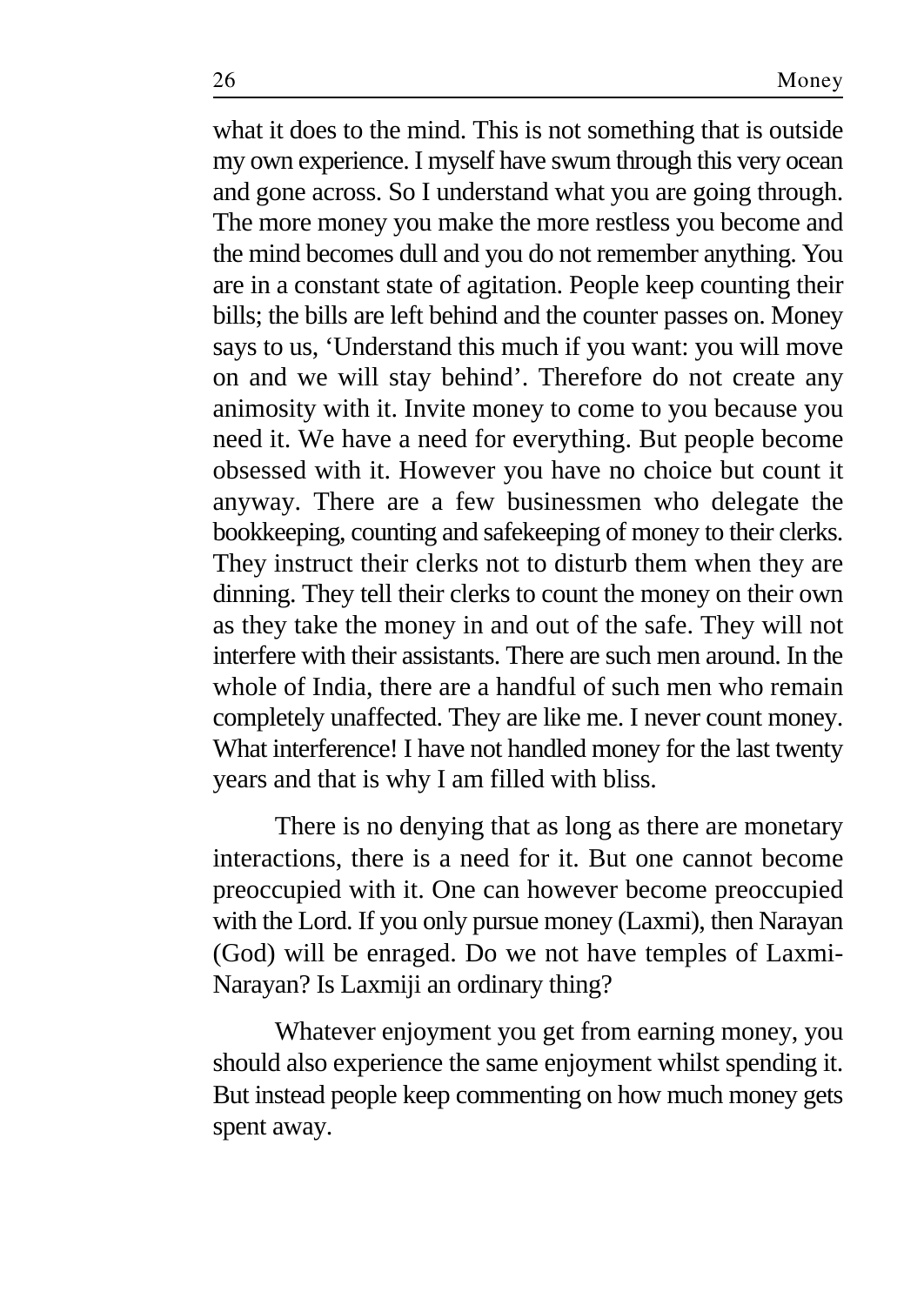what it does to the mind. This is not something that is outside my own experience. I myself have swum through this very ocean and gone across. So I understand what you are going through. The more money you make the more restless you become and the mind becomes dull and you do not remember anything. You are in a constant state of agitation. People keep counting their bills; the bills are left behind and the counter passes on. Money says to us, 'Understand this much if you want: you will move on and we will stay behind'. Therefore do not create any animosity with it. Invite money to come to you because you need it. We have a need for everything. But people become obsessed with it. However you have no choice but count it anyway. There are a few businessmen who delegate the bookkeeping, counting and safekeeping of money to their clerks. They instruct their clerks not to disturb them when they are dinning. They tell their clerks to count the money on their own as they take the money in and out of the safe. They will not interfere with their assistants. There are such men around. In the whole of India, there are a handful of such men who remain completely unaffected. They are like me. I never count money. What interference! I have not handled money for the last twenty years and that is why I am filled with bliss.

There is no denying that as long as there are monetary interactions, there is a need for it. But one cannot become preoccupied with it. One can however become preoccupied with the Lord. If you only pursue money (Laxmi), then Narayan (God) will be enraged. Do we not have temples of Laxmi-Narayan? Is Laxmiji an ordinary thing?

Whatever enjoyment you get from earning money, you should also experience the same enjoyment whilst spending it. But instead people keep commenting on how much money gets spent away.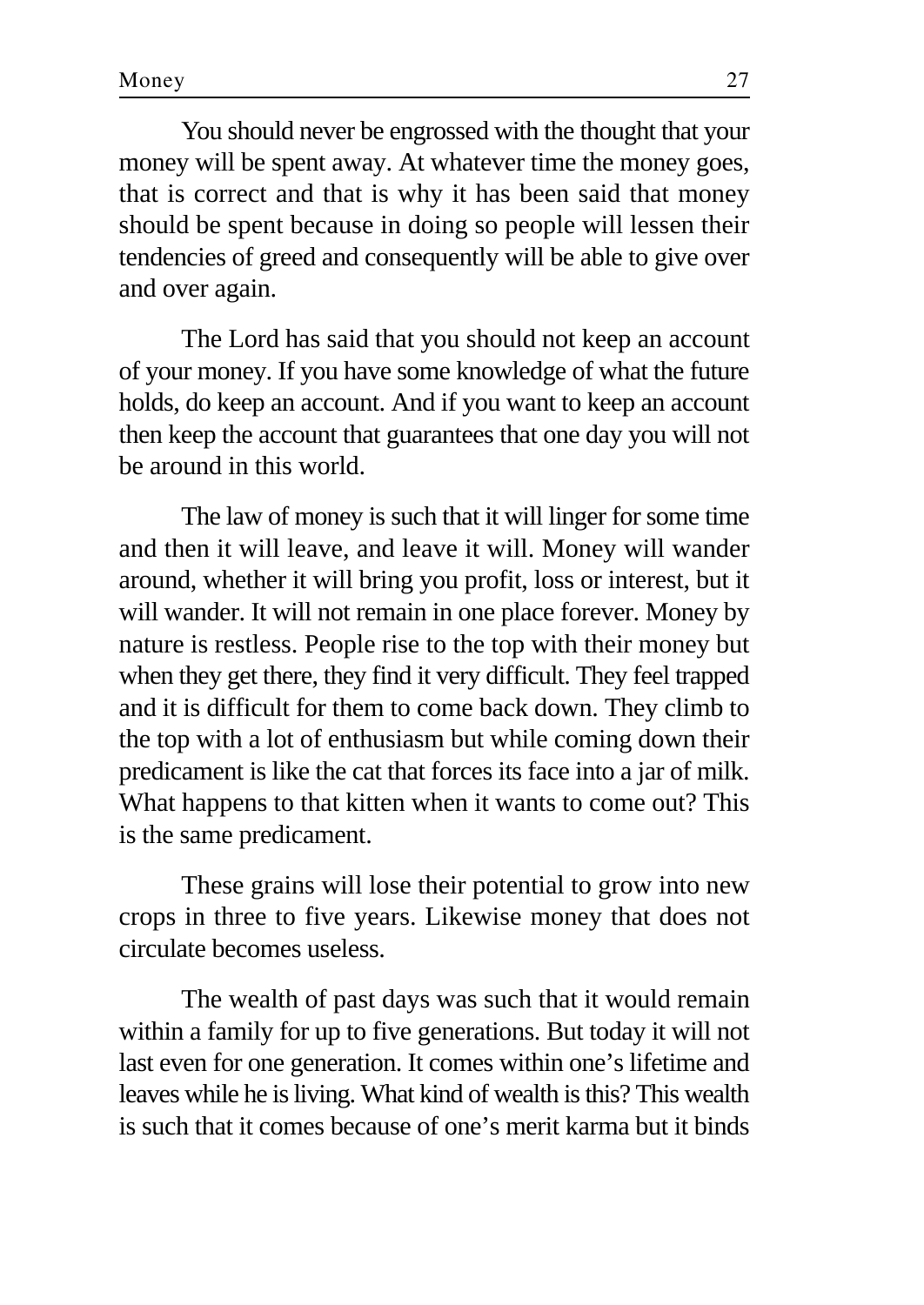You should never be engrossed with the thought that your money will be spent away. At whatever time the money goes, that is correct and that is why it has been said that money should be spent because in doing so people will lessen their tendencies of greed and consequently will be able to give over and over again.

The Lord has said that you should not keep an account of your money. If you have some knowledge of what the future holds, do keep an account. And if you want to keep an account then keep the account that guarantees that one day you will not be around in this world.

The law of money is such that it will linger for some time and then it will leave, and leave it will. Money will wander around, whether it will bring you profit, loss or interest, but it will wander. It will not remain in one place forever. Money by nature is restless. People rise to the top with their money but when they get there, they find it very difficult. They feel trapped and it is difficult for them to come back down. They climb to the top with a lot of enthusiasm but while coming down their predicament is like the cat that forces its face into a jar of milk. What happens to that kitten when it wants to come out? This is the same predicament.

These grains will lose their potential to grow into new crops in three to five years. Likewise money that does not circulate becomes useless.

The wealth of past days was such that it would remain within a family for up to five generations. But today it will not last even for one generation. It comes within one's lifetime and leaves while he is living. What kind of wealth is this? This wealth is such that it comes because of one's merit karma but it binds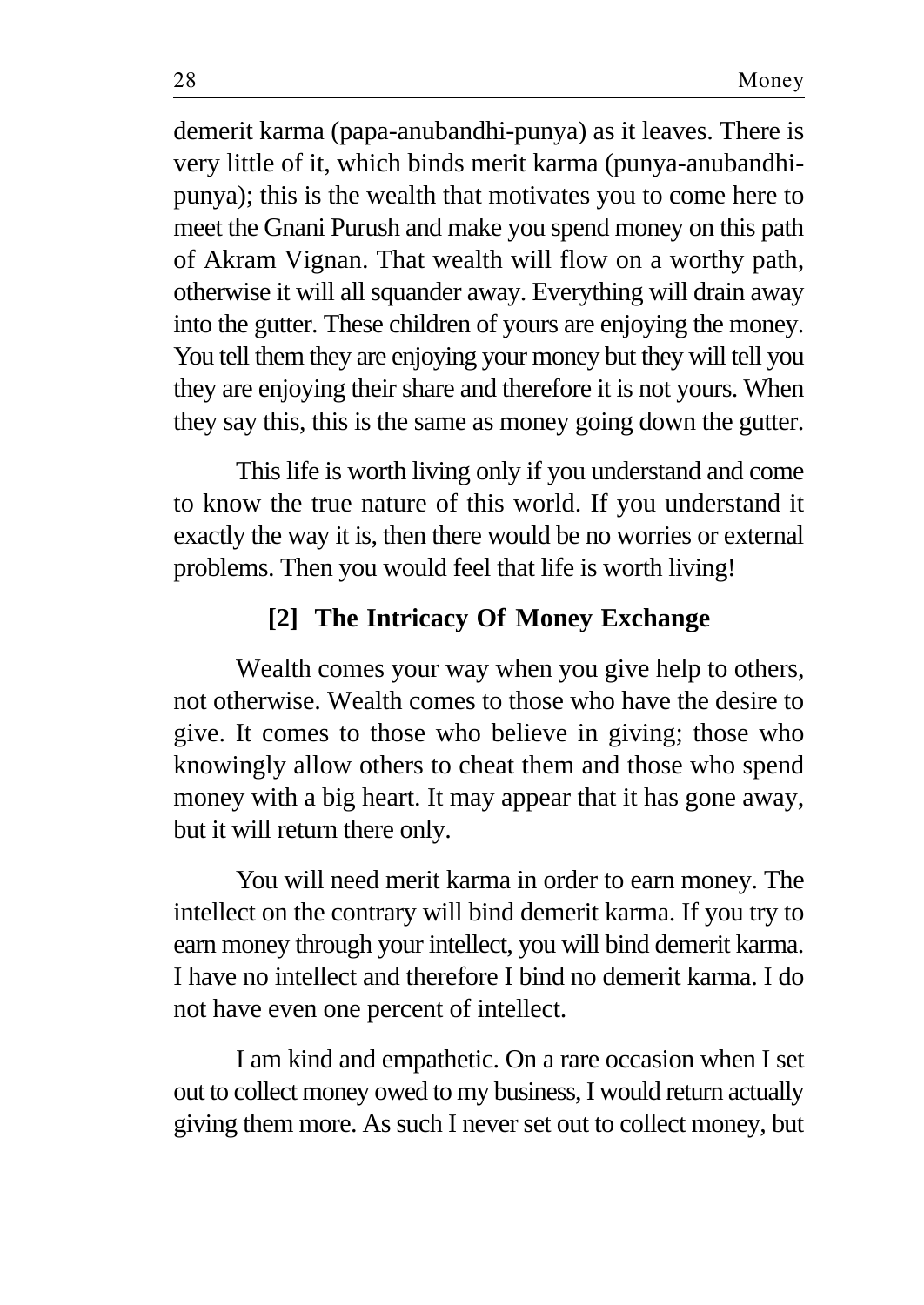demerit karma (papa-anubandhi-punya) as it leaves. There is very little of it, which binds merit karma (punya-anubandhi-punya); this is the wealth that motivates you to come here to meet the Gnani Purush and make you spend money on this path of Akram Vignan. That wealth will flow on a worthy path, otherwise it will all squander away. Everything will drain away into the gutter. These children of yours are enjoying the money. You tell them they are enjoying your money but they will tell you they are enjoying their share and therefore it is not yours. When they say this, this is the same as money going down the gutter.

This life is worth living only if you understand and come to know the true nature of this world. If you understand it exactly the way it is, then there would be no worries or external problems. Then you would feel that life is worth living!

## [2] The Intricacy Of Money Exchange

Wealth comes your way when you give help to others, not otherwise. Wealth comes to those who have the desire to give. It comes to those who believe in giving; those who knowingly allow others to cheat them and those who spend money with a big heart. It may appear that it has gone away, but it will return there only.

You will need merit karma in order to earn money. The intellect on the contrary will bind demerit karma. If you try to earn money through your intellect, you will bind demerit karma. I have no intellect and therefore I bind no demerit karma. I do not have even one percent of intellect.

I am kind and empathetic. On a rare occasion when I set out to collect money owed to my business, I would return actually giving them more. As such I never set out to collect money, but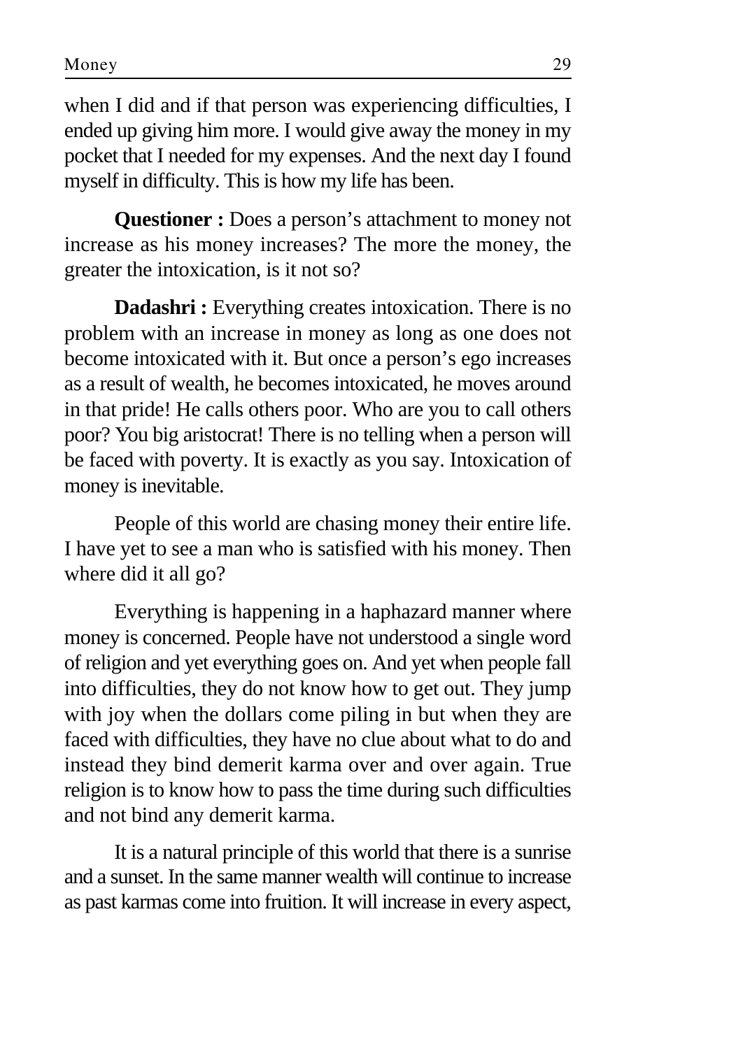when I did and if that person was experiencing difficulties, I ended up giving him more. I would give away the money in my pocket that I needed for my expenses. And the next day I found myself in difficulty. This is how my life has been.

**Questioner :** Does a person's attachment to money not increase as his money increases? The more the money, the greater the intoxication, is it not so?

**Dadashri :** Everything creates intoxication. There is no problem with an increase in money as long as one does not become intoxicated with it. But once a person's ego increases as a result of wealth, he becomes intoxicated, he moves around in that pride! He calls others poor. Who are you to call others poor? You big aristocrat! There is no telling when a person will be faced with poverty. It is exactly as you say. Intoxication of money is inevitable.

People of this world are chasing money their entire life. I have yet to see a man who is satisfied with his money. Then where did it all go?

Everything is happening in a haphazard manner where money is concerned. People have not understood a single word of religion and yet everything goes on. And yet when people fall into difficulties, they do not know how to get out. They jump with joy when the dollars come piling in but when they are faced with difficulties, they have no clue about what to do and instead they bind demerit karma over and over again. True religion is to know how to pass the time during such difficulties and not bind any demerit karma.

It is a natural principle of this world that there is a sunrise and a sunset. In the same manner wealth will continue to increase as past karmas come into fruition. It will increase in every aspect,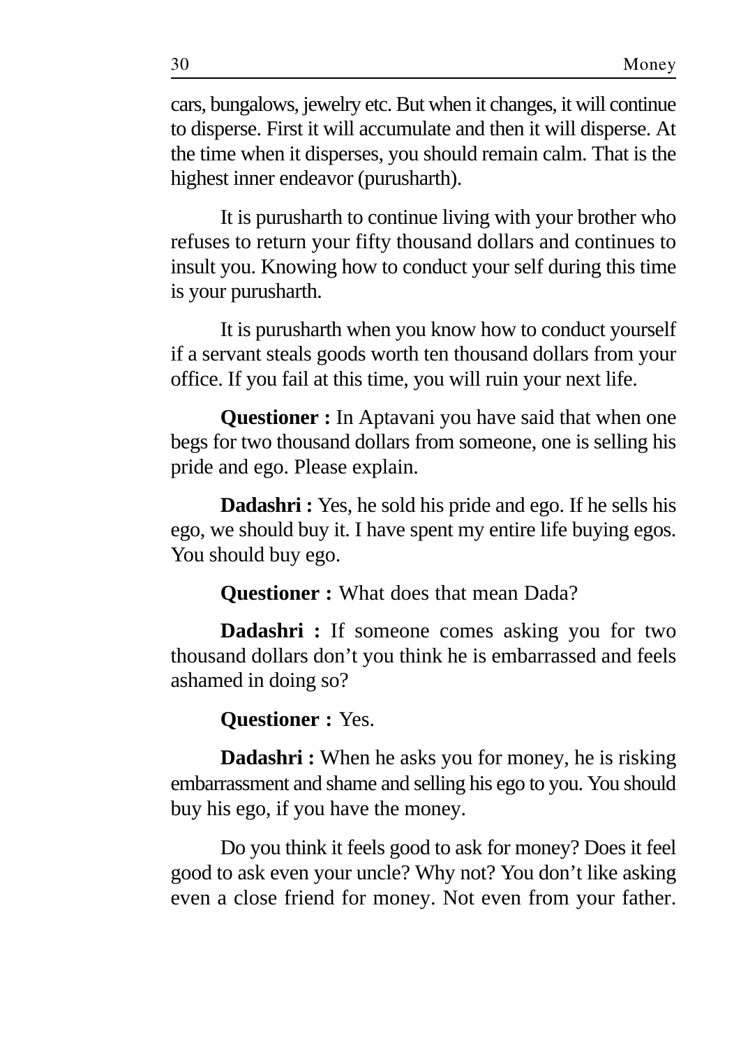cars, bungalows, jewelry etc. But when it changes, it will continue to disperse. First it will accumulate and then it will disperse. At the time when it disperses, you should remain calm. That is the highest inner endeavor (purusharth).

It is purusharth to continue living with your brother who refuses to return your fifty thousand dollars and continues to insult you. Knowing how to conduct your self during this time is your purusharth.

It is purusharth when you know how to conduct yourself if a servant steals goods worth ten thousand dollars from your office. If you fail at this time, you will ruin your next life.

**Questioner :** In Aptavani you have said that when one begs for two thousand dollars from someone, one is selling his pride and ego. Please explain.

**Dadashri :** Yes, he sold his pride and ego. If he sells his ego, we should buy it. I have spent my entire life buying egos. You should buy ego.

**Questioner :** What does that mean Dada?

**Dadashri :** If someone comes asking you for two thousand dollars don't you think he is embarrassed and feels ashamed in doing so?

**Questioner :** Yes.

**Dadashri :** When he asks you for money, he is risking embarrassment and shame and selling his ego to you. You should buy his ego, if you have the money.

Do you think it feels good to ask for money? Does it feel good to ask even your uncle? Why not? You don't like asking even a close friend for money. Not even from your father.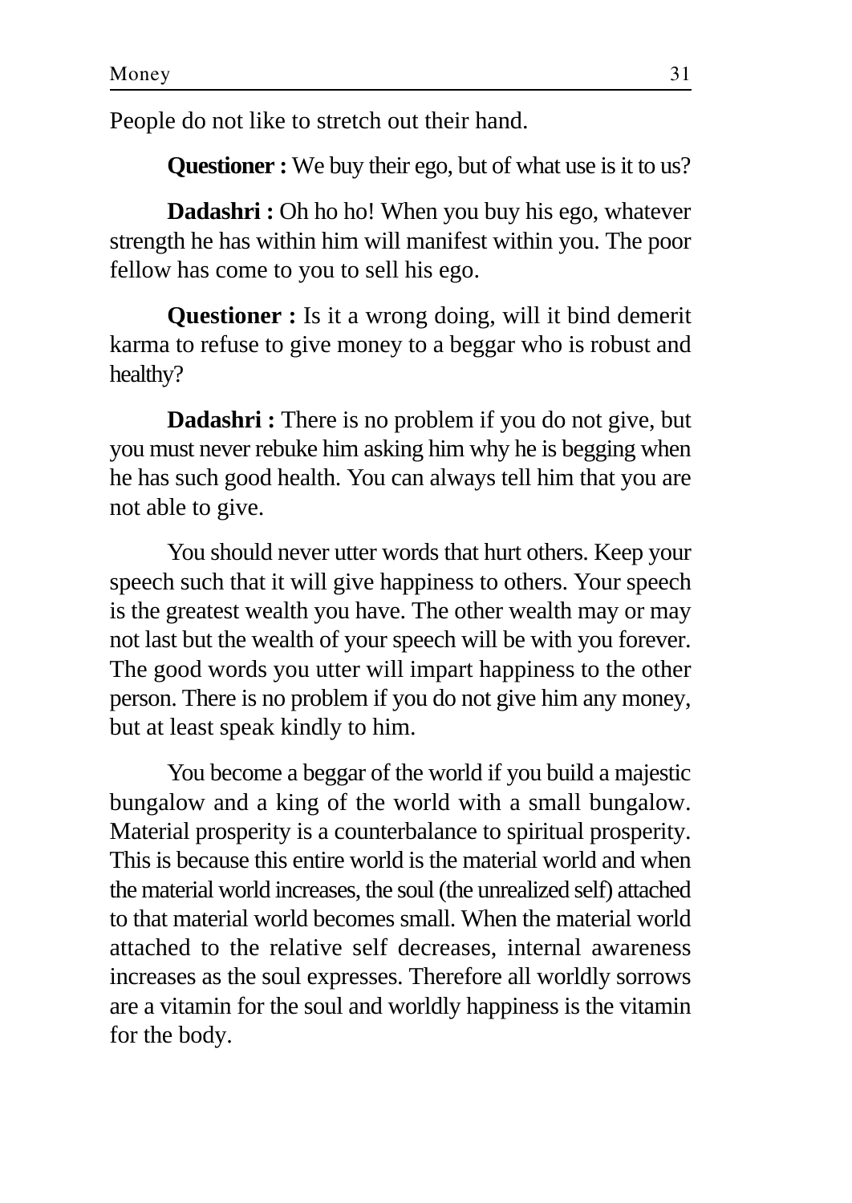People do not like to stretch out their hand.

**Questioner :** We buy their ego, but of what use is it to us?

**Dadashri :** Oh ho ho! When you buy his ego, whatever strength he has within him will manifest within you. The poor fellow has come to you to sell his ego.

**Questioner :** Is it a wrong doing, will it bind demerit karma to refuse to give money to a beggar who is robust and healthy?

**Dadashri :** There is no problem if you do not give, but you must never rebuke him asking him why he is begging when he has such good health. You can always tell him that you are not able to give.

You should never utter words that hurt others. Keep your speech such that it will give happiness to others. Your speech is the greatest wealth you have. The other wealth may or may not last but the wealth of your speech will be with you forever. The good words you utter will impart happiness to the other person. There is no problem if you do not give him any money, but at least speak kindly to him.

You become a beggar of the world if you build a majestic bungalow and a king of the world with a small bungalow. Material prosperity is a counterbalance to spiritual prosperity. This is because this entire world is the material world and when the material world increases, the soul (the unrealized self) attached to that material world becomes small. When the material world attached to the relative self decreases, internal awareness increases as the soul expresses. Therefore all worldly sorrows are a vitamin for the soul and worldly happiness is the vitamin for the body.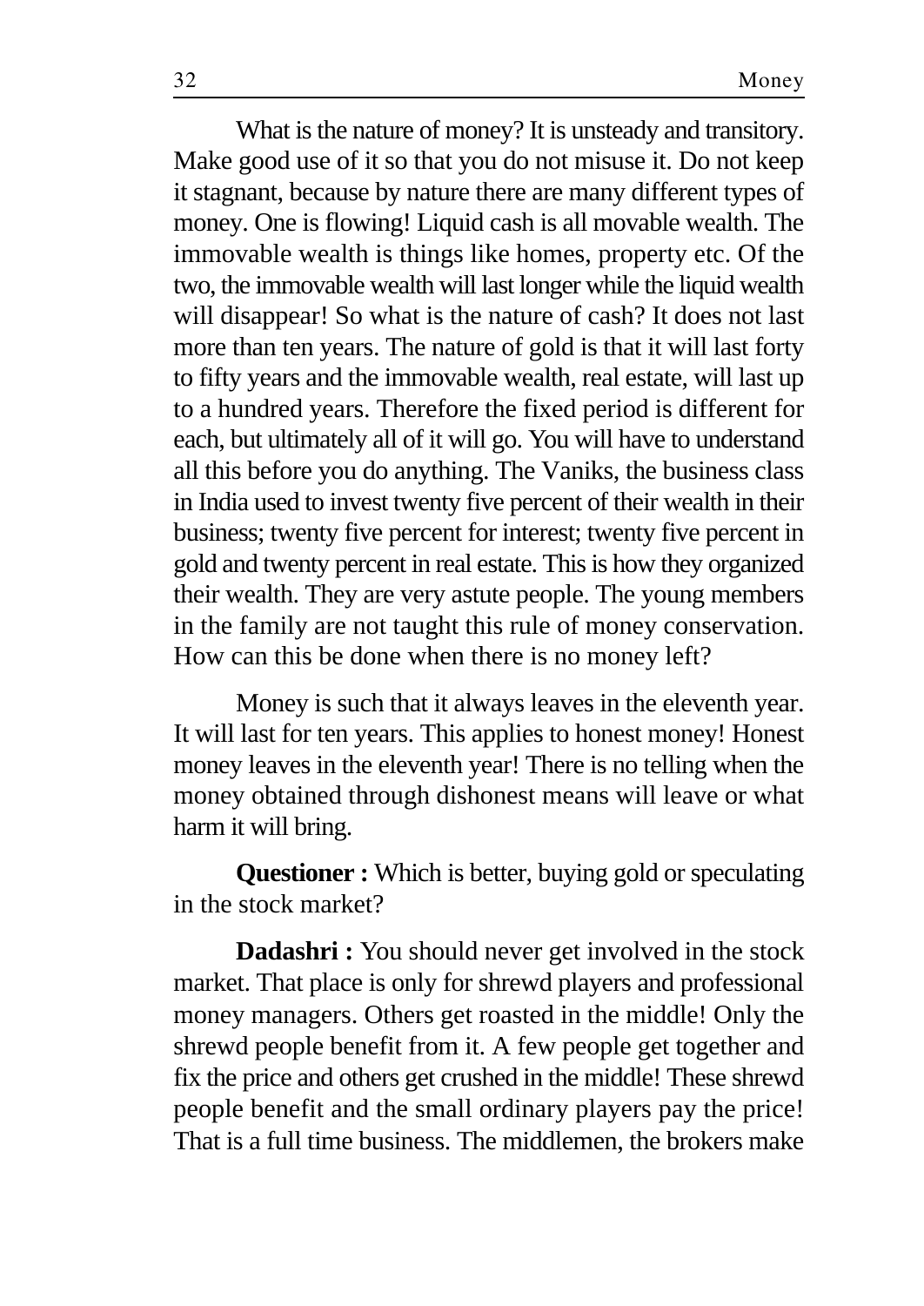What is the nature of money? It is unsteady and transitory. Make good use of it so that you do not misuse it. Do not keep it stagnant, because by nature there are many different types of money. One is flowing! Liquid cash is all movable wealth. The immovable wealth is things like homes, property etc. Of the two, the immovable wealth will last longer while the liquid wealth will disappear! So what is the nature of cash? It does not last more than ten years. The nature of gold is that it will last forty to fifty years and the immovable wealth, real estate, will last up to a hundred years. Therefore the fixed period is different for each, but ultimately all of it will go. You will have to understand all this before you do anything. The Vaniks, the business class in India used to invest twenty five percent of their wealth in their business; twenty five percent for interest; twenty five percent in gold and twenty percent in real estate. This is how they organized their wealth. They are very astute people. The young members in the family are not taught this rule of money conservation. How can this be done when there is no money left?

Money is such that it always leaves in the eleventh year. It will last for ten years. This applies to honest money! Honest money leaves in the eleventh year! There is no telling when the money obtained through dishonest means will leave or what harm it will bring.

**Questioner :** Which is better, buying gold or speculating in the stock market?

**Dadashri :** You should never get involved in the stock market. That place is only for shrewd players and professional money managers. Others get roasted in the middle! Only the shrewd people benefit from it. A few people get together and fix the price and others get crushed in the middle! These shrewd people benefit and the small ordinary players pay the price! That is a full time business. The middlemen, the brokers make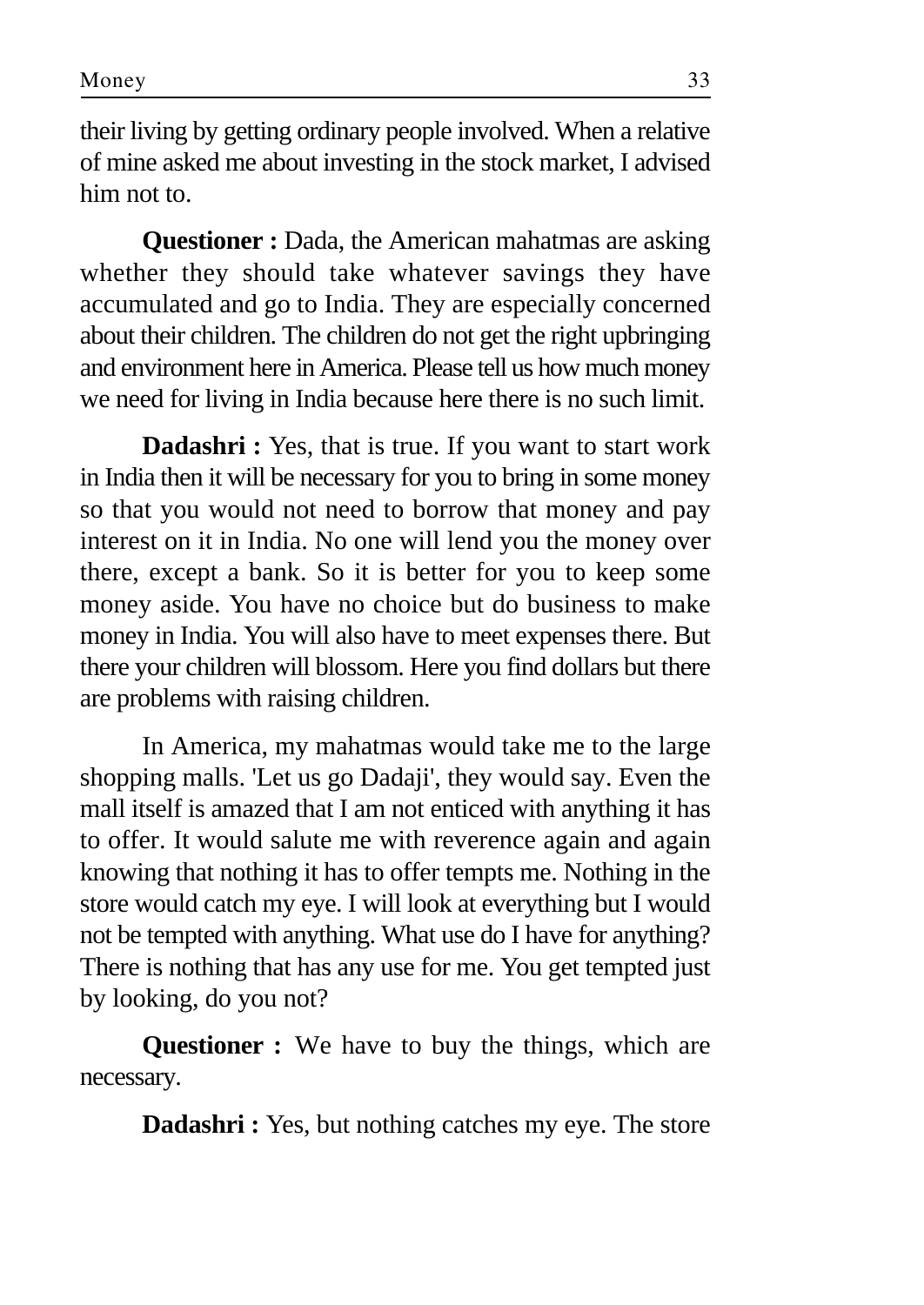their living by getting ordinary people involved. When a relative of mine asked me about investing in the stock market, I advised him not to.

**Questioner :** Dada, the American mahatmas are asking whether they should take whatever savings they have accumulated and go to India. They are especially concerned about their children. The children do not get the right upbringing and environment here in America. Please tell us how much money we need for living in India because here there is no such limit.

**Dadashri :** Yes, that is true. If you want to start work in India then it will be necessary for you to bring in some money so that you would not need to borrow that money and pay interest on it in India. No one will lend you the money over there, except a bank. So it is better for you to keep some money aside. You have no choice but do business to make money in India. You will also have to meet expenses there. But there your children will blossom. Here you find dollars but there are problems with raising children.

In America, my mahatmas would take me to the large shopping malls. 'Let us go Dadaji', they would say. Even the mall itself is amazed that I am not enticed with anything it has to offer. It would salute me with reverence again and again knowing that nothing it has to offer tempts me. Nothing in the store would catch my eye. I will look at everything but I would not be tempted with anything. What use do I have for anything? There is nothing that has any use for me. You get tempted just by looking, do you not?

**Questioner :** We have to buy the things, which are necessary.

**Dadashri :** Yes, but nothing catches my eye. The store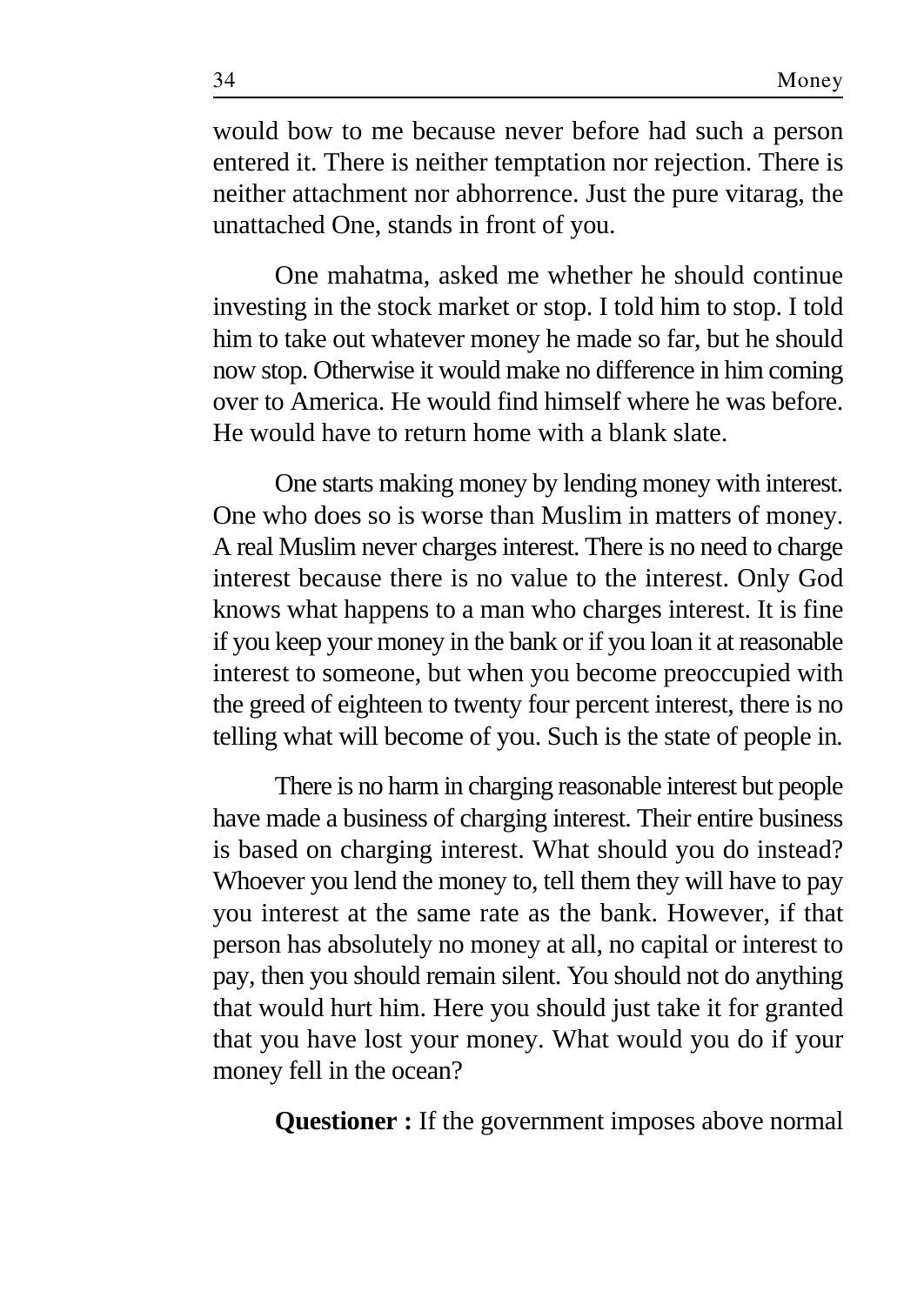would bow to me because never before had such a person entered it. There is neither temptation nor rejection. There is neither attachment nor abhorrence. Just the pure vitarag, the unattached One, stands in front of you.

One mahatma, asked me whether he should continue investing in the stock market or stop. I told him to stop. I told him to take out whatever money he made so far, but he should now stop. Otherwise it would make no difference in him coming over to America. He would find himself where he was before. He would have to return home with a blank slate.

One starts making money by lending money with interest. One who does so is worse than Muslim in matters of money. A real Muslim never charges interest. There is no need to charge interest because there is no value to the interest. Only God knows what happens to a man who charges interest. It is fine if you keep your money in the bank or if you loan it at reasonable interest to someone, but when you become preoccupied with the greed of eighteen to twenty four percent interest, there is no telling what will become of you. Such is the state of people in.

There is no harm in charging reasonable interest but people have made a business of charging interest. Their entire business is based on charging interest. What should you do instead? Whoever you lend the money to, tell them they will have to pay you interest at the same rate as the bank. However, if that person has absolutely no money at all, no capital or interest to pay, then you should remain silent. You should not do anything that would hurt him. Here you should just take it for granted that you have lost your money. What would you do if your money fell in the ocean?

**Questioner :** If the government imposes above normal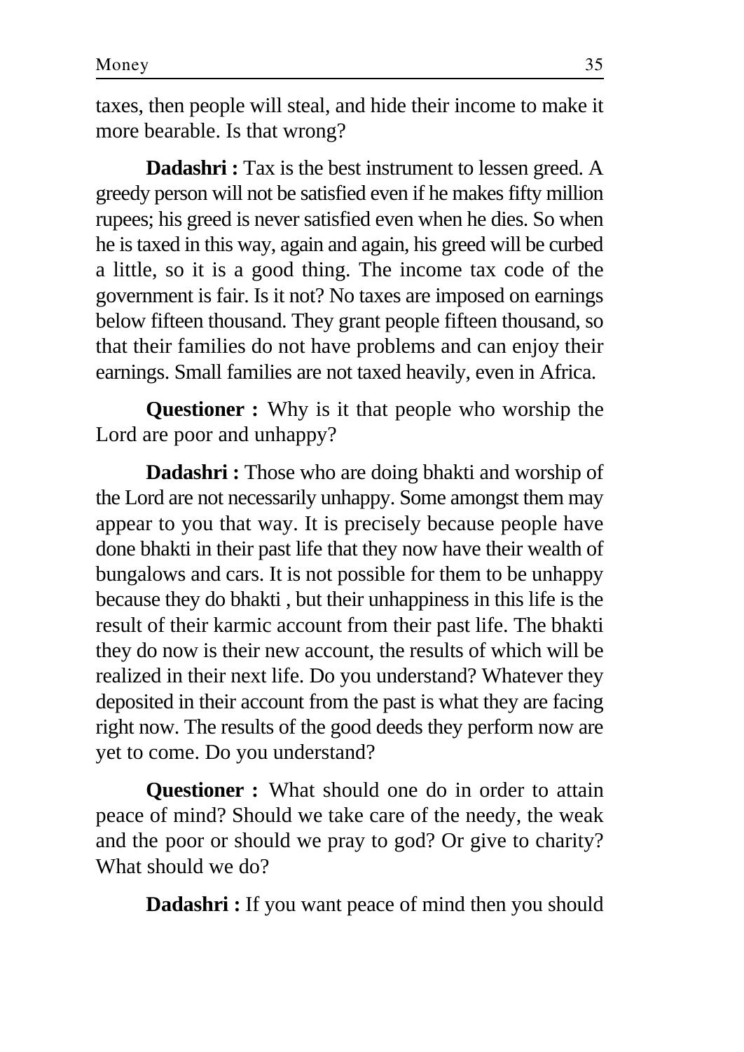taxes, then people will steal, and hide their income to make it more bearable. Is that wrong?

**Dadashri :** Tax is the best instrument to lessen greed. A greedy person will not be satisfied even if he makes fifty million rupees; his greed is never satisfied even when he dies. So when he is taxed in this way, again and again, his greed will be curbed a little, so it is a good thing. The income tax code of the government is fair. Is it not? No taxes are imposed on earnings below fifteen thousand. They grant people fifteen thousand, so that their families do not have problems and can enjoy their earnings. Small families are not taxed heavily, even in Africa.

**Questioner :** Why is it that people who worship the Lord are poor and unhappy?

**Dadashri :** Those who are doing bhakti and worship of the Lord are not necessarily unhappy. Some amongst them may appear to you that way. It is precisely because people have done bhakti in their past life that they now have their wealth of bungalows and cars. It is not possible for them to be unhappy because they do bhakti , but their unhappiness in this life is the result of their karmic account from their past life. The bhakti they do now is their new account, the results of which will be realized in their next life. Do you understand? Whatever they deposited in their account from the past is what they are facing right now. The results of the good deeds they perform now are yet to come. Do you understand?

**Questioner :** What should one do in order to attain peace of mind? Should we take care of the needy, the weak and the poor or should we pray to god? Or give to charity? What should we do?

**Dadashri :** If you want peace of mind then you should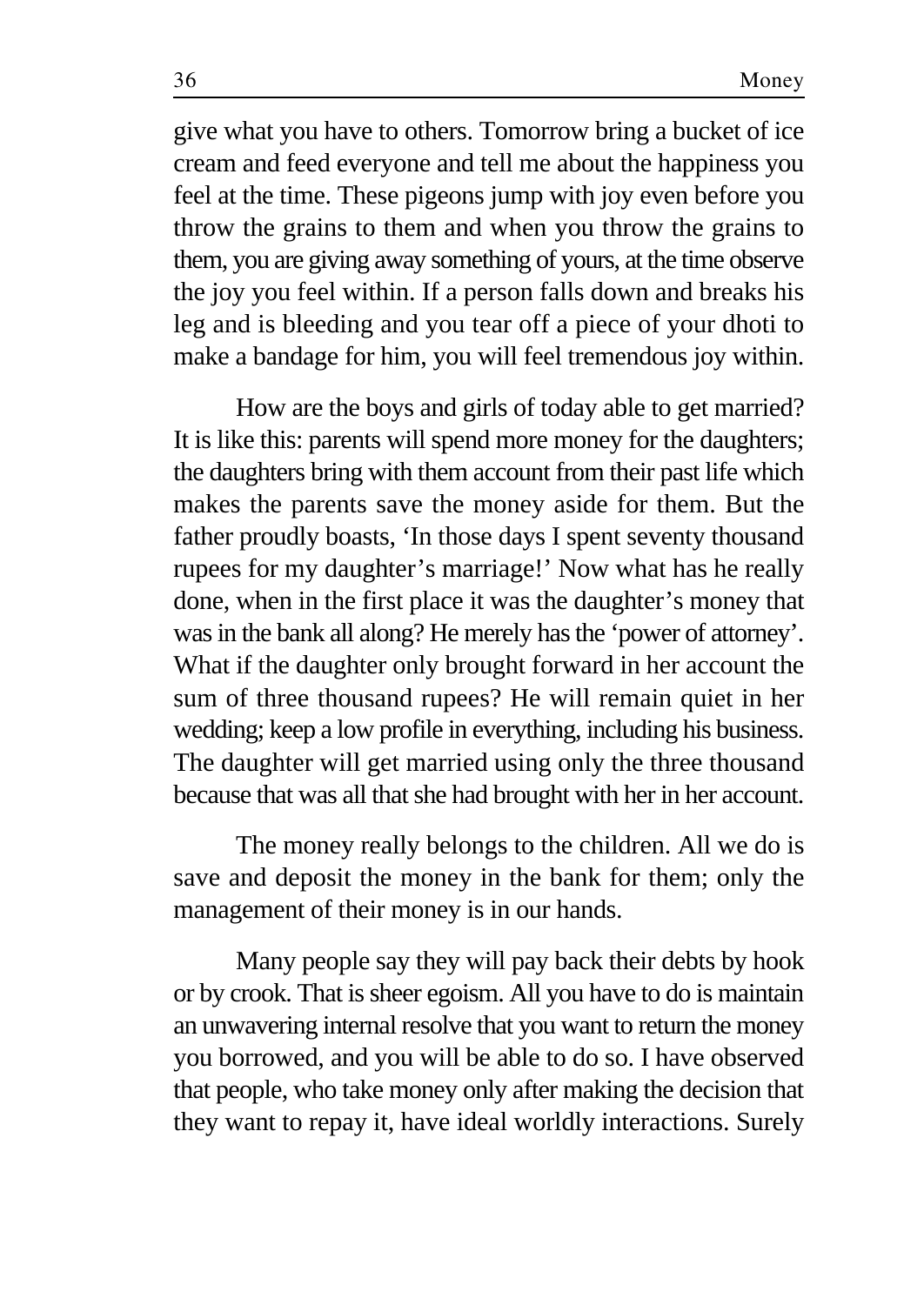give what you have to others. Tomorrow bring a bucket of ice cream and feed everyone and tell me about the happiness you feel at the time. These pigeons jump with joy even before you throw the grains to them and when you throw the grains to them, you are giving away something of yours, at the time observe the joy you feel within. If a person falls down and breaks his leg and is bleeding and you tear off a piece of your dhoti to make a bandage for him, you will feel tremendous joy within.

How are the boys and girls of today able to get married? It is like this: parents will spend more money for the daughters; the daughters bring with them account from their past life which makes the parents save the money aside for them. But the father proudly boasts, 'In those days I spent seventy thousand rupees for my daughter's marriage!' Now what has he really done, when in the first place it was the daughter's money that was in the bank all along? He merely has the 'power of attorney'. What if the daughter only brought forward in her account the sum of three thousand rupees? He will remain quiet in her wedding; keep a low profile in everything, including his business. The daughter will get married using only the three thousand because that was all that she had brought with her in her account.

The money really belongs to the children. All we do is save and deposit the money in the bank for them; only the management of their money is in our hands.

Many people say they will pay back their debts by hook or by crook. That is sheer egoism. All you have to do is maintain an unwavering internal resolve that you want to return the money you borrowed, and you will be able to do so. I have observed that people, who take money only after making the decision that they want to repay it, have ideal worldly interactions. Surely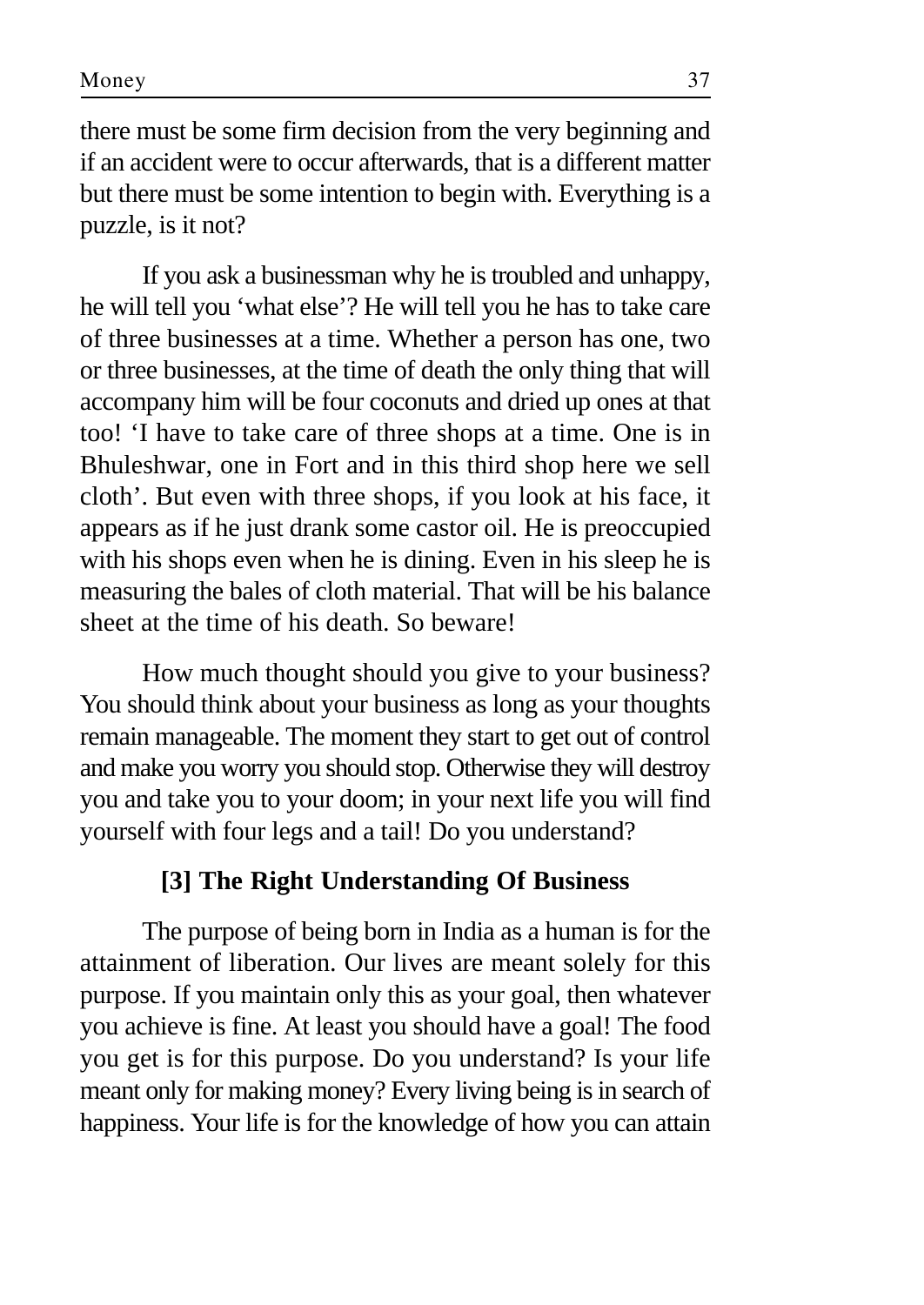there must be some firm decision from the very beginning and if an accident were to occur afterwards, that is a different matter but there must be some intention to begin with. Everything is a puzzle, is it not?

If you ask a businessman why he is troubled and unhappy, he will tell you 'what else'? He will tell you he has to take care of three businesses at a time. Whether a person has one, two or three businesses, at the time of death the only thing that will accompany him will be four coconuts and dried up ones at that too! 'I have to take care of three shops at a time. One is in Bhuleshwar, one in Fort and in this third shop here we sell cloth'. But even with three shops, if you look at his face, it appears as if he just drank some castor oil. He is preoccupied with his shops even when he is dining. Even in his sleep he is measuring the bales of cloth material. That will be his balance sheet at the time of his death. So beware!

How much thought should you give to your business? You should think about your business as long as your thoughts remain manageable. The moment they start to get out of control and make you worry you should stop. Otherwise they will destroy you and take you to your doom; in your next life you will find yourself with four legs and a tail! Do you understand?

### [3] The Right Understanding Of Business

The purpose of being born in India as a human is for the attainment of liberation. Our lives are meant solely for this purpose. If you maintain only this as your goal, then whatever you achieve is fine. At least you should have a goal! The food you get is for this purpose. Do you understand? Is your life meant only for making money? Every living being is in search of happiness. Your life is for the knowledge of how you can attain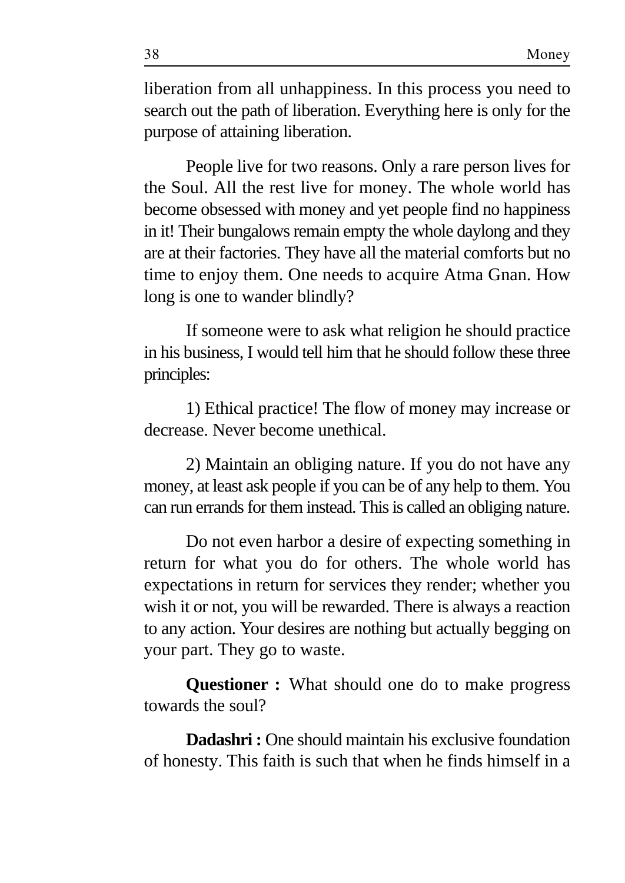liberation from all unhappiness. In this process you need to search out the path of liberation. Everything here is only for the purpose of attaining liberation.

People live for two reasons. Only a rare person lives for the Soul. All the rest live for money. The whole world has become obsessed with money and yet people find no happiness in it! Their bungalows remain empty the whole daylong and they are at their factories. They have all the material comforts but no time to enjoy them. One needs to acquire Atma Gnan. How long is one to wander blindly?

If someone were to ask what religion he should practice in his business, I would tell him that he should follow these three principles:

1) Ethical practice! The flow of money may increase or decrease. Never become unethical.

2) Maintain an obliging nature. If you do not have any money, at least ask people if you can be of any help to them. You can run errands for them instead. This is called an obliging nature.

Do not even harbor a desire of expecting something in return for what you do for others. The whole world has expectations in return for services they render; whether you wish it or not, you will be rewarded. There is always a reaction to any action. Your desires are nothing but actually begging on your part. They go to waste.

**Questioner :** What should one do to make progress towards the soul?

**Dadashri :** One should maintain his exclusive foundation of honesty. This faith is such that when he finds himself in a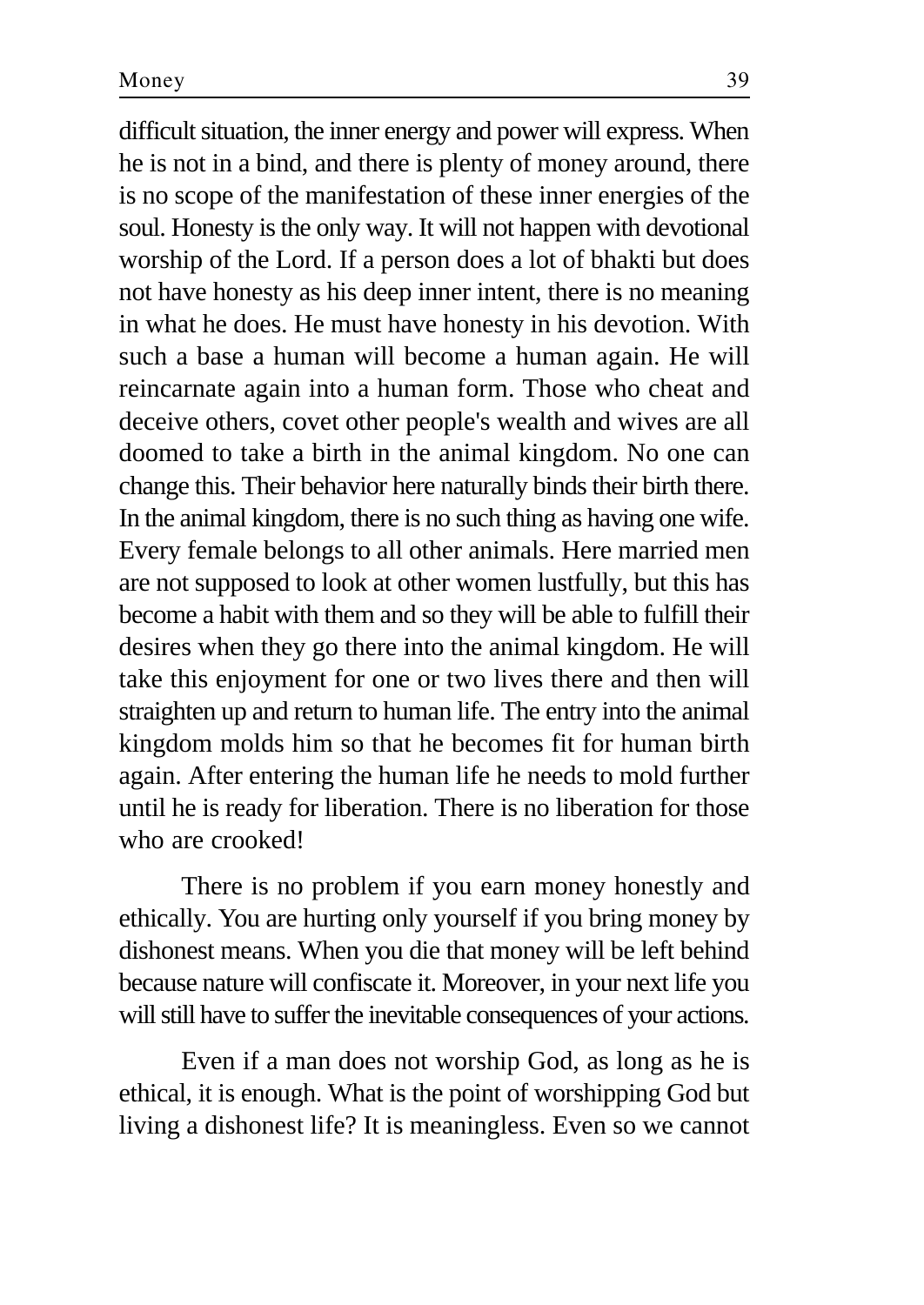difficult situation, the inner energy and power will express. When he is not in a bind, and there is plenty of money around, there is no scope of the manifestation of these inner energies of the soul. Honesty is the only way. It will not happen with devotional worship of the Lord. If a person does a lot of bhakti but does not have honesty as his deep inner intent, there is no meaning in what he does. He must have honesty in his devotion. With such a base a human will become a human again. He will reincarnate again into a human form. Those who cheat and deceive others, covet other people's wealth and wives are all doomed to take a birth in the animal kingdom. No one can change this. Their behavior here naturally binds their birth there. In the animal kingdom, there is no such thing as having one wife. Every female belongs to all other animals. Here married men are not supposed to look at other women lustfully, but this has become a habit with them and so they will be able to fulfill their desires when they go there into the animal kingdom. He will take this enjoyment for one or two lives there and then will straighten up and return to human life. The entry into the animal kingdom molds him so that he becomes fit for human birth again. After entering the human life he needs to mold further until he is ready for liberation. There is no liberation for those who are crooked!

There is no problem if you earn money honestly and ethically. You are hurting only yourself if you bring money by dishonest means. When you die that money will be left behind because nature will confiscate it. Moreover, in your next life you will still have to suffer the inevitable consequences of your actions.

Even if a man does not worship God, as long as he is ethical, it is enough. What is the point of worshipping God but living a dishonest life? It is meaningless. Even so we cannot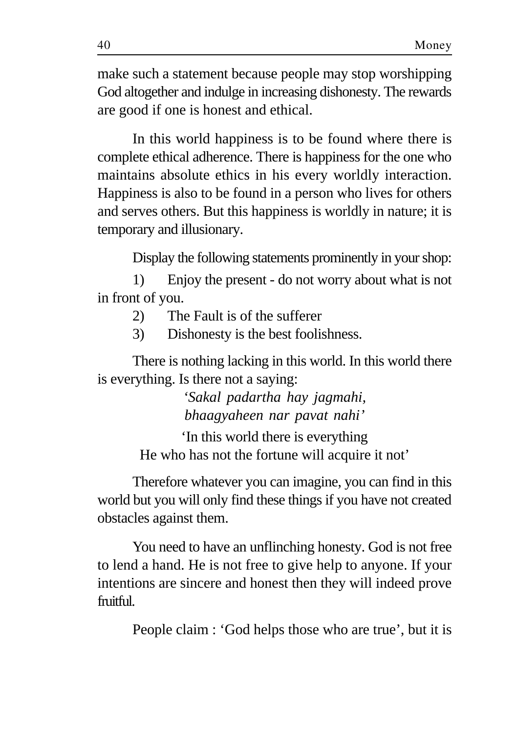make such a statement because people may stop worshipping God altogether and indulge in increasing dishonesty. The rewards are good if one is honest and ethical.

In this world happiness is to be found where there is complete ethical adherence. There is happiness for the one who maintains absolute ethics in his every worldly interaction. Happiness is also to be found in a person who lives for others and serves others. But this happiness is worldly in nature; it is temporary and illusionary.

Display the following statements prominently in your shop:

1) Enjoy the present - do not worry about what is not in front of you.
2) The Fault is of the sufferer
3) Dishonesty is the best foolishness.

There is nothing lacking in this world. In this world there is everything. Is there not a saying:

*'Sakal padartha hay jagmahi,*
*bhaagyaheen nar pavat nahi'*

'In this world there is everything
He who has not the fortune will acquire it not'

Therefore whatever you can imagine, you can find in this world but you will only find these things if you have not created obstacles against them.

You need to have an unflinching honesty. God is not free to lend a hand. He is not free to give help to anyone. If your intentions are sincere and honest then they will indeed prove fruitful.

People claim : 'God helps those who are true', but it is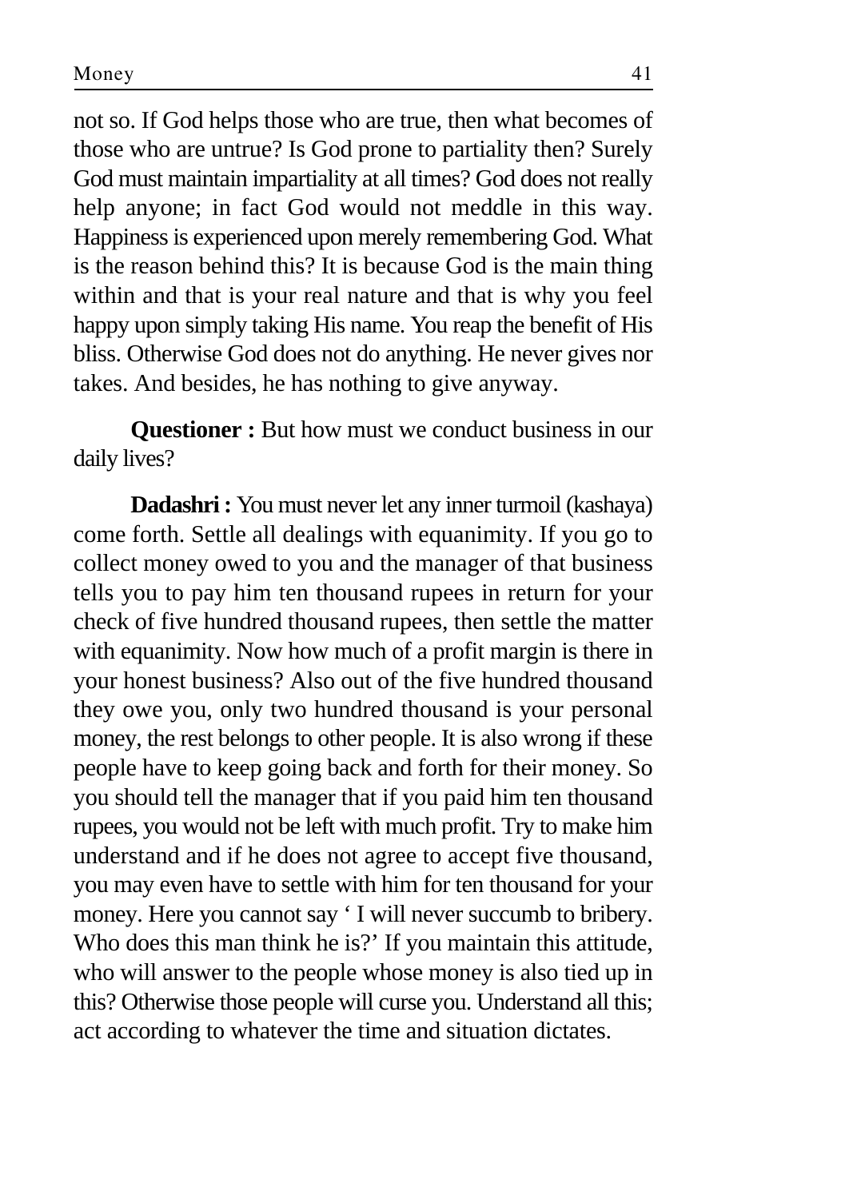not so. If God helps those who are true, then what becomes of those who are untrue? Is God prone to partiality then? Surely God must maintain impartiality at all times? God does not really help anyone; in fact God would not meddle in this way. Happiness is experienced upon merely remembering God. What is the reason behind this? It is because God is the main thing within and that is your real nature and that is why you feel happy upon simply taking His name. You reap the benefit of His bliss. Otherwise God does not do anything. He never gives nor takes. And besides, he has nothing to give anyway.

**Questioner :** But how must we conduct business in our daily lives?

**Dadashri :** You must never let any inner turmoil (kashaya) come forth. Settle all dealings with equanimity. If you go to collect money owed to you and the manager of that business tells you to pay him ten thousand rupees in return for your check of five hundred thousand rupees, then settle the matter with equanimity. Now how much of a profit margin is there in your honest business? Also out of the five hundred thousand they owe you, only two hundred thousand is your personal money, the rest belongs to other people. It is also wrong if these people have to keep going back and forth for their money. So you should tell the manager that if you paid him ten thousand rupees, you would not be left with much profit. Try to make him understand and if he does not agree to accept five thousand, you may even have to settle with him for ten thousand for your money. Here you cannot say ' I will never succumb to bribery. Who does this man think he is?' If you maintain this attitude, who will answer to the people whose money is also tied up in this? Otherwise those people will curse you. Understand all this; act according to whatever the time and situation dictates.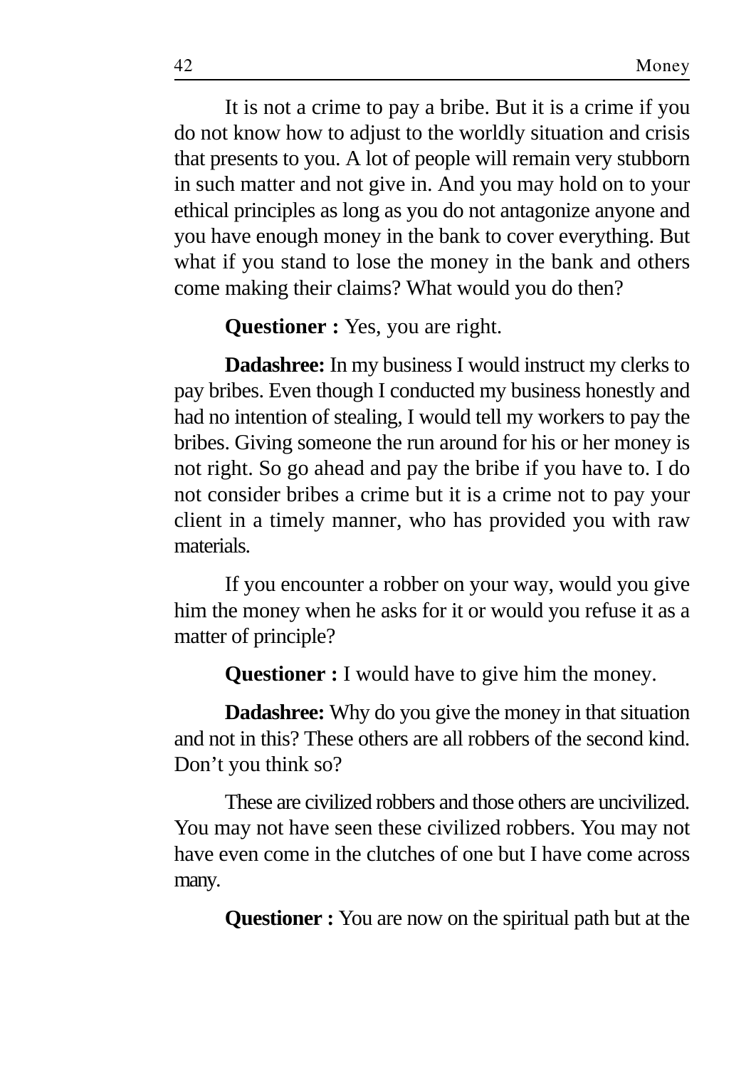It is not a crime to pay a bribe. But it is a crime if you do not know how to adjust to the worldly situation and crisis that presents to you. A lot of people will remain very stubborn in such matter and not give in. And you may hold on to your ethical principles as long as you do not antagonize anyone and you have enough money in the bank to cover everything. But what if you stand to lose the money in the bank and others come making their claims? What would you do then?

**Questioner :** Yes, you are right.

**Dadashree:** In my business I would instruct my clerks to pay bribes. Even though I conducted my business honestly and had no intention of stealing, I would tell my workers to pay the bribes. Giving someone the run around for his or her money is not right. So go ahead and pay the bribe if you have to. I do not consider bribes a crime but it is a crime not to pay your client in a timely manner, who has provided you with raw materials.

If you encounter a robber on your way, would you give him the money when he asks for it or would you refuse it as a matter of principle?

**Questioner :** I would have to give him the money.

**Dadashree:** Why do you give the money in that situation and not in this? These others are all robbers of the second kind. Don't you think so?

These are civilized robbers and those others are uncivilized. You may not have seen these civilized robbers. You may not have even come in the clutches of one but I have come across many.

**Questioner :** You are now on the spiritual path but at the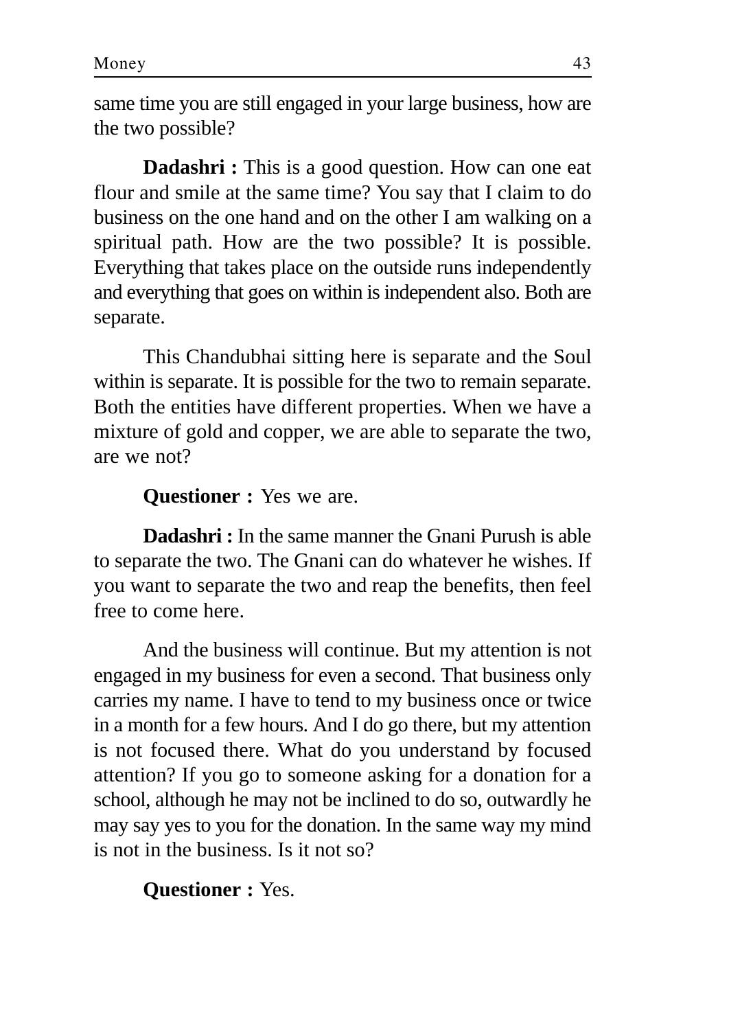same time you are still engaged in your large business, how are the two possible?

**Dadashri :** This is a good question. How can one eat flour and smile at the same time? You say that I claim to do business on the one hand and on the other I am walking on a spiritual path. How are the two possible? It is possible. Everything that takes place on the outside runs independently and everything that goes on within is independent also. Both are separate.

This Chandubhai sitting here is separate and the Soul within is separate. It is possible for the two to remain separate. Both the entities have different properties. When we have a mixture of gold and copper, we are able to separate the two, are we not?

**Questioner :** Yes we are.

**Dadashri :** In the same manner the Gnani Purush is able to separate the two. The Gnani can do whatever he wishes. If you want to separate the two and reap the benefits, then feel free to come here.

And the business will continue. But my attention is not engaged in my business for even a second. That business only carries my name. I have to tend to my business once or twice in a month for a few hours. And I do go there, but my attention is not focused there. What do you understand by focused attention? If you go to someone asking for a donation for a school, although he may not be inclined to do so, outwardly he may say yes to you for the donation. In the same way my mind is not in the business. Is it not so?

**Questioner :** Yes.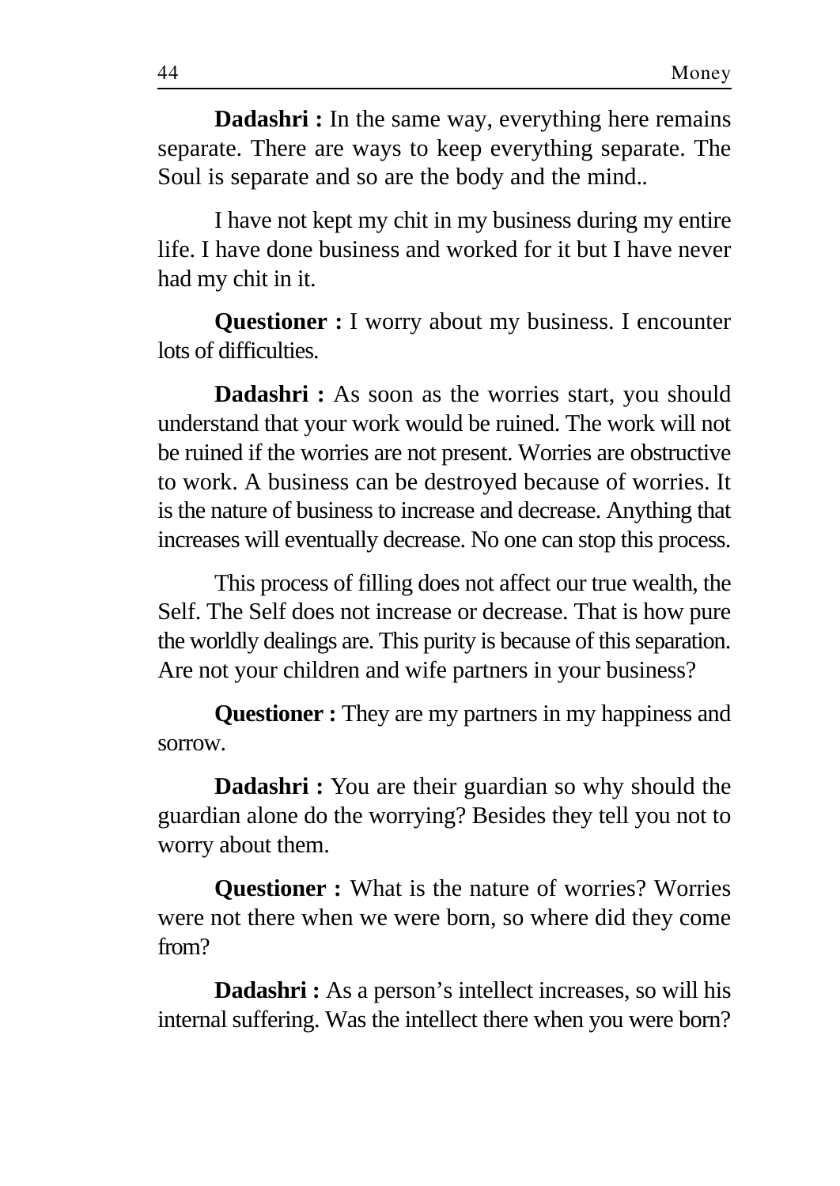**Dadashri :** In the same way, everything here remains separate. There are ways to keep everything separate. The Soul is separate and so are the body and the mind..

I have not kept my chit in my business during my entire life. I have done business and worked for it but I have never had my chit in it.

**Questioner :** I worry about my business. I encounter lots of difficulties.

**Dadashri :** As soon as the worries start, you should understand that your work would be ruined. The work will not be ruined if the worries are not present. Worries are obstructive to work. A business can be destroyed because of worries. It is the nature of business to increase and decrease. Anything that increases will eventually decrease. No one can stop this process.

This process of filling does not affect our true wealth, the Self. The Self does not increase or decrease. That is how pure the worldly dealings are. This purity is because of this separation. Are not your children and wife partners in your business?

**Questioner :** They are my partners in my happiness and sorrow.

**Dadashri :** You are their guardian so why should the guardian alone do the worrying? Besides they tell you not to worry about them.

**Questioner :** What is the nature of worries? Worries were not there when we were born, so where did they come from?

**Dadashri :** As a person's intellect increases, so will his internal suffering. Was the intellect there when you were born?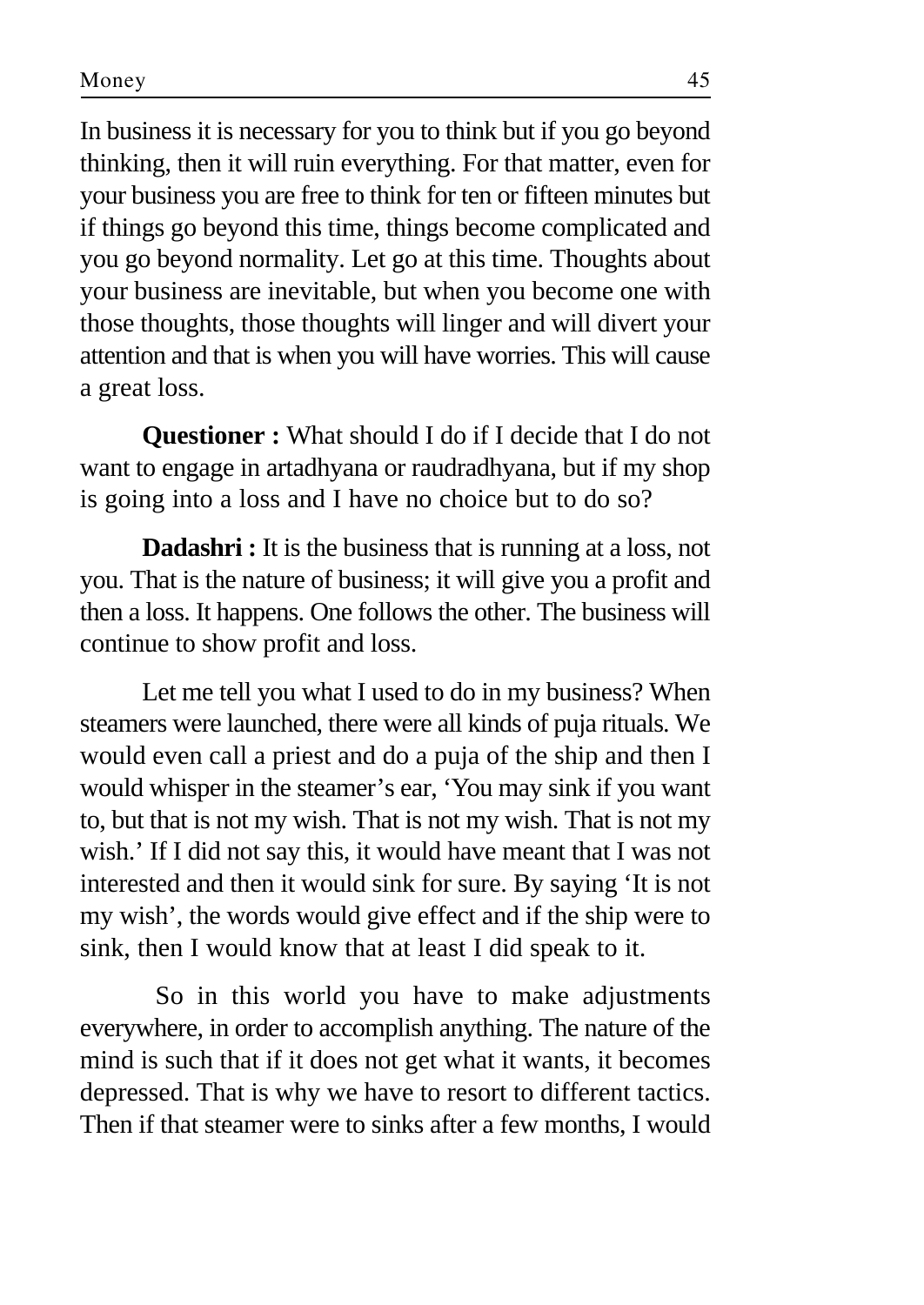In business it is necessary for you to think but if you go beyond thinking, then it will ruin everything. For that matter, even for your business you are free to think for ten or fifteen minutes but if things go beyond this time, things become complicated and you go beyond normality. Let go at this time. Thoughts about your business are inevitable, but when you become one with those thoughts, those thoughts will linger and will divert your attention and that is when you will have worries. This will cause a great loss.

**Questioner :** What should I do if I decide that I do not want to engage in artadhyana or raudradhyana, but if my shop is going into a loss and I have no choice but to do so?

**Dadashri :** It is the business that is running at a loss, not you. That is the nature of business; it will give you a profit and then a loss. It happens. One follows the other. The business will continue to show profit and loss.

Let me tell you what I used to do in my business? When steamers were launched, there were all kinds of puja rituals. We would even call a priest and do a puja of the ship and then I would whisper in the steamer's ear, 'You may sink if you want to, but that is not my wish. That is not my wish. That is not my wish.' If I did not say this, it would have meant that I was not interested and then it would sink for sure. By saying 'It is not my wish', the words would give effect and if the ship were to sink, then I would know that at least I did speak to it.

So in this world you have to make adjustments everywhere, in order to accomplish anything. The nature of the mind is such that if it does not get what it wants, it becomes depressed. That is why we have to resort to different tactics. Then if that steamer were to sinks after a few months, I would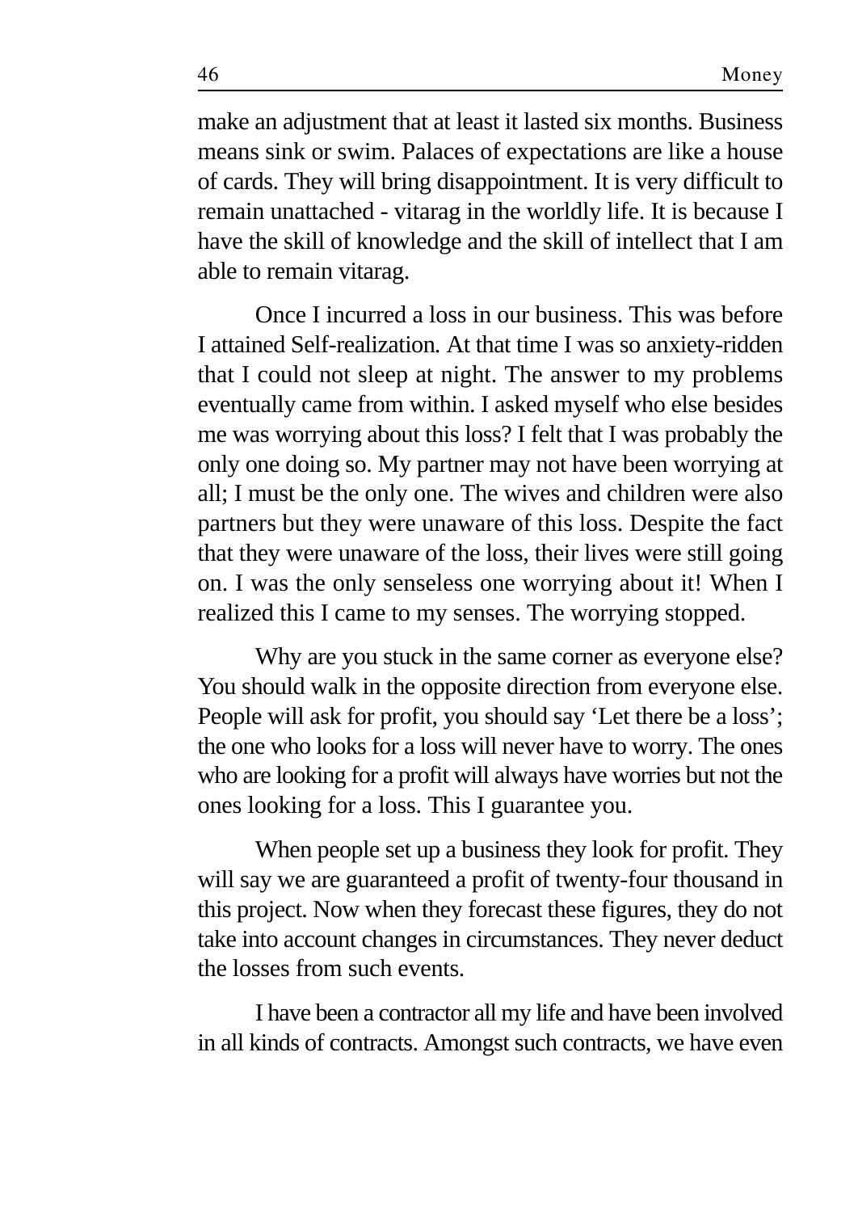make an adjustment that at least it lasted six months. Business means sink or swim. Palaces of expectations are like a house of cards. They will bring disappointment. It is very difficult to remain unattached - vitarag in the worldly life. It is because I have the skill of knowledge and the skill of intellect that I am able to remain vitarag.

Once I incurred a loss in our business. This was before I attained Self-realization. At that time I was so anxiety-ridden that I could not sleep at night. The answer to my problems eventually came from within. I asked myself who else besides me was worrying about this loss? I felt that I was probably the only one doing so. My partner may not have been worrying at all; I must be the only one. The wives and children were also partners but they were unaware of this loss. Despite the fact that they were unaware of the loss, their lives were still going on. I was the only senseless one worrying about it! When I realized this I came to my senses. The worrying stopped.

Why are you stuck in the same corner as everyone else? You should walk in the opposite direction from everyone else. People will ask for profit, you should say 'Let there be a loss'; the one who looks for a loss will never have to worry. The ones who are looking for a profit will always have worries but not the ones looking for a loss. This I guarantee you.

When people set up a business they look for profit. They will say we are guaranteed a profit of twenty-four thousand in this project. Now when they forecast these figures, they do not take into account changes in circumstances. They never deduct the losses from such events.

I have been a contractor all my life and have been involved in all kinds of contracts. Amongst such contracts, we have even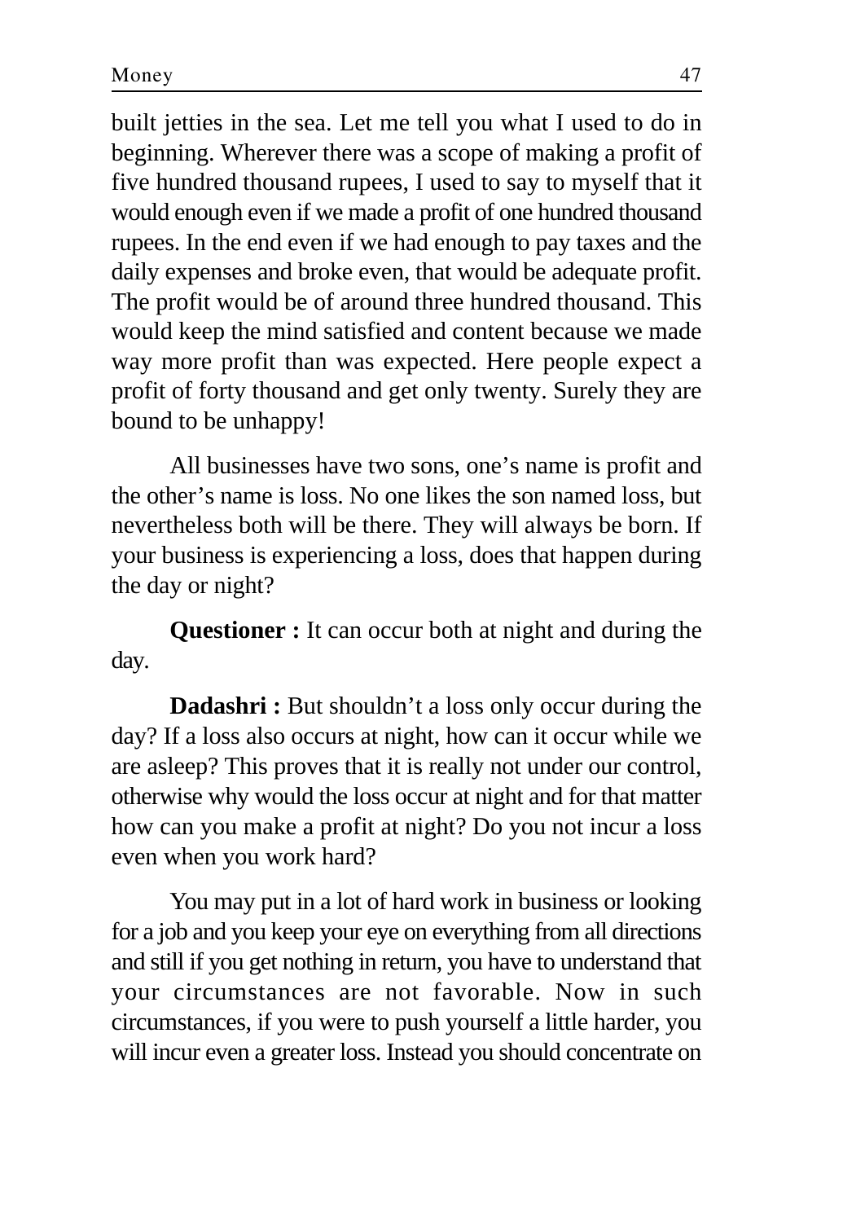built jetties in the sea. Let me tell you what I used to do in beginning. Wherever there was a scope of making a profit of five hundred thousand rupees, I used to say to myself that it would enough even if we made a profit of one hundred thousand rupees. In the end even if we had enough to pay taxes and the daily expenses and broke even, that would be adequate profit. The profit would be of around three hundred thousand. This would keep the mind satisfied and content because we made way more profit than was expected. Here people expect a profit of forty thousand and get only twenty. Surely they are bound to be unhappy!

All businesses have two sons, one's name is profit and the other's name is loss. No one likes the son named loss, but nevertheless both will be there. They will always be born. If your business is experiencing a loss, does that happen during the day or night?

**Questioner :** It can occur both at night and during the day.

**Dadashri :** But shouldn't a loss only occur during the day? If a loss also occurs at night, how can it occur while we are asleep? This proves that it is really not under our control, otherwise why would the loss occur at night and for that matter how can you make a profit at night? Do you not incur a loss even when you work hard?

You may put in a lot of hard work in business or looking for a job and you keep your eye on everything from all directions and still if you get nothing in return, you have to understand that your circumstances are not favorable. Now in such circumstances, if you were to push yourself a little harder, you will incur even a greater loss. Instead you should concentrate on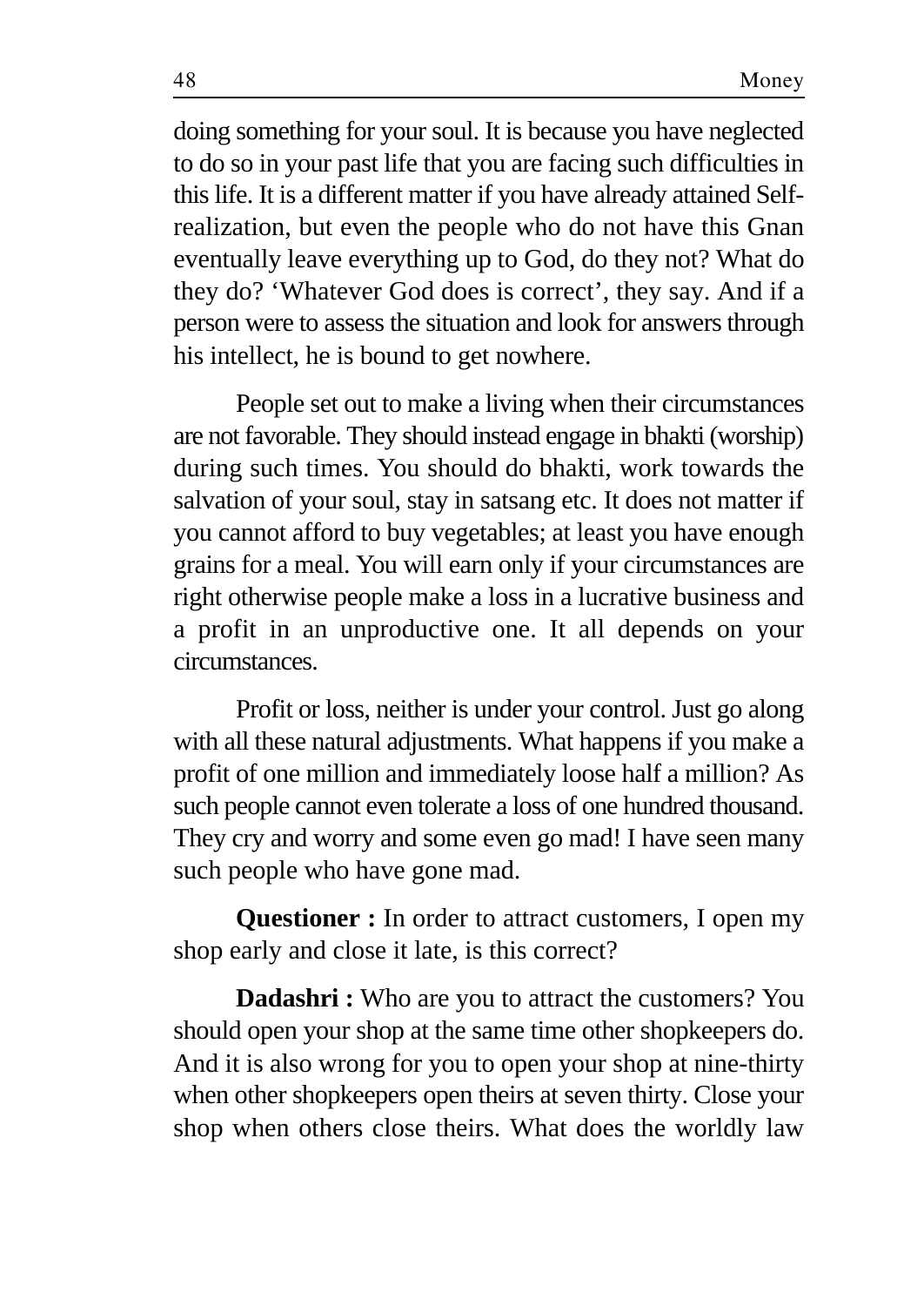doing something for your soul. It is because you have neglected to do so in your past life that you are facing such difficulties in this life. It is a different matter if you have already attained Self-realization, but even the people who do not have this Gnan eventually leave everything up to God, do they not? What do they do? 'Whatever God does is correct', they say. And if a person were to assess the situation and look for answers through his intellect, he is bound to get nowhere.

People set out to make a living when their circumstances are not favorable. They should instead engage in bhakti (worship) during such times. You should do bhakti, work towards the salvation of your soul, stay in satsang etc. It does not matter if you cannot afford to buy vegetables; at least you have enough grains for a meal. You will earn only if your circumstances are right otherwise people make a loss in a lucrative business and a profit in an unproductive one. It all depends on your circumstances.

Profit or loss, neither is under your control. Just go along with all these natural adjustments. What happens if you make a profit of one million and immediately loose half a million? As such people cannot even tolerate a loss of one hundred thousand. They cry and worry and some even go mad! I have seen many such people who have gone mad.

**Questioner :** In order to attract customers, I open my shop early and close it late, is this correct?

**Dadashri :** Who are you to attract the customers? You should open your shop at the same time other shopkeepers do. And it is also wrong for you to open your shop at nine-thirty when other shopkeepers open theirs at seven thirty. Close your shop when others close theirs. What does the worldly law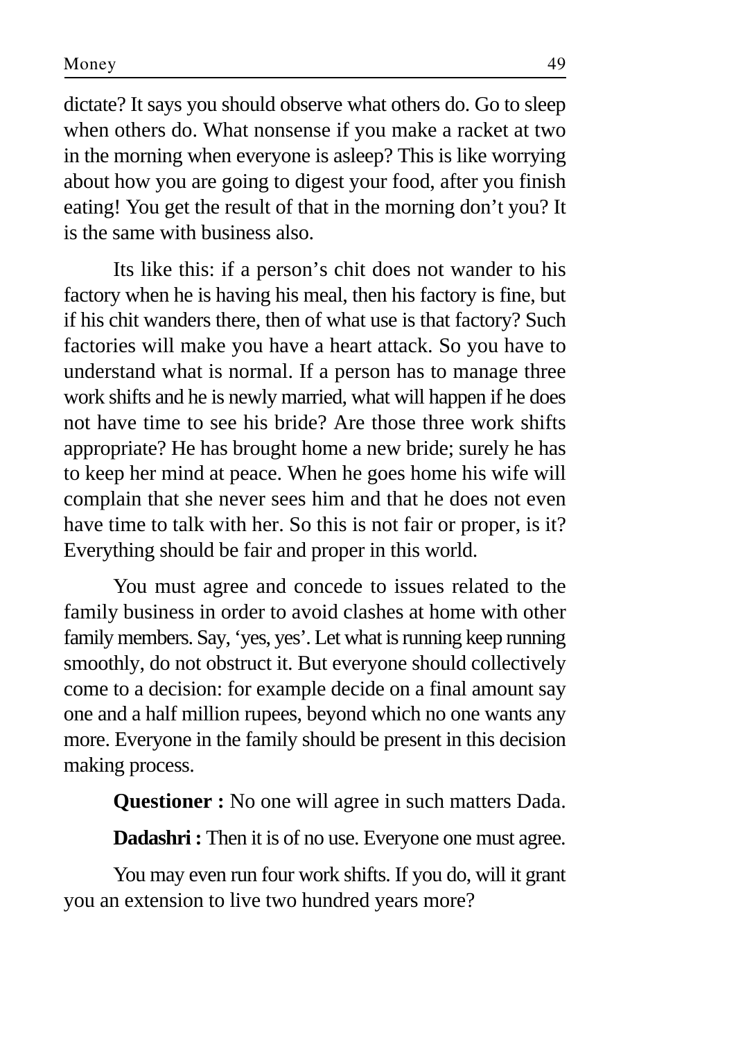dictate? It says you should observe what others do. Go to sleep when others do. What nonsense if you make a racket at two in the morning when everyone is asleep? This is like worrying about how you are going to digest your food, after you finish eating! You get the result of that in the morning don't you? It is the same with business also.

Its like this: if a person's chit does not wander to his factory when he is having his meal, then his factory is fine, but if his chit wanders there, then of what use is that factory? Such factories will make you have a heart attack. So you have to understand what is normal. If a person has to manage three work shifts and he is newly married, what will happen if he does not have time to see his bride? Are those three work shifts appropriate? He has brought home a new bride; surely he has to keep her mind at peace. When he goes home his wife will complain that she never sees him and that he does not even have time to talk with her. So this is not fair or proper, is it? Everything should be fair and proper in this world.

You must agree and concede to issues related to the family business in order to avoid clashes at home with other family members. Say, 'yes, yes'. Let what is running keep running smoothly, do not obstruct it. But everyone should collectively come to a decision: for example decide on a final amount say one and a half million rupees, beyond which no one wants any more. Everyone in the family should be present in this decision making process.

**Questioner :** No one will agree in such matters Dada.

**Dadashri :** Then it is of no use. Everyone one must agree.

You may even run four work shifts. If you do, will it grant you an extension to live two hundred years more?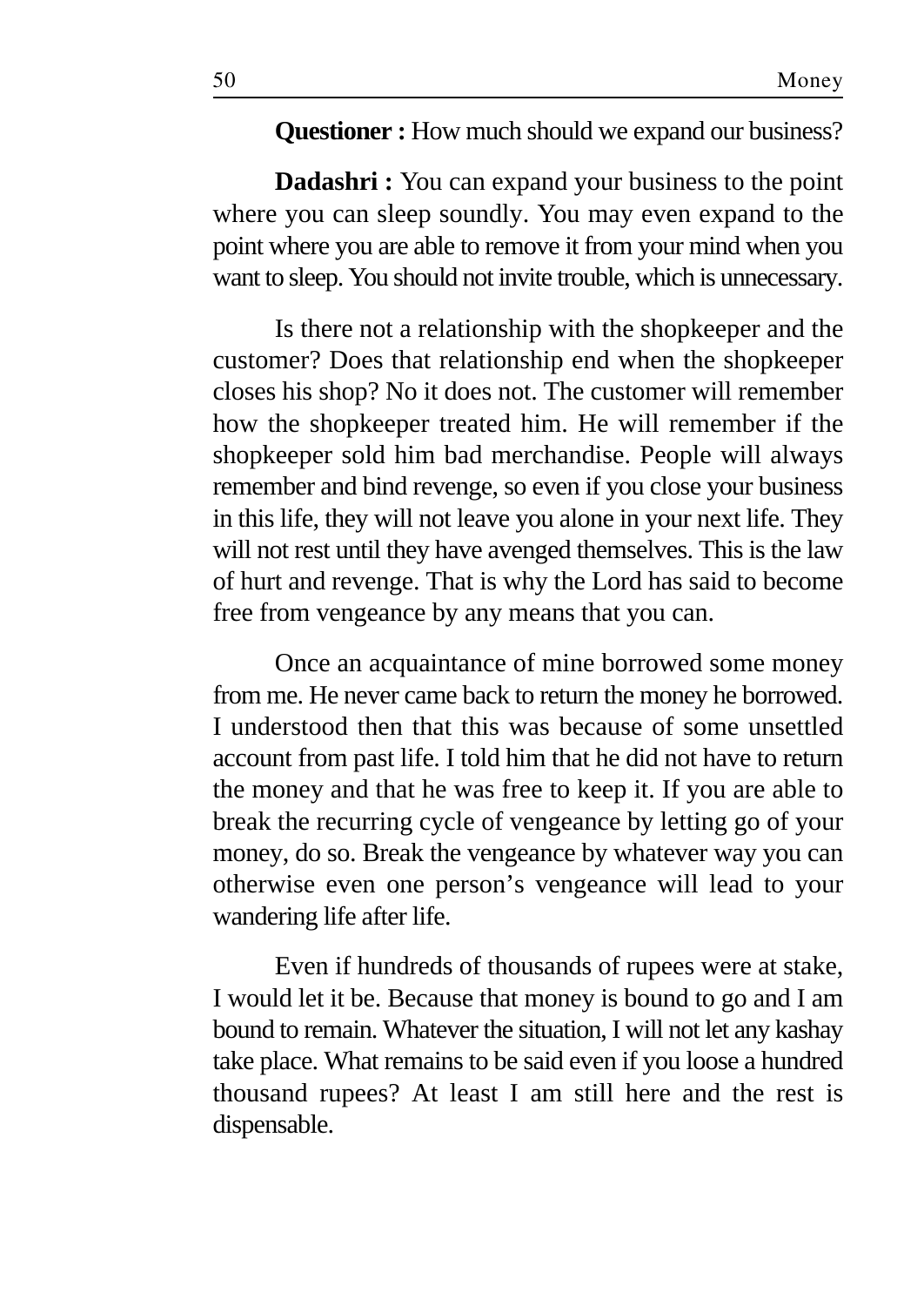**Questioner :** How much should we expand our business?

**Dadashri :** You can expand your business to the point where you can sleep soundly. You may even expand to the point where you are able to remove it from your mind when you want to sleep. You should not invite trouble, which is unnecessary.

Is there not a relationship with the shopkeeper and the customer? Does that relationship end when the shopkeeper closes his shop? No it does not. The customer will remember how the shopkeeper treated him. He will remember if the shopkeeper sold him bad merchandise. People will always remember and bind revenge, so even if you close your business in this life, they will not leave you alone in your next life. They will not rest until they have avenged themselves. This is the law of hurt and revenge. That is why the Lord has said to become free from vengeance by any means that you can.

Once an acquaintance of mine borrowed some money from me. He never came back to return the money he borrowed. I understood then that this was because of some unsettled account from past life. I told him that he did not have to return the money and that he was free to keep it. If you are able to break the recurring cycle of vengeance by letting go of your money, do so. Break the vengeance by whatever way you can otherwise even one person's vengeance will lead to your wandering life after life.

Even if hundreds of thousands of rupees were at stake, I would let it be. Because that money is bound to go and I am bound to remain. Whatever the situation, I will not let any kashay take place. What remains to be said even if you loose a hundred thousand rupees? At least I am still here and the rest is dispensable.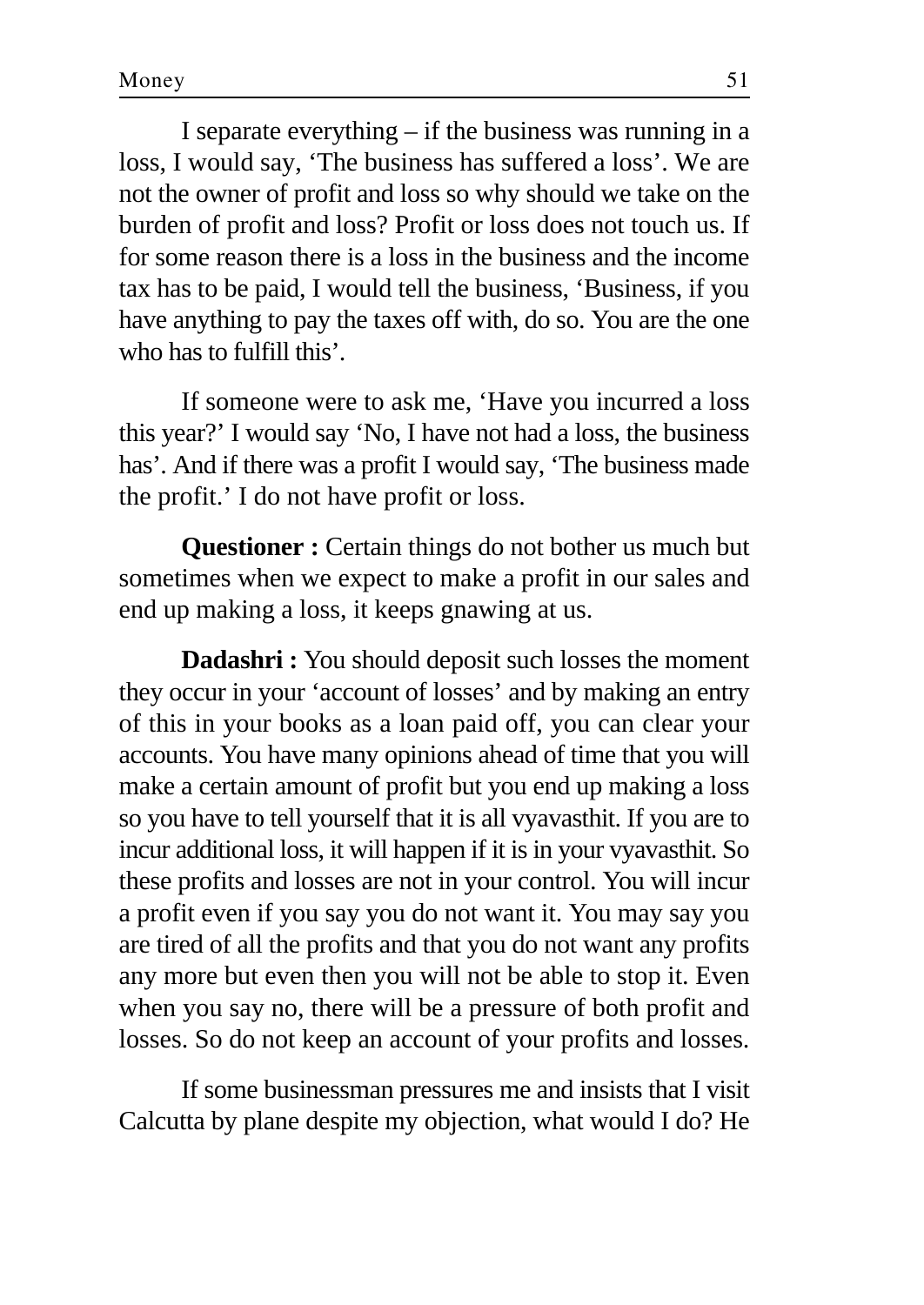I separate everything – if the business was running in a loss, I would say, ‘The business has suffered a loss’. We are not the owner of profit and loss so why should we take on the burden of profit and loss? Profit or loss does not touch us. If for some reason there is a loss in the business and the income tax has to be paid, I would tell the business, ‘Business, if you have anything to pay the taxes off with, do so. You are the one who has to fulfill this’.

If someone were to ask me, ‘Have you incurred a loss this year?’ I would say ‘No, I have not had a loss, the business has’. And if there was a profit I would say, ‘The business made the profit.’ I do not have profit or loss.

**Questioner :** Certain things do not bother us much but sometimes when we expect to make a profit in our sales and end up making a loss, it keeps gnawing at us.

**Dadashri :** You should deposit such losses the moment they occur in your ‘account of losses’ and by making an entry of this in your books as a loan paid off, you can clear your accounts. You have many opinions ahead of time that you will make a certain amount of profit but you end up making a loss so you have to tell yourself that it is all vyavasthit. If you are to incur additional loss, it will happen if it is in your vyavasthit. So these profits and losses are not in your control. You will incur a profit even if you say you do not want it. You may say you are tired of all the profits and that you do not want any profits any more but even then you will not be able to stop it. Even when you say no, there will be a pressure of both profit and losses. So do not keep an account of your profits and losses.

If some businessman pressures me and insists that I visit Calcutta by plane despite my objection, what would I do? He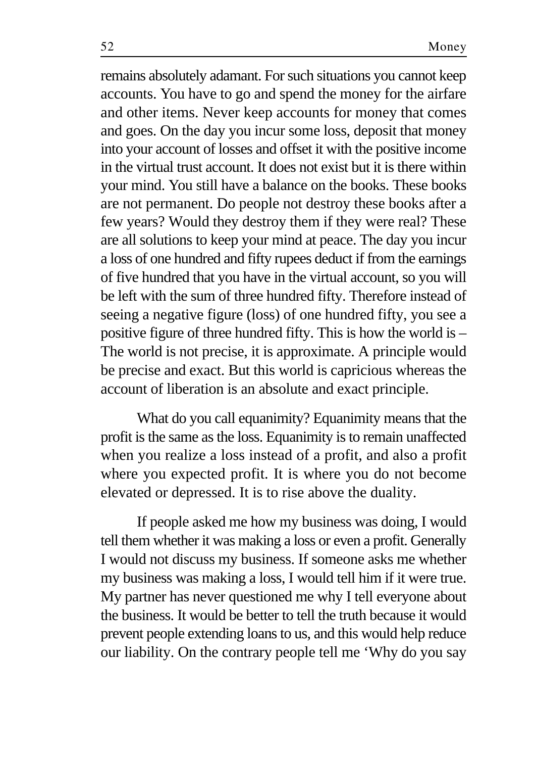remains absolutely adamant. For such situations you cannot keep accounts. You have to go and spend the money for the airfare and other items. Never keep accounts for money that comes and goes. On the day you incur some loss, deposit that money into your account of losses and offset it with the positive income in the virtual trust account. It does not exist but it is there within your mind. You still have a balance on the books. These books are not permanent. Do people not destroy these books after a few years? Would they destroy them if they were real? These are all solutions to keep your mind at peace. The day you incur a loss of one hundred and fifty rupees deduct if from the earnings of five hundred that you have in the virtual account, so you will be left with the sum of three hundred fifty. Therefore instead of seeing a negative figure (loss) of one hundred fifty, you see a positive figure of three hundred fifty. This is how the world is – The world is not precise, it is approximate. A principle would be precise and exact. But this world is capricious whereas the account of liberation is an absolute and exact principle.

What do you call equanimity? Equanimity means that the profit is the same as the loss. Equanimity is to remain unaffected when you realize a loss instead of a profit, and also a profit where you expected profit. It is where you do not become elevated or depressed. It is to rise above the duality.

If people asked me how my business was doing, I would tell them whether it was making a loss or even a profit. Generally I would not discuss my business. If someone asks me whether my business was making a loss, I would tell him if it were true. My partner has never questioned me why I tell everyone about the business. It would be better to tell the truth because it would prevent people extending loans to us, and this would help reduce our liability. On the contrary people tell me 'Why do you say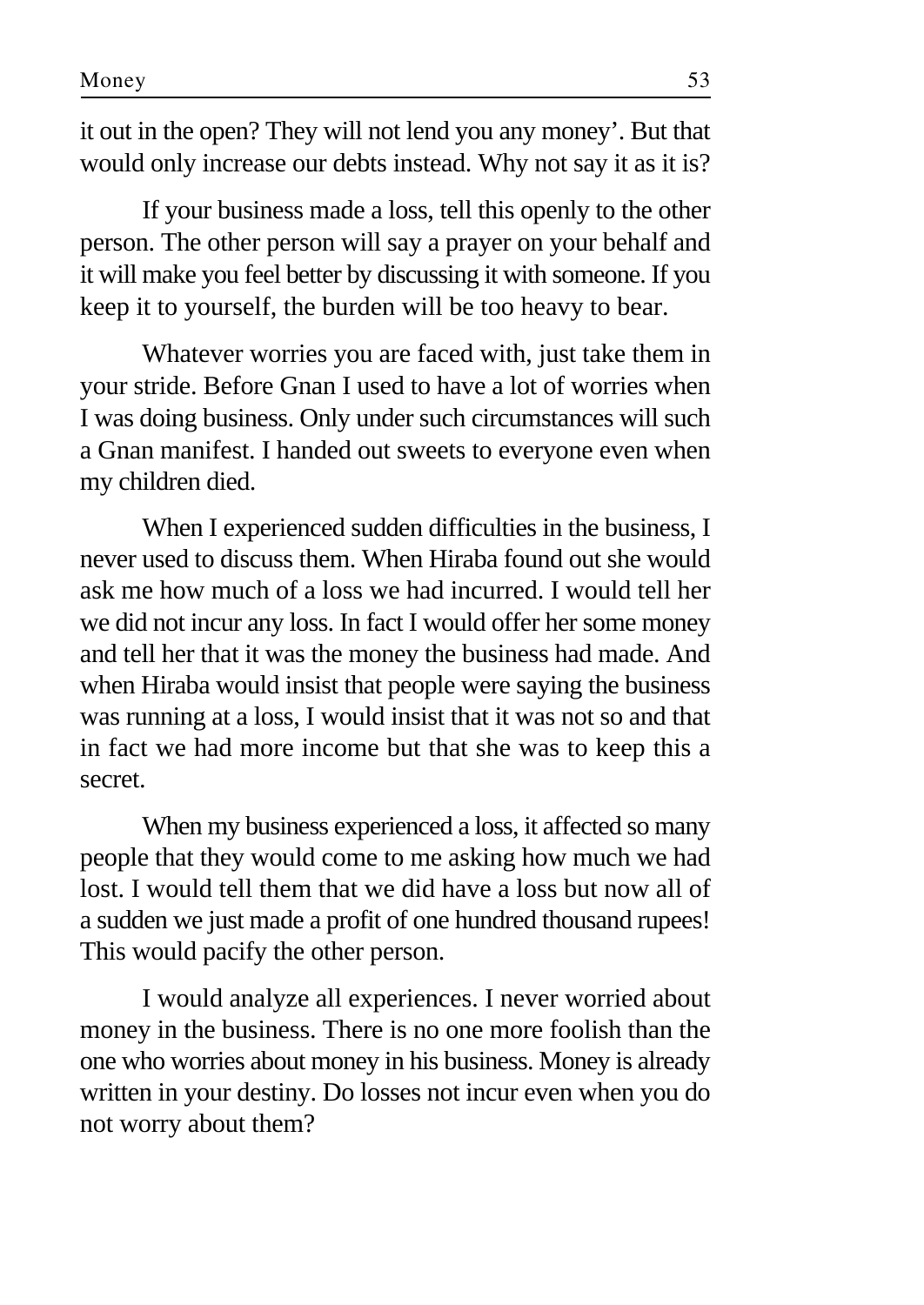it out in the open? They will not lend you any money'. But that would only increase our debts instead. Why not say it as it is?

If your business made a loss, tell this openly to the other person. The other person will say a prayer on your behalf and it will make you feel better by discussing it with someone. If you keep it to yourself, the burden will be too heavy to bear.

Whatever worries you are faced with, just take them in your stride. Before Gnan I used to have a lot of worries when I was doing business. Only under such circumstances will such a Gnan manifest. I handed out sweets to everyone even when my children died.

When I experienced sudden difficulties in the business, I never used to discuss them. When Hiraba found out she would ask me how much of a loss we had incurred. I would tell her we did not incur any loss. In fact I would offer her some money and tell her that it was the money the business had made. And when Hiraba would insist that people were saying the business was running at a loss, I would insist that it was not so and that in fact we had more income but that she was to keep this a secret.

When my business experienced a loss, it affected so many people that they would come to me asking how much we had lost. I would tell them that we did have a loss but now all of a sudden we just made a profit of one hundred thousand rupees! This would pacify the other person.

I would analyze all experiences. I never worried about money in the business. There is no one more foolish than the one who worries about money in his business. Money is already written in your destiny. Do losses not incur even when you do not worry about them?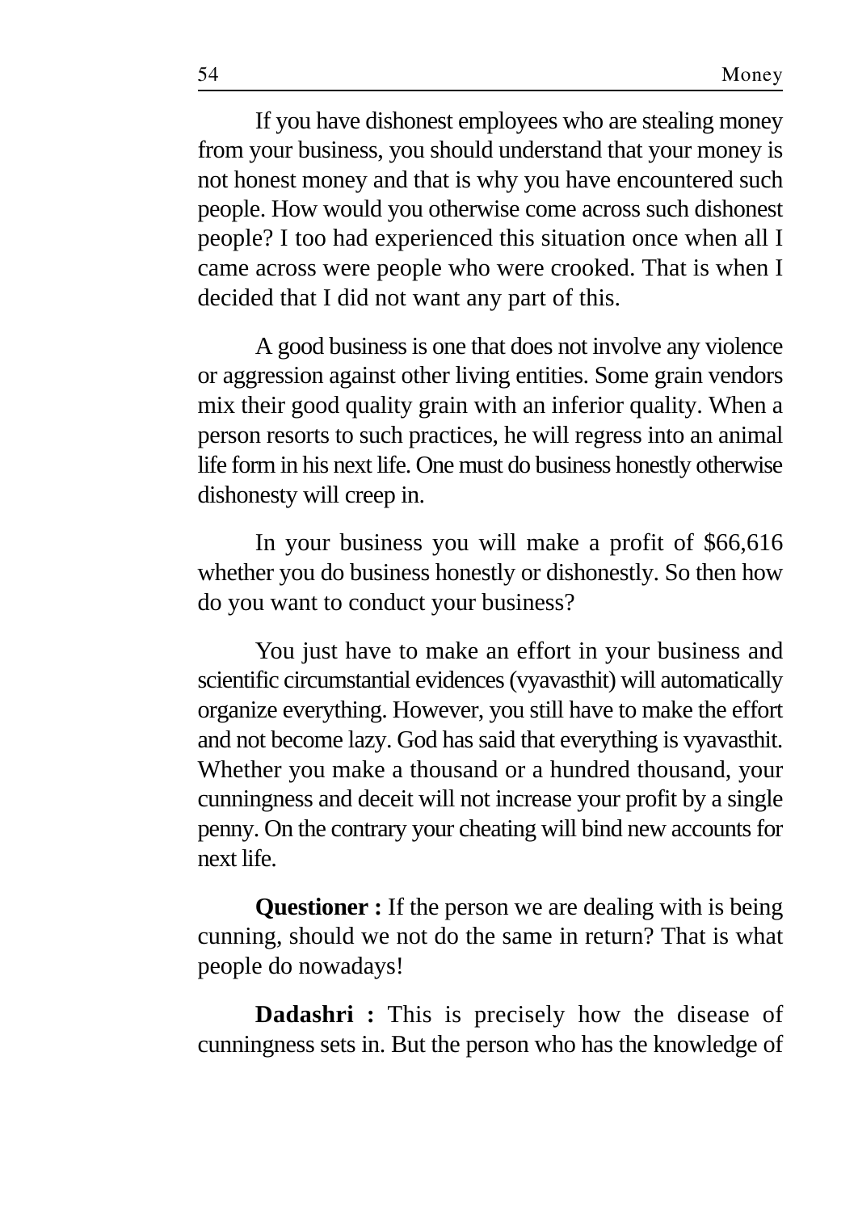If you have dishonest employees who are stealing money from your business, you should understand that your money is not honest money and that is why you have encountered such people. How would you otherwise come across such dishonest people? I too had experienced this situation once when all I came across were people who were crooked. That is when I decided that I did not want any part of this.

A good business is one that does not involve any violence or aggression against other living entities. Some grain vendors mix their good quality grain with an inferior quality. When a person resorts to such practices, he will regress into an animal life form in his next life. One must do business honestly otherwise dishonesty will creep in.

In your business you will make a profit of $66,616 whether you do business honestly or dishonestly. So then how do you want to conduct your business?

You just have to make an effort in your business and scientific circumstantial evidences (vyavasthit) will automatically organize everything. However, you still have to make the effort and not become lazy. God has said that everything is vyavasthit. Whether you make a thousand or a hundred thousand, your cunningness and deceit will not increase your profit by a single penny. On the contrary your cheating will bind new accounts for next life.

**Questioner :** If the person we are dealing with is being cunning, should we not do the same in return? That is what people do nowadays!

**Dadashri :** This is precisely how the disease of cunningness sets in. But the person who has the knowledge of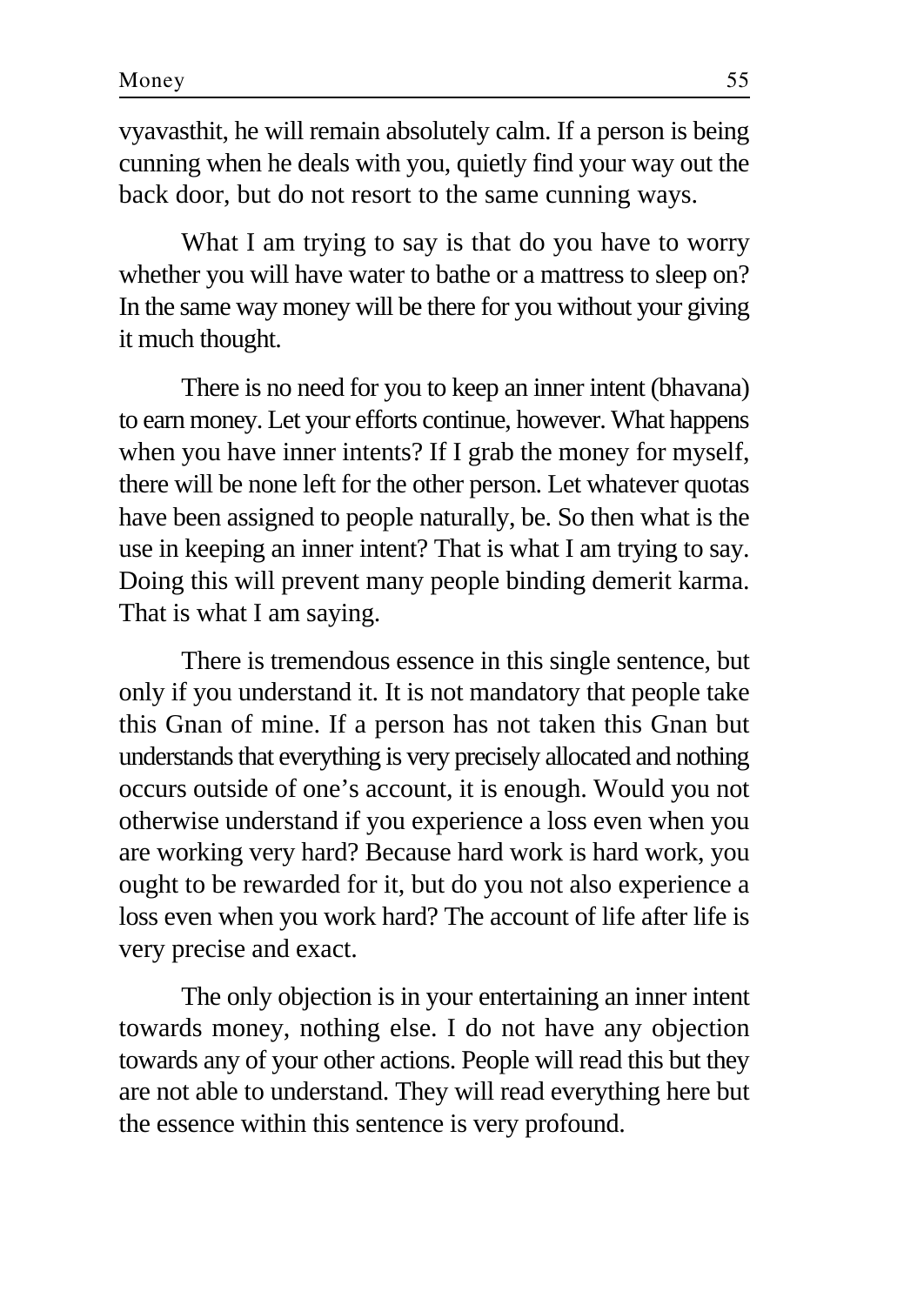vyavasthit, he will remain absolutely calm. If a person is being cunning when he deals with you, quietly find your way out the back door, but do not resort to the same cunning ways.

What I am trying to say is that do you have to worry whether you will have water to bathe or a mattress to sleep on? In the same way money will be there for you without your giving it much thought.

There is no need for you to keep an inner intent (bhavana) to earn money. Let your efforts continue, however. What happens when you have inner intents? If I grab the money for myself, there will be none left for the other person. Let whatever quotas have been assigned to people naturally, be. So then what is the use in keeping an inner intent? That is what I am trying to say. Doing this will prevent many people binding demerit karma. That is what I am saying.

There is tremendous essence in this single sentence, but only if you understand it. It is not mandatory that people take this Gnan of mine. If a person has not taken this Gnan but understands that everything is very precisely allocated and nothing occurs outside of one's account, it is enough. Would you not otherwise understand if you experience a loss even when you are working very hard? Because hard work is hard work, you ought to be rewarded for it, but do you not also experience a loss even when you work hard? The account of life after life is very precise and exact.

The only objection is in your entertaining an inner intent towards money, nothing else. I do not have any objection towards any of your other actions. People will read this but they are not able to understand. They will read everything here but the essence within this sentence is very profound.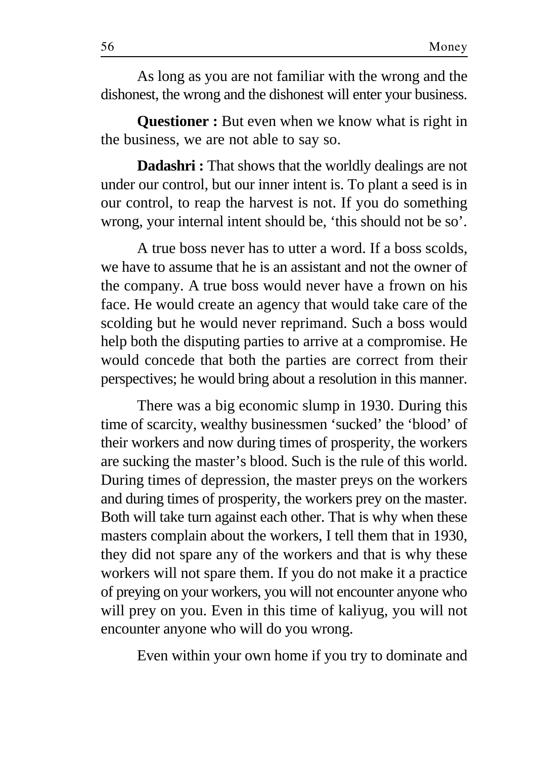As long as you are not familiar with the wrong and the dishonest, the wrong and the dishonest will enter your business.

**Questioner :** But even when we know what is right in the business, we are not able to say so.

**Dadashri :** That shows that the worldly dealings are not under our control, but our inner intent is. To plant a seed is in our control, to reap the harvest is not. If you do something wrong, your internal intent should be, 'this should not be so'.

A true boss never has to utter a word. If a boss scolds, we have to assume that he is an assistant and not the owner of the company. A true boss would never have a frown on his face. He would create an agency that would take care of the scolding but he would never reprimand. Such a boss would help both the disputing parties to arrive at a compromise. He would concede that both the parties are correct from their perspectives; he would bring about a resolution in this manner.

There was a big economic slump in 1930. During this time of scarcity, wealthy businessmen 'sucked' the 'blood' of their workers and now during times of prosperity, the workers are sucking the master's blood. Such is the rule of this world. During times of depression, the master preys on the workers and during times of prosperity, the workers prey on the master. Both will take turn against each other. That is why when these masters complain about the workers, I tell them that in 1930, they did not spare any of the workers and that is why these workers will not spare them. If you do not make it a practice of preying on your workers, you will not encounter anyone who will prey on you. Even in this time of kaliyug, you will not encounter anyone who will do you wrong.

Even within your own home if you try to dominate and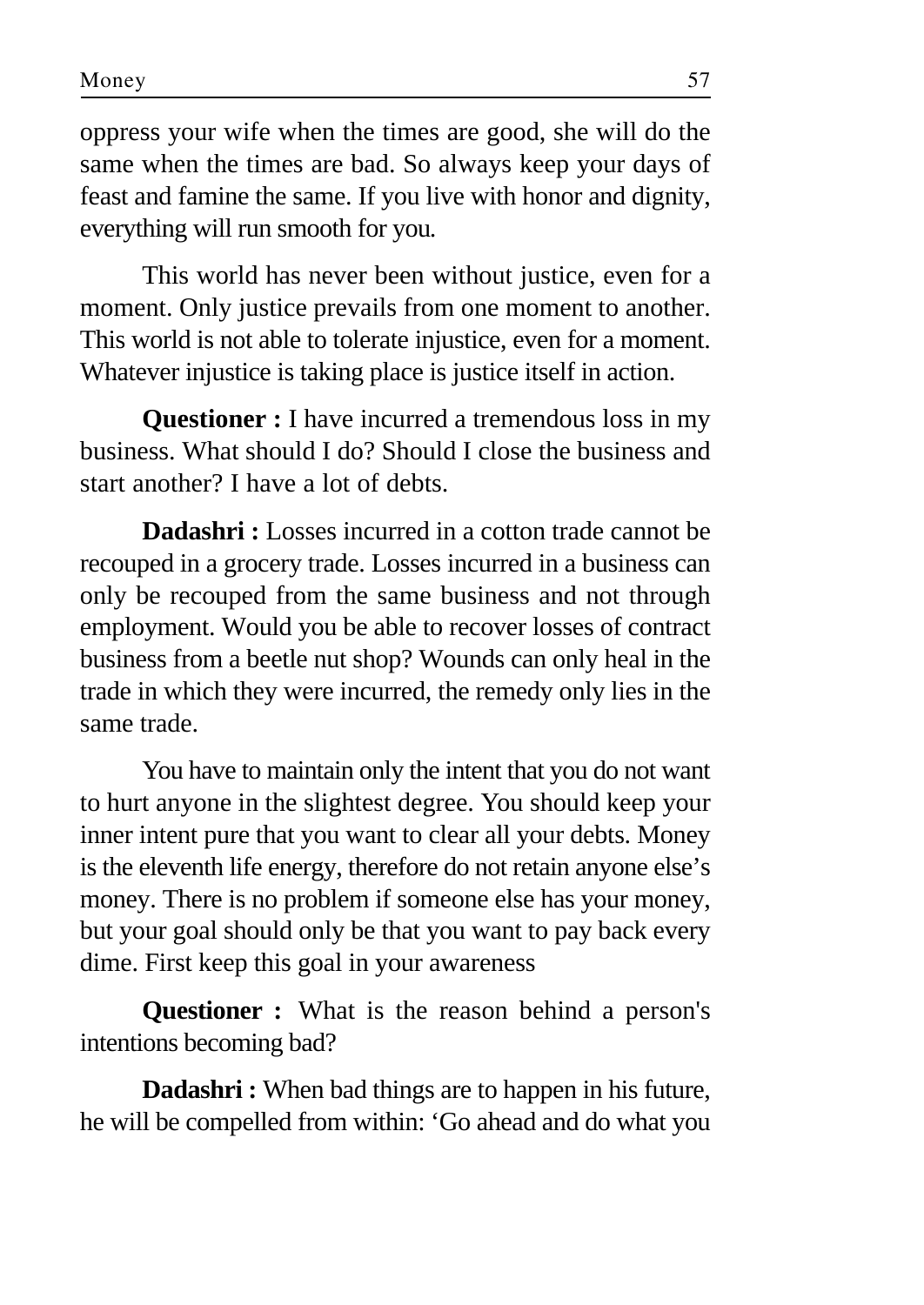oppress your wife when the times are good, she will do the same when the times are bad. So always keep your days of feast and famine the same. If you live with honor and dignity, everything will run smooth for you.

This world has never been without justice, even for a moment. Only justice prevails from one moment to another. This world is not able to tolerate injustice, even for a moment. Whatever injustice is taking place is justice itself in action.

**Questioner :** I have incurred a tremendous loss in my business. What should I do? Should I close the business and start another? I have a lot of debts.

**Dadashri :** Losses incurred in a cotton trade cannot be recouped in a grocery trade. Losses incurred in a business can only be recouped from the same business and not through employment. Would you be able to recover losses of contract business from a beetle nut shop? Wounds can only heal in the trade in which they were incurred, the remedy only lies in the same trade.

You have to maintain only the intent that you do not want to hurt anyone in the slightest degree. You should keep your inner intent pure that you want to clear all your debts. Money is the eleventh life energy, therefore do not retain anyone else's money. There is no problem if someone else has your money, but your goal should only be that you want to pay back every dime. First keep this goal in your awareness

**Questioner :** What is the reason behind a person's intentions becoming bad?

**Dadashri :** When bad things are to happen in his future, he will be compelled from within: 'Go ahead and do what you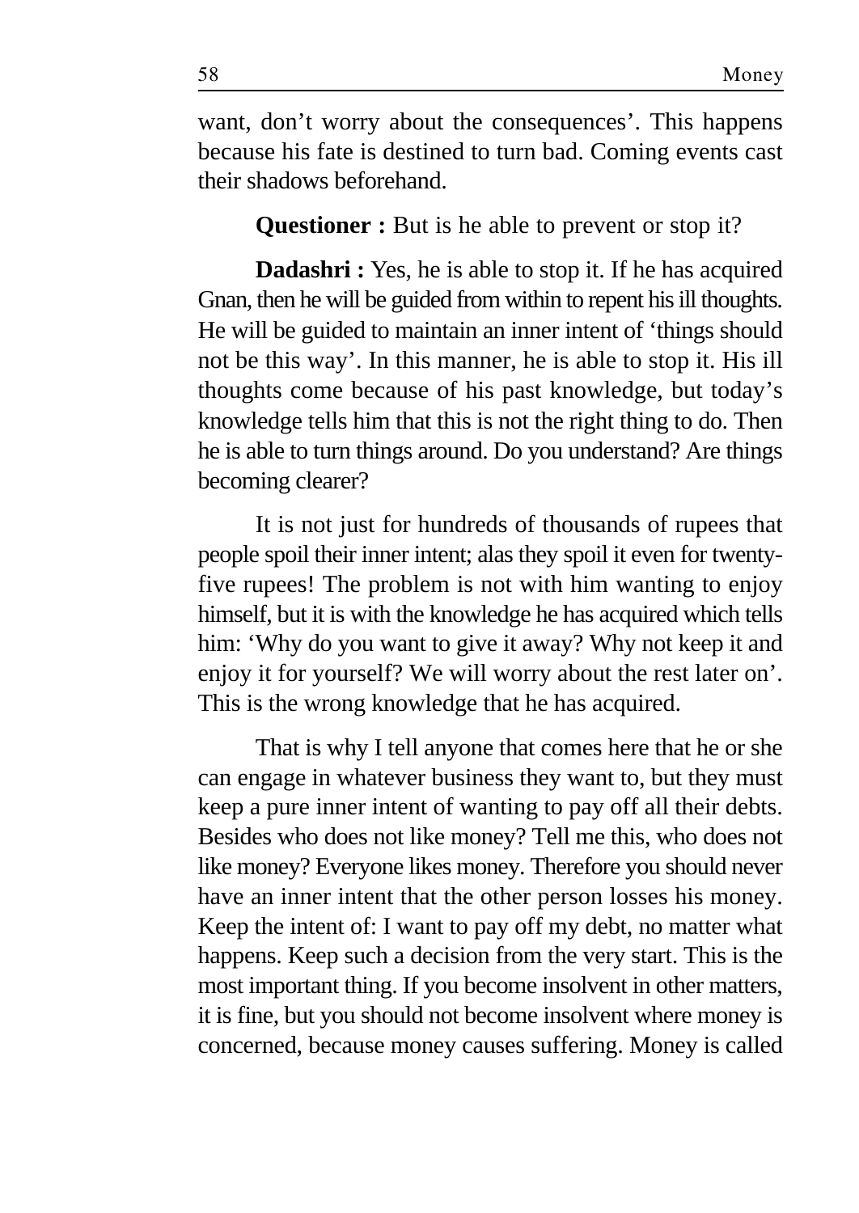want, don't worry about the consequences'. This happens because his fate is destined to turn bad. Coming events cast their shadows beforehand.

**Questioner :** But is he able to prevent or stop it?

**Dadashri :** Yes, he is able to stop it. If he has acquired Gnan, then he will be guided from within to repent his ill thoughts. He will be guided to maintain an inner intent of 'things should not be this way'. In this manner, he is able to stop it. His ill thoughts come because of his past knowledge, but today's knowledge tells him that this is not the right thing to do. Then he is able to turn things around. Do you understand? Are things becoming clearer?

It is not just for hundreds of thousands of rupees that people spoil their inner intent; alas they spoil it even for twenty-five rupees! The problem is not with him wanting to enjoy himself, but it is with the knowledge he has acquired which tells him: 'Why do you want to give it away? Why not keep it and enjoy it for yourself? We will worry about the rest later on'. This is the wrong knowledge that he has acquired.

That is why I tell anyone that comes here that he or she can engage in whatever business they want to, but they must keep a pure inner intent of wanting to pay off all their debts. Besides who does not like money? Tell me this, who does not like money? Everyone likes money. Therefore you should never have an inner intent that the other person losses his money. Keep the intent of: I want to pay off my debt, no matter what happens. Keep such a decision from the very start. This is the most important thing. If you become insolvent in other matters, it is fine, but you should not become insolvent where money is concerned, because money causes suffering. Money is called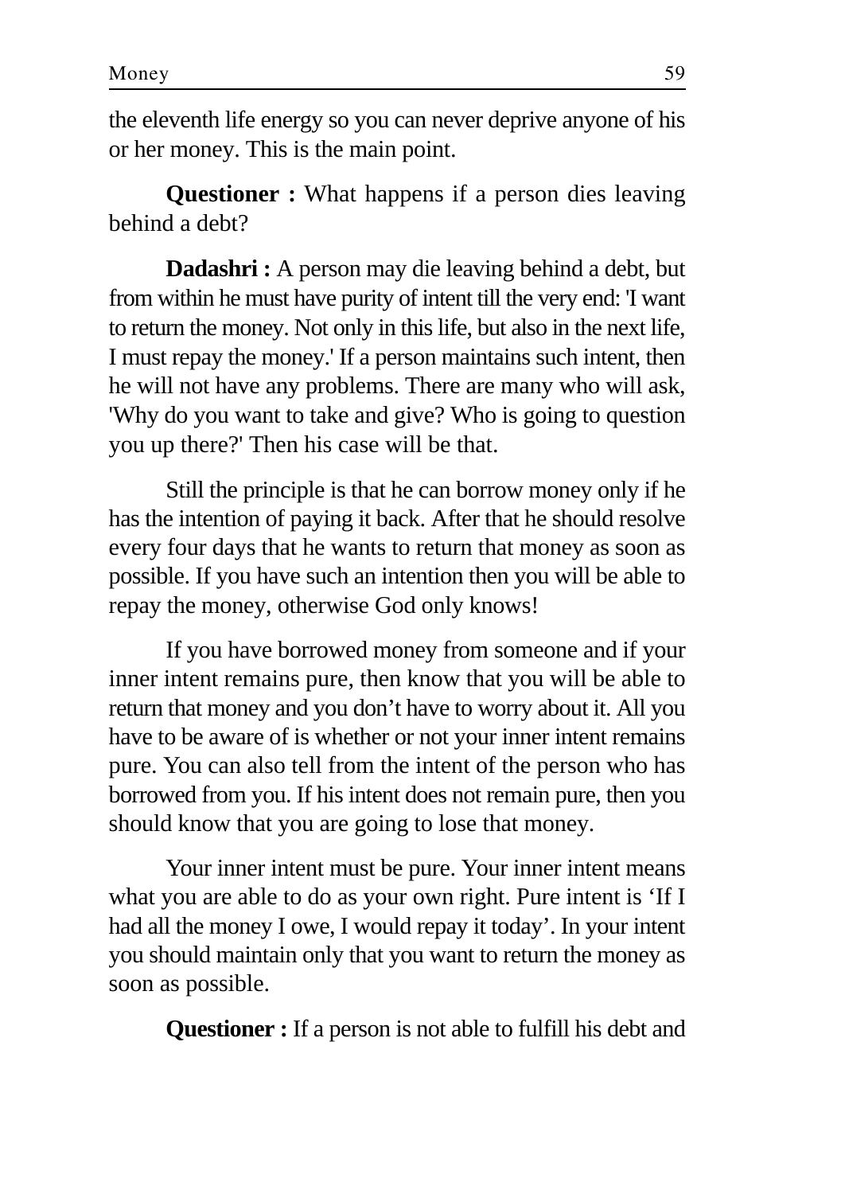the eleventh life energy so you can never deprive anyone of his or her money. This is the main point.

**Questioner :** What happens if a person dies leaving behind a debt?

**Dadashri :** A person may die leaving behind a debt, but from within he must have purity of intent till the very end: 'I want to return the money. Not only in this life, but also in the next life, I must repay the money.' If a person maintains such intent, then he will not have any problems. There are many who will ask, 'Why do you want to take and give? Who is going to question you up there?' Then his case will be that.

Still the principle is that he can borrow money only if he has the intention of paying it back. After that he should resolve every four days that he wants to return that money as soon as possible. If you have such an intention then you will be able to repay the money, otherwise God only knows!

If you have borrowed money from someone and if your inner intent remains pure, then know that you will be able to return that money and you don't have to worry about it. All you have to be aware of is whether or not your inner intent remains pure. You can also tell from the intent of the person who has borrowed from you. If his intent does not remain pure, then you should know that you are going to lose that money.

Your inner intent must be pure. Your inner intent means what you are able to do as your own right. Pure intent is 'If I had all the money I owe, I would repay it today'. In your intent you should maintain only that you want to return the money as soon as possible.

**Questioner :** If a person is not able to fulfill his debt and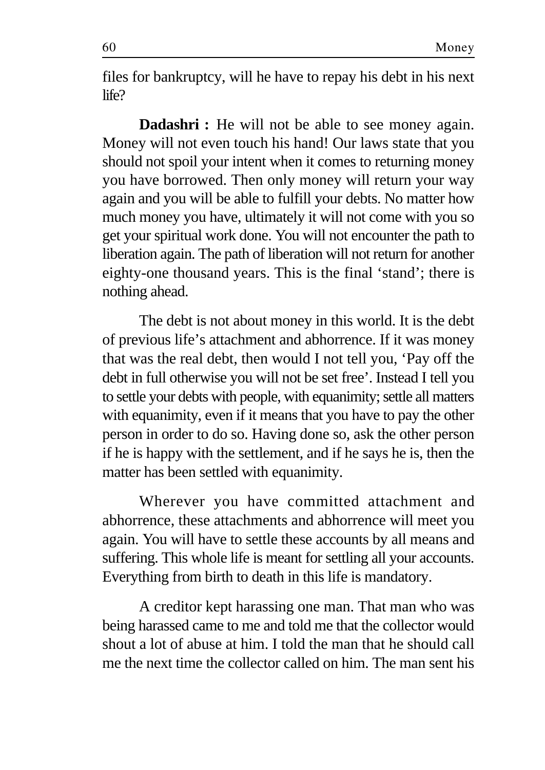files for bankruptcy, will he have to repay his debt in his next life?

**Dadashri :** He will not be able to see money again. Money will not even touch his hand! Our laws state that you should not spoil your intent when it comes to returning money you have borrowed. Then only money will return your way again and you will be able to fulfill your debts. No matter how much money you have, ultimately it will not come with you so get your spiritual work done. You will not encounter the path to liberation again. The path of liberation will not return for another eighty-one thousand years. This is the final 'stand'; there is nothing ahead.

The debt is not about money in this world. It is the debt of previous life's attachment and abhorrence. If it was money that was the real debt, then would I not tell you, 'Pay off the debt in full otherwise you will not be set free'. Instead I tell you to settle your debts with people, with equanimity; settle all matters with equanimity, even if it means that you have to pay the other person in order to do so. Having done so, ask the other person if he is happy with the settlement, and if he says he is, then the matter has been settled with equanimity.

Wherever you have committed attachment and abhorrence, these attachments and abhorrence will meet you again. You will have to settle these accounts by all means and suffering. This whole life is meant for settling all your accounts. Everything from birth to death in this life is mandatory.

A creditor kept harassing one man. That man who was being harassed came to me and told me that the collector would shout a lot of abuse at him. I told the man that he should call me the next time the collector called on him. The man sent his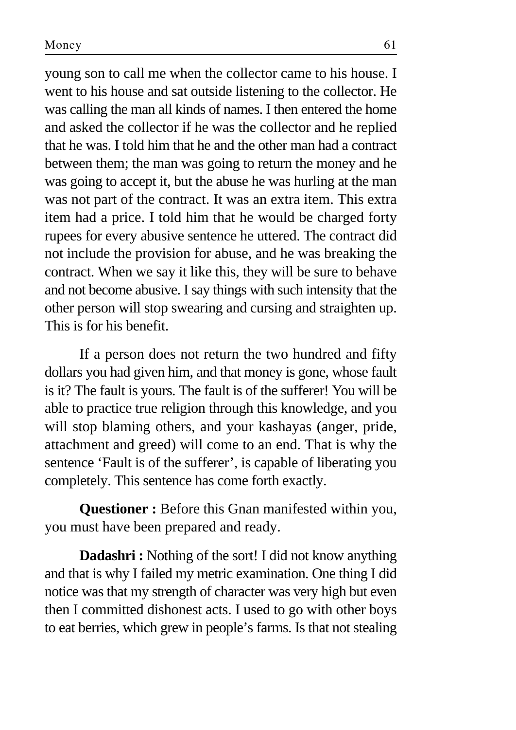young son to call me when the collector came to his house. I went to his house and sat outside listening to the collector. He was calling the man all kinds of names. I then entered the home and asked the collector if he was the collector and he replied that he was. I told him that he and the other man had a contract between them; the man was going to return the money and he was going to accept it, but the abuse he was hurling at the man was not part of the contract. It was an extra item. This extra item had a price. I told him that he would be charged forty rupees for every abusive sentence he uttered. The contract did not include the provision for abuse, and he was breaking the contract. When we say it like this, they will be sure to behave and not become abusive. I say things with such intensity that the other person will stop swearing and cursing and straighten up. This is for his benefit.

If a person does not return the two hundred and fifty dollars you had given him, and that money is gone, whose fault is it? The fault is yours. The fault is of the sufferer! You will be able to practice true religion through this knowledge, and you will stop blaming others, and your kashayas (anger, pride, attachment and greed) will come to an end. That is why the sentence 'Fault is of the sufferer', is capable of liberating you completely. This sentence has come forth exactly.

**Questioner :** Before this Gnan manifested within you, you must have been prepared and ready.

**Dadashri :** Nothing of the sort! I did not know anything and that is why I failed my metric examination. One thing I did notice was that my strength of character was very high but even then I committed dishonest acts. I used to go with other boys to eat berries, which grew in people's farms. Is that not stealing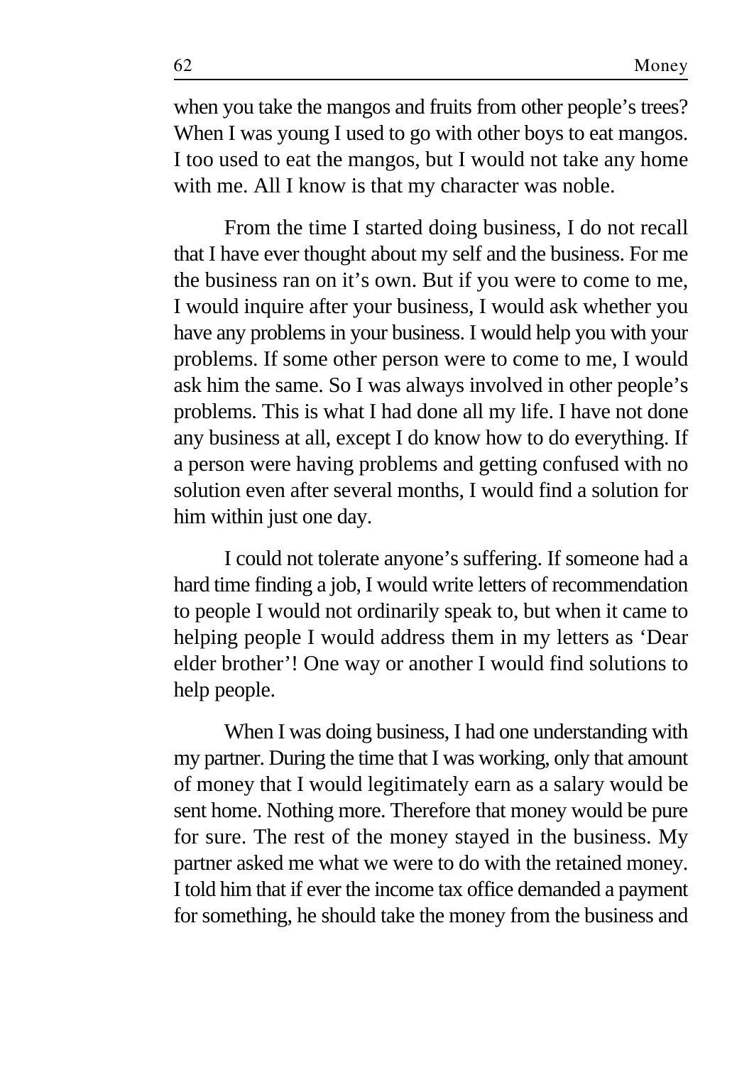when you take the mangos and fruits from other people's trees? When I was young I used to go with other boys to eat mangos. I too used to eat the mangos, but I would not take any home with me. All I know is that my character was noble.

From the time I started doing business, I do not recall that I have ever thought about my self and the business. For me the business ran on it's own. But if you were to come to me, I would inquire after your business, I would ask whether you have any problems in your business. I would help you with your problems. If some other person were to come to me, I would ask him the same. So I was always involved in other people's problems. This is what I had done all my life. I have not done any business at all, except I do know how to do everything. If a person were having problems and getting confused with no solution even after several months, I would find a solution for him within just one day.

I could not tolerate anyone's suffering. If someone had a hard time finding a job, I would write letters of recommendation to people I would not ordinarily speak to, but when it came to helping people I would address them in my letters as 'Dear elder brother'! One way or another I would find solutions to help people.

When I was doing business, I had one understanding with my partner. During the time that I was working, only that amount of money that I would legitimately earn as a salary would be sent home. Nothing more. Therefore that money would be pure for sure. The rest of the money stayed in the business. My partner asked me what we were to do with the retained money. I told him that if ever the income tax office demanded a payment for something, he should take the money from the business and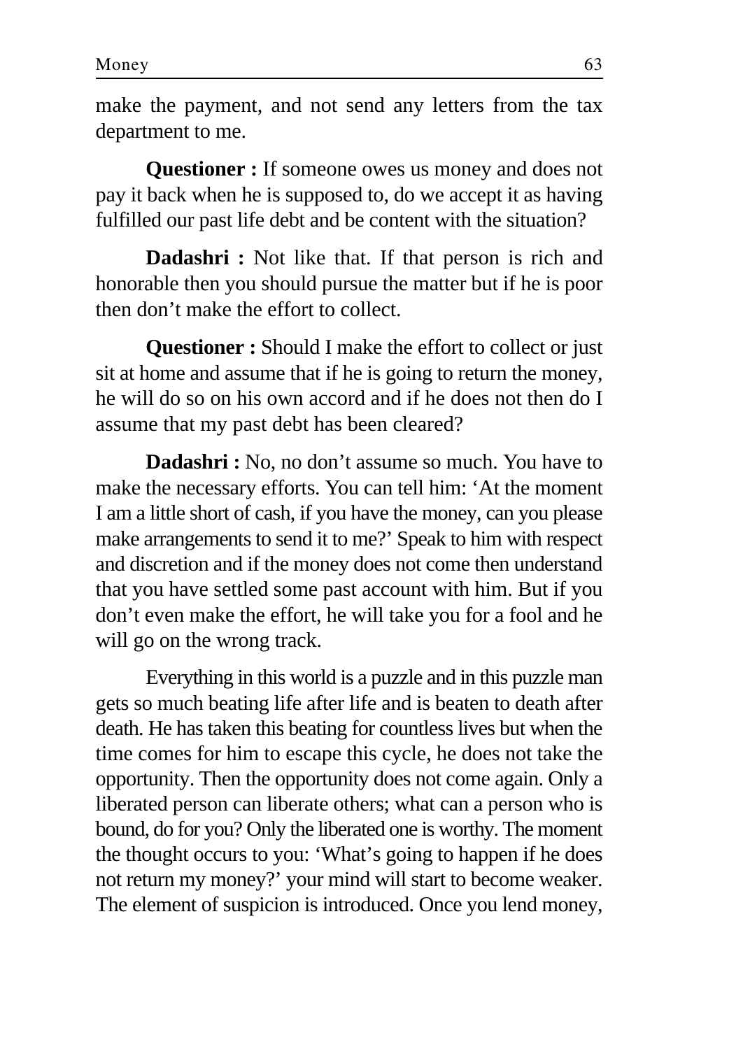make the payment, and not send any letters from the tax department to me.

**Questioner :** If someone owes us money and does not pay it back when he is supposed to, do we accept it as having fulfilled our past life debt and be content with the situation?

**Dadashri :** Not like that. If that person is rich and honorable then you should pursue the matter but if he is poor then don't make the effort to collect.

**Questioner :** Should I make the effort to collect or just sit at home and assume that if he is going to return the money, he will do so on his own accord and if he does not then do I assume that my past debt has been cleared?

**Dadashri :** No, no don't assume so much. You have to make the necessary efforts. You can tell him: 'At the moment I am a little short of cash, if you have the money, can you please make arrangements to send it to me?' Speak to him with respect and discretion and if the money does not come then understand that you have settled some past account with him. But if you don't even make the effort, he will take you for a fool and he will go on the wrong track.

Everything in this world is a puzzle and in this puzzle man gets so much beating life after life and is beaten to death after death. He has taken this beating for countless lives but when the time comes for him to escape this cycle, he does not take the opportunity. Then the opportunity does not come again. Only a liberated person can liberate others; what can a person who is bound, do for you? Only the liberated one is worthy. The moment the thought occurs to you: 'What's going to happen if he does not return my money?' your mind will start to become weaker. The element of suspicion is introduced. Once you lend money,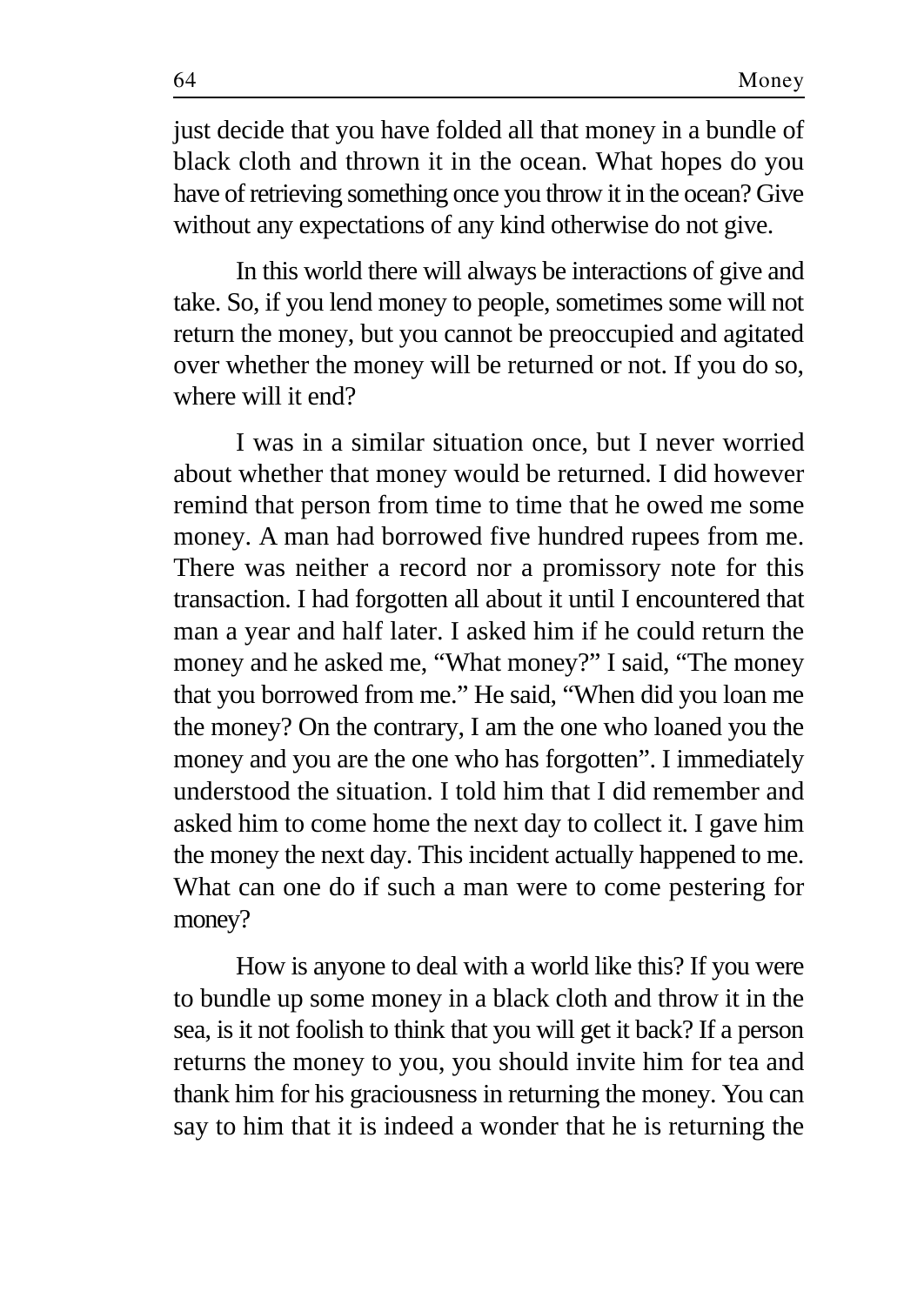just decide that you have folded all that money in a bundle of black cloth and thrown it in the ocean. What hopes do you have of retrieving something once you throw it in the ocean? Give without any expectations of any kind otherwise do not give.

In this world there will always be interactions of give and take. So, if you lend money to people, sometimes some will not return the money, but you cannot be preoccupied and agitated over whether the money will be returned or not. If you do so, where will it end?

I was in a similar situation once, but I never worried about whether that money would be returned. I did however remind that person from time to time that he owed me some money. A man had borrowed five hundred rupees from me. There was neither a record nor a promissory note for this transaction. I had forgotten all about it until I encountered that man a year and half later. I asked him if he could return the money and he asked me, "What money?" I said, "The money that you borrowed from me." He said, "When did you loan me the money? On the contrary, I am the one who loaned you the money and you are the one who has forgotten". I immediately understood the situation. I told him that I did remember and asked him to come home the next day to collect it. I gave him the money the next day. This incident actually happened to me. What can one do if such a man were to come pestering for money?

How is anyone to deal with a world like this? If you were to bundle up some money in a black cloth and throw it in the sea, is it not foolish to think that you will get it back? If a person returns the money to you, you should invite him for tea and thank him for his graciousness in returning the money. You can say to him that it is indeed a wonder that he is returning the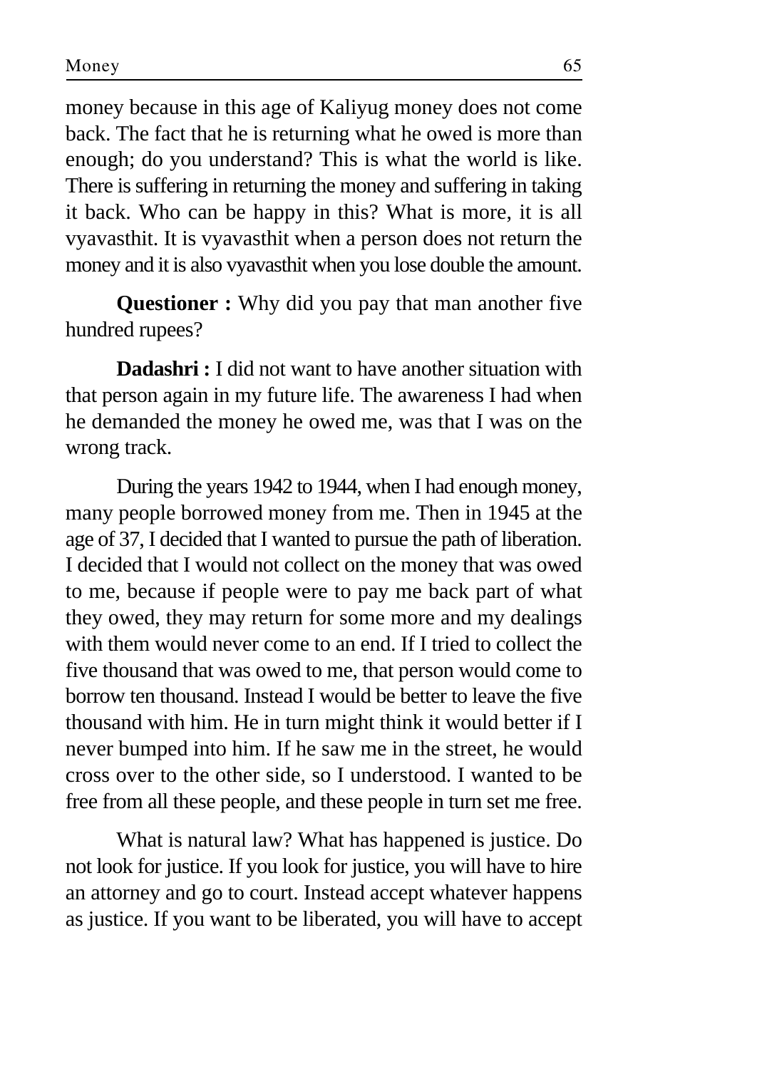money because in this age of Kaliyug money does not come back. The fact that he is returning what he owed is more than enough; do you understand? This is what the world is like. There is suffering in returning the money and suffering in taking it back. Who can be happy in this? What is more, it is all vyavasthit. It is vyavasthit when a person does not return the money and it is also vyavasthit when you lose double the amount.

**Questioner :** Why did you pay that man another five hundred rupees?

**Dadashri :** I did not want to have another situation with that person again in my future life. The awareness I had when he demanded the money he owed me, was that I was on the wrong track.

During the years 1942 to 1944, when I had enough money, many people borrowed money from me. Then in 1945 at the age of 37, I decided that I wanted to pursue the path of liberation. I decided that I would not collect on the money that was owed to me, because if people were to pay me back part of what they owed, they may return for some more and my dealings with them would never come to an end. If I tried to collect the five thousand that was owed to me, that person would come to borrow ten thousand. Instead I would be better to leave the five thousand with him. He in turn might think it would better if I never bumped into him. If he saw me in the street, he would cross over to the other side, so I understood. I wanted to be free from all these people, and these people in turn set me free.

What is natural law? What has happened is justice. Do not look for justice. If you look for justice, you will have to hire an attorney and go to court. Instead accept whatever happens as justice. If you want to be liberated, you will have to accept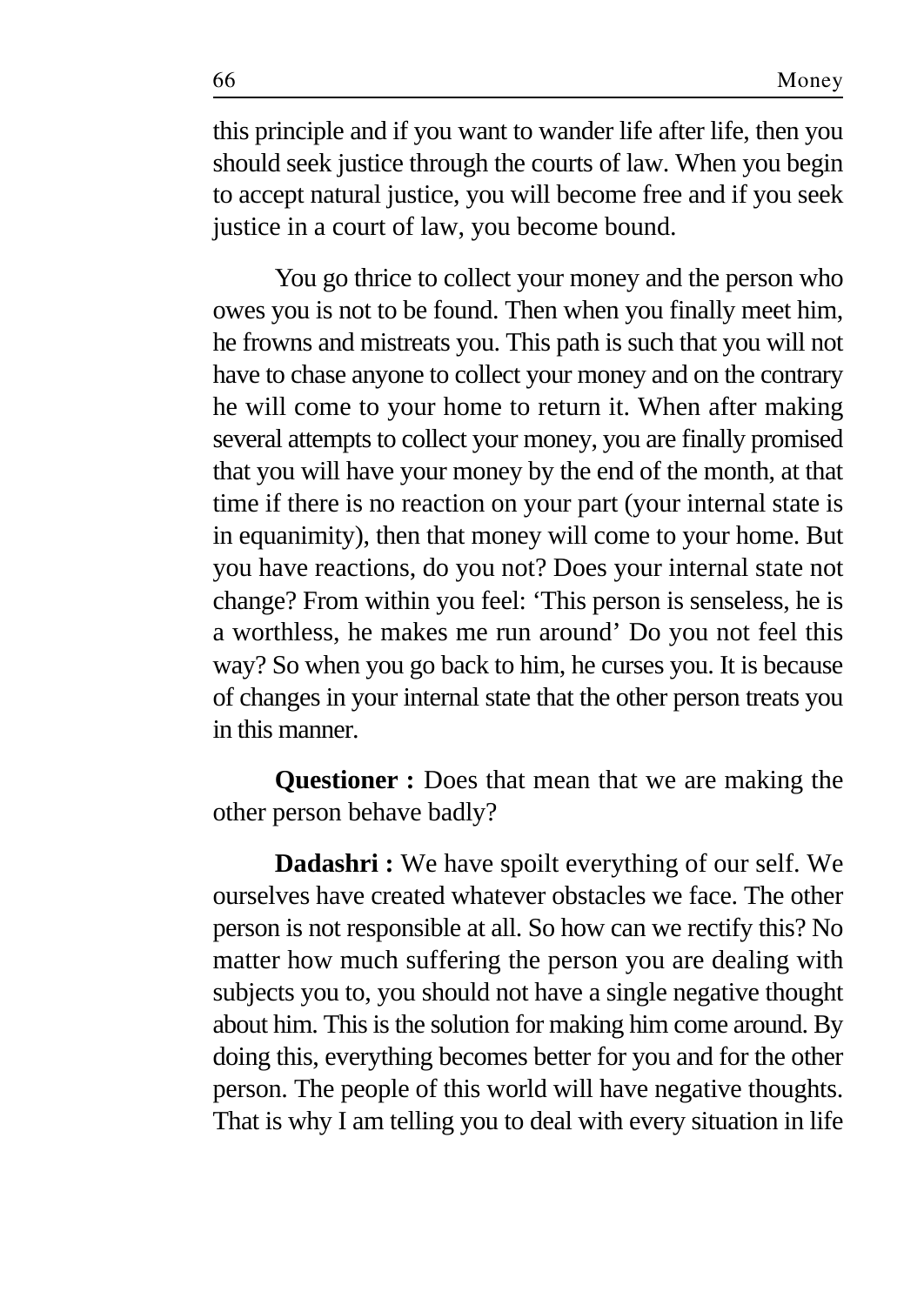this principle and if you want to wander life after life, then you should seek justice through the courts of law. When you begin to accept natural justice, you will become free and if you seek justice in a court of law, you become bound.

You go thrice to collect your money and the person who owes you is not to be found. Then when you finally meet him, he frowns and mistreats you. This path is such that you will not have to chase anyone to collect your money and on the contrary he will come to your home to return it. When after making several attempts to collect your money, you are finally promised that you will have your money by the end of the month, at that time if there is no reaction on your part (your internal state is in equanimity), then that money will come to your home. But you have reactions, do you not? Does your internal state not change? From within you feel: 'This person is senseless, he is a worthless, he makes me run around' Do you not feel this way? So when you go back to him, he curses you. It is because of changes in your internal state that the other person treats you in this manner.

**Questioner :** Does that mean that we are making the other person behave badly?

**Dadashri :** We have spoilt everything of our self. We ourselves have created whatever obstacles we face. The other person is not responsible at all. So how can we rectify this? No matter how much suffering the person you are dealing with subjects you to, you should not have a single negative thought about him. This is the solution for making him come around. By doing this, everything becomes better for you and for the other person. The people of this world will have negative thoughts. That is why I am telling you to deal with every situation in life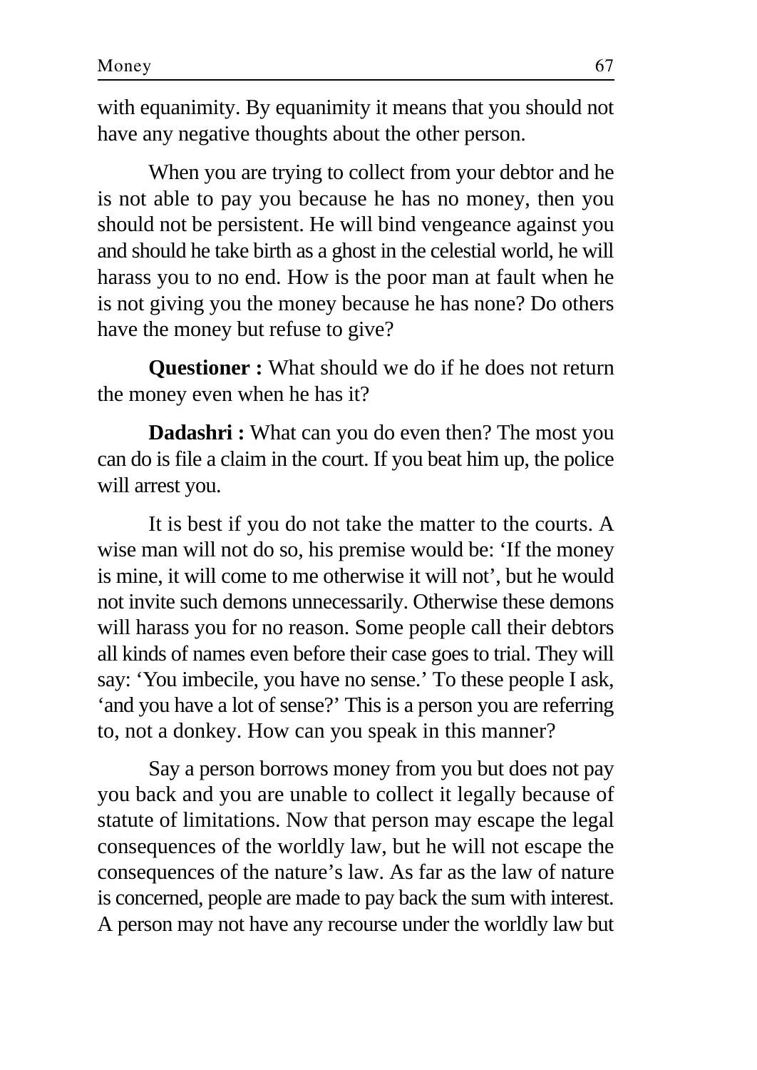with equanimity. By equanimity it means that you should not have any negative thoughts about the other person.

When you are trying to collect from your debtor and he is not able to pay you because he has no money, then you should not be persistent. He will bind vengeance against you and should he take birth as a ghost in the celestial world, he will harass you to no end. How is the poor man at fault when he is not giving you the money because he has none? Do others have the money but refuse to give?

**Questioner :** What should we do if he does not return the money even when he has it?

**Dadashri :** What can you do even then? The most you can do is file a claim in the court. If you beat him up, the police will arrest you.

It is best if you do not take the matter to the courts. A wise man will not do so, his premise would be: 'If the money is mine, it will come to me otherwise it will not', but he would not invite such demons unnecessarily. Otherwise these demons will harass you for no reason. Some people call their debtors all kinds of names even before their case goes to trial. They will say: 'You imbecile, you have no sense.' To these people I ask, 'and you have a lot of sense?' This is a person you are referring to, not a donkey. How can you speak in this manner?

Say a person borrows money from you but does not pay you back and you are unable to collect it legally because of statute of limitations. Now that person may escape the legal consequences of the worldly law, but he will not escape the consequences of the nature's law. As far as the law of nature is concerned, people are made to pay back the sum with interest. A person may not have any recourse under the worldly law but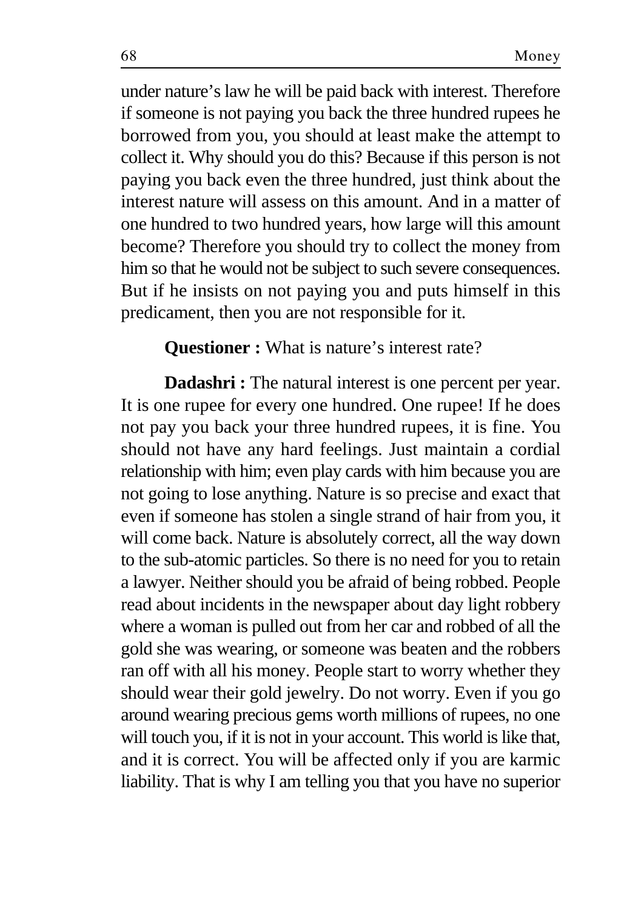under nature's law he will be paid back with interest. Therefore if someone is not paying you back the three hundred rupees he borrowed from you, you should at least make the attempt to collect it. Why should you do this? Because if this person is not paying you back even the three hundred, just think about the interest nature will assess on this amount. And in a matter of one hundred to two hundred years, how large will this amount become? Therefore you should try to collect the money from him so that he would not be subject to such severe consequences. But if he insists on not paying you and puts himself in this predicament, then you are not responsible for it.

**Questioner :** What is nature's interest rate?

**Dadashri :** The natural interest is one percent per year. It is one rupee for every one hundred. One rupee! If he does not pay you back your three hundred rupees, it is fine. You should not have any hard feelings. Just maintain a cordial relationship with him; even play cards with him because you are not going to lose anything. Nature is so precise and exact that even if someone has stolen a single strand of hair from you, it will come back. Nature is absolutely correct, all the way down to the sub-atomic particles. So there is no need for you to retain a lawyer. Neither should you be afraid of being robbed. People read about incidents in the newspaper about day light robbery where a woman is pulled out from her car and robbed of all the gold she was wearing, or someone was beaten and the robbers ran off with all his money. People start to worry whether they should wear their gold jewelry. Do not worry. Even if you go around wearing precious gems worth millions of rupees, no one will touch you, if it is not in your account. This world is like that, and it is correct. You will be affected only if you are karmic liability. That is why I am telling you that you have no superior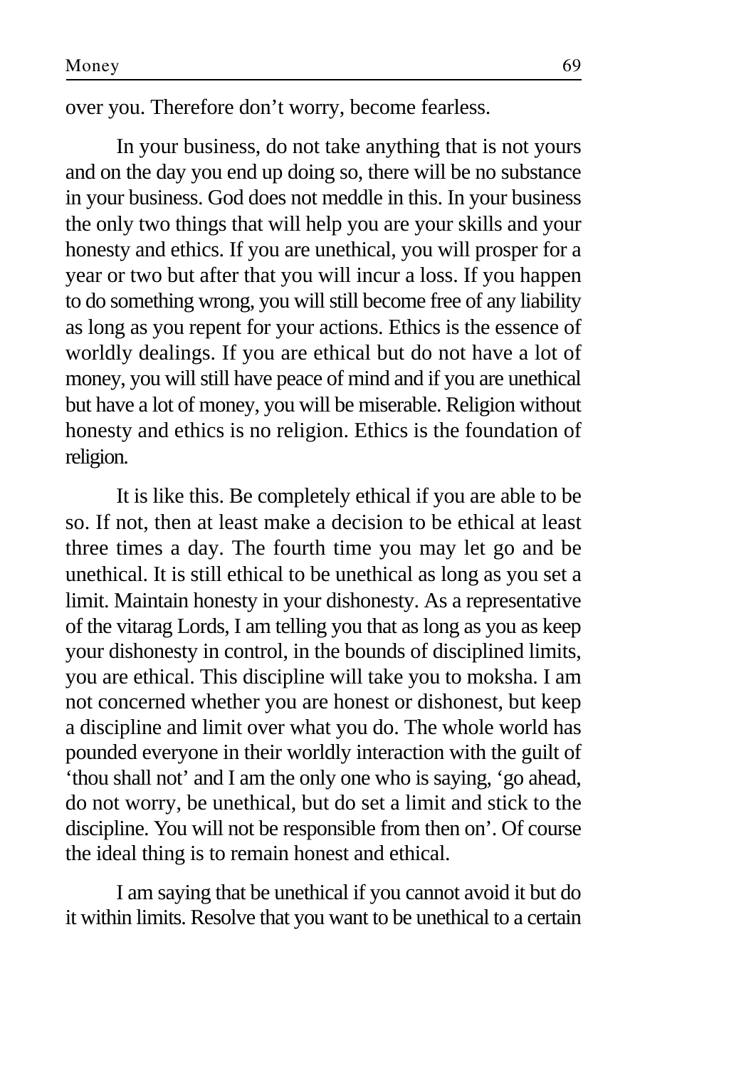over you. Therefore don't worry, become fearless.

In your business, do not take anything that is not yours and on the day you end up doing so, there will be no substance in your business. God does not meddle in this. In your business the only two things that will help you are your skills and your honesty and ethics. If you are unethical, you will prosper for a year or two but after that you will incur a loss. If you happen to do something wrong, you will still become free of any liability as long as you repent for your actions. Ethics is the essence of worldly dealings. If you are ethical but do not have a lot of money, you will still have peace of mind and if you are unethical but have a lot of money, you will be miserable. Religion without honesty and ethics is no religion. Ethics is the foundation of religion.

It is like this. Be completely ethical if you are able to be so. If not, then at least make a decision to be ethical at least three times a day. The fourth time you may let go and be unethical. It is still ethical to be unethical as long as you set a limit. Maintain honesty in your dishonesty. As a representative of the vitarag Lords, I am telling you that as long as you as keep your dishonesty in control, in the bounds of disciplined limits, you are ethical. This discipline will take you to moksha. I am not concerned whether you are honest or dishonest, but keep a discipline and limit over what you do. The whole world has pounded everyone in their worldly interaction with the guilt of 'thou shall not' and I am the only one who is saying, 'go ahead, do not worry, be unethical, but do set a limit and stick to the discipline. You will not be responsible from then on'. Of course the ideal thing is to remain honest and ethical.

I am saying that be unethical if you cannot avoid it but do it within limits. Resolve that you want to be unethical to a certain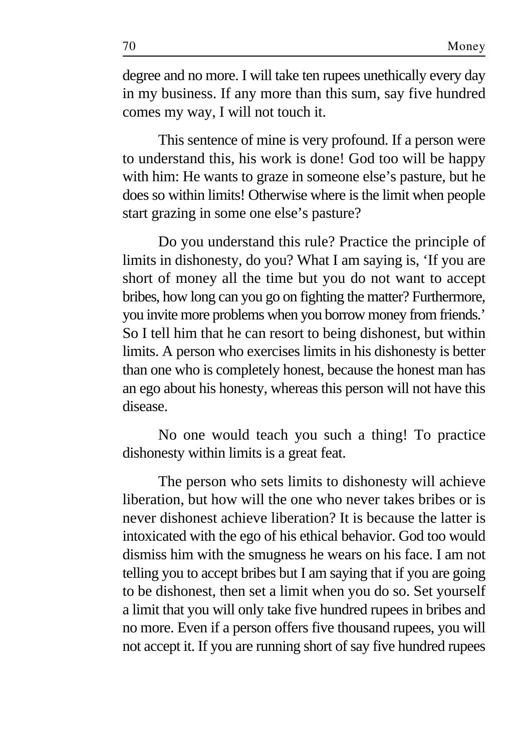degree and no more. I will take ten rupees unethically every day in my business. If any more than this sum, say five hundred comes my way, I will not touch it.

This sentence of mine is very profound. If a person were to understand this, his work is done! God too will be happy with him: He wants to graze in someone else's pasture, but he does so within limits! Otherwise where is the limit when people start grazing in some one else's pasture?

Do you understand this rule? Practice the principle of limits in dishonesty, do you? What I am saying is, 'If you are short of money all the time but you do not want to accept bribes, how long can you go on fighting the matter? Furthermore, you invite more problems when you borrow money from friends.' So I tell him that he can resort to being dishonest, but within limits. A person who exercises limits in his dishonesty is better than one who is completely honest, because the honest man has an ego about his honesty, whereas this person will not have this disease.

No one would teach you such a thing! To practice dishonesty within limits is a great feat.

The person who sets limits to dishonesty will achieve liberation, but how will the one who never takes bribes or is never dishonest achieve liberation? It is because the latter is intoxicated with the ego of his ethical behavior. God too would dismiss him with the smugness he wears on his face. I am not telling you to accept bribes but I am saying that if you are going to be dishonest, then set a limit when you do so. Set yourself a limit that you will only take five hundred rupees in bribes and no more. Even if a person offers five thousand rupees, you will not accept it. If you are running short of say five hundred rupees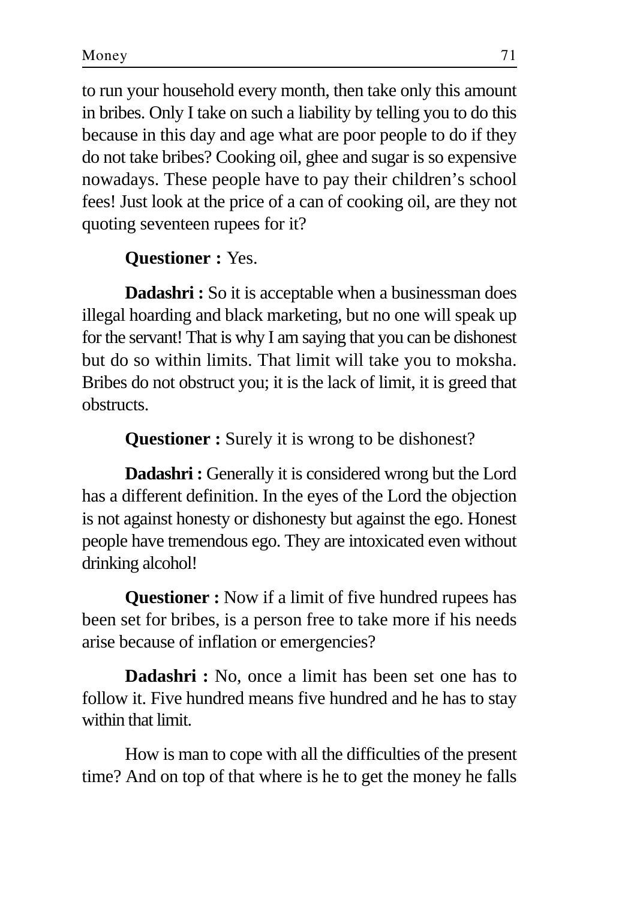to run your household every month, then take only this amount in bribes. Only I take on such a liability by telling you to do this because in this day and age what are poor people to do if they do not take bribes? Cooking oil, ghee and sugar is so expensive nowadays. These people have to pay their children's school fees! Just look at the price of a can of cooking oil, are they not quoting seventeen rupees for it?

**Questioner :** Yes.

**Dadashri :** So it is acceptable when a businessman does illegal hoarding and black marketing, but no one will speak up for the servant! That is why I am saying that you can be dishonest but do so within limits. That limit will take you to moksha. Bribes do not obstruct you; it is the lack of limit, it is greed that obstructs.

**Questioner :** Surely it is wrong to be dishonest?

**Dadashri :** Generally it is considered wrong but the Lord has a different definition. In the eyes of the Lord the objection is not against honesty or dishonesty but against the ego. Honest people have tremendous ego. They are intoxicated even without drinking alcohol!

**Questioner :** Now if a limit of five hundred rupees has been set for bribes, is a person free to take more if his needs arise because of inflation or emergencies?

**Dadashri :** No, once a limit has been set one has to follow it. Five hundred means five hundred and he has to stay within that limit.

How is man to cope with all the difficulties of the present time? And on top of that where is he to get the money he falls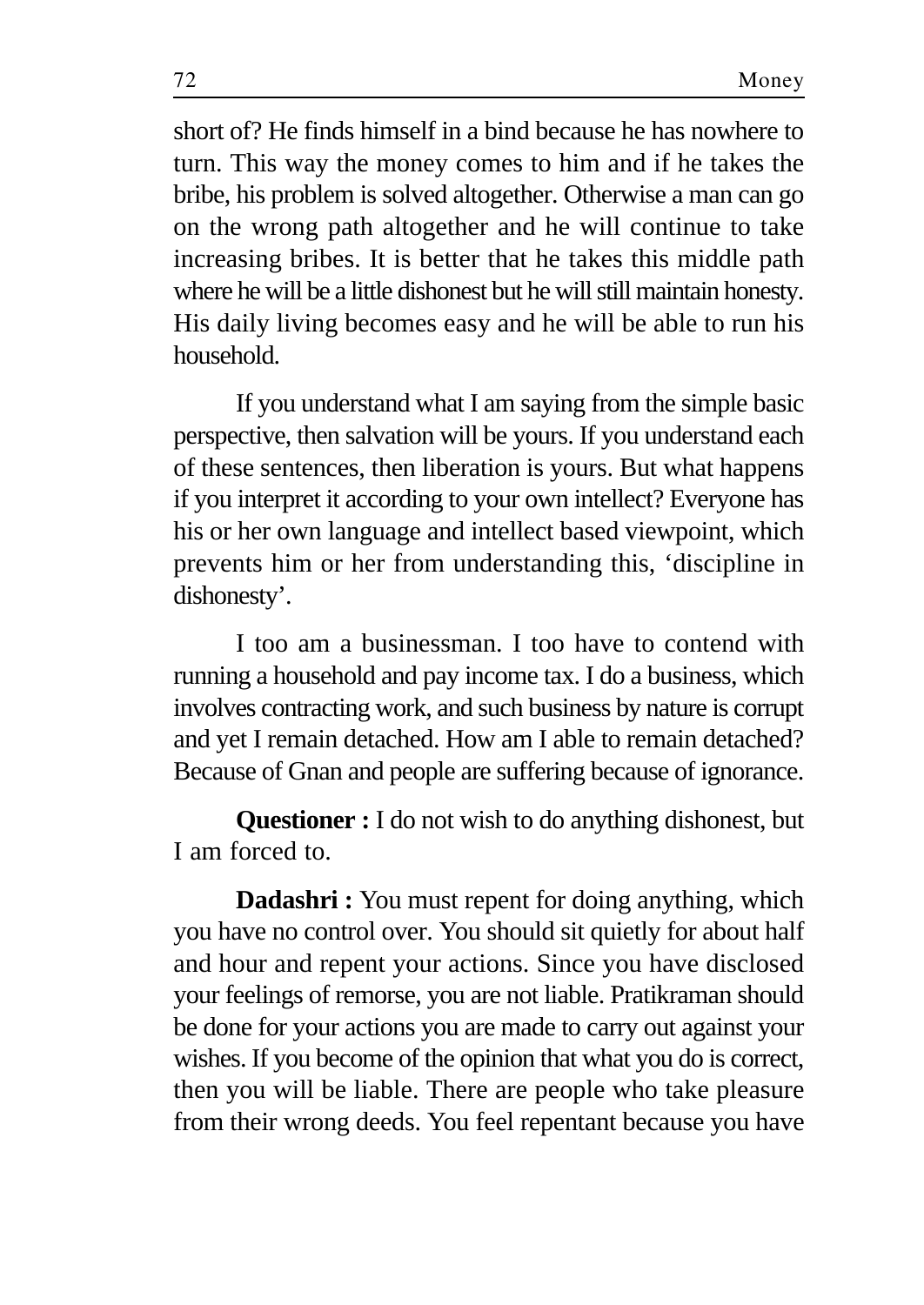short of? He finds himself in a bind because he has nowhere to turn. This way the money comes to him and if he takes the bribe, his problem is solved altogether. Otherwise a man can go on the wrong path altogether and he will continue to take increasing bribes. It is better that he takes this middle path where he will be a little dishonest but he will still maintain honesty. His daily living becomes easy and he will be able to run his household.

If you understand what I am saying from the simple basic perspective, then salvation will be yours. If you understand each of these sentences, then liberation is yours. But what happens if you interpret it according to your own intellect? Everyone has his or her own language and intellect based viewpoint, which prevents him or her from understanding this, 'discipline in dishonesty'.

I too am a businessman. I too have to contend with running a household and pay income tax. I do a business, which involves contracting work, and such business by nature is corrupt and yet I remain detached. How am I able to remain detached? Because of Gnan and people are suffering because of ignorance.

**Questioner :** I do not wish to do anything dishonest, but I am forced to.

**Dadashri :** You must repent for doing anything, which you have no control over. You should sit quietly for about half and hour and repent your actions. Since you have disclosed your feelings of remorse, you are not liable. Pratikraman should be done for your actions you are made to carry out against your wishes. If you become of the opinion that what you do is correct, then you will be liable. There are people who take pleasure from their wrong deeds. You feel repentant because you have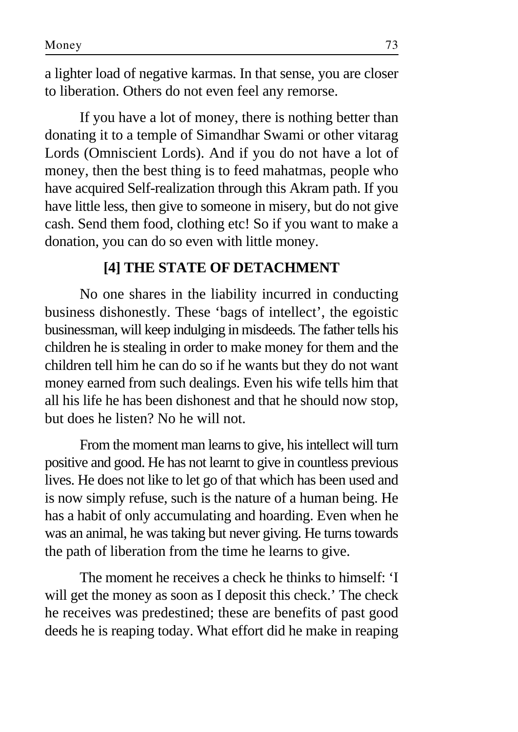a lighter load of negative karmas. In that sense, you are closer to liberation. Others do not even feel any remorse.

If you have a lot of money, there is nothing better than donating it to a temple of Simandhar Swami or other vitarag Lords (Omniscient Lords). And if you do not have a lot of money, then the best thing is to feed mahatmas, people who have acquired Self-realization through this Akram path. If you have little less, then give to someone in misery, but do not give cash. Send them food, clothing etc! So if you want to make a donation, you can do so even with little money.

## [4] THE STATE OF DETACHMENT

No one shares in the liability incurred in conducting business dishonestly. These 'bags of intellect', the egoistic businessman, will keep indulging in misdeeds. The father tells his children he is stealing in order to make money for them and the children tell him he can do so if he wants but they do not want money earned from such dealings. Even his wife tells him that all his life he has been dishonest and that he should now stop, but does he listen? No he will not.

From the moment man learns to give, his intellect will turn positive and good. He has not learnt to give in countless previous lives. He does not like to let go of that which has been used and is now simply refuse, such is the nature of a human being. He has a habit of only accumulating and hoarding. Even when he was an animal, he was taking but never giving. He turns towards the path of liberation from the time he learns to give.

The moment he receives a check he thinks to himself: 'I will get the money as soon as I deposit this check.' The check he receives was predestined; these are benefits of past good deeds he is reaping today. What effort did he make in reaping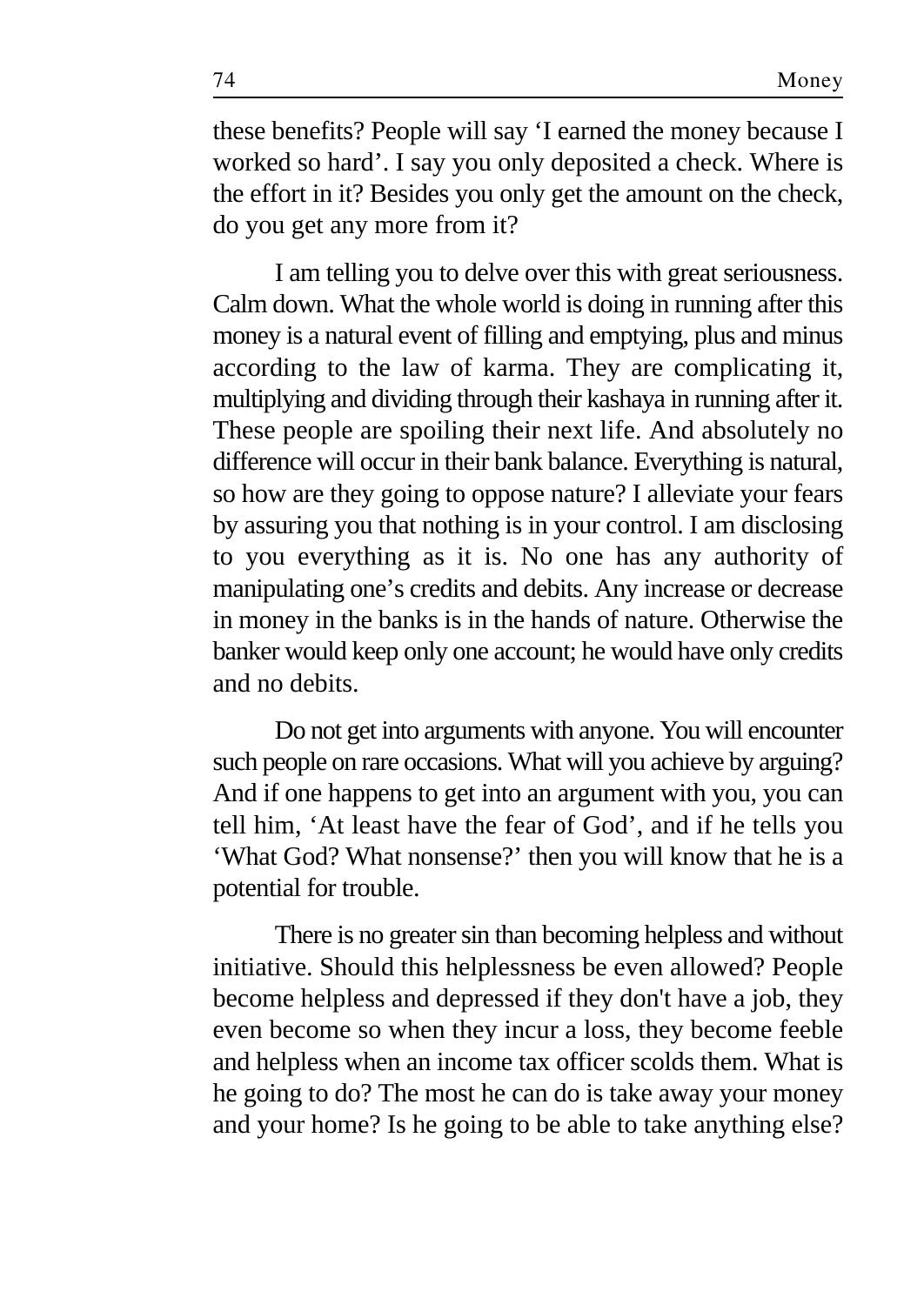these benefits? People will say ‘I earned the money because I worked so hard’. I say you only deposited a check. Where is the effort in it? Besides you only get the amount on the check, do you get any more from it?

I am telling you to delve over this with great seriousness. Calm down. What the whole world is doing in running after this money is a natural event of filling and emptying, plus and minus according to the law of karma. They are complicating it, multiplying and dividing through their kashaya in running after it. These people are spoiling their next life. And absolutely no difference will occur in their bank balance. Everything is natural, so how are they going to oppose nature? I alleviate your fears by assuring you that nothing is in your control. I am disclosing to you everything as it is. No one has any authority of manipulating one’s credits and debits. Any increase or decrease in money in the banks is in the hands of nature. Otherwise the banker would keep only one account; he would have only credits and no debits.

Do not get into arguments with anyone. You will encounter such people on rare occasions. What will you achieve by arguing? And if one happens to get into an argument with you, you can tell him, ‘At least have the fear of God’, and if he tells you ‘What God? What nonsense?’ then you will know that he is a potential for trouble.

There is no greater sin than becoming helpless and without initiative. Should this helplessness be even allowed? People become helpless and depressed if they don't have a job, they even become so when they incur a loss, they become feeble and helpless when an income tax officer scolds them. What is he going to do? The most he can do is take away your money and your home? Is he going to be able to take anything else?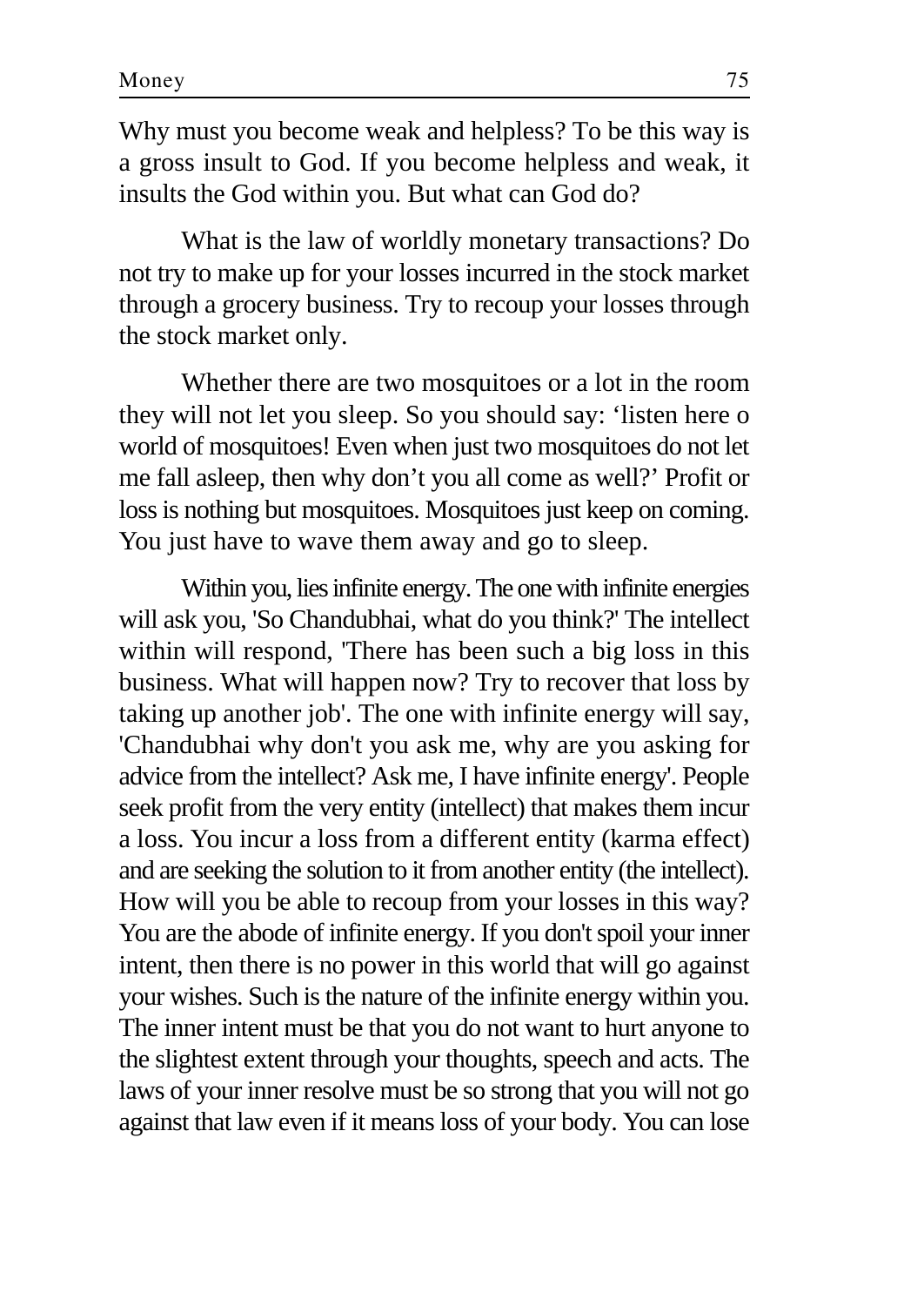Why must you become weak and helpless? To be this way is a gross insult to God. If you become helpless and weak, it insults the God within you. But what can God do?

What is the law of worldly monetary transactions? Do not try to make up for your losses incurred in the stock market through a grocery business. Try to recoup your losses through the stock market only.

Whether there are two mosquitoes or a lot in the room they will not let you sleep. So you should say: 'listen here o world of mosquitoes! Even when just two mosquitoes do not let me fall asleep, then why don't you all come as well?' Profit or loss is nothing but mosquitoes. Mosquitoes just keep on coming. You just have to wave them away and go to sleep.

Within you, lies infinite energy. The one with infinite energies will ask you, 'So Chandubhai, what do you think?' The intellect within will respond, 'There has been such a big loss in this business. What will happen now? Try to recover that loss by taking up another job'. The one with infinite energy will say, 'Chandubhai why don't you ask me, why are you asking for advice from the intellect? Ask me, I have infinite energy'. People seek profit from the very entity (intellect) that makes them incur a loss. You incur a loss from a different entity (karma effect) and are seeking the solution to it from another entity (the intellect). How will you be able to recoup from your losses in this way? You are the abode of infinite energy. If you don't spoil your inner intent, then there is no power in this world that will go against your wishes. Such is the nature of the infinite energy within you. The inner intent must be that you do not want to hurt anyone to the slightest extent through your thoughts, speech and acts. The laws of your inner resolve must be so strong that you will not go against that law even if it means loss of your body. You can lose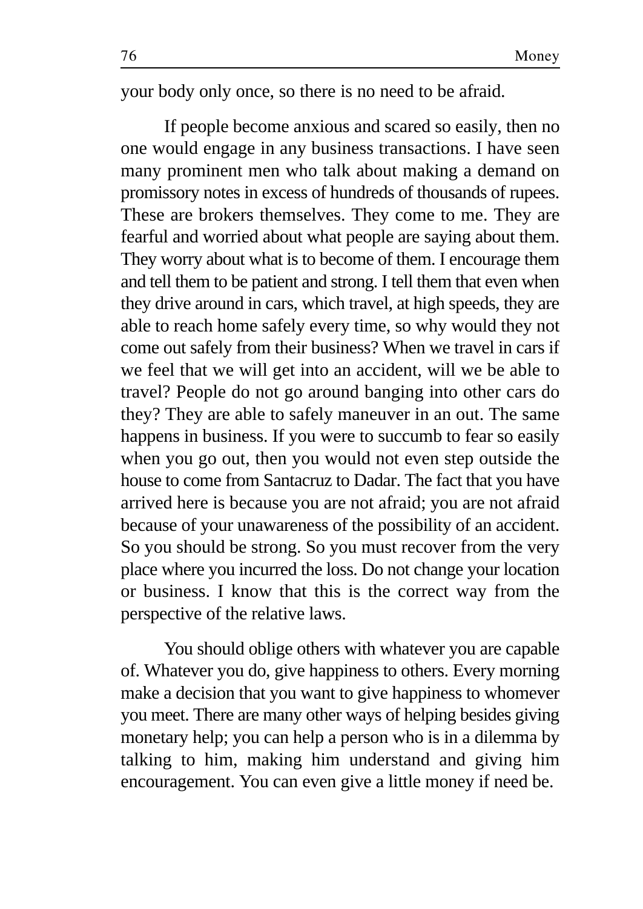your body only once, so there is no need to be afraid.

If people become anxious and scared so easily, then no one would engage in any business transactions. I have seen many prominent men who talk about making a demand on promissory notes in excess of hundreds of thousands of rupees. These are brokers themselves. They come to me. They are fearful and worried about what people are saying about them. They worry about what is to become of them. I encourage them and tell them to be patient and strong. I tell them that even when they drive around in cars, which travel, at high speeds, they are able to reach home safely every time, so why would they not come out safely from their business? When we travel in cars if we feel that we will get into an accident, will we be able to travel? People do not go around banging into other cars do they? They are able to safely maneuver in an out. The same happens in business. If you were to succumb to fear so easily when you go out, then you would not even step outside the house to come from Santacruz to Dadar. The fact that you have arrived here is because you are not afraid; you are not afraid because of your unawareness of the possibility of an accident. So you should be strong. So you must recover from the very place where you incurred the loss. Do not change your location or business. I know that this is the correct way from the perspective of the relative laws.

You should oblige others with whatever you are capable of. Whatever you do, give happiness to others. Every morning make a decision that you want to give happiness to whomever you meet. There are many other ways of helping besides giving monetary help; you can help a person who is in a dilemma by talking to him, making him understand and giving him encouragement. You can even give a little money if need be.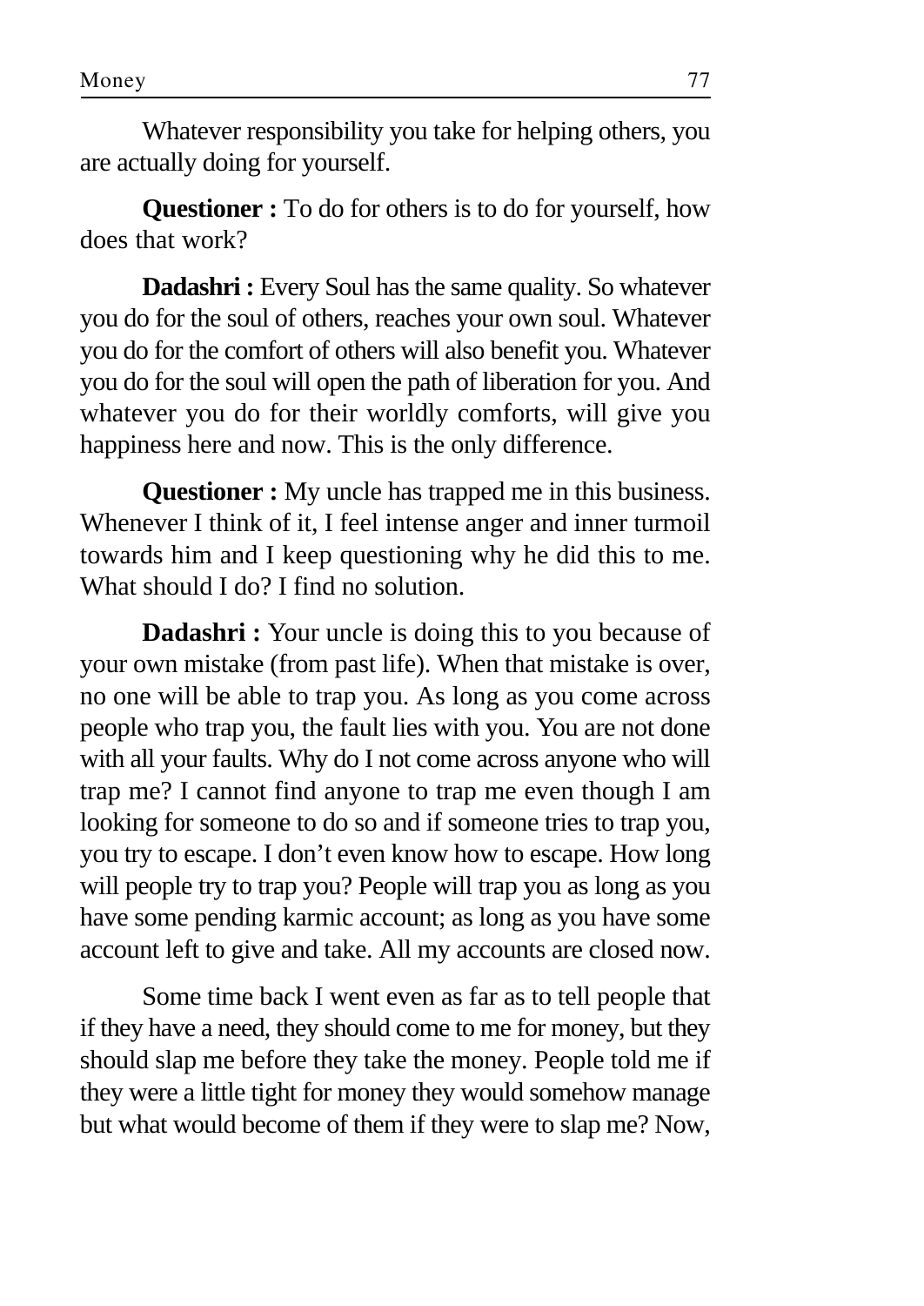Whatever responsibility you take for helping others, you are actually doing for yourself.

**Questioner :** To do for others is to do for yourself, how does that work?

**Dadashri :** Every Soul has the same quality. So whatever you do for the soul of others, reaches your own soul. Whatever you do for the comfort of others will also benefit you. Whatever you do for the soul will open the path of liberation for you. And whatever you do for their worldly comforts, will give you happiness here and now. This is the only difference.

**Questioner :** My uncle has trapped me in this business. Whenever I think of it, I feel intense anger and inner turmoil towards him and I keep questioning why he did this to me. What should I do? I find no solution.

**Dadashri :** Your uncle is doing this to you because of your own mistake (from past life). When that mistake is over, no one will be able to trap you. As long as you come across people who trap you, the fault lies with you. You are not done with all your faults. Why do I not come across anyone who will trap me? I cannot find anyone to trap me even though I am looking for someone to do so and if someone tries to trap you, you try to escape. I don't even know how to escape. How long will people try to trap you? People will trap you as long as you have some pending karmic account; as long as you have some account left to give and take. All my accounts are closed now.

Some time back I went even as far as to tell people that if they have a need, they should come to me for money, but they should slap me before they take the money. People told me if they were a little tight for money they would somehow manage but what would become of them if they were to slap me? Now,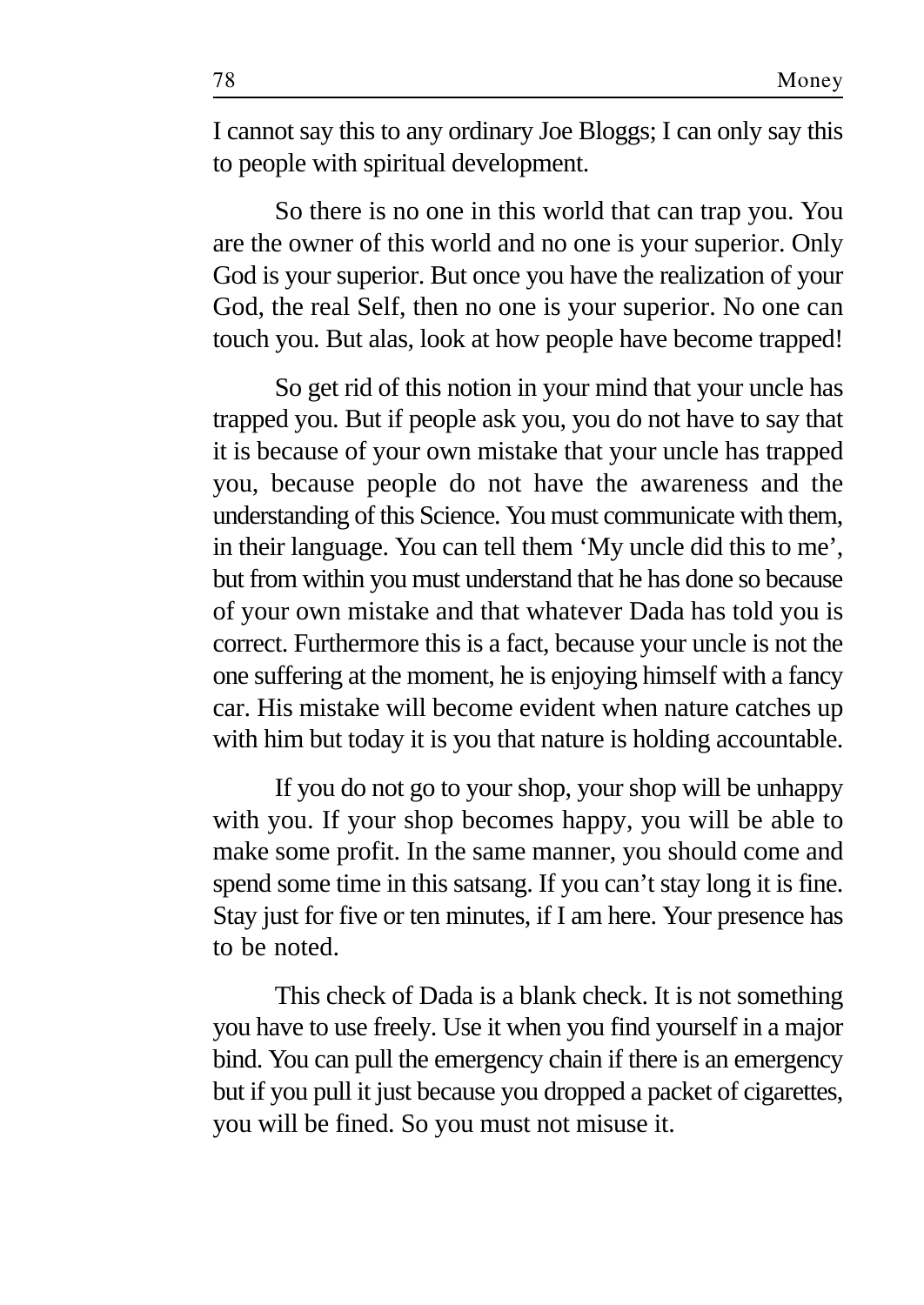I cannot say this to any ordinary Joe Bloggs; I can only say this to people with spiritual development.

So there is no one in this world that can trap you. You are the owner of this world and no one is your superior. Only God is your superior. But once you have the realization of your God, the real Self, then no one is your superior. No one can touch you. But alas, look at how people have become trapped!

So get rid of this notion in your mind that your uncle has trapped you. But if people ask you, you do not have to say that it is because of your own mistake that your uncle has trapped you, because people do not have the awareness and the understanding of this Science. You must communicate with them, in their language. You can tell them 'My uncle did this to me', but from within you must understand that he has done so because of your own mistake and that whatever Dada has told you is correct. Furthermore this is a fact, because your uncle is not the one suffering at the moment, he is enjoying himself with a fancy car. His mistake will become evident when nature catches up with him but today it is you that nature is holding accountable.

If you do not go to your shop, your shop will be unhappy with you. If your shop becomes happy, you will be able to make some profit. In the same manner, you should come and spend some time in this satsang. If you can't stay long it is fine. Stay just for five or ten minutes, if I am here. Your presence has to be noted.

This check of Dada is a blank check. It is not something you have to use freely. Use it when you find yourself in a major bind. You can pull the emergency chain if there is an emergency but if you pull it just because you dropped a packet of cigarettes, you will be fined. So you must not misuse it.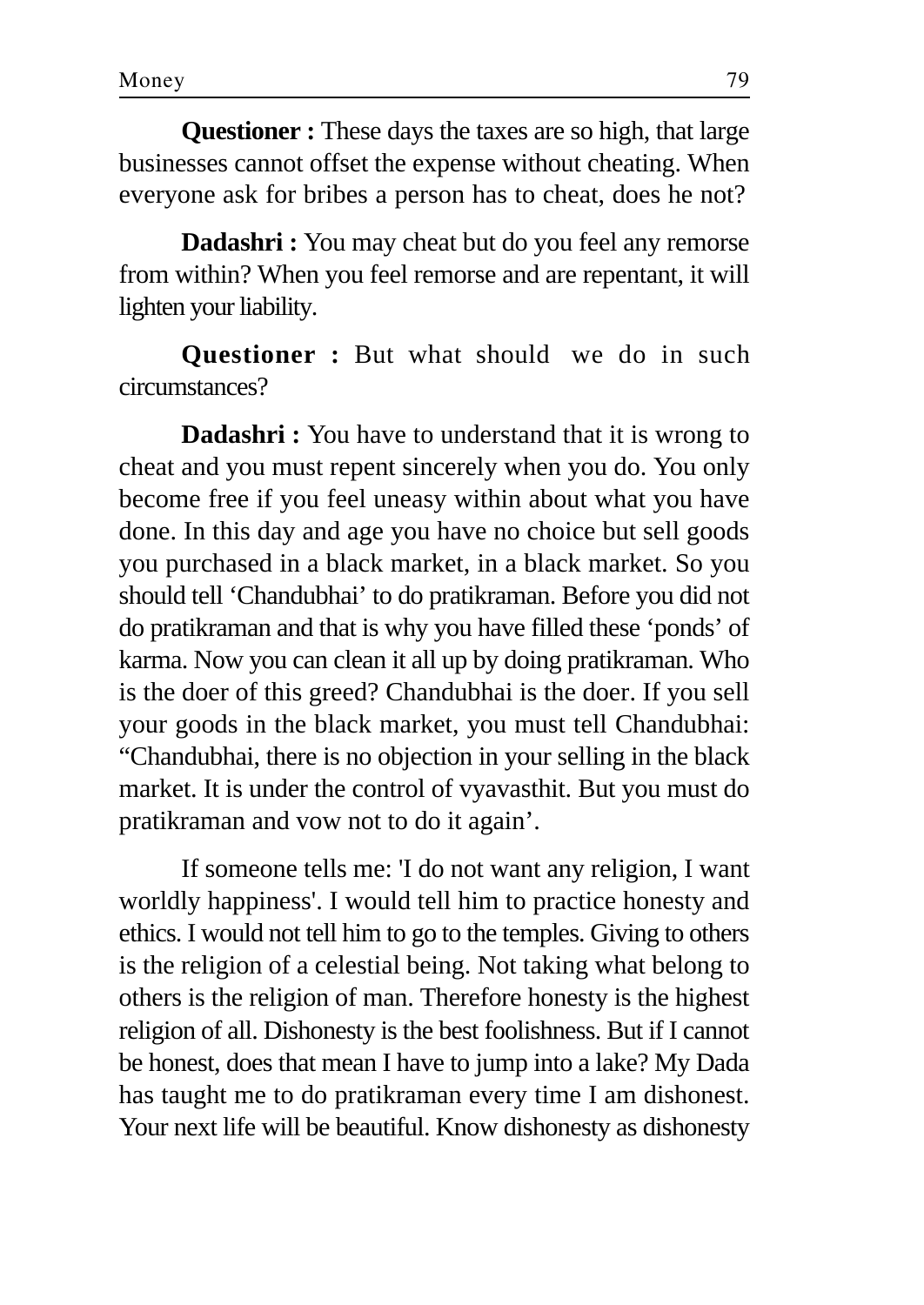**Questioner :** These days the taxes are so high, that large businesses cannot offset the expense without cheating. When everyone ask for bribes a person has to cheat, does he not?

**Dadashri :** You may cheat but do you feel any remorse from within? When you feel remorse and are repentant, it will lighten your liability.

**Questioner :** But what should we do in such circumstances?

**Dadashri :** You have to understand that it is wrong to cheat and you must repent sincerely when you do. You only become free if you feel uneasy within about what you have done. In this day and age you have no choice but sell goods you purchased in a black market, in a black market. So you should tell 'Chandubhai' to do pratikraman. Before you did not do pratikraman and that is why you have filled these 'ponds' of karma. Now you can clean it all up by doing pratikraman. Who is the doer of this greed? Chandubhai is the doer. If you sell your goods in the black market, you must tell Chandubhai: "Chandubhai, there is no objection in your selling in the black market. It is under the control of vyavasthit. But you must do pratikraman and vow not to do it again'.

If someone tells me: 'I do not want any religion, I want worldly happiness'. I would tell him to practice honesty and ethics. I would not tell him to go to the temples. Giving to others is the religion of a celestial being. Not taking what belong to others is the religion of man. Therefore honesty is the highest religion of all. Dishonesty is the best foolishness. But if I cannot be honest, does that mean I have to jump into a lake? My Dada has taught me to do pratikraman every time I am dishonest. Your next life will be beautiful. Know dishonesty as dishonesty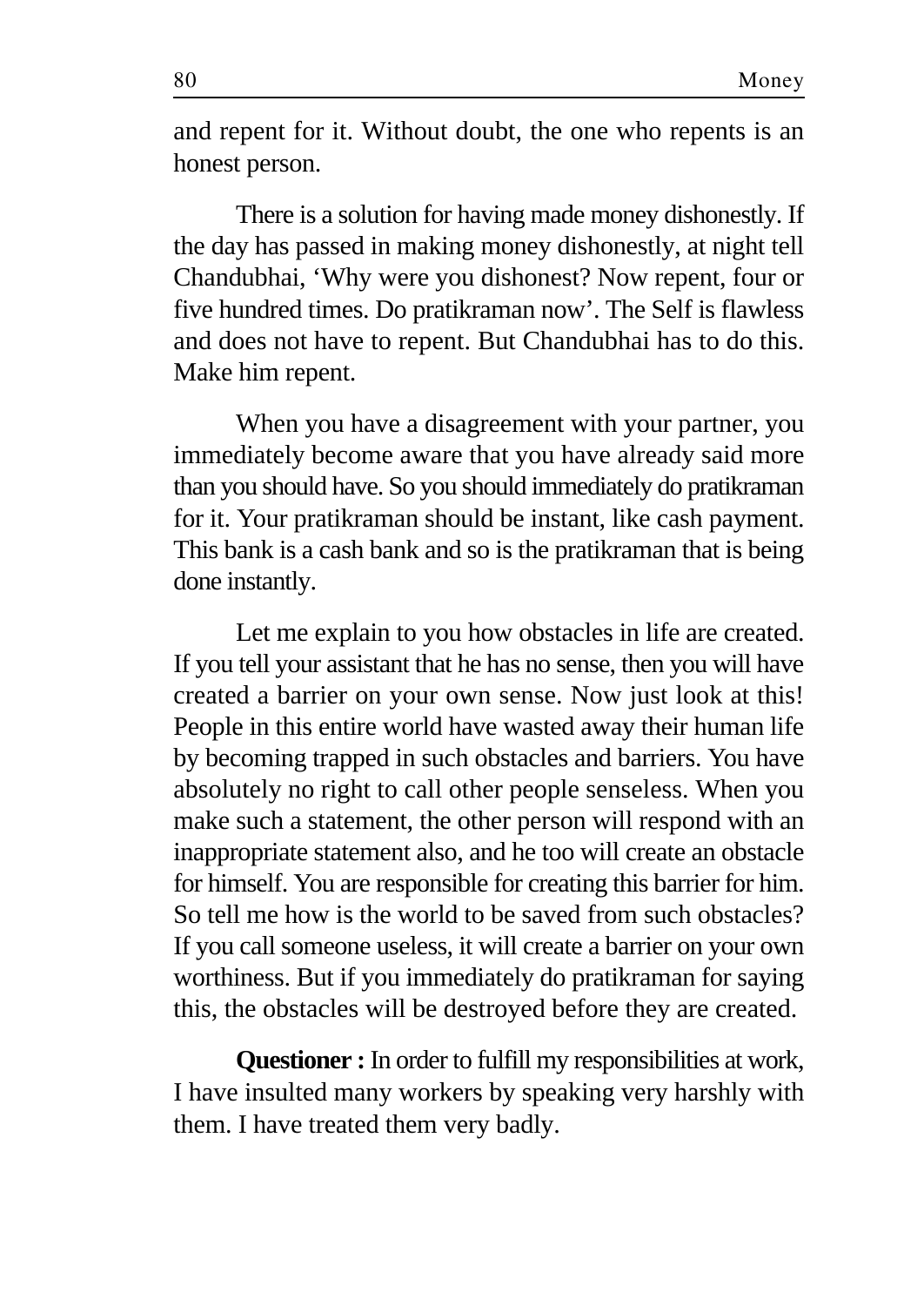and repent for it. Without doubt, the one who repents is an honest person.

There is a solution for having made money dishonestly. If the day has passed in making money dishonestly, at night tell Chandubhai, 'Why were you dishonest? Now repent, four or five hundred times. Do pratikraman now'. The Self is flawless and does not have to repent. But Chandubhai has to do this. Make him repent.

When you have a disagreement with your partner, you immediately become aware that you have already said more than you should have. So you should immediately do pratikraman for it. Your pratikraman should be instant, like cash payment. This bank is a cash bank and so is the pratikraman that is being done instantly.

Let me explain to you how obstacles in life are created. If you tell your assistant that he has no sense, then you will have created a barrier on your own sense. Now just look at this! People in this entire world have wasted away their human life by becoming trapped in such obstacles and barriers. You have absolutely no right to call other people senseless. When you make such a statement, the other person will respond with an inappropriate statement also, and he too will create an obstacle for himself. You are responsible for creating this barrier for him. So tell me how is the world to be saved from such obstacles? If you call someone useless, it will create a barrier on your own worthiness. But if you immediately do pratikraman for saying this, the obstacles will be destroyed before they are created.

**Questioner :** In order to fulfill my responsibilities at work, I have insulted many workers by speaking very harshly with them. I have treated them very badly.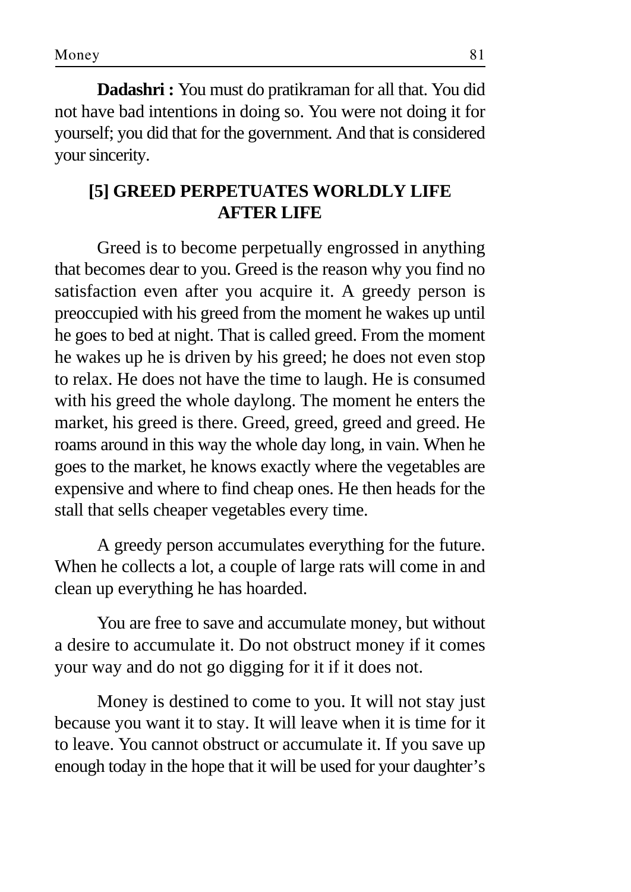**Dadashri :** You must do pratikraman for all that. You did not have bad intentions in doing so. You were not doing it for yourself; you did that for the government. And that is considered your sincerity.

## [5] GREED PERPETUATES WORLDLY LIFE AFTER LIFE

Greed is to become perpetually engrossed in anything that becomes dear to you. Greed is the reason why you find no satisfaction even after you acquire it. A greedy person is preoccupied with his greed from the moment he wakes up until he goes to bed at night. That is called greed. From the moment he wakes up he is driven by his greed; he does not even stop to relax. He does not have the time to laugh. He is consumed with his greed the whole daylong. The moment he enters the market, his greed is there. Greed, greed, greed and greed. He roams around in this way the whole day long, in vain. When he goes to the market, he knows exactly where the vegetables are expensive and where to find cheap ones. He then heads for the stall that sells cheaper vegetables every time.

A greedy person accumulates everything for the future. When he collects a lot, a couple of large rats will come in and clean up everything he has hoarded.

You are free to save and accumulate money, but without a desire to accumulate it. Do not obstruct money if it comes your way and do not go digging for it if it does not.

Money is destined to come to you. It will not stay just because you want it to stay. It will leave when it is time for it to leave. You cannot obstruct or accumulate it. If you save up enough today in the hope that it will be used for your daughter's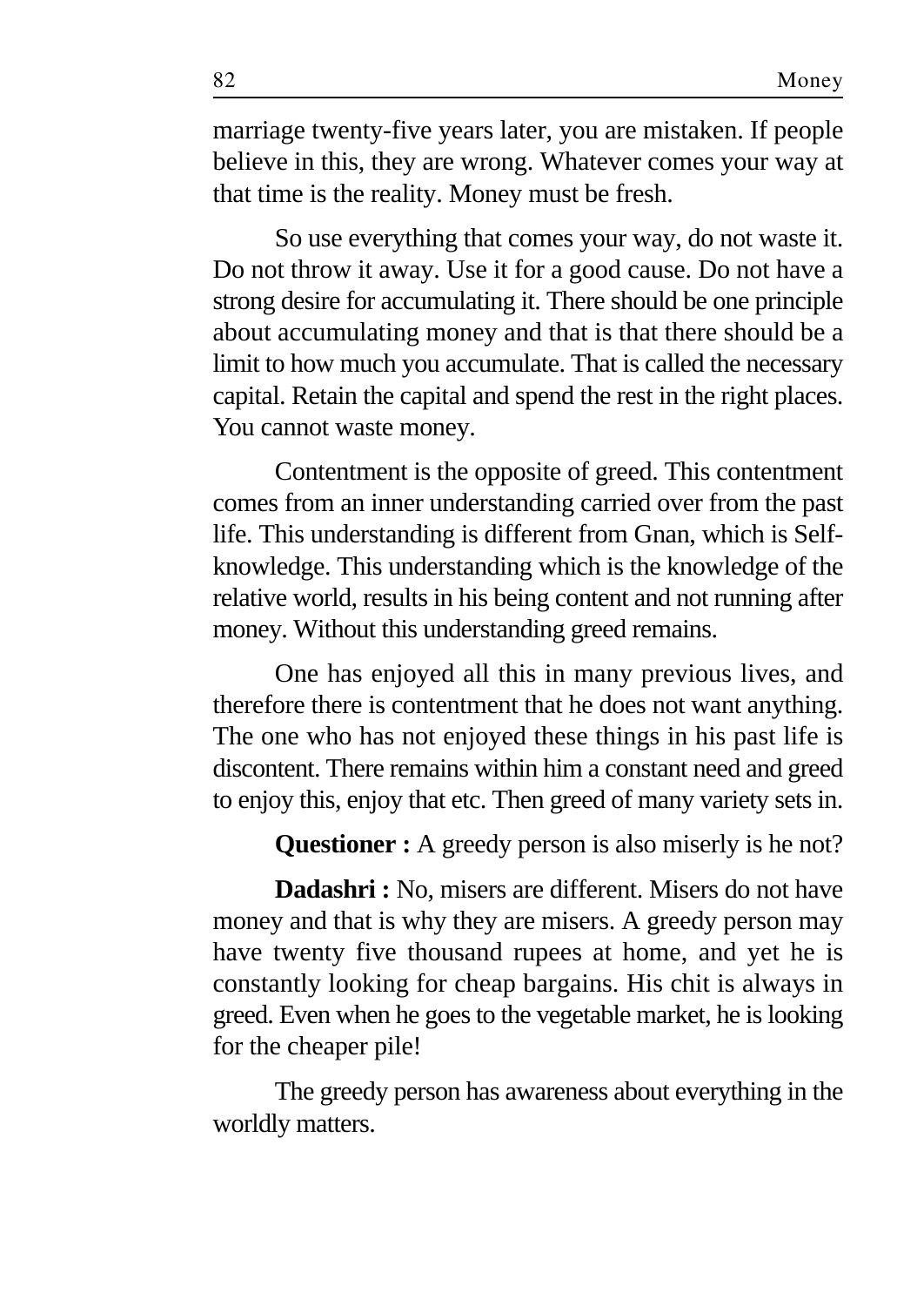marriage twenty-five years later, you are mistaken. If people believe in this, they are wrong. Whatever comes your way at that time is the reality. Money must be fresh.

So use everything that comes your way, do not waste it. Do not throw it away. Use it for a good cause. Do not have a strong desire for accumulating it. There should be one principle about accumulating money and that is that there should be a limit to how much you accumulate. That is called the necessary capital. Retain the capital and spend the rest in the right places. You cannot waste money.

Contentment is the opposite of greed. This contentment comes from an inner understanding carried over from the past life. This understanding is different from Gnan, which is Self-knowledge. This understanding which is the knowledge of the relative world, results in his being content and not running after money. Without this understanding greed remains.

One has enjoyed all this in many previous lives, and therefore there is contentment that he does not want anything. The one who has not enjoyed these things in his past life is discontent. There remains within him a constant need and greed to enjoy this, enjoy that etc. Then greed of many variety sets in.

**Questioner :** A greedy person is also miserly is he not?

**Dadashri :** No, misers are different. Misers do not have money and that is why they are misers. A greedy person may have twenty five thousand rupees at home, and yet he is constantly looking for cheap bargains. His chit is always in greed. Even when he goes to the vegetable market, he is looking for the cheaper pile!

The greedy person has awareness about everything in the worldly matters.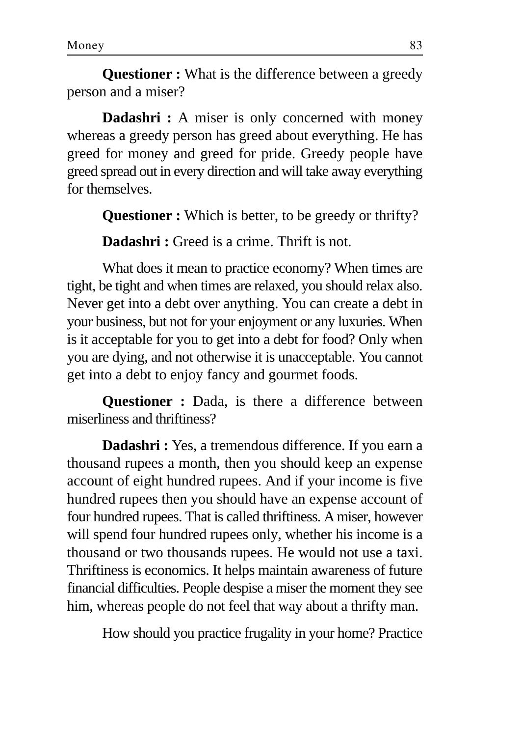**Questioner :** What is the difference between a greedy person and a miser?

**Dadashri :** A miser is only concerned with money whereas a greedy person has greed about everything. He has greed for money and greed for pride. Greedy people have greed spread out in every direction and will take away everything for themselves.

**Questioner :** Which is better, to be greedy or thrifty?

**Dadashri :** Greed is a crime. Thrift is not.

What does it mean to practice economy? When times are tight, be tight and when times are relaxed, you should relax also. Never get into a debt over anything. You can create a debt in your business, but not for your enjoyment or any luxuries. When is it acceptable for you to get into a debt for food? Only when you are dying, and not otherwise it is unacceptable. You cannot get into a debt to enjoy fancy and gourmet foods.

**Questioner :** Dada, is there a difference between miserliness and thriftiness?

**Dadashri :** Yes, a tremendous difference. If you earn a thousand rupees a month, then you should keep an expense account of eight hundred rupees. And if your income is five hundred rupees then you should have an expense account of four hundred rupees. That is called thriftiness. A miser, however will spend four hundred rupees only, whether his income is a thousand or two thousands rupees. He would not use a taxi. Thriftiness is economics. It helps maintain awareness of future financial difficulties. People despise a miser the moment they see him, whereas people do not feel that way about a thrifty man.

How should you practice frugality in your home? Practice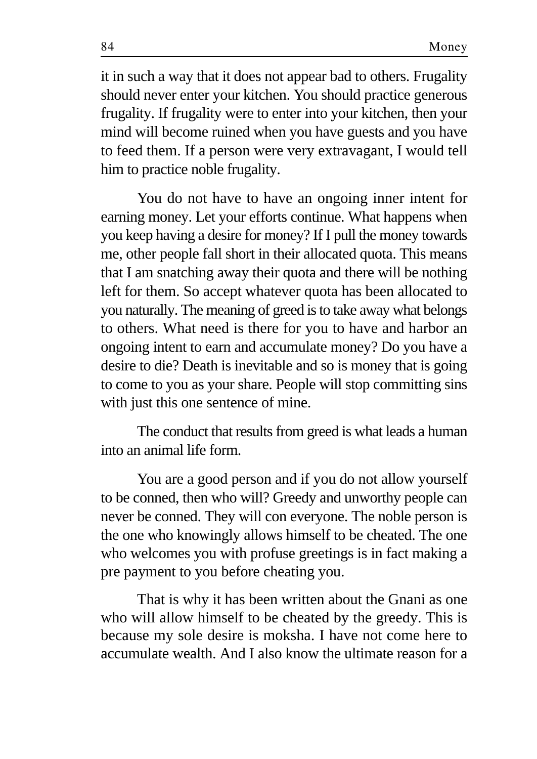it in such a way that it does not appear bad to others. Frugality should never enter your kitchen. You should practice generous frugality. If frugality were to enter into your kitchen, then your mind will become ruined when you have guests and you have to feed them. If a person were very extravagant, I would tell him to practice noble frugality.

You do not have to have an ongoing inner intent for earning money. Let your efforts continue. What happens when you keep having a desire for money? If I pull the money towards me, other people fall short in their allocated quota. This means that I am snatching away their quota and there will be nothing left for them. So accept whatever quota has been allocated to you naturally. The meaning of greed is to take away what belongs to others. What need is there for you to have and harbor an ongoing intent to earn and accumulate money? Do you have a desire to die? Death is inevitable and so is money that is going to come to you as your share. People will stop committing sins with just this one sentence of mine.

The conduct that results from greed is what leads a human into an animal life form.

You are a good person and if you do not allow yourself to be conned, then who will? Greedy and unworthy people can never be conned. They will con everyone. The noble person is the one who knowingly allows himself to be cheated. The one who welcomes you with profuse greetings is in fact making a pre payment to you before cheating you.

That is why it has been written about the Gnani as one who will allow himself to be cheated by the greedy. This is because my sole desire is moksha. I have not come here to accumulate wealth. And I also know the ultimate reason for a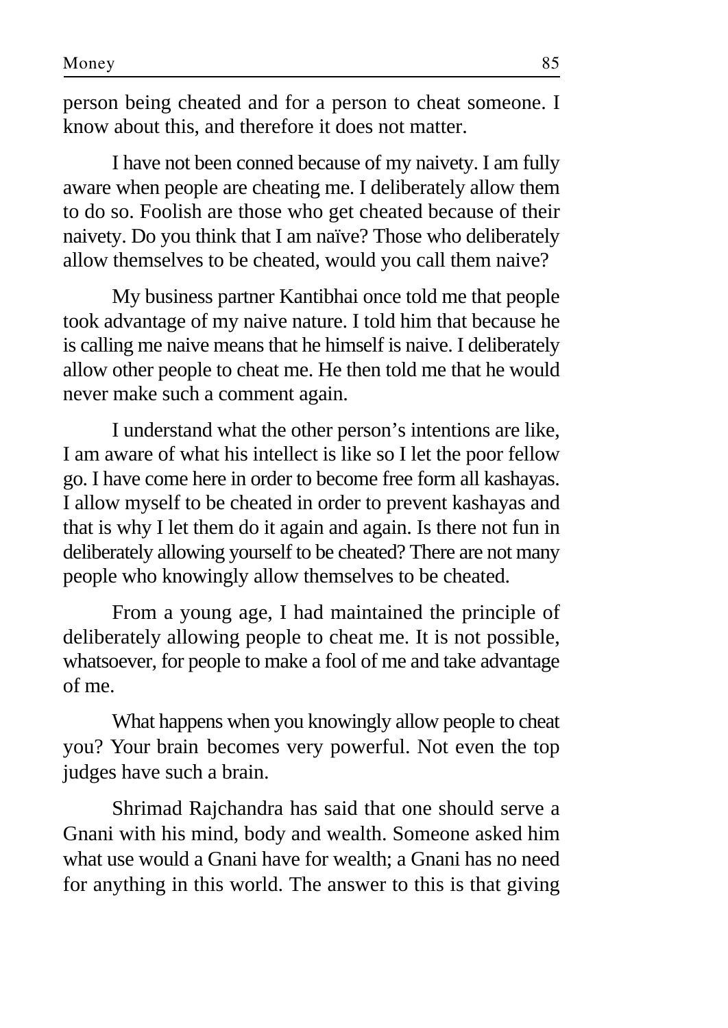person being cheated and for a person to cheat someone. I know about this, and therefore it does not matter.

I have not been conned because of my naivety. I am fully aware when people are cheating me. I deliberately allow them to do so. Foolish are those who get cheated because of their naivety. Do you think that I am naïve? Those who deliberately allow themselves to be cheated, would you call them naive?

My business partner Kantibhai once told me that people took advantage of my naive nature. I told him that because he is calling me naive means that he himself is naive. I deliberately allow other people to cheat me. He then told me that he would never make such a comment again.

I understand what the other person's intentions are like, I am aware of what his intellect is like so I let the poor fellow go. I have come here in order to become free form all kashayas. I allow myself to be cheated in order to prevent kashayas and that is why I let them do it again and again. Is there not fun in deliberately allowing yourself to be cheated? There are not many people who knowingly allow themselves to be cheated.

From a young age, I had maintained the principle of deliberately allowing people to cheat me. It is not possible, whatsoever, for people to make a fool of me and take advantage of me.

What happens when you knowingly allow people to cheat you? Your brain becomes very powerful. Not even the top judges have such a brain.

Shrimad Rajchandra has said that one should serve a Gnani with his mind, body and wealth. Someone asked him what use would a Gnani have for wealth; a Gnani has no need for anything in this world. The answer to this is that giving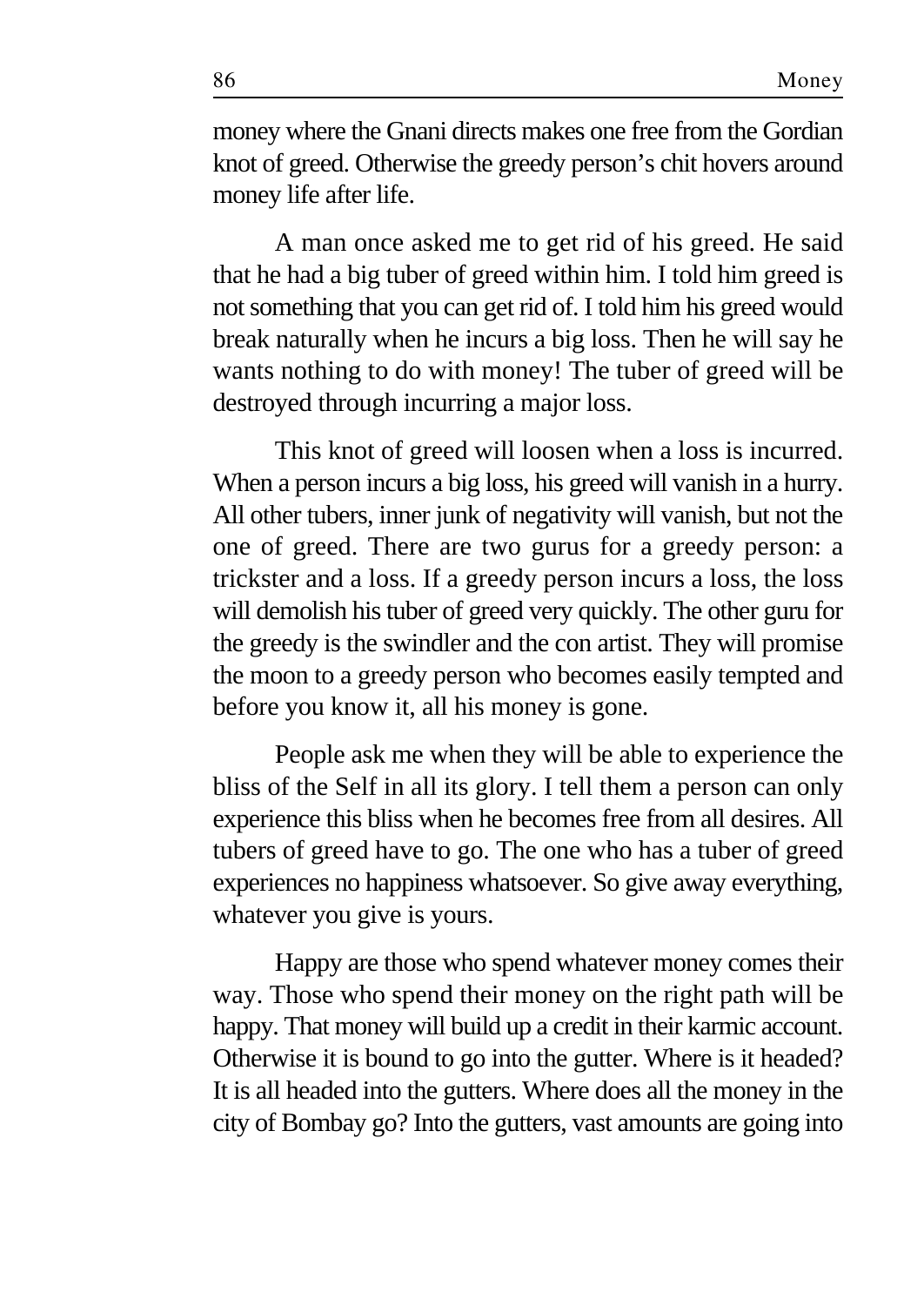money where the Gnani directs makes one free from the Gordian knot of greed. Otherwise the greedy person's chit hovers around money life after life.

A man once asked me to get rid of his greed. He said that he had a big tuber of greed within him. I told him greed is not something that you can get rid of. I told him his greed would break naturally when he incurs a big loss. Then he will say he wants nothing to do with money! The tuber of greed will be destroyed through incurring a major loss.

This knot of greed will loosen when a loss is incurred. When a person incurs a big loss, his greed will vanish in a hurry. All other tubers, inner junk of negativity will vanish, but not the one of greed. There are two gurus for a greedy person: a trickster and a loss. If a greedy person incurs a loss, the loss will demolish his tuber of greed very quickly. The other guru for the greedy is the swindler and the con artist. They will promise the moon to a greedy person who becomes easily tempted and before you know it, all his money is gone.

People ask me when they will be able to experience the bliss of the Self in all its glory. I tell them a person can only experience this bliss when he becomes free from all desires. All tubers of greed have to go. The one who has a tuber of greed experiences no happiness whatsoever. So give away everything, whatever you give is yours.

Happy are those who spend whatever money comes their way. Those who spend their money on the right path will be happy. That money will build up a credit in their karmic account. Otherwise it is bound to go into the gutter. Where is it headed? It is all headed into the gutters. Where does all the money in the city of Bombay go? Into the gutters, vast amounts are going into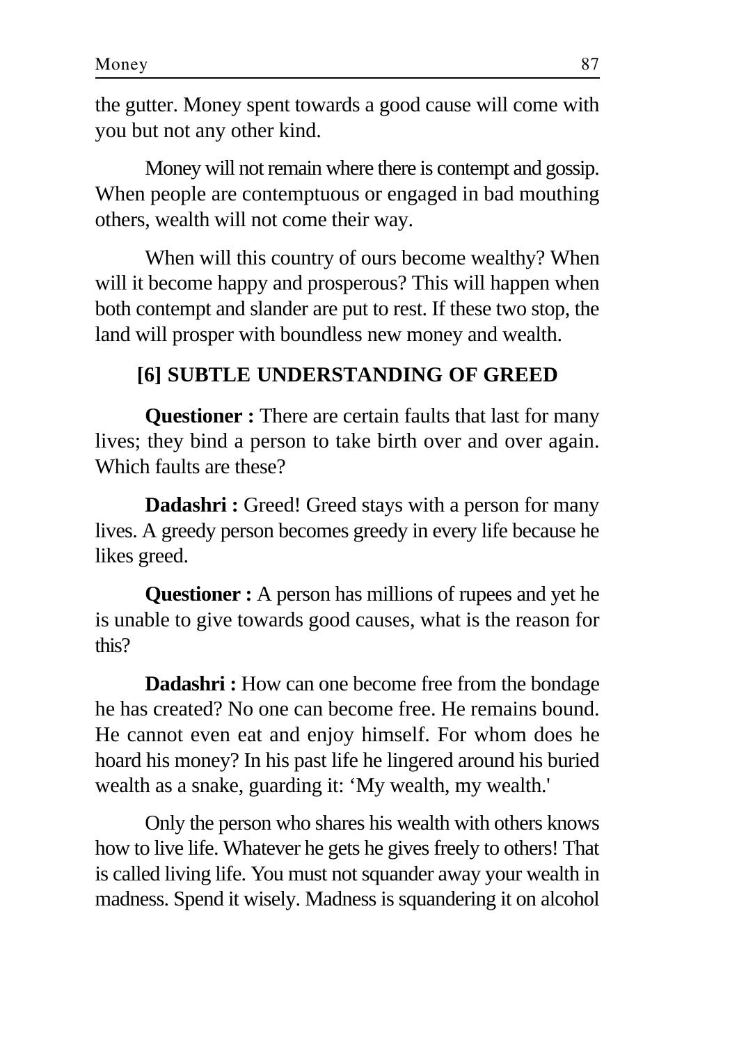the gutter. Money spent towards a good cause will come with you but not any other kind.

Money will not remain where there is contempt and gossip. When people are contemptuous or engaged in bad mouthing others, wealth will not come their way.

When will this country of ours become wealthy? When will it become happy and prosperous? This will happen when both contempt and slander are put to rest. If these two stop, the land will prosper with boundless new money and wealth.

## [6] SUBTLE UNDERSTANDING OF GREED

**Questioner :** There are certain faults that last for many lives; they bind a person to take birth over and over again. Which faults are these?

**Dadashri :** Greed! Greed stays with a person for many lives. A greedy person becomes greedy in every life because he likes greed.

**Questioner :** A person has millions of rupees and yet he is unable to give towards good causes, what is the reason for this?

**Dadashri :** How can one become free from the bondage he has created? No one can become free. He remains bound. He cannot even eat and enjoy himself. For whom does he hoard his money? In his past life he lingered around his buried wealth as a snake, guarding it: 'My wealth, my wealth.'

Only the person who shares his wealth with others knows how to live life. Whatever he gets he gives freely to others! That is called living life. You must not squander away your wealth in madness. Spend it wisely. Madness is squandering it on alcohol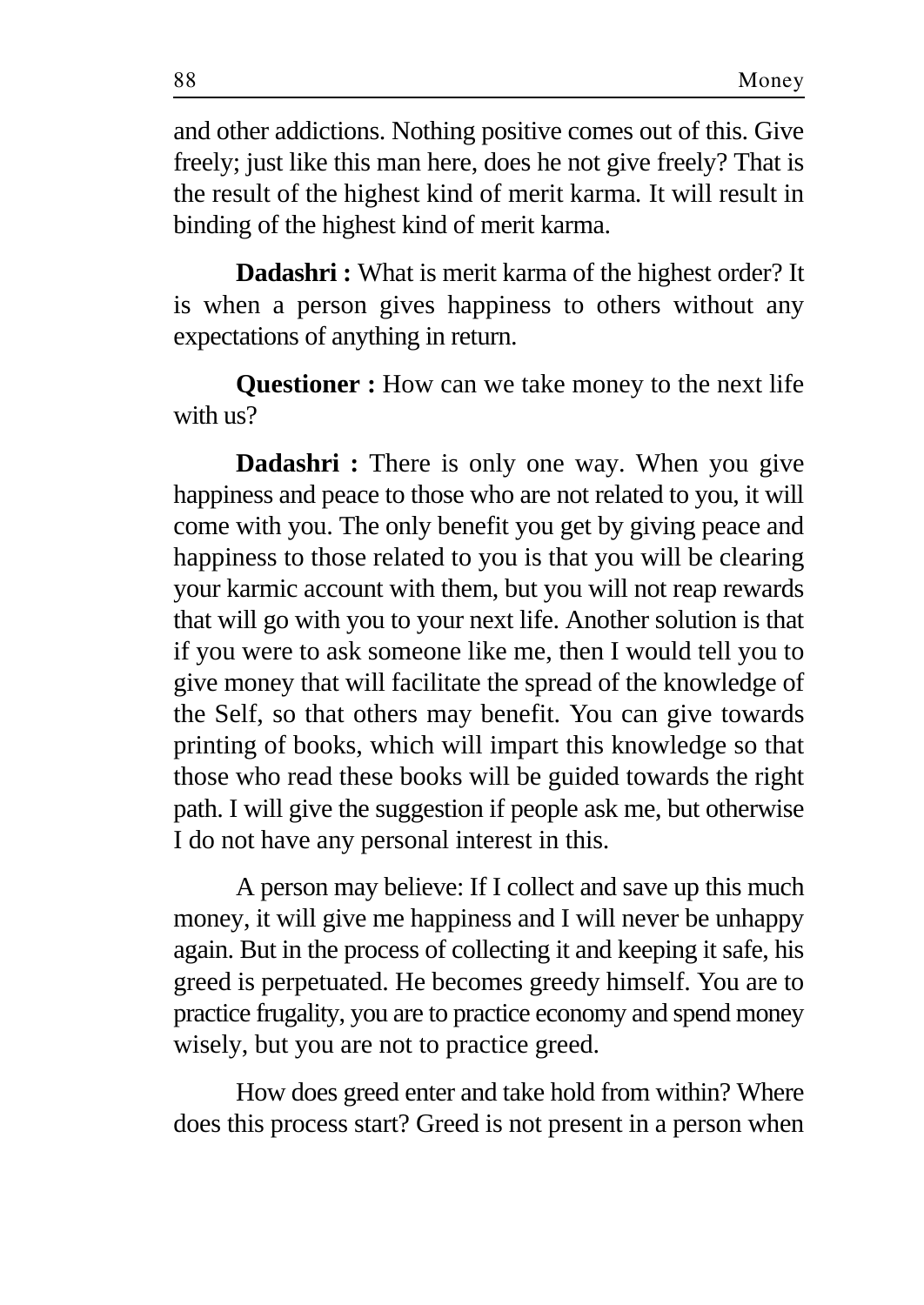and other addictions. Nothing positive comes out of this. Give freely; just like this man here, does he not give freely? That is the result of the highest kind of merit karma. It will result in binding of the highest kind of merit karma.

**Dadashri :** What is merit karma of the highest order? It is when a person gives happiness to others without any expectations of anything in return.

**Questioner :** How can we take money to the next life with us?

**Dadashri :** There is only one way. When you give happiness and peace to those who are not related to you, it will come with you. The only benefit you get by giving peace and happiness to those related to you is that you will be clearing your karmic account with them, but you will not reap rewards that will go with you to your next life. Another solution is that if you were to ask someone like me, then I would tell you to give money that will facilitate the spread of the knowledge of the Self, so that others may benefit. You can give towards printing of books, which will impart this knowledge so that those who read these books will be guided towards the right path. I will give the suggestion if people ask me, but otherwise I do not have any personal interest in this.

A person may believe: If I collect and save up this much money, it will give me happiness and I will never be unhappy again. But in the process of collecting it and keeping it safe, his greed is perpetuated. He becomes greedy himself. You are to practice frugality, you are to practice economy and spend money wisely, but you are not to practice greed.

How does greed enter and take hold from within? Where does this process start? Greed is not present in a person when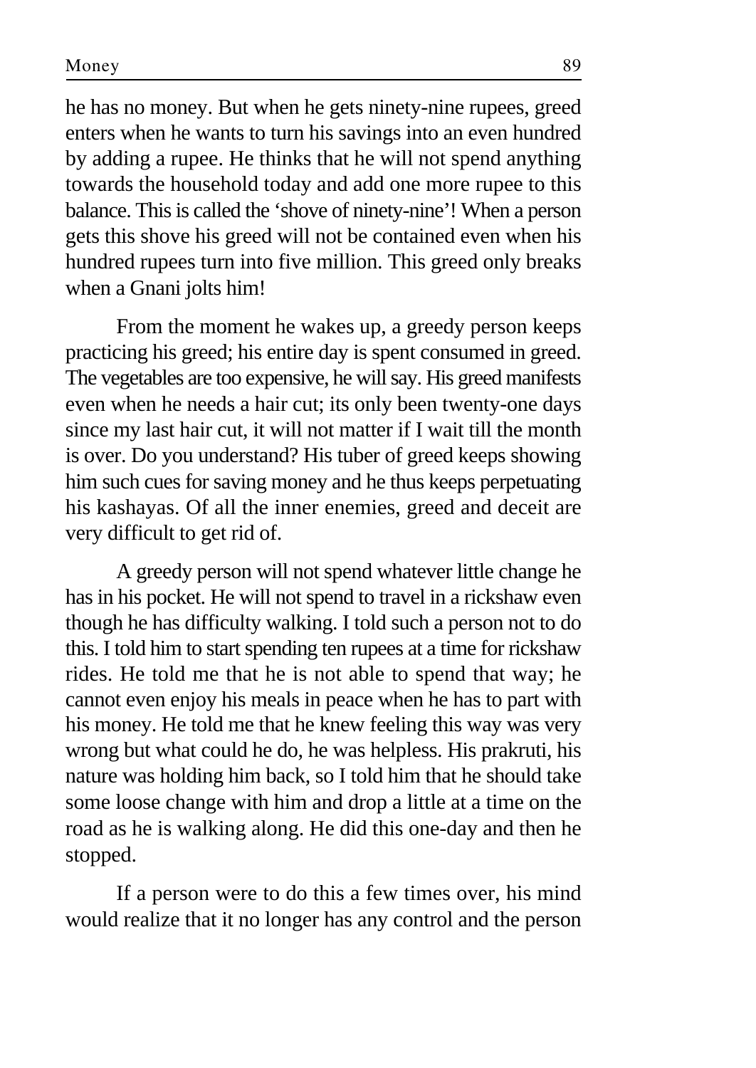he has no money. But when he gets ninety-nine rupees, greed enters when he wants to turn his savings into an even hundred by adding a rupee. He thinks that he will not spend anything towards the household today and add one more rupee to this balance. This is called the 'shove of ninety-nine'! When a person gets this shove his greed will not be contained even when his hundred rupees turn into five million. This greed only breaks when a Gnani jolts him!

From the moment he wakes up, a greedy person keeps practicing his greed; his entire day is spent consumed in greed. The vegetables are too expensive, he will say. His greed manifests even when he needs a hair cut; its only been twenty-one days since my last hair cut, it will not matter if I wait till the month is over. Do you understand? His tuber of greed keeps showing him such cues for saving money and he thus keeps perpetuating his kashayas. Of all the inner enemies, greed and deceit are very difficult to get rid of.

A greedy person will not spend whatever little change he has in his pocket. He will not spend to travel in a rickshaw even though he has difficulty walking. I told such a person not to do this. I told him to start spending ten rupees at a time for rickshaw rides. He told me that he is not able to spend that way; he cannot even enjoy his meals in peace when he has to part with his money. He told me that he knew feeling this way was very wrong but what could he do, he was helpless. His prakruti, his nature was holding him back, so I told him that he should take some loose change with him and drop a little at a time on the road as he is walking along. He did this one-day and then he stopped.

If a person were to do this a few times over, his mind would realize that it no longer has any control and the person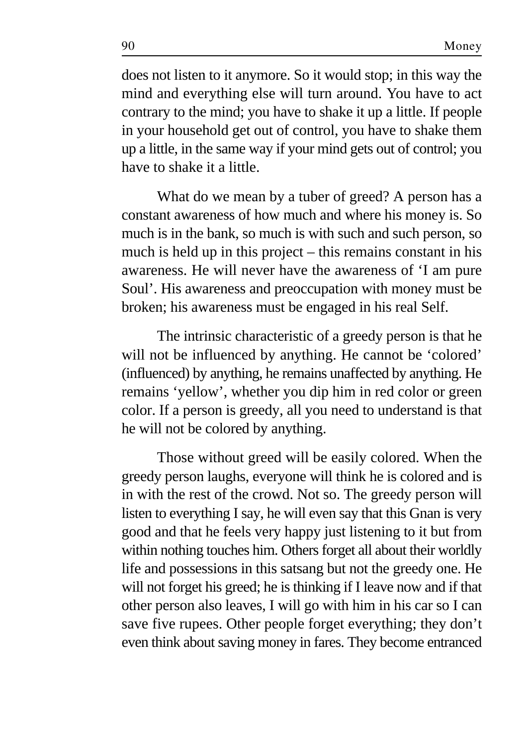does not listen to it anymore. So it would stop; in this way the mind and everything else will turn around. You have to act contrary to the mind; you have to shake it up a little. If people in your household get out of control, you have to shake them up a little, in the same way if your mind gets out of control; you have to shake it a little.

What do we mean by a tuber of greed? A person has a constant awareness of how much and where his money is. So much is in the bank, so much is with such and such person, so much is held up in this project – this remains constant in his awareness. He will never have the awareness of 'I am pure Soul'. His awareness and preoccupation with money must be broken; his awareness must be engaged in his real Self.

The intrinsic characteristic of a greedy person is that he will not be influenced by anything. He cannot be 'colored' (influenced) by anything, he remains unaffected by anything. He remains 'yellow', whether you dip him in red color or green color. If a person is greedy, all you need to understand is that he will not be colored by anything.

Those without greed will be easily colored. When the greedy person laughs, everyone will think he is colored and is in with the rest of the crowd. Not so. The greedy person will listen to everything I say, he will even say that this Gnan is very good and that he feels very happy just listening to it but from within nothing touches him. Others forget all about their worldly life and possessions in this satsang but not the greedy one. He will not forget his greed; he is thinking if I leave now and if that other person also leaves, I will go with him in his car so I can save five rupees. Other people forget everything; they don't even think about saving money in fares. They become entranced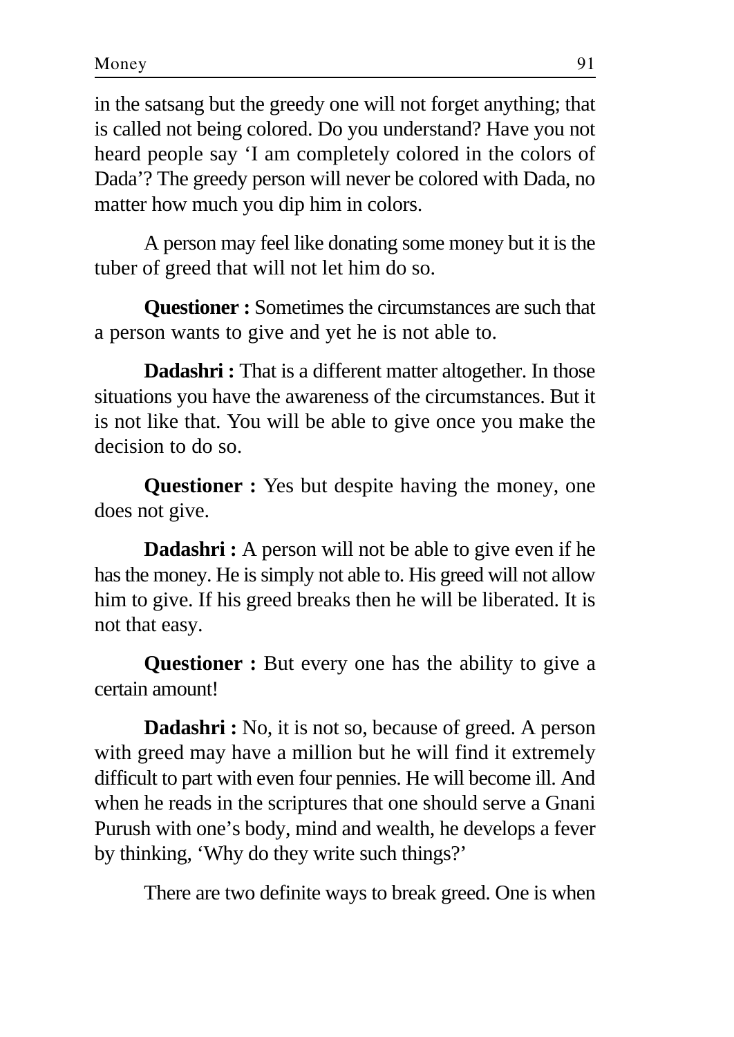in the satsang but the greedy one will not forget anything; that is called not being colored. Do you understand? Have you not heard people say 'I am completely colored in the colors of Dada'? The greedy person will never be colored with Dada, no matter how much you dip him in colors.

A person may feel like donating some money but it is the tuber of greed that will not let him do so.

**Questioner :** Sometimes the circumstances are such that a person wants to give and yet he is not able to.

**Dadashri :** That is a different matter altogether. In those situations you have the awareness of the circumstances. But it is not like that. You will be able to give once you make the decision to do so.

**Questioner :** Yes but despite having the money, one does not give.

**Dadashri :** A person will not be able to give even if he has the money. He is simply not able to. His greed will not allow him to give. If his greed breaks then he will be liberated. It is not that easy.

**Questioner :** But every one has the ability to give a certain amount!

**Dadashri :** No, it is not so, because of greed. A person with greed may have a million but he will find it extremely difficult to part with even four pennies. He will become ill. And when he reads in the scriptures that one should serve a Gnani Purush with one's body, mind and wealth, he develops a fever by thinking, 'Why do they write such things?'

There are two definite ways to break greed. One is when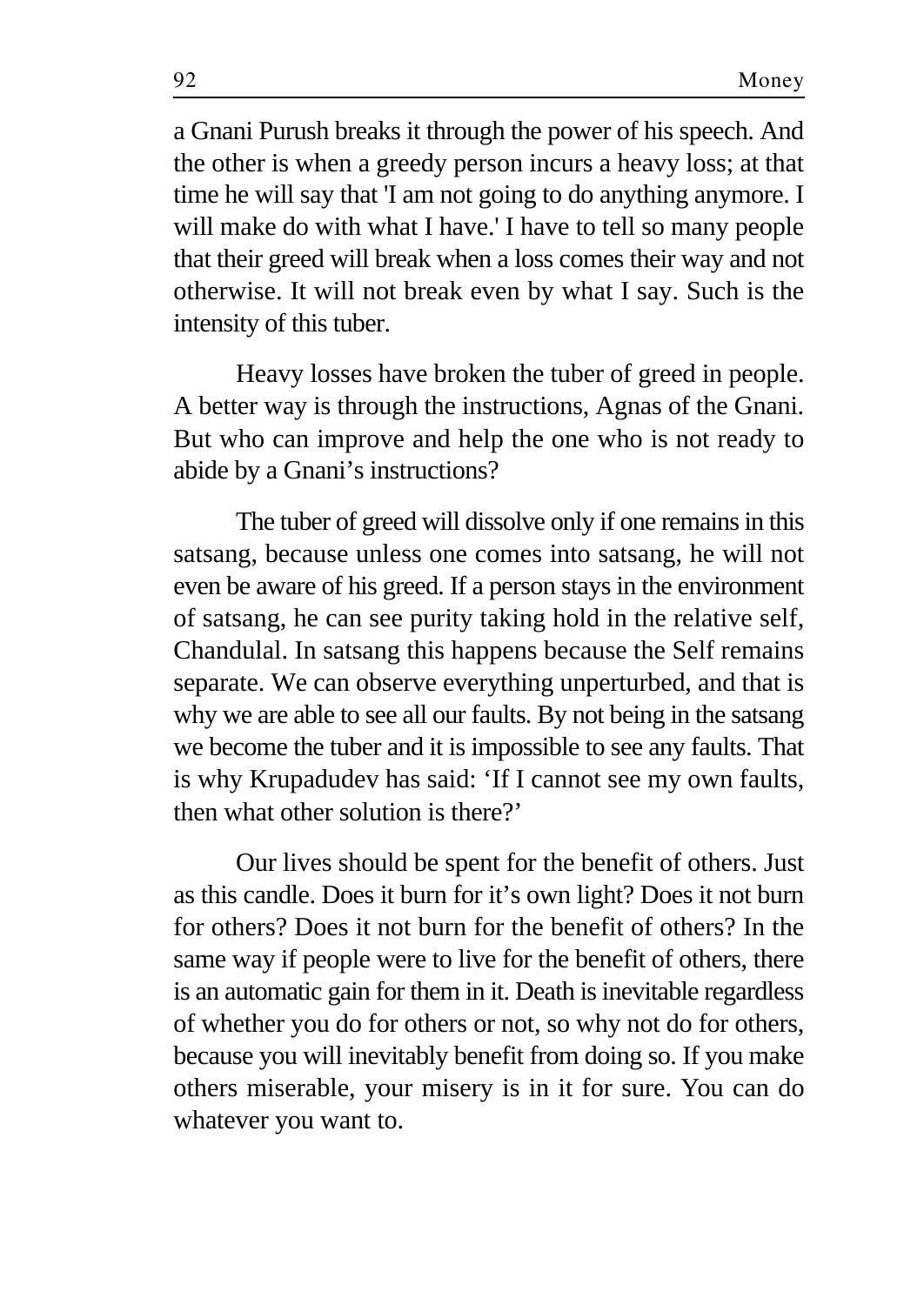a Gnani Purush breaks it through the power of his speech. And the other is when a greedy person incurs a heavy loss; at that time he will say that 'I am not going to do anything anymore. I will make do with what I have.' I have to tell so many people that their greed will break when a loss comes their way and not otherwise. It will not break even by what I say. Such is the intensity of this tuber.

Heavy losses have broken the tuber of greed in people. A better way is through the instructions, Agnas of the Gnani. But who can improve and help the one who is not ready to abide by a Gnani's instructions?

The tuber of greed will dissolve only if one remains in this satsang, because unless one comes into satsang, he will not even be aware of his greed. If a person stays in the environment of satsang, he can see purity taking hold in the relative self, Chandulal. In satsang this happens because the Self remains separate. We can observe everything unperturbed, and that is why we are able to see all our faults. By not being in the satsang we become the tuber and it is impossible to see any faults. That is why Krupadudev has said: 'If I cannot see my own faults, then what other solution is there?'

Our lives should be spent for the benefit of others. Just as this candle. Does it burn for it's own light? Does it not burn for others? Does it not burn for the benefit of others? In the same way if people were to live for the benefit of others, there is an automatic gain for them in it. Death is inevitable regardless of whether you do for others or not, so why not do for others, because you will inevitably benefit from doing so. If you make others miserable, your misery is in it for sure. You can do whatever you want to.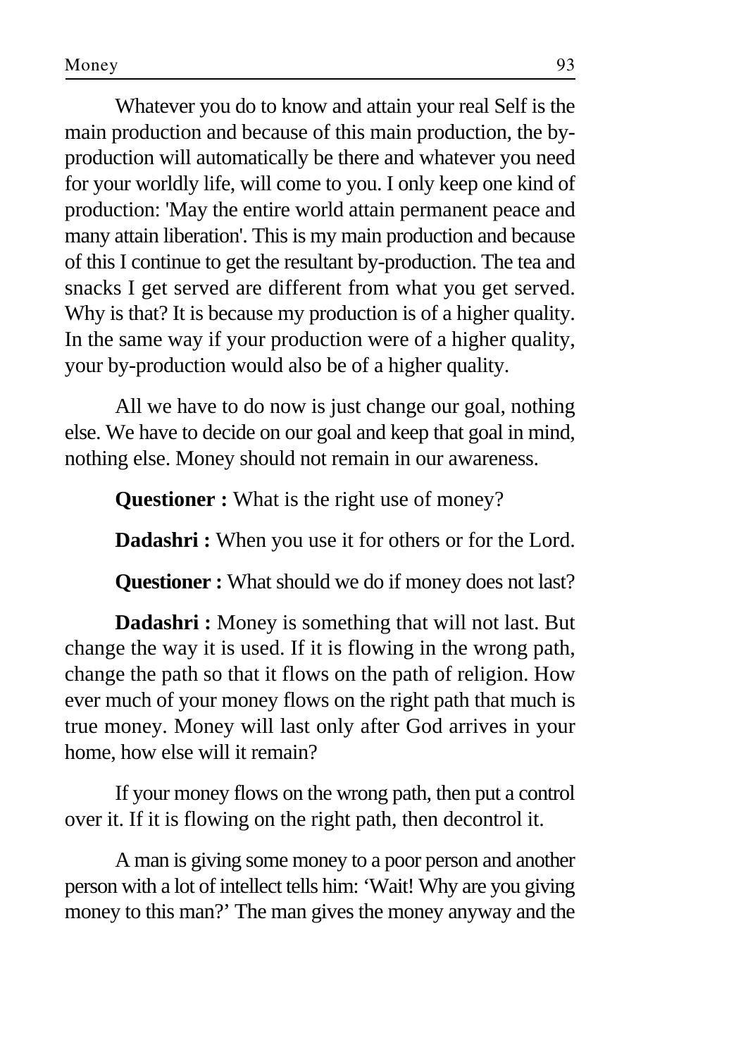Whatever you do to know and attain your real Self is the main production and because of this main production, the by-production will automatically be there and whatever you need for your worldly life, will come to you. I only keep one kind of production: 'May the entire world attain permanent peace and many attain liberation'. This is my main production and because of this I continue to get the resultant by-production. The tea and snacks I get served are different from what you get served. Why is that? It is because my production is of a higher quality. In the same way if your production were of a higher quality, your by-production would also be of a higher quality.

All we have to do now is just change our goal, nothing else. We have to decide on our goal and keep that goal in mind, nothing else. Money should not remain in our awareness.

**Questioner :** What is the right use of money?

**Dadashri :** When you use it for others or for the Lord.

**Questioner :** What should we do if money does not last?

**Dadashri :** Money is something that will not last. But change the way it is used. If it is flowing in the wrong path, change the path so that it flows on the path of religion. How ever much of your money flows on the right path that much is true money. Money will last only after God arrives in your home, how else will it remain?

If your money flows on the wrong path, then put a control over it. If it is flowing on the right path, then decontrol it.

A man is giving some money to a poor person and another person with a lot of intellect tells him: 'Wait! Why are you giving money to this man?' The man gives the money anyway and the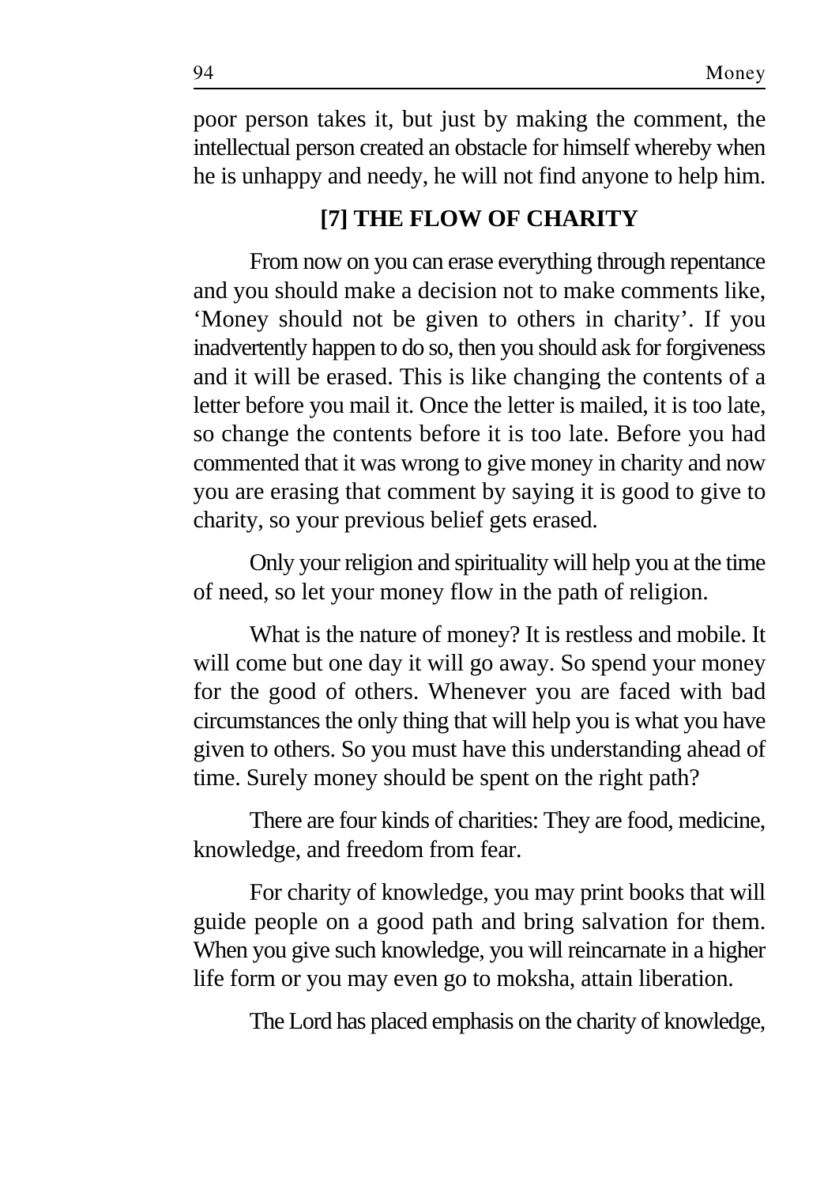poor person takes it, but just by making the comment, the intellectual person created an obstacle for himself whereby when he is unhappy and needy, he will not find anyone to help him.

## [7] THE FLOW OF CHARITY

From now on you can erase everything through repentance and you should make a decision not to make comments like, 'Money should not be given to others in charity'. If you inadvertently happen to do so, then you should ask for forgiveness and it will be erased. This is like changing the contents of a letter before you mail it. Once the letter is mailed, it is too late, so change the contents before it is too late. Before you had commented that it was wrong to give money in charity and now you are erasing that comment by saying it is good to give to charity, so your previous belief gets erased.

Only your religion and spirituality will help you at the time of need, so let your money flow in the path of religion.

What is the nature of money? It is restless and mobile. It will come but one day it will go away. So spend your money for the good of others. Whenever you are faced with bad circumstances the only thing that will help you is what you have given to others. So you must have this understanding ahead of time. Surely money should be spent on the right path?

There are four kinds of charities: They are food, medicine, knowledge, and freedom from fear.

For charity of knowledge, you may print books that will guide people on a good path and bring salvation for them. When you give such knowledge, you will reincarnate in a higher life form or you may even go to moksha, attain liberation.

The Lord has placed emphasis on the charity of knowledge,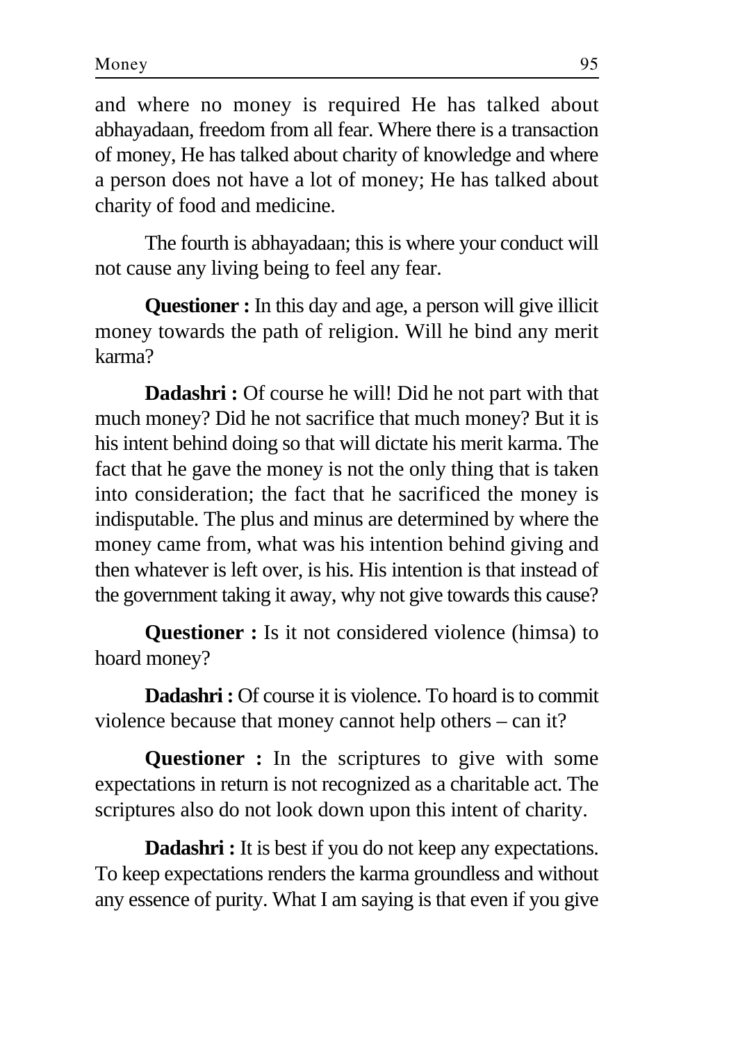and where no money is required He has talked about abhayadaan, freedom from all fear. Where there is a transaction of money, He has talked about charity of knowledge and where a person does not have a lot of money; He has talked about charity of food and medicine.

The fourth is abhayadaan; this is where your conduct will not cause any living being to feel any fear.

**Questioner :** In this day and age, a person will give illicit money towards the path of religion. Will he bind any merit karma?

**Dadashri :** Of course he will! Did he not part with that much money? Did he not sacrifice that much money? But it is his intent behind doing so that will dictate his merit karma. The fact that he gave the money is not the only thing that is taken into consideration; the fact that he sacrificed the money is indisputable. The plus and minus are determined by where the money came from, what was his intention behind giving and then whatever is left over, is his. His intention is that instead of the government taking it away, why not give towards this cause?

**Questioner :** Is it not considered violence (himsa) to hoard money?

**Dadashri :** Of course it is violence. To hoard is to commit violence because that money cannot help others – can it?

**Questioner :** In the scriptures to give with some expectations in return is not recognized as a charitable act. The scriptures also do not look down upon this intent of charity.

**Dadashri :** It is best if you do not keep any expectations. To keep expectations renders the karma groundless and without any essence of purity. What I am saying is that even if you give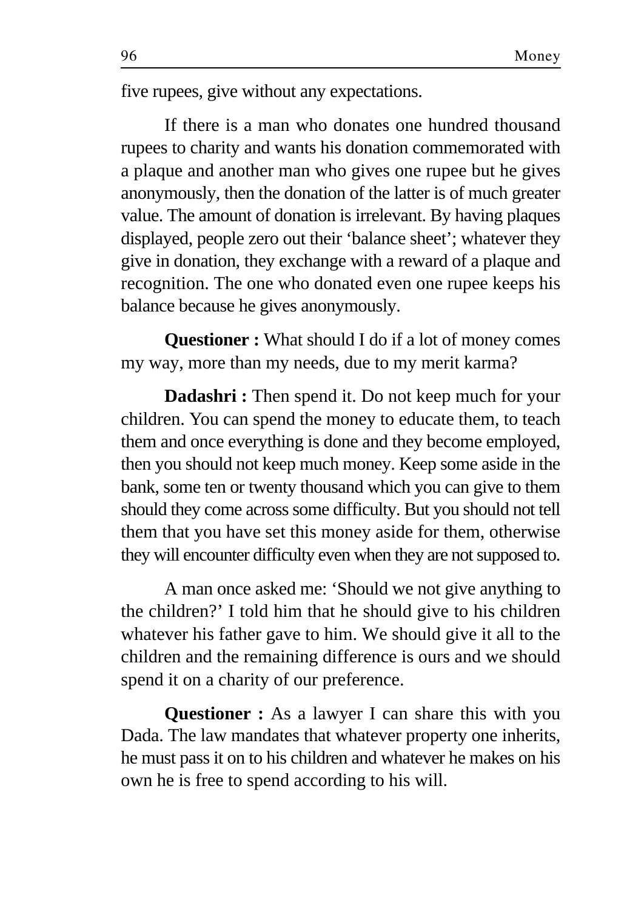five rupees, give without any expectations.

If there is a man who donates one hundred thousand rupees to charity and wants his donation commemorated with a plaque and another man who gives one rupee but he gives anonymously, then the donation of the latter is of much greater value. The amount of donation is irrelevant. By having plaques displayed, people zero out their 'balance sheet'; whatever they give in donation, they exchange with a reward of a plaque and recognition. The one who donated even one rupee keeps his balance because he gives anonymously.

**Questioner :** What should I do if a lot of money comes my way, more than my needs, due to my merit karma?

**Dadashri :** Then spend it. Do not keep much for your children. You can spend the money to educate them, to teach them and once everything is done and they become employed, then you should not keep much money. Keep some aside in the bank, some ten or twenty thousand which you can give to them should they come across some difficulty. But you should not tell them that you have set this money aside for them, otherwise they will encounter difficulty even when they are not supposed to.

A man once asked me: 'Should we not give anything to the children?' I told him that he should give to his children whatever his father gave to him. We should give it all to the children and the remaining difference is ours and we should spend it on a charity of our preference.

**Questioner :** As a lawyer I can share this with you Dada. The law mandates that whatever property one inherits, he must pass it on to his children and whatever he makes on his own he is free to spend according to his will.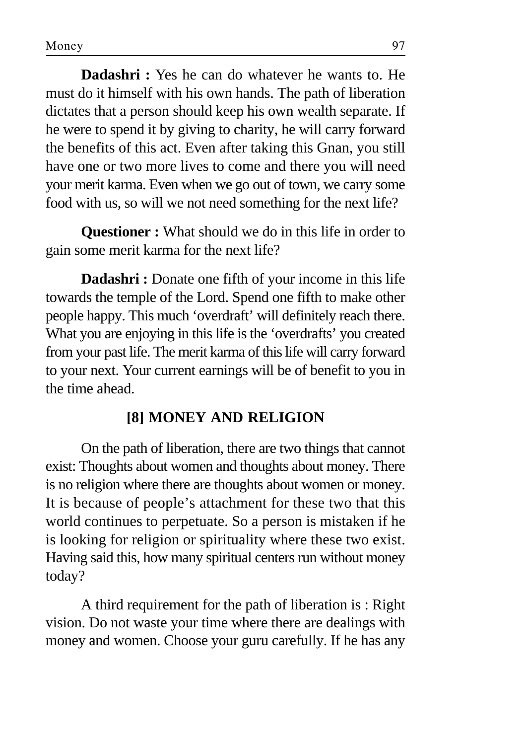**Dadashri :** Yes he can do whatever he wants to. He must do it himself with his own hands. The path of liberation dictates that a person should keep his own wealth separate. If he were to spend it by giving to charity, he will carry forward the benefits of this act. Even after taking this Gnan, you still have one or two more lives to come and there you will need your merit karma. Even when we go out of town, we carry some food with us, so will we not need something for the next life?

**Questioner :** What should we do in this life in order to gain some merit karma for the next life?

**Dadashri :** Donate one fifth of your income in this life towards the temple of the Lord. Spend one fifth to make other people happy. This much 'overdraft' will definitely reach there. What you are enjoying in this life is the 'overdrafts' you created from your past life. The merit karma of this life will carry forward to your next. Your current earnings will be of benefit to you in the time ahead.

## [8] MONEY AND RELIGION

On the path of liberation, there are two things that cannot exist: Thoughts about women and thoughts about money. There is no religion where there are thoughts about women or money. It is because of people's attachment for these two that this world continues to perpetuate. So a person is mistaken if he is looking for religion or spirituality where these two exist. Having said this, how many spiritual centers run without money today?

A third requirement for the path of liberation is : Right vision. Do not waste your time where there are dealings with money and women. Choose your guru carefully. If he has any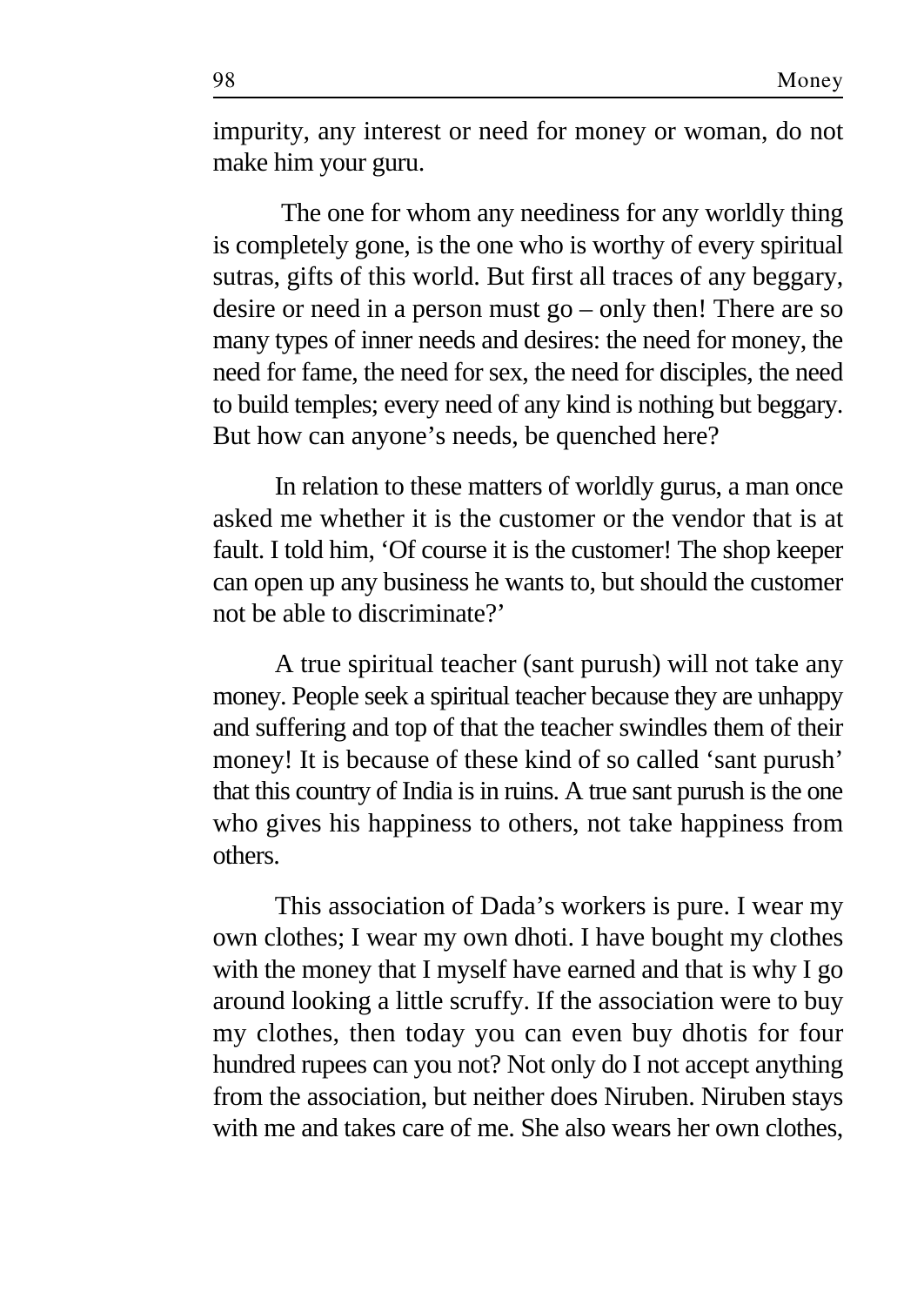impurity, any interest or need for money or woman, do not make him your guru.

The one for whom any neediness for any worldly thing is completely gone, is the one who is worthy of every spiritual sutras, gifts of this world. But first all traces of any beggary, desire or need in a person must go – only then! There are so many types of inner needs and desires: the need for money, the need for fame, the need for sex, the need for disciples, the need to build temples; every need of any kind is nothing but beggary. But how can anyone's needs, be quenched here?

In relation to these matters of worldly gurus, a man once asked me whether it is the customer or the vendor that is at fault. I told him, 'Of course it is the customer! The shop keeper can open up any business he wants to, but should the customer not be able to discriminate?'

A true spiritual teacher (sant purush) will not take any money. People seek a spiritual teacher because they are unhappy and suffering and top of that the teacher swindles them of their money! It is because of these kind of so called 'sant purush' that this country of India is in ruins. A true sant purush is the one who gives his happiness to others, not take happiness from others.

This association of Dada's workers is pure. I wear my own clothes; I wear my own dhoti. I have bought my clothes with the money that I myself have earned and that is why I go around looking a little scruffy. If the association were to buy my clothes, then today you can even buy dhotis for four hundred rupees can you not? Not only do I not accept anything from the association, but neither does Niruben. Niruben stays with me and takes care of me. She also wears her own clothes,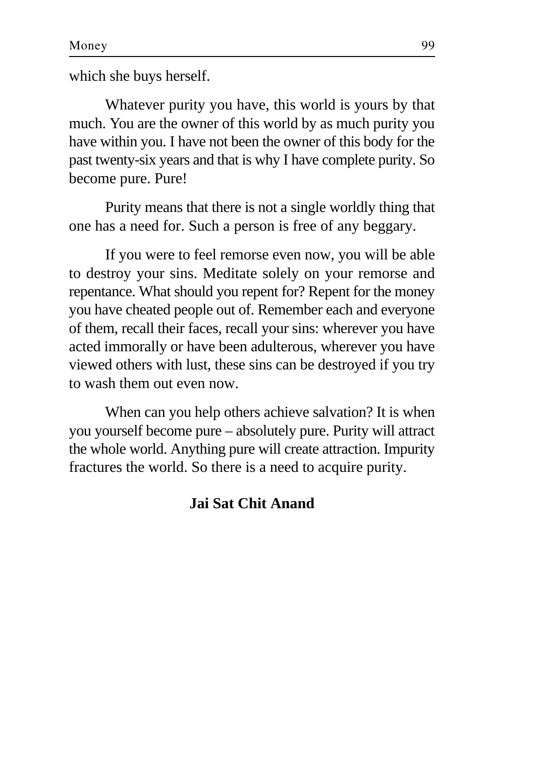which she buys herself.

Whatever purity you have, this world is yours by that much. You are the owner of this world by as much purity you have within you. I have not been the owner of this body for the past twenty-six years and that is why I have complete purity. So become pure. Pure!

Purity means that there is not a single worldly thing that one has a need for. Such a person is free of any beggary.

If you were to feel remorse even now, you will be able to destroy your sins. Meditate solely on your remorse and repentance. What should you repent for? Repent for the money you have cheated people out of. Remember each and everyone of them, recall their faces, recall your sins: wherever you have acted immorally or have been adulterous, wherever you have viewed others with lust, these sins can be destroyed if you try to wash them out even now.

When can you help others achieve salvation? It is when you yourself become pure – absolutely pure. Purity will attract the whole world. Anything pure will create attraction. Impurity fractures the world. So there is a need to acquire purity.

**Jai Sat Chit Anand**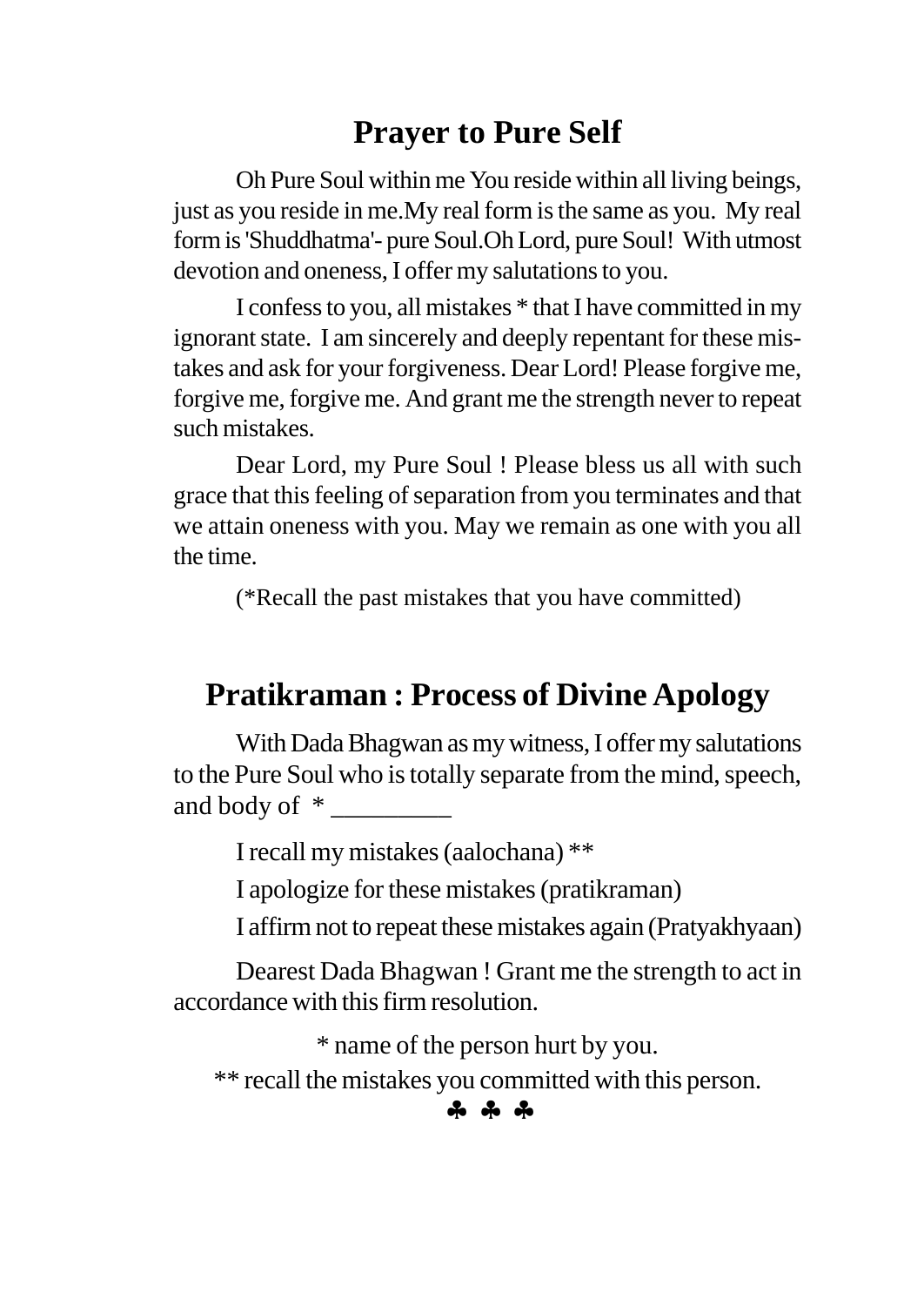## Prayer to Pure Self

Oh Pure Soul within me You reside within all living beings, just as you reside in me.My real form is the same as you. My real form is 'Shuddhatma'- pure Soul.Oh Lord, pure Soul! With utmost devotion and oneness, I offer my salutations to you.

I confess to you, all mistakes * that I have committed in my ignorant state. I am sincerely and deeply repentant for these mistakes and ask for your forgiveness. Dear Lord! Please forgive me, forgive me, forgive me. And grant me the strength never to repeat such mistakes.

Dear Lord, my Pure Soul ! Please bless us all with such grace that this feeling of separation from you terminates and that we attain oneness with you. May we remain as one with you all the time.

(*Recall the past mistakes that you have committed)

## Pratikraman : Process of Divine Apology

With Dada Bhagwan as my witness, I offer my salutations to the Pure Soul who is totally separate from the mind, speech, and body of * _________

I recall my mistakes (aalochana) **

I apologize for these mistakes (pratikraman)

I affirm not to repeat these mistakes again (Pratyakhyaan)

Dearest Dada Bhagwan ! Grant me the strength to act in accordance with this firm resolution.

* name of the person hurt by you.

** recall the mistakes you committed with this person.

♣ ♣ ♣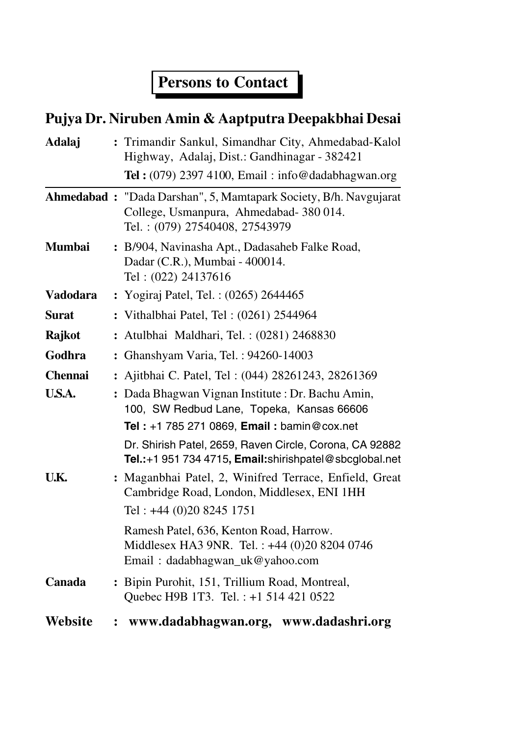# Persons to Contact

## Pujya Dr. Niruben Amin & Aaptputra Deepakbhai Desai

**Adalaj** : Trimandir Sankul, Simandhar City, Ahmedabad-Kalol Highway, Adalaj, Dist.: Gandhinagar - 382421
**Tel :** (079) 2397 4100, Email : info@dadabhagwan.org

---

**Ahmedabad** : "Dada Darshan", 5, Mamtapark Society, B/h. Navgujarat College, Usmanpura, Ahmedabad- 380 014.
Tel. : (079) 27540408, 27543979

**Mumbai** : B/904, Navinasha Apt., Dadasaheb Falke Road, Dadar (C.R.), Mumbai - 400014.
Tel : (022) 24137616

**Vadodara** : Yogiraj Patel, Tel. : (0265) 2644465

**Surat** : Vithalbhai Patel, Tel : (0261) 2544964

**Rajkot** : Atulbhai Maldhari, Tel. : (0281) 2468830

**Godhra** : Ghanshyam Varia, Tel. : 94260-14003

**Chennai** : Ajitbhai C. Patel, Tel : (044) 28261243, 28261369

**U.S.A.** : Dada Bhagwan Vignan Institute : Dr. Bachu Amin, 100, SW Redbud Lane, Topeka, Kansas 66606
**Tel :** +1 785 271 0869, **Email :** bamin@cox.net

Dr. Shirish Patel, 2659, Raven Circle, Corona, CA 92882
**Tel.:**+1 951 734 4715**, Email:**shirishpatel@sbcglobal.net

**U.K.** : Maganbhai Patel, 2, Winifred Terrace, Enfield, Great Cambridge Road, London, Middlesex, ENI 1HH
Tel : +44 (0)20 8245 1751

Ramesh Patel, 636, Kenton Road, Harrow. Middlesex HA3 9NR. Tel. : +44 (0)20 8204 0746
Email : dadabhagwan_uk@yahoo.com

**Canada** : Bipin Purohit, 151, Trillium Road, Montreal, Quebec H9B 1T3. Tel. : +1 514 421 0522

**Website : www.dadabhagwan.org, www.dadashri.org**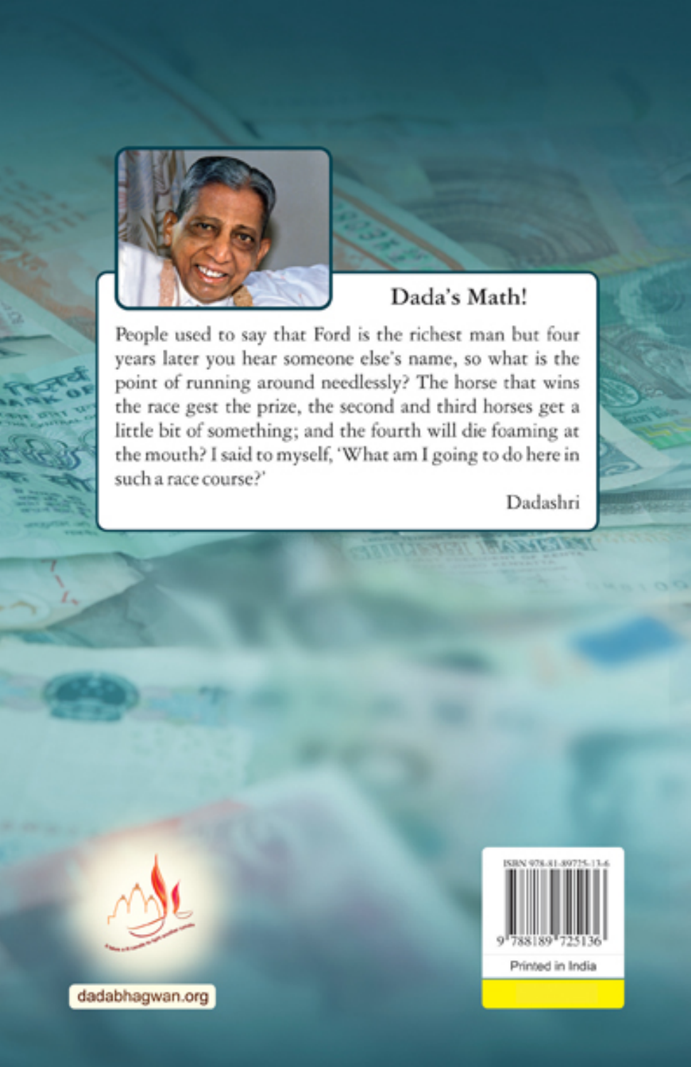## Dada's Math!

People used to say that Ford is the richest man but four years later you hear someone else's name, so what is the point of running around needlessly? The horse that wins the race gest the prize, the second and third horses get a little bit of something; and the fourth will die foaming at the mouth? I said to myself, 'What am I going to do here in such a race course?'

Dadashri

ISBN 978-81-89775-13-6

9 788189 725136

Printed in India

dadabhagwan.org